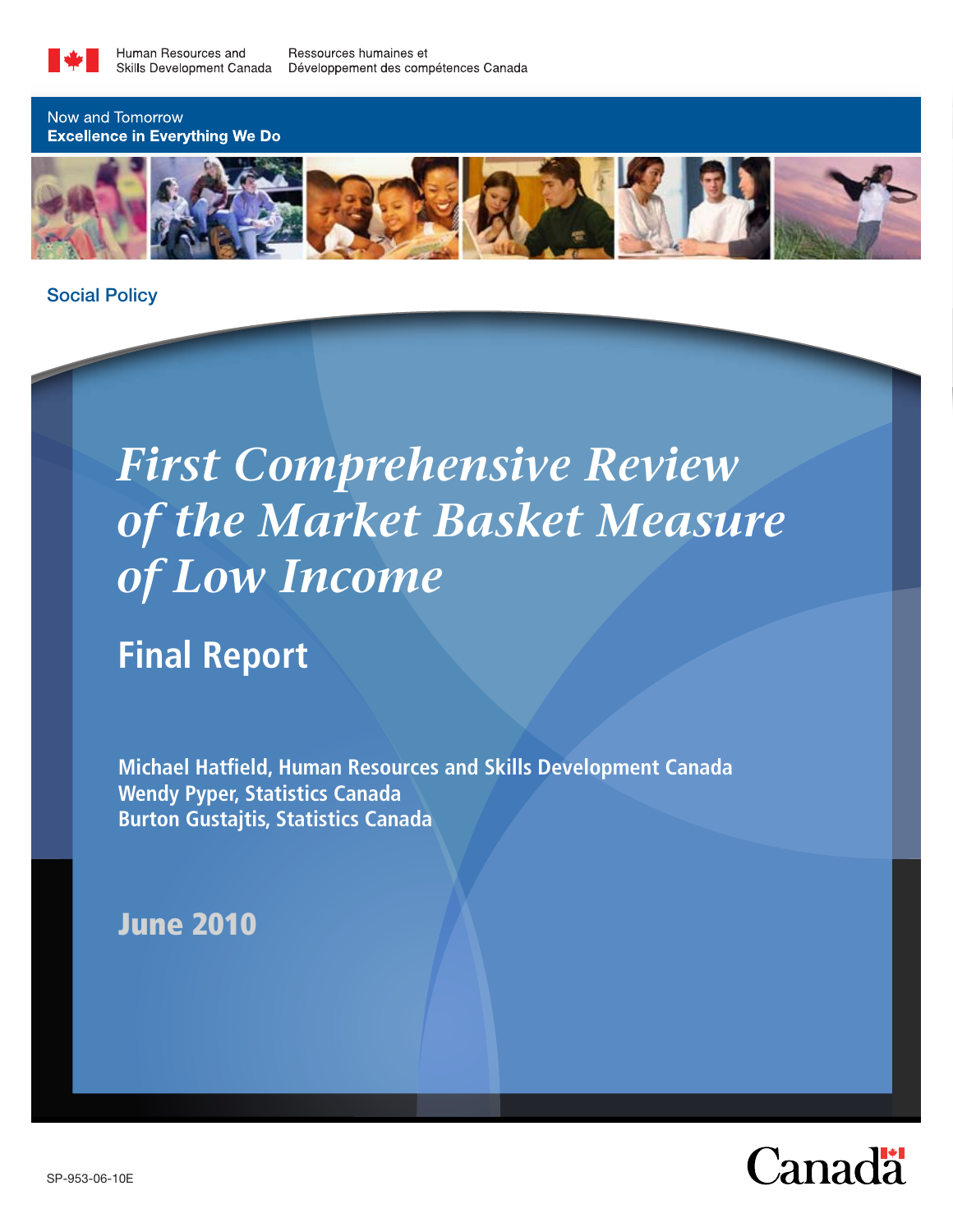Human Resources and Skills Development Canada | Ressources humaines et Développement des compétences Canada

Now and Tomorrow
**Excellence in Everything We Do**

Social Policy

# *First Comprehensive Review of the Market Basket Measure of Low Income*

## Final Report

**Michael Hatfield, Human Resources and Skills Development Canada**
**Wendy Pyper, Statistics Canada**
**Burton Gustajtis, Statistics Canada**

**June 2010**

SP-953-06-10E

Canada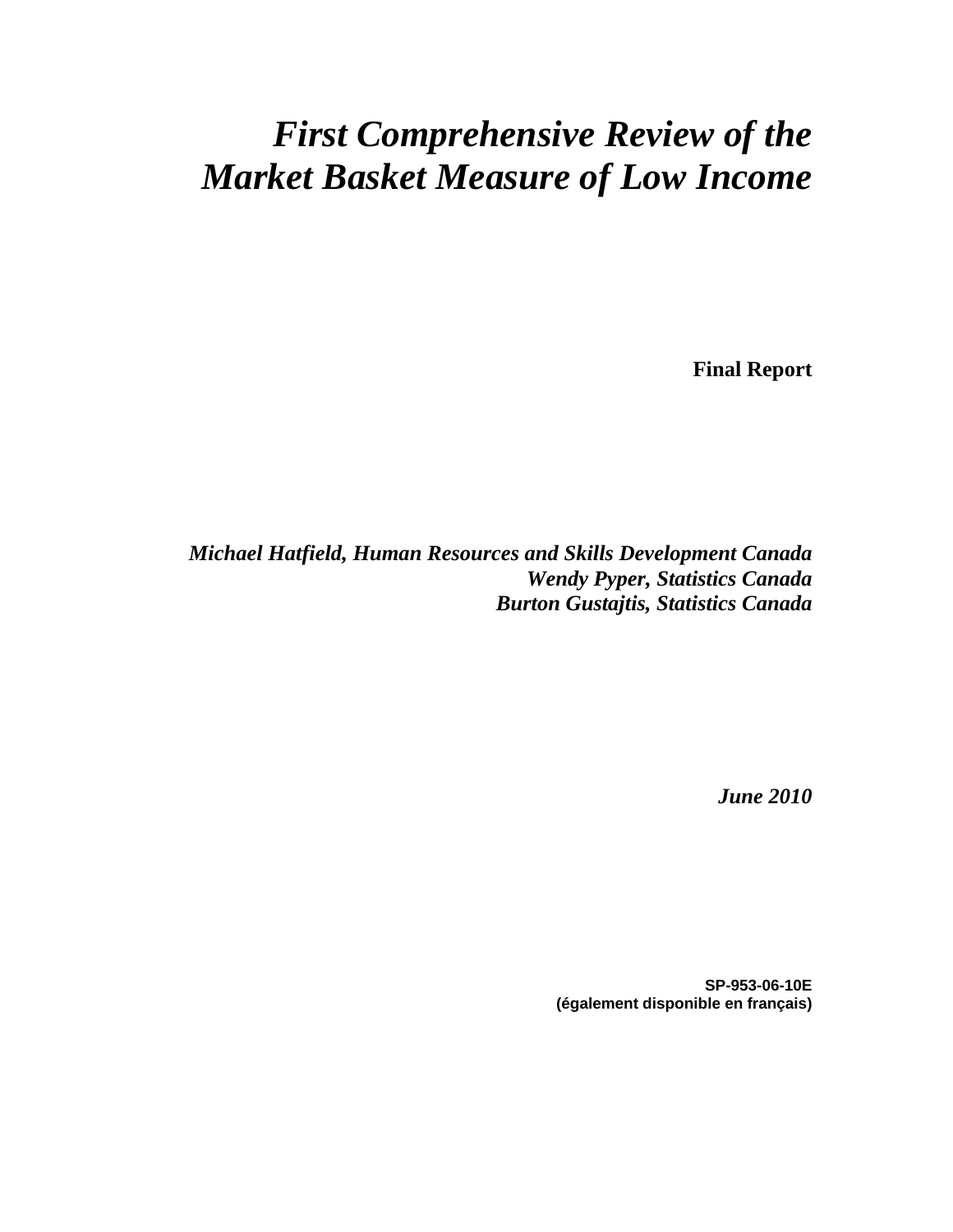# *First Comprehensive Review of the Market Basket Measure of Low Income*

**Final Report**

***Michael Hatfield, Human Resources and Skills Development Canada***
***Wendy Pyper, Statistics Canada***
***Burton Gustajtis, Statistics Canada***

***June 2010***

**SP-953-06-10E**
**(également disponible en français)**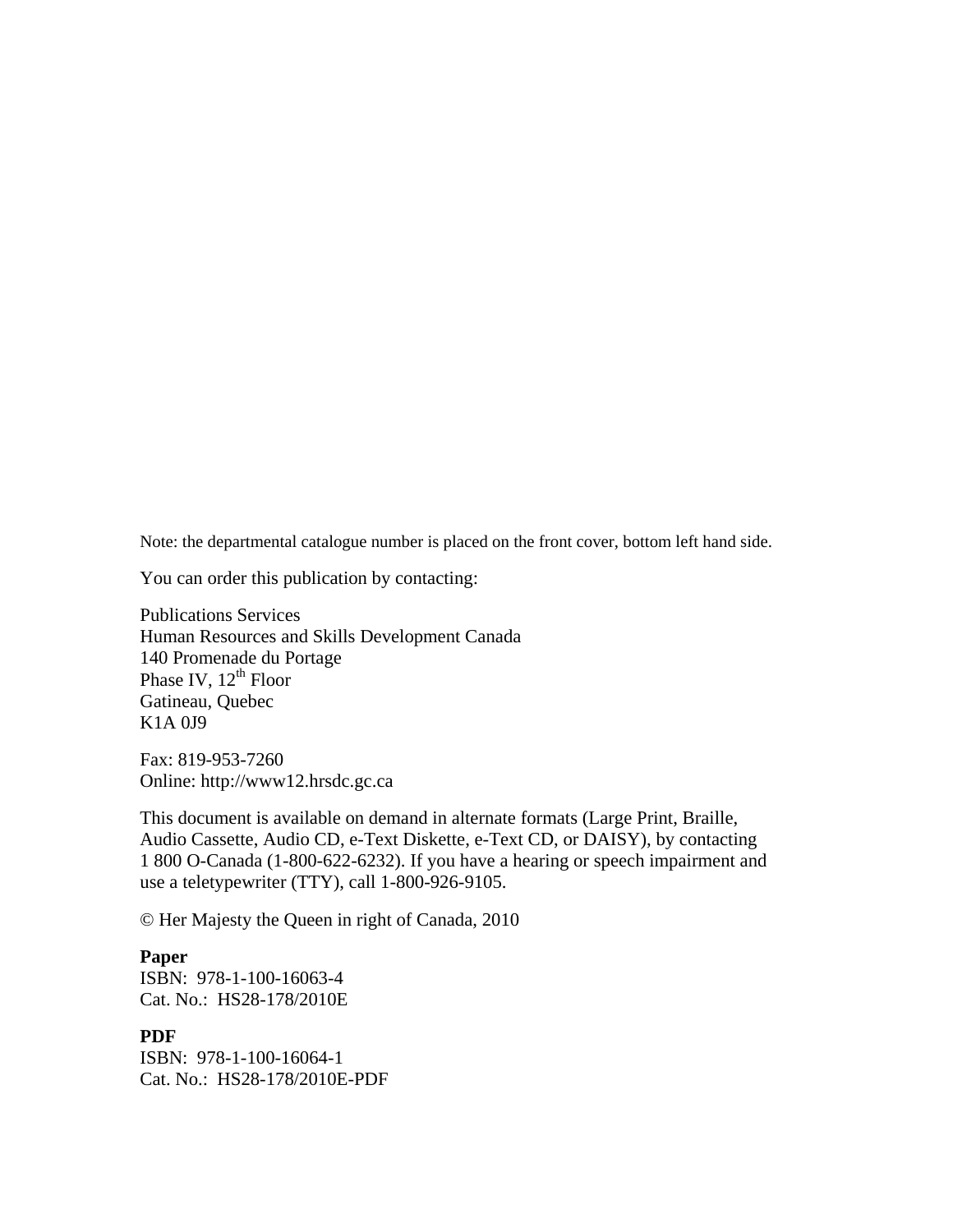Note: the departmental catalogue number is placed on the front cover, bottom left hand side.

You can order this publication by contacting:

Publications Services
Human Resources and Skills Development Canada
140 Promenade du Portage
Phase IV, 12th Floor
Gatineau, Quebec
K1A 0J9

Fax: 819-953-7260
Online: http://www12.hrsdc.gc.ca

This document is available on demand in alternate formats (Large Print, Braille, Audio Cassette, Audio CD, e-Text Diskette, e-Text CD, or DAISY), by contacting 1 800 O-Canada (1-800-622-6232). If you have a hearing or speech impairment and use a teletypewriter (TTY), call 1-800-926-9105.

© Her Majesty the Queen in right of Canada, 2010

**Paper**
ISBN: 978-1-100-16063-4
Cat. No.: HS28-178/2010E

**PDF**
ISBN: 978-1-100-16064-1
Cat. No.: HS28-178/2010E-PDF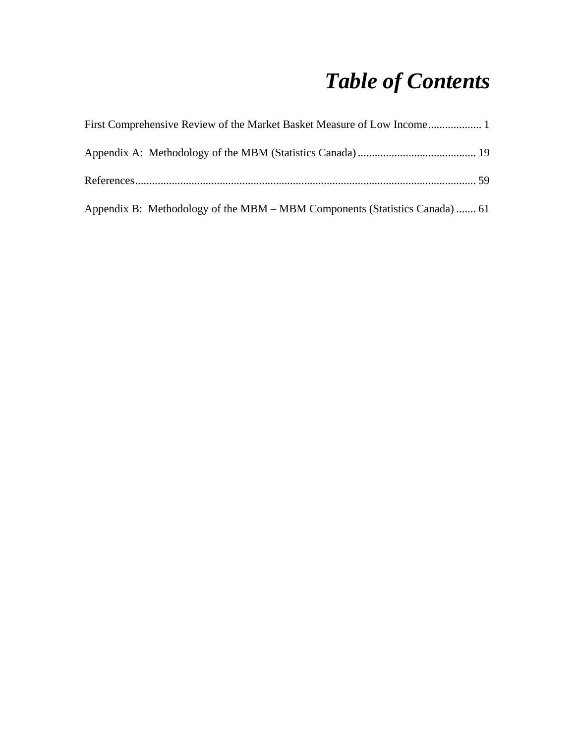# *Table of Contents*

First Comprehensive Review of the Market Basket Measure of Low Income.................. 1

Appendix A: Methodology of the MBM (Statistics Canada).......................................... 19

References........................................................................................................................ 59

Appendix B: Methodology of the MBM – MBM Components (Statistics Canada)....... 61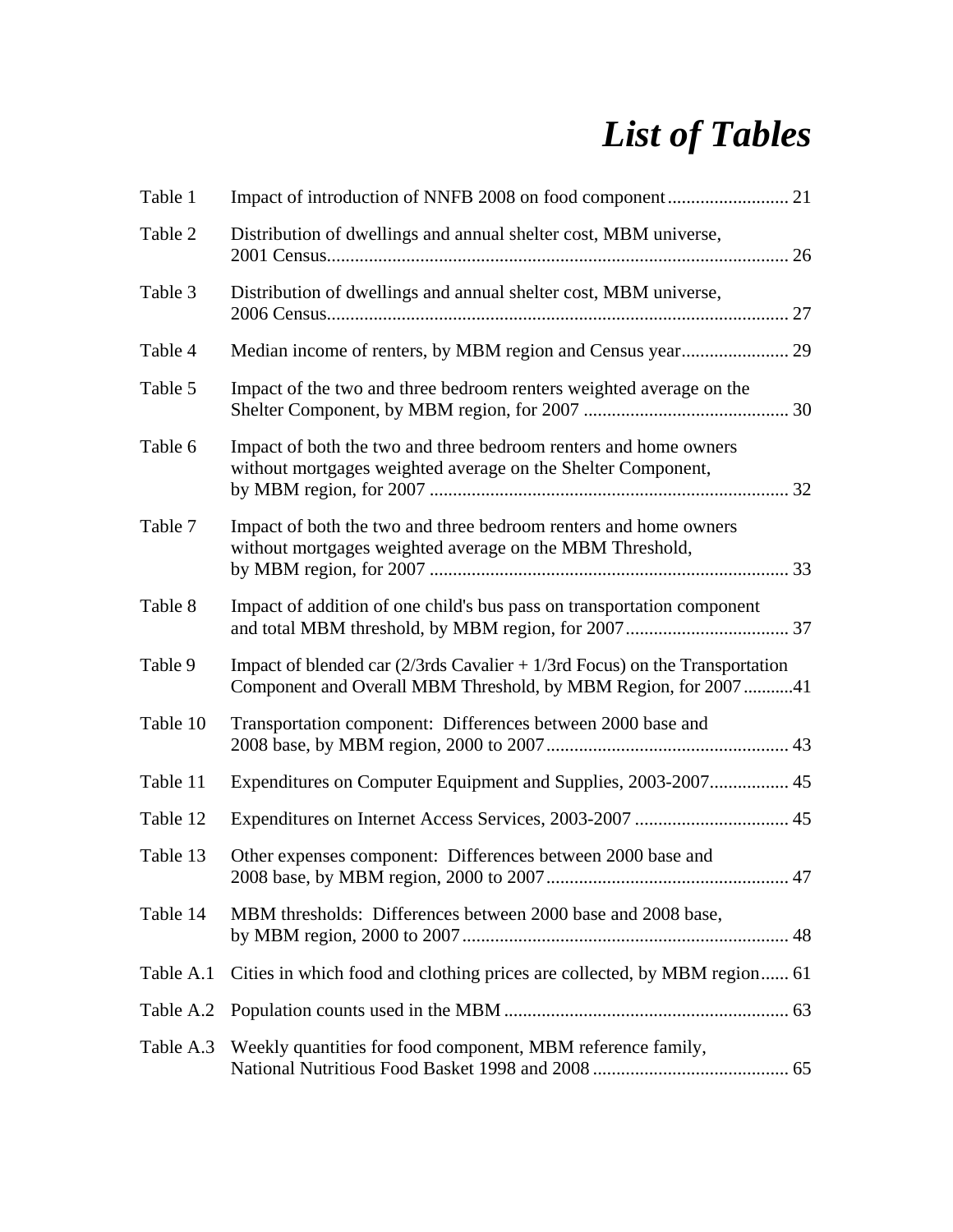# *List of Tables*

| | | |
|---|---|---|
| Table 1 | Impact of introduction of NNFB 2008 on food component | 21 |
| Table 2 | Distribution of dwellings and annual shelter cost, MBM universe, 2001 Census | 26 |
| Table 3 | Distribution of dwellings and annual shelter cost, MBM universe, 2006 Census | 27 |
| Table 4 | Median income of renters, by MBM region and Census year | 29 |
| Table 5 | Impact of the two and three bedroom renters weighted average on the Shelter Component, by MBM region, for 2007 | 30 |
| Table 6 | Impact of both the two and three bedroom renters and home owners without mortgages weighted average on the Shelter Component, by MBM region, for 2007 | 32 |
| Table 7 | Impact of both the two and three bedroom renters and home owners without mortgages weighted average on the MBM Threshold, by MBM region, for 2007 | 33 |
| Table 8 | Impact of addition of one child's bus pass on transportation component and total MBM threshold, by MBM region, for 2007 | 37 |
| Table 9 | Impact of blended car (2/3rds Cavalier + 1/3rd Focus) on the Transportation Component and Overall MBM Threshold, by MBM Region, for 2007 | 41 |
| Table 10 | Transportation component: Differences between 2000 base and 2008 base, by MBM region, 2000 to 2007 | 43 |
| Table 11 | Expenditures on Computer Equipment and Supplies, 2003-2007 | 45 |
| Table 12 | Expenditures on Internet Access Services, 2003-2007 | 45 |
| Table 13 | Other expenses component: Differences between 2000 base and 2008 base, by MBM region, 2000 to 2007 | 47 |
| Table 14 | MBM thresholds: Differences between 2000 base and 2008 base, by MBM region, 2000 to 2007 | 48 |
| Table A.1 | Cities in which food and clothing prices are collected, by MBM region | 61 |
| Table A.2 | Population counts used in the MBM | 63 |
| Table A.3 | Weekly quantities for food component, MBM reference family, National Nutritious Food Basket 1998 and 2008 | 65 |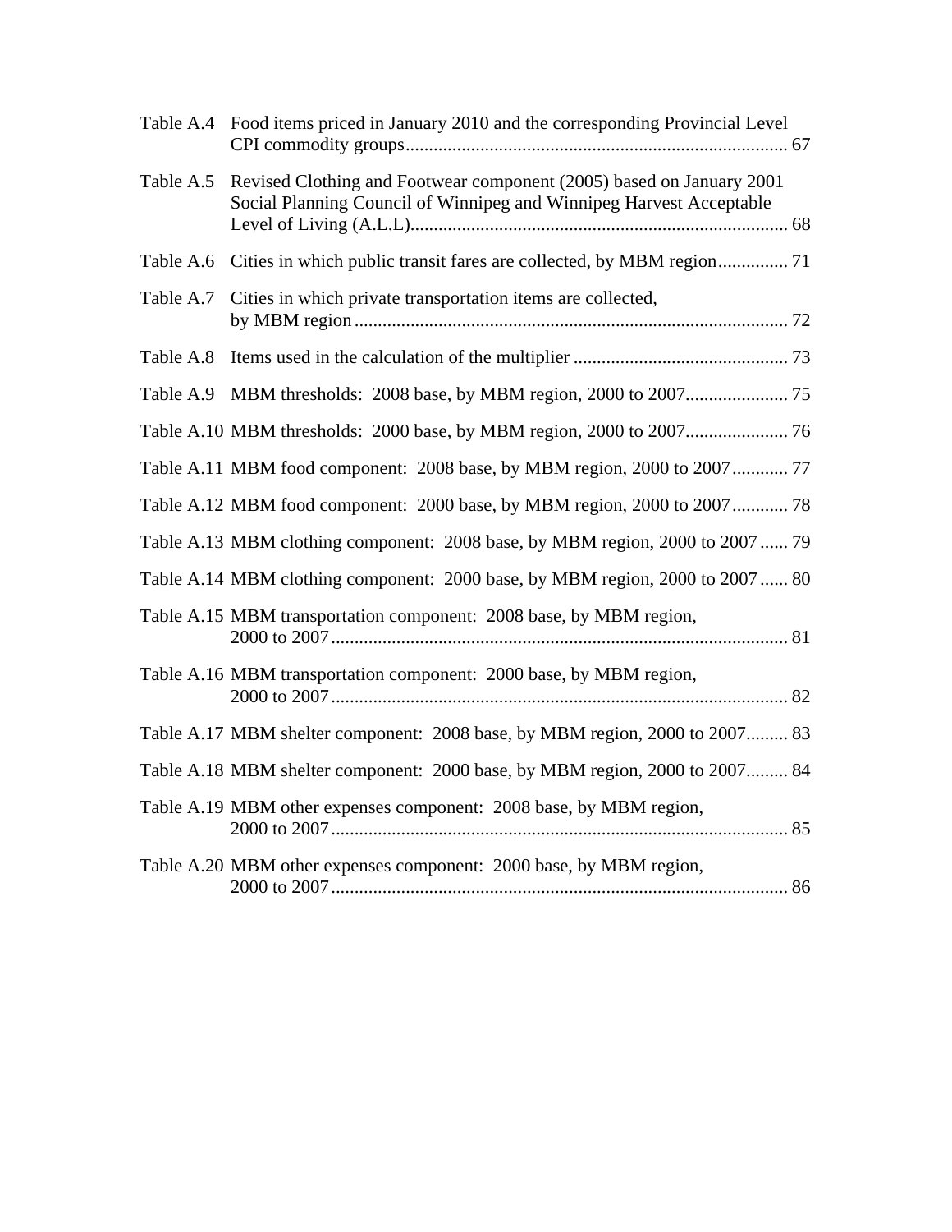Table A.4 Food items priced in January 2010 and the corresponding Provincial Level CPI commodity groups .................................................................................. 67

Table A.5 Revised Clothing and Footwear component (2005) based on January 2001 Social Planning Council of Winnipeg and Winnipeg Harvest Acceptable Level of Living (A.L.L) ................................................................................ 68

Table A.6 Cities in which public transit fares are collected, by MBM region ............... 71

Table A.7 Cities in which private transportation items are collected, by MBM region ............................................................................................ 72

Table A.8 Items used in the calculation of the multiplier .............................................. 73

Table A.9 MBM thresholds: 2008 base, by MBM region, 2000 to 2007 ...................... 75

Table A.10 MBM thresholds: 2000 base, by MBM region, 2000 to 2007 ...................... 76

Table A.11 MBM food component: 2008 base, by MBM region, 2000 to 2007 ............ 77

Table A.12 MBM food component: 2000 base, by MBM region, 2000 to 2007 ............ 78

Table A.13 MBM clothing component: 2008 base, by MBM region, 2000 to 2007 ...... 79

Table A.14 MBM clothing component: 2000 base, by MBM region, 2000 to 2007 ...... 80

Table A.15 MBM transportation component: 2008 base, by MBM region, 2000 to 2007 .................................................................................................. 81

Table A.16 MBM transportation component: 2000 base, by MBM region, 2000 to 2007 .................................................................................................. 82

Table A.17 MBM shelter component: 2008 base, by MBM region, 2000 to 2007 ......... 83

Table A.18 MBM shelter component: 2000 base, by MBM region, 2000 to 2007 ......... 84

Table A.19 MBM other expenses component: 2008 base, by MBM region, 2000 to 2007 .................................................................................................. 85

Table A.20 MBM other expenses component: 2000 base, by MBM region, 2000 to 2007 .................................................................................................. 86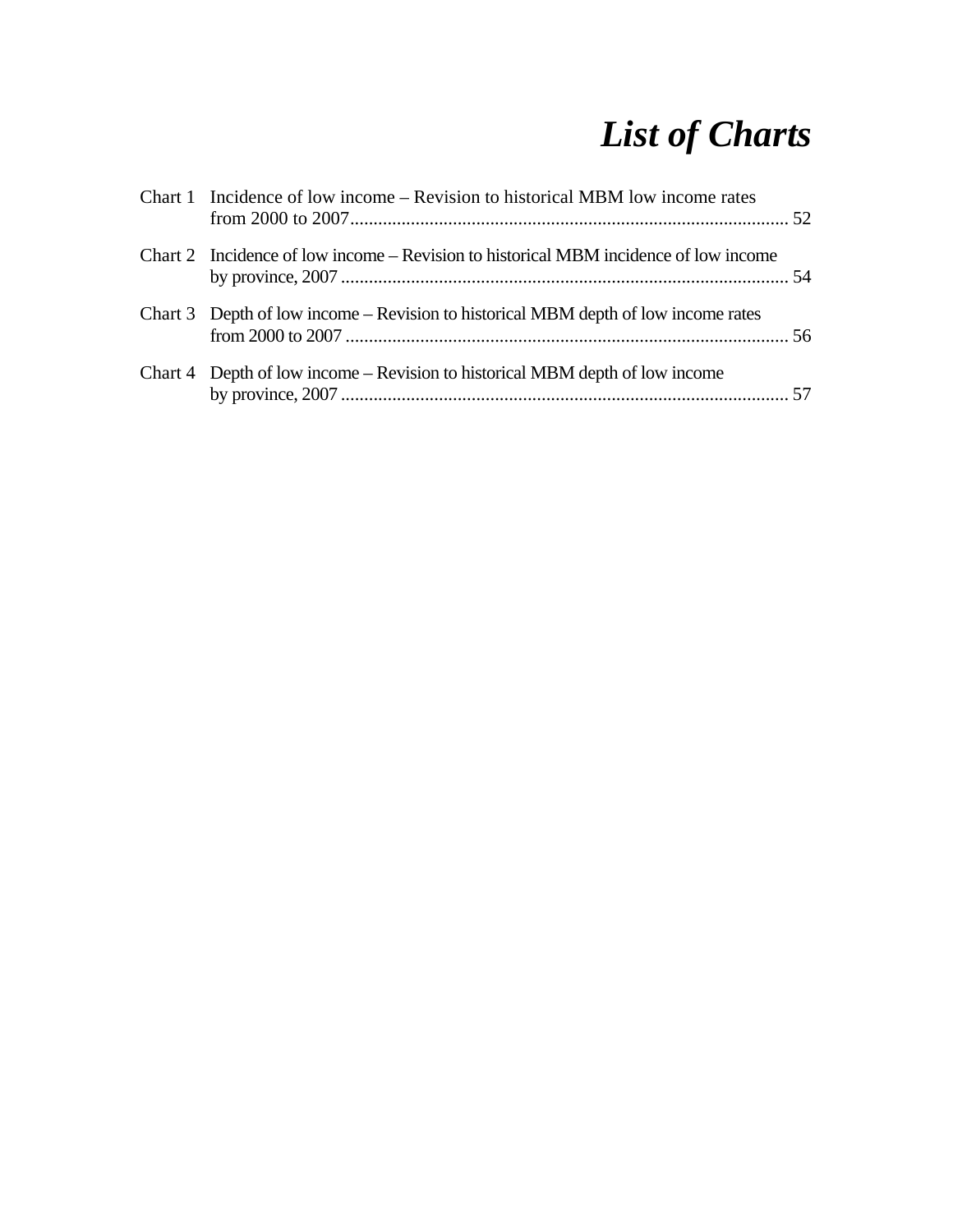# *List of Charts*

Chart 1 Incidence of low income – Revision to historical MBM low income rates from 2000 to 2007 .............................................................................................. 52

Chart 2 Incidence of low income – Revision to historical MBM incidence of low income by province, 2007 ................................................................................................. 54

Chart 3 Depth of low income – Revision to historical MBM depth of low income rates from 2000 to 2007 ............................................................................................... 56

Chart 4 Depth of low income – Revision to historical MBM depth of low income by province, 2007 ................................................................................................. 57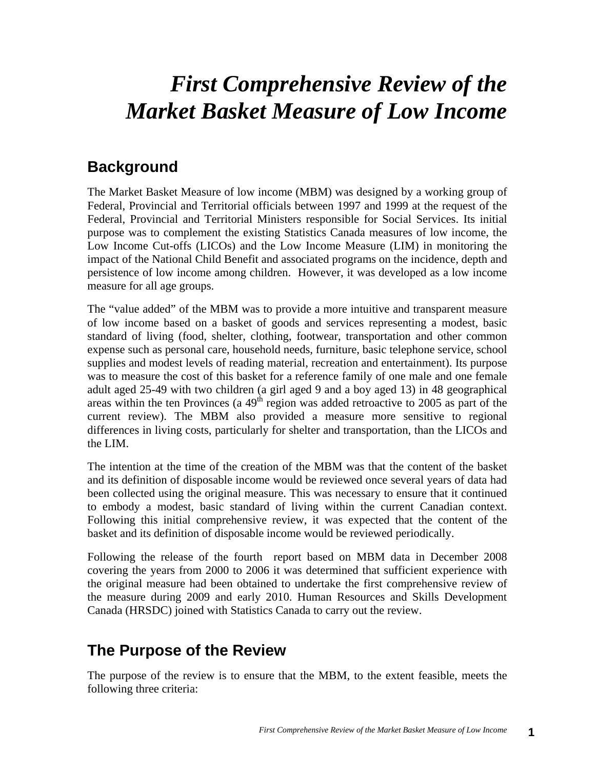# *First Comprehensive Review of the Market Basket Measure of Low Income*

## Background

The Market Basket Measure of low income (MBM) was designed by a working group of Federal, Provincial and Territorial officials between 1997 and 1999 at the request of the Federal, Provincial and Territorial Ministers responsible for Social Services. Its initial purpose was to complement the existing Statistics Canada measures of low income, the Low Income Cut-offs (LICOs) and the Low Income Measure (LIM) in monitoring the impact of the National Child Benefit and associated programs on the incidence, depth and persistence of low income among children. However, it was developed as a low income measure for all age groups.

The "value added" of the MBM was to provide a more intuitive and transparent measure of low income based on a basket of goods and services representing a modest, basic standard of living (food, shelter, clothing, footwear, transportation and other common expense such as personal care, household needs, furniture, basic telephone service, school supplies and modest levels of reading material, recreation and entertainment). Its purpose was to measure the cost of this basket for a reference family of one male and one female adult aged 25-49 with two children (a girl aged 9 and a boy aged 13) in 48 geographical areas within the ten Provinces (a 49th region was added retroactive to 2005 as part of the current review). The MBM also provided a measure more sensitive to regional differences in living costs, particularly for shelter and transportation, than the LICOs and the LIM.

The intention at the time of the creation of the MBM was that the content of the basket and its definition of disposable income would be reviewed once several years of data had been collected using the original measure. This was necessary to ensure that it continued to embody a modest, basic standard of living within the current Canadian context. Following this initial comprehensive review, it was expected that the content of the basket and its definition of disposable income would be reviewed periodically.

Following the release of the fourth report based on MBM data in December 2008 covering the years from 2000 to 2006 it was determined that sufficient experience with the original measure had been obtained to undertake the first comprehensive review of the measure during 2009 and early 2010. Human Resources and Skills Development Canada (HRSDC) joined with Statistics Canada to carry out the review.

## The Purpose of the Review

The purpose of the review is to ensure that the MBM, to the extent feasible, meets the following three criteria: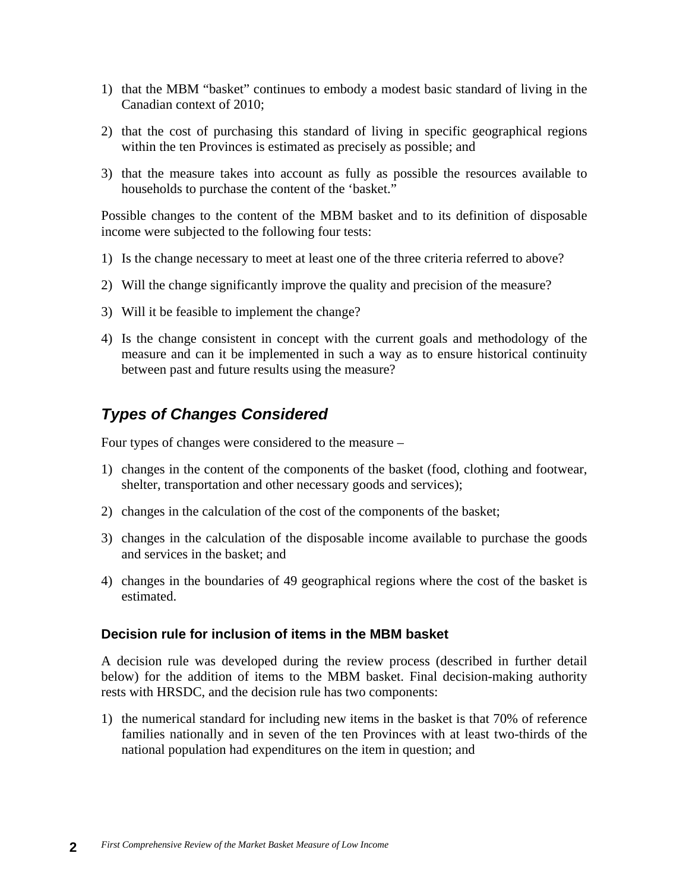1) that the MBM "basket" continues to embody a modest basic standard of living in the Canadian context of 2010;

2) that the cost of purchasing this standard of living in specific geographical regions within the ten Provinces is estimated as precisely as possible; and

3) that the measure takes into account as fully as possible the resources available to households to purchase the content of the 'basket."

Possible changes to the content of the MBM basket and to its definition of disposable income were subjected to the following four tests:

1) Is the change necessary to meet at least one of the three criteria referred to above?

2) Will the change significantly improve the quality and precision of the measure?

3) Will it be feasible to implement the change?

4) Is the change consistent in concept with the current goals and methodology of the measure and can it be implemented in such a way as to ensure historical continuity between past and future results using the measure?

## *Types of Changes Considered*

Four types of changes were considered to the measure –

1) changes in the content of the components of the basket (food, clothing and footwear, shelter, transportation and other necessary goods and services);

2) changes in the calculation of the cost of the components of the basket;

3) changes in the calculation of the disposable income available to purchase the goods and services in the basket; and

4) changes in the boundaries of 49 geographical regions where the cost of the basket is estimated.

### Decision rule for inclusion of items in the MBM basket

A decision rule was developed during the review process (described in further detail below) for the addition of items to the MBM basket. Final decision-making authority rests with HRSDC, and the decision rule has two components:

1) the numerical standard for including new items in the basket is that 70% of reference families nationally and in seven of the ten Provinces with at least two-thirds of the national population had expenditures on the item in question; and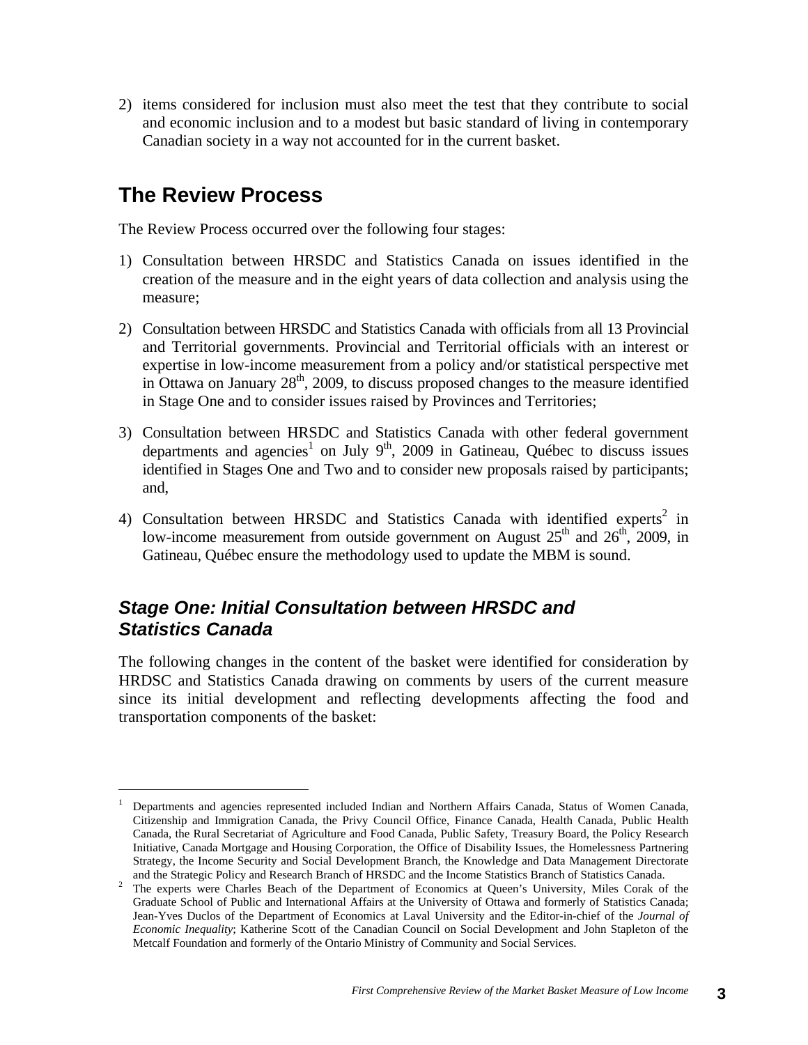2) items considered for inclusion must also meet the test that they contribute to social and economic inclusion and to a modest but basic standard of living in contemporary Canadian society in a way not accounted for in the current basket.

## The Review Process

The Review Process occurred over the following four stages:

1) Consultation between HRSDC and Statistics Canada on issues identified in the creation of the measure and in the eight years of data collection and analysis using the measure;

2) Consultation between HRSDC and Statistics Canada with officials from all 13 Provincial and Territorial governments. Provincial and Territorial officials with an interest or expertise in low-income measurement from a policy and/or statistical perspective met in Ottawa on January 28th, 2009, to discuss proposed changes to the measure identified in Stage One and to consider issues raised by Provinces and Territories;

3) Consultation between HRSDC and Statistics Canada with other federal government departments and agencies[1] on July 9th, 2009 in Gatineau, Québec to discuss issues identified in Stages One and Two and to consider new proposals raised by participants; and,

4) Consultation between HRSDC and Statistics Canada with identified experts[2] in low-income measurement from outside government on August 25th and 26th, 2009, in Gatineau, Québec ensure the methodology used to update the MBM is sound.

### *Stage One: Initial Consultation between HRSDC and Statistics Canada*

The following changes in the content of the basket were identified for consideration by HRDSC and Statistics Canada drawing on comments by users of the current measure since its initial development and reflecting developments affecting the food and transportation components of the basket:

---

[1] Departments and agencies represented included Indian and Northern Affairs Canada, Status of Women Canada, Citizenship and Immigration Canada, the Privy Council Office, Finance Canada, Health Canada, Public Health Canada, the Rural Secretariat of Agriculture and Food Canada, Public Safety, Treasury Board, the Policy Research Initiative, Canada Mortgage and Housing Corporation, the Office of Disability Issues, the Homelessness Partnering Strategy, the Income Security and Social Development Branch, the Knowledge and Data Management Directorate and the Strategic Policy and Research Branch of HRSDC and the Income Statistics Branch of Statistics Canada.

[2] The experts were Charles Beach of the Department of Economics at Queen's University, Miles Corak of the Graduate School of Public and International Affairs at the University of Ottawa and formerly of Statistics Canada; Jean-Yves Duclos of the Department of Economics at Laval University and the Editor-in-chief of the *Journal of Economic Inequality*; Katherine Scott of the Canadian Council on Social Development and John Stapleton of the Metcalf Foundation and formerly of the Ontario Ministry of Community and Social Services.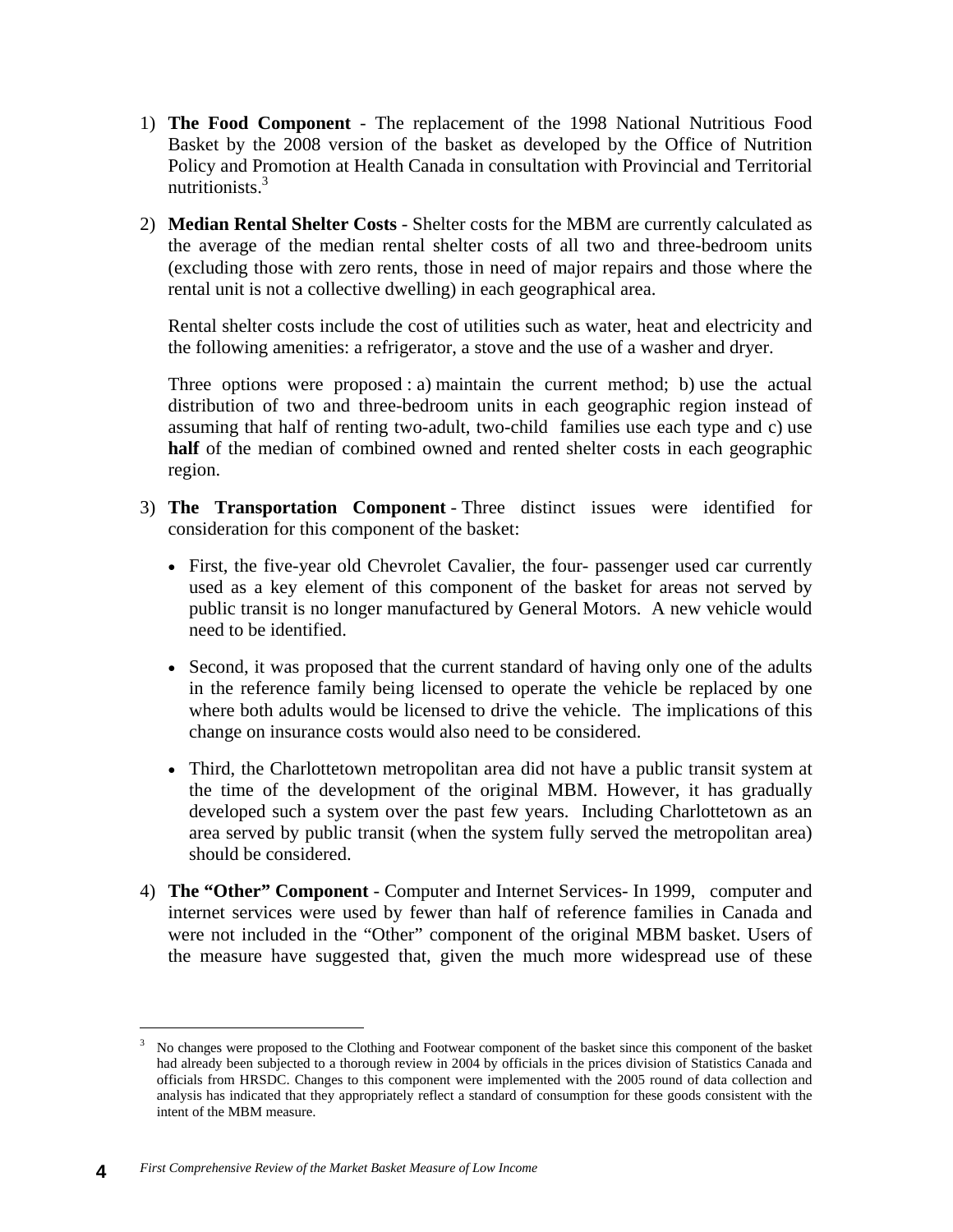1) **The Food Component** - The replacement of the 1998 National Nutritious Food Basket by the 2008 version of the basket as developed by the Office of Nutrition Policy and Promotion at Health Canada in consultation with Provincial and Territorial nutritionists.[3]

2) **Median Rental Shelter Costs** - Shelter costs for the MBM are currently calculated as the average of the median rental shelter costs of all two and three-bedroom units (excluding those with zero rents, those in need of major repairs and those where the rental unit is not a collective dwelling) in each geographical area.

   Rental shelter costs include the cost of utilities such as water, heat and electricity and the following amenities: a refrigerator, a stove and the use of a washer and dryer.

   Three options were proposed : a) maintain the current method; b) use the actual distribution of two and three-bedroom units in each geographic region instead of assuming that half of renting two-adult, two-child families use each type and c) use **half** of the median of combined owned and rented shelter costs in each geographic region.

3) **The Transportation Component** - Three distinct issues were identified for consideration for this component of the basket:

   - First, the five-year old Chevrolet Cavalier, the four- passenger used car currently used as a key element of this component of the basket for areas not served by public transit is no longer manufactured by General Motors. A new vehicle would need to be identified.
   - Second, it was proposed that the current standard of having only one of the adults in the reference family being licensed to operate the vehicle be replaced by one where both adults would be licensed to drive the vehicle. The implications of this change on insurance costs would also need to be considered.
   - Third, the Charlottetown metropolitan area did not have a public transit system at the time of the development of the original MBM. However, it has gradually developed such a system over the past few years. Including Charlottetown as an area served by public transit (when the system fully served the metropolitan area) should be considered.

4) **The "Other" Component** - Computer and Internet Services- In 1999, computer and internet services were used by fewer than half of reference families in Canada and were not included in the "Other" component of the original MBM basket. Users of the measure have suggested that, given the much more widespread use of these

---

[3] No changes were proposed to the Clothing and Footwear component of the basket since this component of the basket had already been subjected to a thorough review in 2004 by officials in the prices division of Statistics Canada and officials from HRSDC. Changes to this component were implemented with the 2005 round of data collection and analysis has indicated that they appropriately reflect a standard of consumption for these goods consistent with the intent of the MBM measure.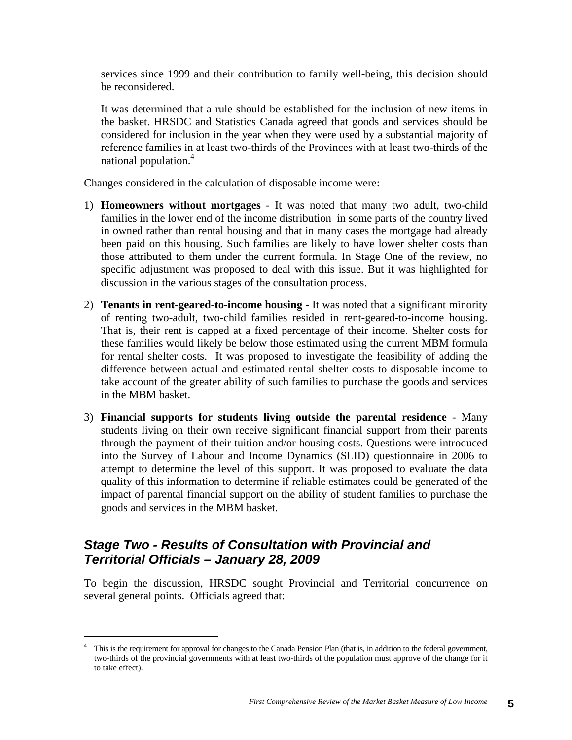services since 1999 and their contribution to family well-being, this decision should be reconsidered.

It was determined that a rule should be established for the inclusion of new items in the basket. HRSDC and Statistics Canada agreed that goods and services should be considered for inclusion in the year when they were used by a substantial majority of reference families in at least two-thirds of the Provinces with at least two-thirds of the national population.[4]

Changes considered in the calculation of disposable income were:

1) **Homeowners without mortgages** - It was noted that many two adult, two-child families in the lower end of the income distribution in some parts of the country lived in owned rather than rental housing and that in many cases the mortgage had already been paid on this housing. Such families are likely to have lower shelter costs than those attributed to them under the current formula. In Stage One of the review, no specific adjustment was proposed to deal with this issue. But it was highlighted for discussion in the various stages of the consultation process.

2) **Tenants in rent-geared-to-income housing** - It was noted that a significant minority of renting two-adult, two-child families resided in rent-geared-to-income housing. That is, their rent is capped at a fixed percentage of their income. Shelter costs for these families would likely be below those estimated using the current MBM formula for rental shelter costs. It was proposed to investigate the feasibility of adding the difference between actual and estimated rental shelter costs to disposable income to take account of the greater ability of such families to purchase the goods and services in the MBM basket.

3) **Financial supports for students living outside the parental residence** - Many students living on their own receive significant financial support from their parents through the payment of their tuition and/or housing costs. Questions were introduced into the Survey of Labour and Income Dynamics (SLID) questionnaire in 2006 to attempt to determine the level of this support. It was proposed to evaluate the data quality of this information to determine if reliable estimates could be generated of the impact of parental financial support on the ability of student families to purchase the goods and services in the MBM basket.

## *Stage Two - Results of Consultation with Provincial and Territorial Officials – January 28, 2009*

To begin the discussion, HRSDC sought Provincial and Territorial concurrence on several general points. Officials agreed that:

---

[4] This is the requirement for approval for changes to the Canada Pension Plan (that is, in addition to the federal government, two-thirds of the provincial governments with at least two-thirds of the population must approve of the change for it to take effect).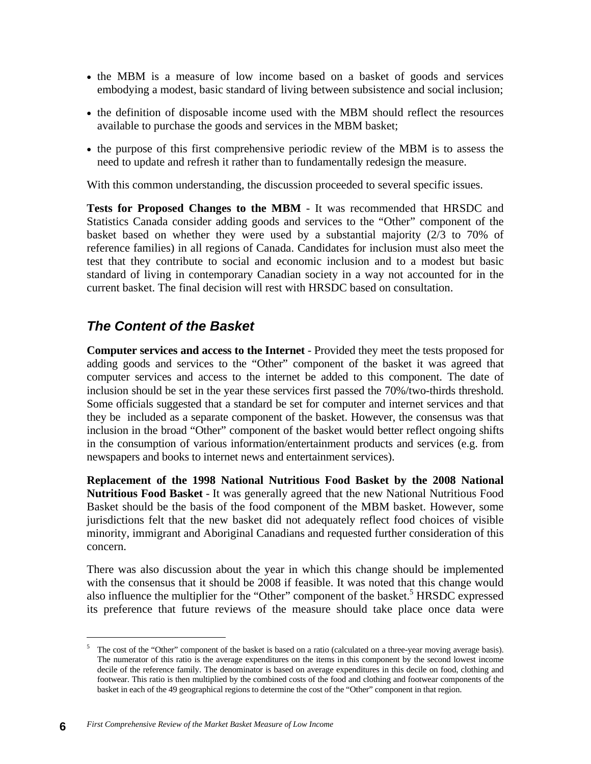- the MBM is a measure of low income based on a basket of goods and services embodying a modest, basic standard of living between subsistence and social inclusion;
- the definition of disposable income used with the MBM should reflect the resources available to purchase the goods and services in the MBM basket;
- the purpose of this first comprehensive periodic review of the MBM is to assess the need to update and refresh it rather than to fundamentally redesign the measure.

With this common understanding, the discussion proceeded to several specific issues.

**Tests for Proposed Changes to the MBM** - It was recommended that HRSDC and Statistics Canada consider adding goods and services to the "Other" component of the basket based on whether they were used by a substantial majority (2/3 to 70% of reference families) in all regions of Canada. Candidates for inclusion must also meet the test that they contribute to social and economic inclusion and to a modest but basic standard of living in contemporary Canadian society in a way not accounted for in the current basket. The final decision will rest with HRSDC based on consultation.

## *The Content of the Basket*

**Computer services and access to the Internet** - Provided they meet the tests proposed for adding goods and services to the "Other" component of the basket it was agreed that computer services and access to the internet be added to this component. The date of inclusion should be set in the year these services first passed the 70%/two-thirds threshold. Some officials suggested that a standard be set for computer and internet services and that they be included as a separate component of the basket. However, the consensus was that inclusion in the broad "Other" component of the basket would better reflect ongoing shifts in the consumption of various information/entertainment products and services (e.g. from newspapers and books to internet news and entertainment services).

**Replacement of the 1998 National Nutritious Food Basket by the 2008 National Nutritious Food Basket** - It was generally agreed that the new National Nutritious Food Basket should be the basis of the food component of the MBM basket. However, some jurisdictions felt that the new basket did not adequately reflect food choices of visible minority, immigrant and Aboriginal Canadians and requested further consideration of this concern.

There was also discussion about the year in which this change should be implemented with the consensus that it should be 2008 if feasible. It was noted that this change would also influence the multiplier for the "Other" component of the basket.[5] HRSDC expressed its preference that future reviews of the measure should take place once data were

[5] The cost of the "Other" component of the basket is based on a ratio (calculated on a three-year moving average basis). The numerator of this ratio is the average expenditures on the items in this component by the second lowest income decile of the reference family. The denominator is based on average expenditures in this decile on food, clothing and footwear. This ratio is then multiplied by the combined costs of the food and clothing and footwear components of the basket in each of the 49 geographical regions to determine the cost of the "Other" component in that region.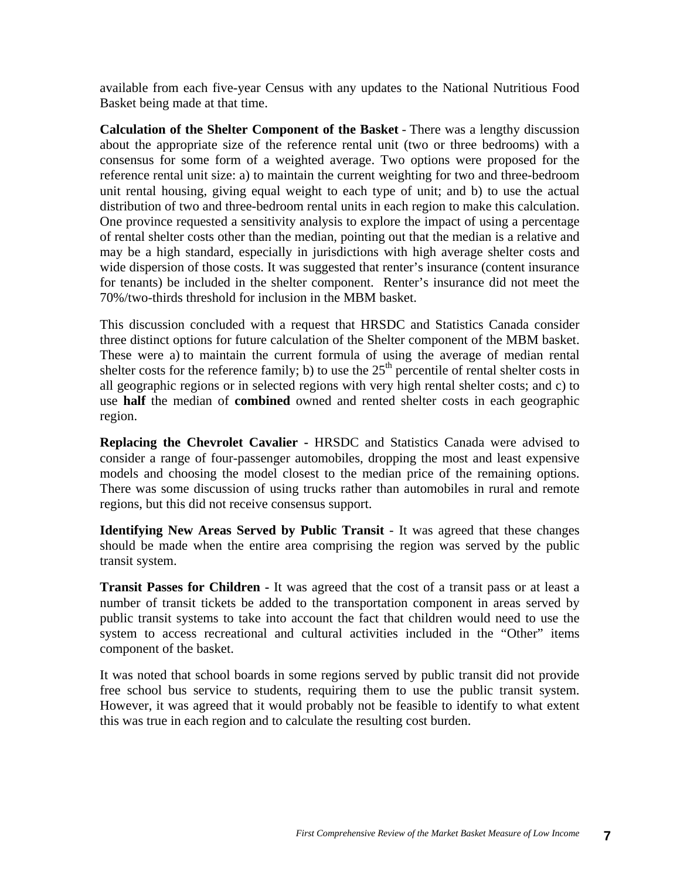available from each five-year Census with any updates to the National Nutritious Food Basket being made at that time.

**Calculation of the Shelter Component of the Basket** - There was a lengthy discussion about the appropriate size of the reference rental unit (two or three bedrooms) with a consensus for some form of a weighted average. Two options were proposed for the reference rental unit size: a) to maintain the current weighting for two and three-bedroom unit rental housing, giving equal weight to each type of unit; and b) to use the actual distribution of two and three-bedroom rental units in each region to make this calculation. One province requested a sensitivity analysis to explore the impact of using a percentage of rental shelter costs other than the median, pointing out that the median is a relative and may be a high standard, especially in jurisdictions with high average shelter costs and wide dispersion of those costs. It was suggested that renter's insurance (content insurance for tenants) be included in the shelter component. Renter's insurance did not meet the 70%/two-thirds threshold for inclusion in the MBM basket.

This discussion concluded with a request that HRSDC and Statistics Canada consider three distinct options for future calculation of the Shelter component of the MBM basket. These were a) to maintain the current formula of using the average of median rental shelter costs for the reference family; b) to use the 25th percentile of rental shelter costs in all geographic regions or in selected regions with very high rental shelter costs; and c) to use **half** the median of **combined** owned and rented shelter costs in each geographic region.

**Replacing the Chevrolet Cavalier** - HRSDC and Statistics Canada were advised to consider a range of four-passenger automobiles, dropping the most and least expensive models and choosing the model closest to the median price of the remaining options. There was some discussion of using trucks rather than automobiles in rural and remote regions, but this did not receive consensus support.

**Identifying New Areas Served by Public Transit** - It was agreed that these changes should be made when the entire area comprising the region was served by the public transit system.

**Transit Passes for Children** - It was agreed that the cost of a transit pass or at least a number of transit tickets be added to the transportation component in areas served by public transit systems to take into account the fact that children would need to use the system to access recreational and cultural activities included in the "Other" items component of the basket.

It was noted that school boards in some regions served by public transit did not provide free school bus service to students, requiring them to use the public transit system. However, it was agreed that it would probably not be feasible to identify to what extent this was true in each region and to calculate the resulting cost burden.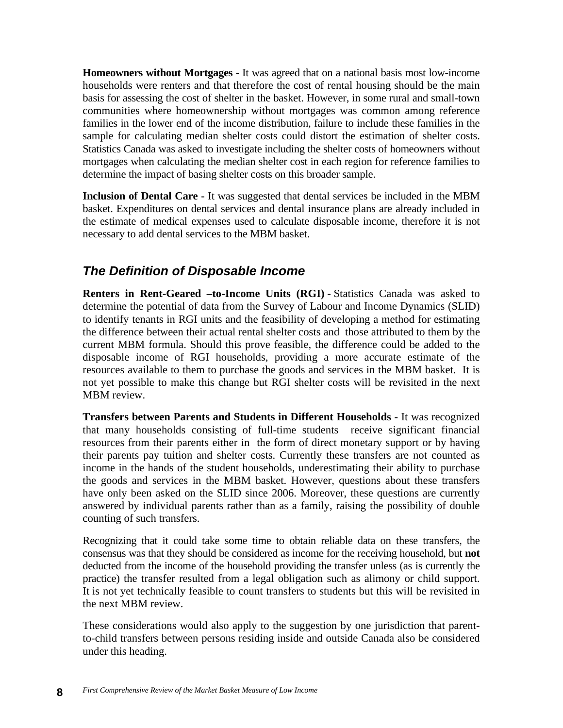**Homeowners without Mortgages -** It was agreed that on a national basis most low-income households were renters and that therefore the cost of rental housing should be the main basis for assessing the cost of shelter in the basket. However, in some rural and small-town communities where homeownership without mortgages was common among reference families in the lower end of the income distribution, failure to include these families in the sample for calculating median shelter costs could distort the estimation of shelter costs. Statistics Canada was asked to investigate including the shelter costs of homeowners without mortgages when calculating the median shelter cost in each region for reference families to determine the impact of basing shelter costs on this broader sample.

**Inclusion of Dental Care -** It was suggested that dental services be included in the MBM basket. Expenditures on dental services and dental insurance plans are already included in the estimate of medical expenses used to calculate disposable income, therefore it is not necessary to add dental services to the MBM basket.

## *The Definition of Disposable Income*

**Renters in Rent-Geared –to-Income Units (RGI)** - Statistics Canada was asked to determine the potential of data from the Survey of Labour and Income Dynamics (SLID) to identify tenants in RGI units and the feasibility of developing a method for estimating the difference between their actual rental shelter costs and those attributed to them by the current MBM formula. Should this prove feasible, the difference could be added to the disposable income of RGI households, providing a more accurate estimate of the resources available to them to purchase the goods and services in the MBM basket. It is not yet possible to make this change but RGI shelter costs will be revisited in the next MBM review.

**Transfers between Parents and Students in Different Households -** It was recognized that many households consisting of full-time students receive significant financial resources from their parents either in the form of direct monetary support or by having their parents pay tuition and shelter costs. Currently these transfers are not counted as income in the hands of the student households, underestimating their ability to purchase the goods and services in the MBM basket. However, questions about these transfers have only been asked on the SLID since 2006. Moreover, these questions are currently answered by individual parents rather than as a family, raising the possibility of double counting of such transfers.

Recognizing that it could take some time to obtain reliable data on these transfers, the consensus was that they should be considered as income for the receiving household, but **not** deducted from the income of the household providing the transfer unless (as is currently the practice) the transfer resulted from a legal obligation such as alimony or child support. It is not yet technically feasible to count transfers to students but this will be revisited in the next MBM review.

These considerations would also apply to the suggestion by one jurisdiction that parent-to-child transfers between persons residing inside and outside Canada also be considered under this heading.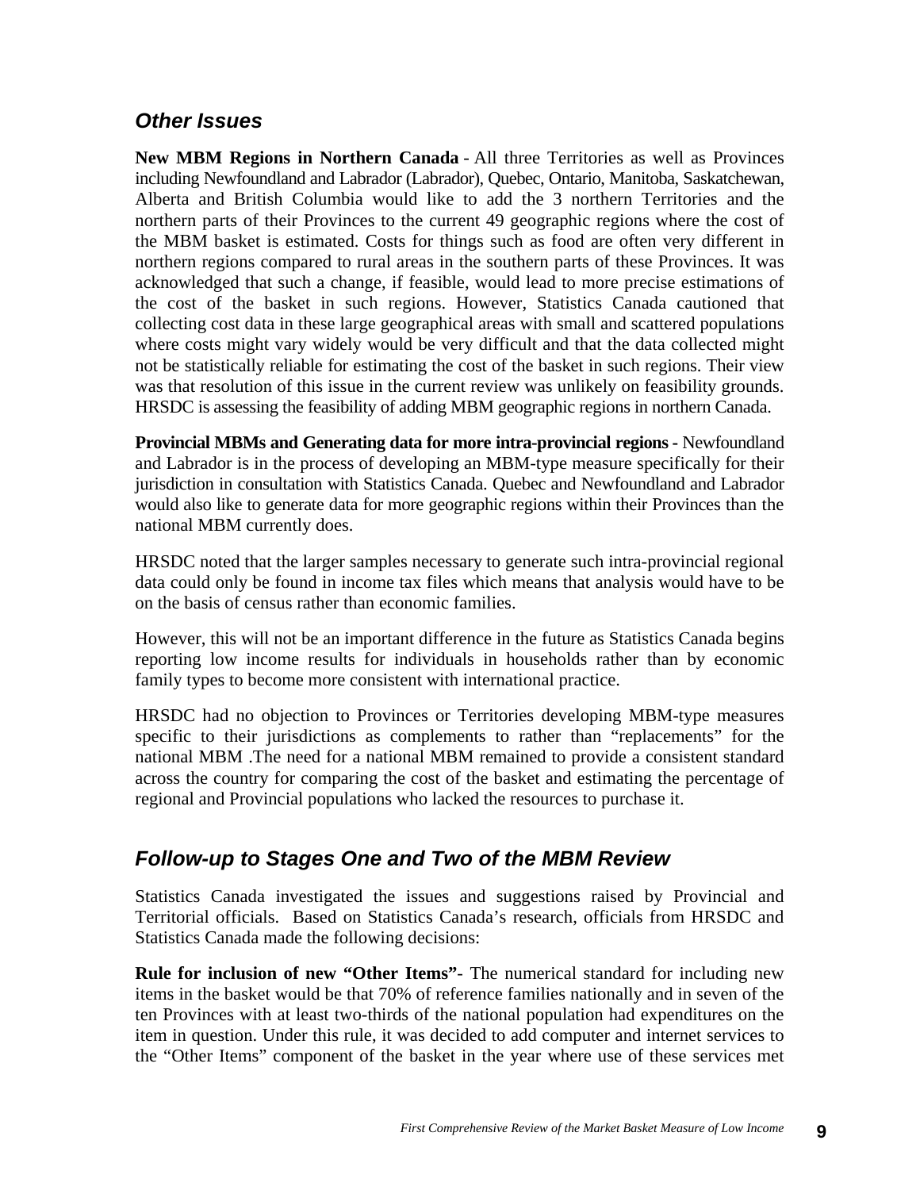## *Other Issues*

**New MBM Regions in Northern Canada** - All three Territories as well as Provinces including Newfoundland and Labrador (Labrador), Quebec, Ontario, Manitoba, Saskatchewan, Alberta and British Columbia would like to add the 3 northern Territories and the northern parts of their Provinces to the current 49 geographic regions where the cost of the MBM basket is estimated. Costs for things such as food are often very different in northern regions compared to rural areas in the southern parts of these Provinces. It was acknowledged that such a change, if feasible, would lead to more precise estimations of the cost of the basket in such regions. However, Statistics Canada cautioned that collecting cost data in these large geographical areas with small and scattered populations where costs might vary widely would be very difficult and that the data collected might not be statistically reliable for estimating the cost of the basket in such regions. Their view was that resolution of this issue in the current review was unlikely on feasibility grounds. HRSDC is assessing the feasibility of adding MBM geographic regions in northern Canada.

**Provincial MBMs and Generating data for more intra-provincial regions -** Newfoundland and Labrador is in the process of developing an MBM-type measure specifically for their jurisdiction in consultation with Statistics Canada. Quebec and Newfoundland and Labrador would also like to generate data for more geographic regions within their Provinces than the national MBM currently does.

HRSDC noted that the larger samples necessary to generate such intra-provincial regional data could only be found in income tax files which means that analysis would have to be on the basis of census rather than economic families.

However, this will not be an important difference in the future as Statistics Canada begins reporting low income results for individuals in households rather than by economic family types to become more consistent with international practice.

HRSDC had no objection to Provinces or Territories developing MBM-type measures specific to their jurisdictions as complements to rather than "replacements" for the national MBM .The need for a national MBM remained to provide a consistent standard across the country for comparing the cost of the basket and estimating the percentage of regional and Provincial populations who lacked the resources to purchase it.

## *Follow-up to Stages One and Two of the MBM Review*

Statistics Canada investigated the issues and suggestions raised by Provincial and Territorial officials. Based on Statistics Canada's research, officials from HRSDC and Statistics Canada made the following decisions:

**Rule for inclusion of new "Other Items"**- The numerical standard for including new items in the basket would be that 70% of reference families nationally and in seven of the ten Provinces with at least two-thirds of the national population had expenditures on the item in question. Under this rule, it was decided to add computer and internet services to the "Other Items" component of the basket in the year where use of these services met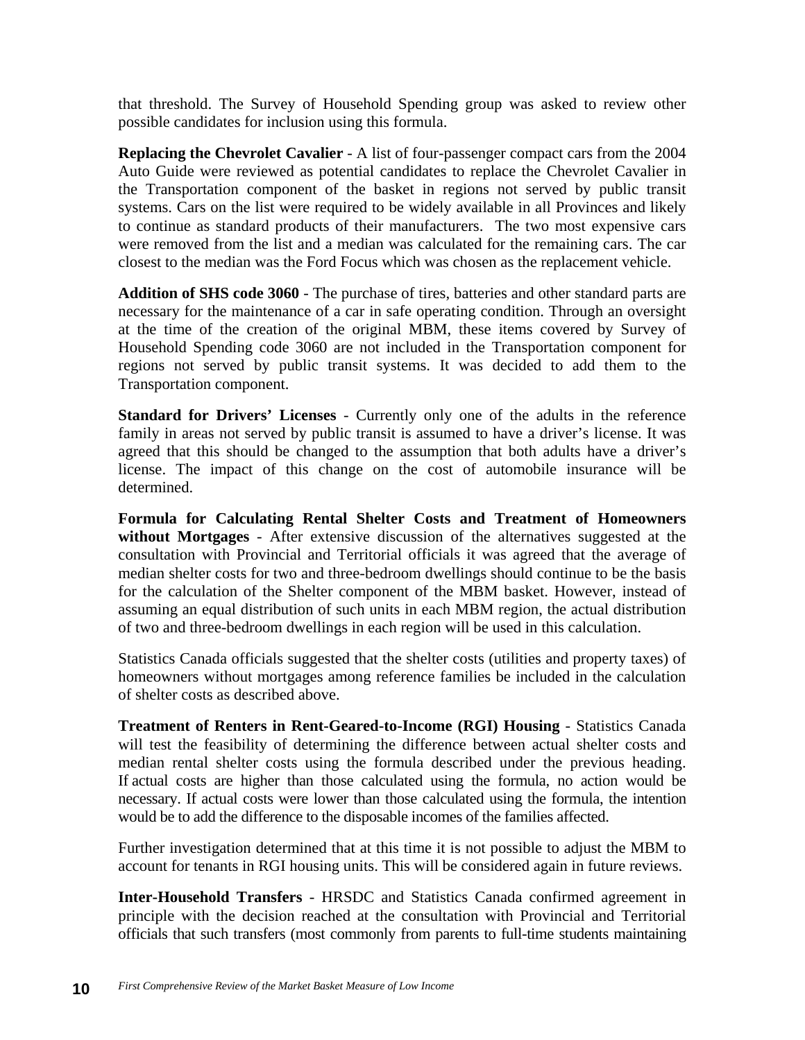that threshold. The Survey of Household Spending group was asked to review other possible candidates for inclusion using this formula.

**Replacing the Chevrolet Cavalier** - A list of four-passenger compact cars from the 2004 Auto Guide were reviewed as potential candidates to replace the Chevrolet Cavalier in the Transportation component of the basket in regions not served by public transit systems. Cars on the list were required to be widely available in all Provinces and likely to continue as standard products of their manufacturers. The two most expensive cars were removed from the list and a median was calculated for the remaining cars. The car closest to the median was the Ford Focus which was chosen as the replacement vehicle.

**Addition of SHS code 3060** - The purchase of tires, batteries and other standard parts are necessary for the maintenance of a car in safe operating condition. Through an oversight at the time of the creation of the original MBM, these items covered by Survey of Household Spending code 3060 are not included in the Transportation component for regions not served by public transit systems. It was decided to add them to the Transportation component.

**Standard for Drivers' Licenses** - Currently only one of the adults in the reference family in areas not served by public transit is assumed to have a driver's license. It was agreed that this should be changed to the assumption that both adults have a driver's license. The impact of this change on the cost of automobile insurance will be determined.

**Formula for Calculating Rental Shelter Costs and Treatment of Homeowners without Mortgages** - After extensive discussion of the alternatives suggested at the consultation with Provincial and Territorial officials it was agreed that the average of median shelter costs for two and three-bedroom dwellings should continue to be the basis for the calculation of the Shelter component of the MBM basket. However, instead of assuming an equal distribution of such units in each MBM region, the actual distribution of two and three-bedroom dwellings in each region will be used in this calculation.

Statistics Canada officials suggested that the shelter costs (utilities and property taxes) of homeowners without mortgages among reference families be included in the calculation of shelter costs as described above.

**Treatment of Renters in Rent-Geared-to-Income (RGI) Housing** - Statistics Canada will test the feasibility of determining the difference between actual shelter costs and median rental shelter costs using the formula described under the previous heading. If actual costs are higher than those calculated using the formula, no action would be necessary. If actual costs were lower than those calculated using the formula, the intention would be to add the difference to the disposable incomes of the families affected.

Further investigation determined that at this time it is not possible to adjust the MBM to account for tenants in RGI housing units. This will be considered again in future reviews.

**Inter-Household Transfers** - HRSDC and Statistics Canada confirmed agreement in principle with the decision reached at the consultation with Provincial and Territorial officials that such transfers (most commonly from parents to full-time students maintaining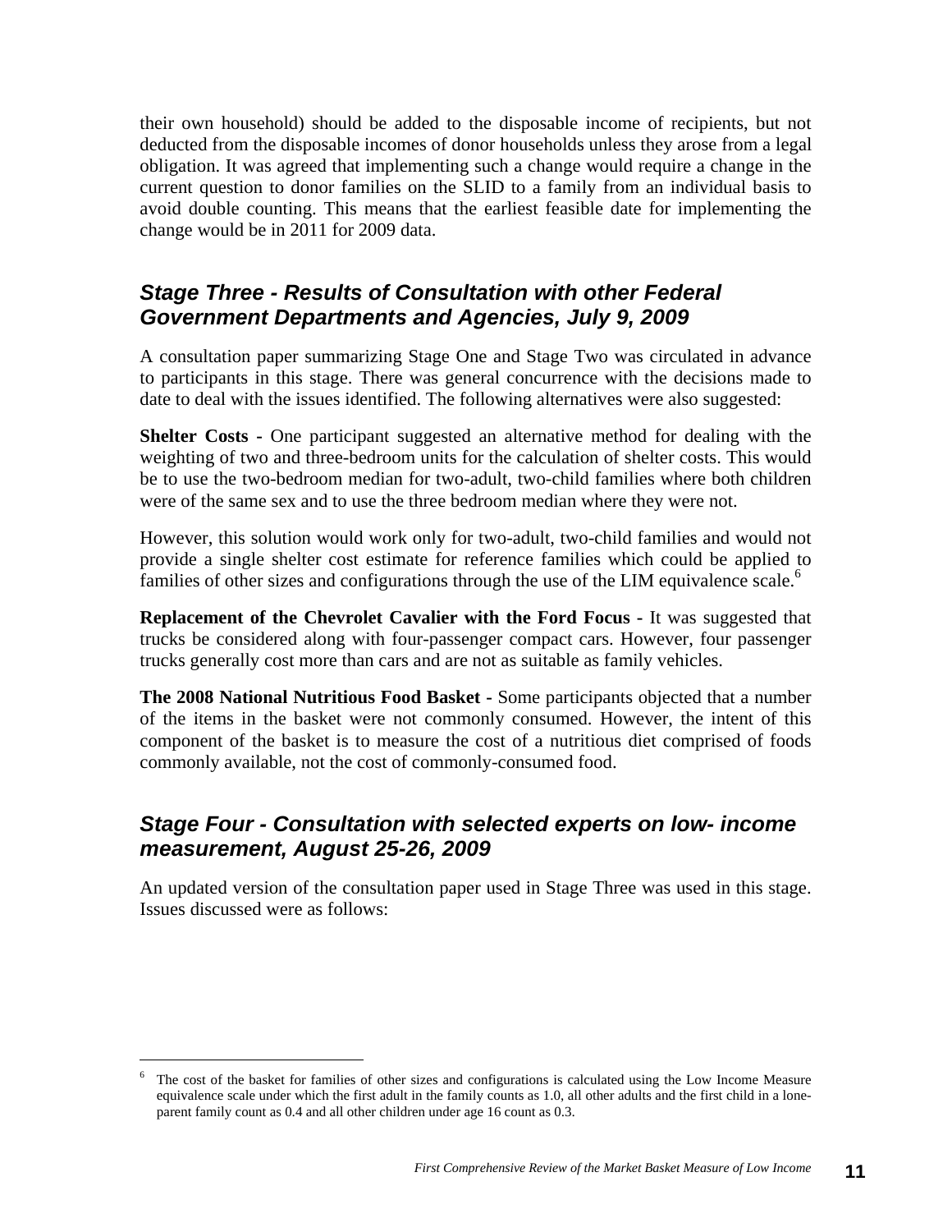their own household) should be added to the disposable income of recipients, but not deducted from the disposable incomes of donor households unless they arose from a legal obligation. It was agreed that implementing such a change would require a change in the current question to donor families on the SLID to a family from an individual basis to avoid double counting. This means that the earliest feasible date for implementing the change would be in 2011 for 2009 data.

## *Stage Three - Results of Consultation with other Federal Government Departments and Agencies, July 9, 2009*

A consultation paper summarizing Stage One and Stage Two was circulated in advance to participants in this stage. There was general concurrence with the decisions made to date to deal with the issues identified. The following alternatives were also suggested:

**Shelter Costs -** One participant suggested an alternative method for dealing with the weighting of two and three-bedroom units for the calculation of shelter costs. This would be to use the two-bedroom median for two-adult, two-child families where both children were of the same sex and to use the three bedroom median where they were not.

However, this solution would work only for two-adult, two-child families and would not provide a single shelter cost estimate for reference families which could be applied to families of other sizes and configurations through the use of the LIM equivalence scale.[6]

**Replacement of the Chevrolet Cavalier with the Ford Focus -** It was suggested that trucks be considered along with four-passenger compact cars. However, four passenger trucks generally cost more than cars and are not as suitable as family vehicles.

**The 2008 National Nutritious Food Basket -** Some participants objected that a number of the items in the basket were not commonly consumed. However, the intent of this component of the basket is to measure the cost of a nutritious diet comprised of foods commonly available, not the cost of commonly-consumed food.

## *Stage Four - Consultation with selected experts on low- income measurement, August 25-26, 2009*

An updated version of the consultation paper used in Stage Three was used in this stage. Issues discussed were as follows:

---

[6] The cost of the basket for families of other sizes and configurations is calculated using the Low Income Measure equivalence scale under which the first adult in the family counts as 1.0, all other adults and the first child in a lone-parent family count as 0.4 and all other children under age 16 count as 0.3.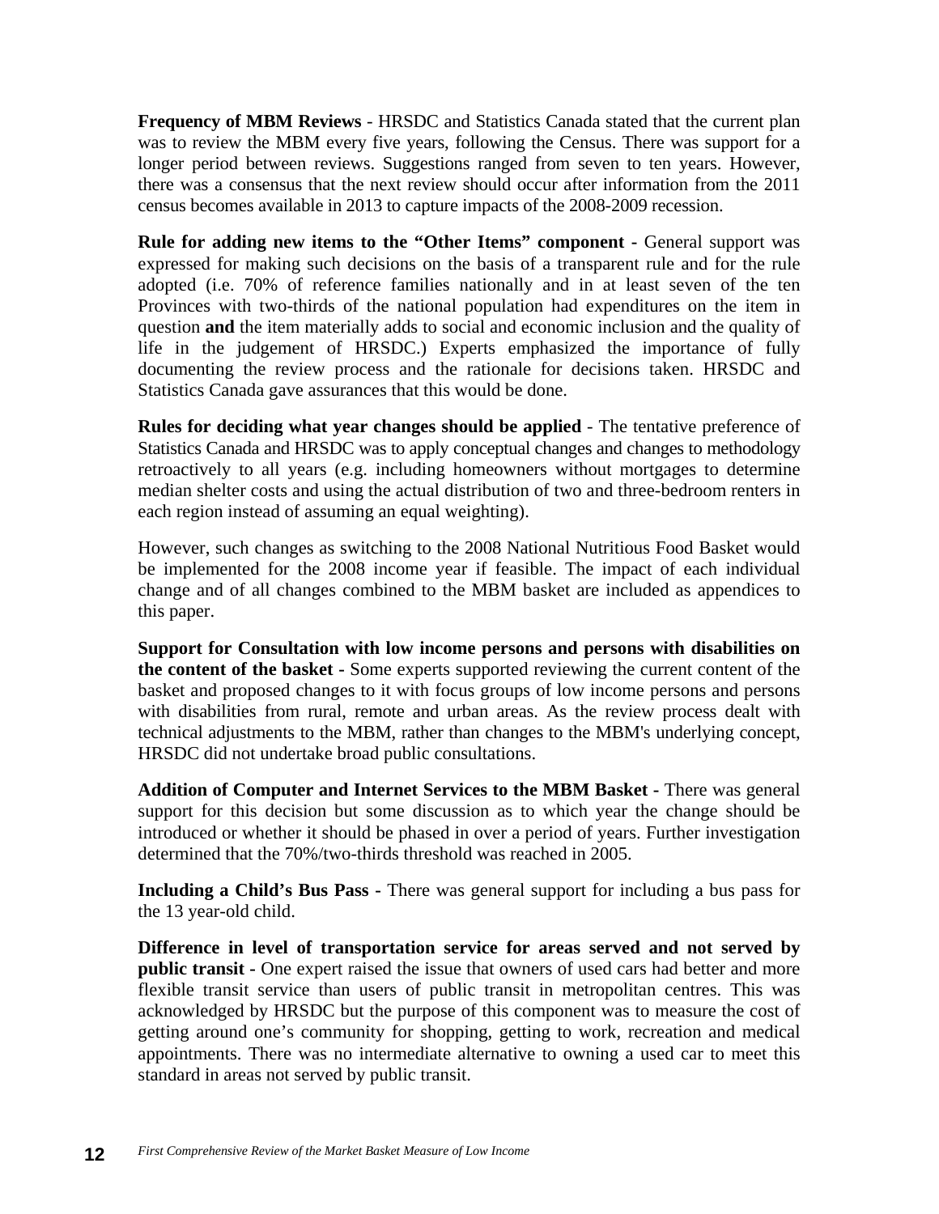**Frequency of MBM Reviews** - HRSDC and Statistics Canada stated that the current plan was to review the MBM every five years, following the Census. There was support for a longer period between reviews. Suggestions ranged from seven to ten years. However, there was a consensus that the next review should occur after information from the 2011 census becomes available in 2013 to capture impacts of the 2008-2009 recession.

**Rule for adding new items to the "Other Items" component** - General support was expressed for making such decisions on the basis of a transparent rule and for the rule adopted (i.e. 70% of reference families nationally and in at least seven of the ten Provinces with two-thirds of the national population had expenditures on the item in question **and** the item materially adds to social and economic inclusion and the quality of life in the judgement of HRSDC.) Experts emphasized the importance of fully documenting the review process and the rationale for decisions taken. HRSDC and Statistics Canada gave assurances that this would be done.

**Rules for deciding what year changes should be applied** - The tentative preference of Statistics Canada and HRSDC was to apply conceptual changes and changes to methodology retroactively to all years (e.g. including homeowners without mortgages to determine median shelter costs and using the actual distribution of two and three-bedroom renters in each region instead of assuming an equal weighting).

However, such changes as switching to the 2008 National Nutritious Food Basket would be implemented for the 2008 income year if feasible. The impact of each individual change and of all changes combined to the MBM basket are included as appendices to this paper.

**Support for Consultation with low income persons and persons with disabilities on the content of the basket** - Some experts supported reviewing the current content of the basket and proposed changes to it with focus groups of low income persons and persons with disabilities from rural, remote and urban areas. As the review process dealt with technical adjustments to the MBM, rather than changes to the MBM's underlying concept, HRSDC did not undertake broad public consultations.

**Addition of Computer and Internet Services to the MBM Basket** - There was general support for this decision but some discussion as to which year the change should be introduced or whether it should be phased in over a period of years. Further investigation determined that the 70%/two-thirds threshold was reached in 2005.

**Including a Child's Bus Pass** - There was general support for including a bus pass for the 13 year-old child.

**Difference in level of transportation service for areas served and not served by public transit** - One expert raised the issue that owners of used cars had better and more flexible transit service than users of public transit in metropolitan centres. This was acknowledged by HRSDC but the purpose of this component was to measure the cost of getting around one's community for shopping, getting to work, recreation and medical appointments. There was no intermediate alternative to owning a used car to meet this standard in areas not served by public transit.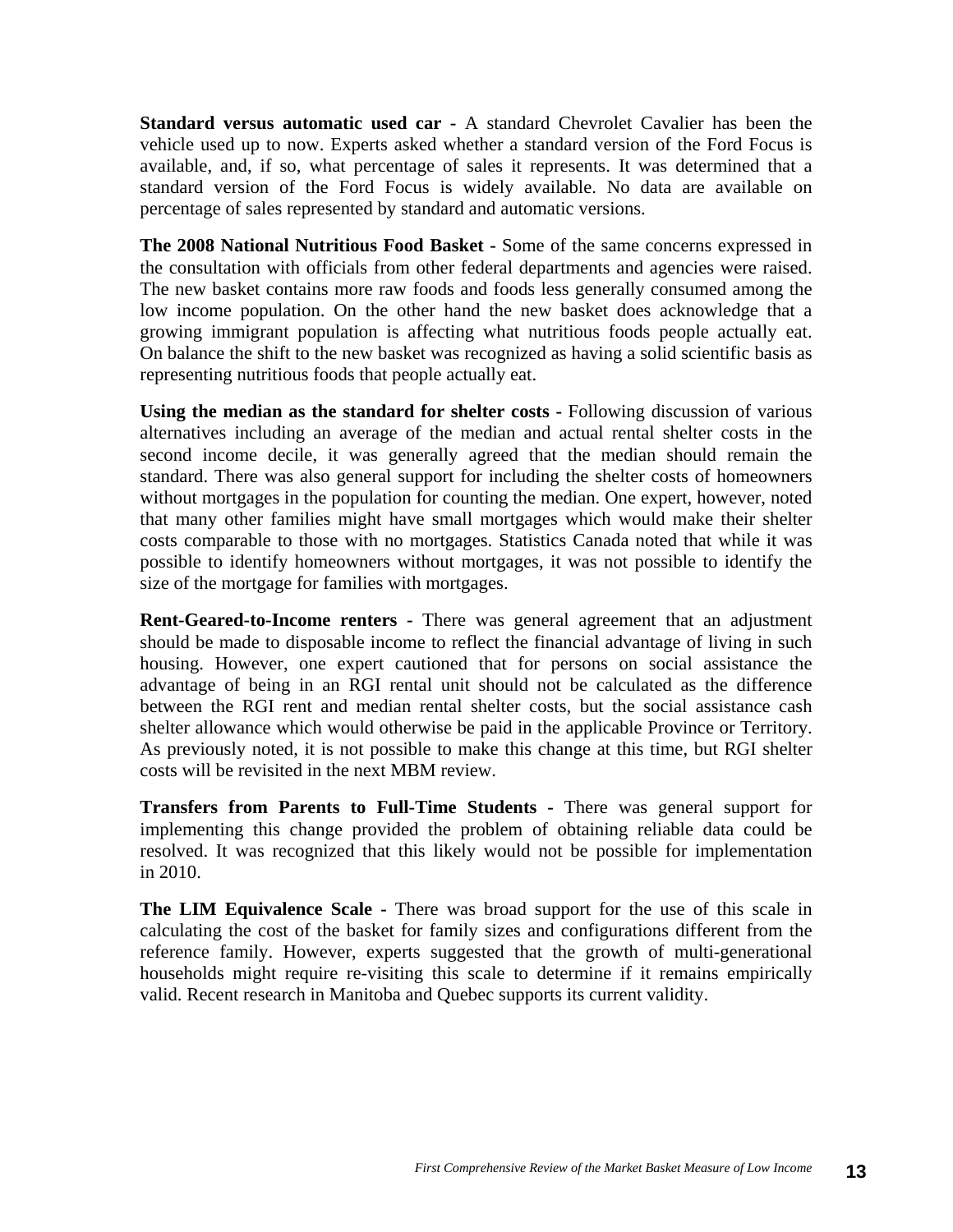**Standard versus automatic used car -** A standard Chevrolet Cavalier has been the vehicle used up to now. Experts asked whether a standard version of the Ford Focus is available, and, if so, what percentage of sales it represents. It was determined that a standard version of the Ford Focus is widely available. No data are available on percentage of sales represented by standard and automatic versions.

**The 2008 National Nutritious Food Basket -** Some of the same concerns expressed in the consultation with officials from other federal departments and agencies were raised. The new basket contains more raw foods and foods less generally consumed among the low income population. On the other hand the new basket does acknowledge that a growing immigrant population is affecting what nutritious foods people actually eat. On balance the shift to the new basket was recognized as having a solid scientific basis as representing nutritious foods that people actually eat.

**Using the median as the standard for shelter costs -** Following discussion of various alternatives including an average of the median and actual rental shelter costs in the second income decile, it was generally agreed that the median should remain the standard. There was also general support for including the shelter costs of homeowners without mortgages in the population for counting the median. One expert, however, noted that many other families might have small mortgages which would make their shelter costs comparable to those with no mortgages. Statistics Canada noted that while it was possible to identify homeowners without mortgages, it was not possible to identify the size of the mortgage for families with mortgages.

**Rent-Geared-to-Income renters -** There was general agreement that an adjustment should be made to disposable income to reflect the financial advantage of living in such housing. However, one expert cautioned that for persons on social assistance the advantage of being in an RGI rental unit should not be calculated as the difference between the RGI rent and median rental shelter costs, but the social assistance cash shelter allowance which would otherwise be paid in the applicable Province or Territory. As previously noted, it is not possible to make this change at this time, but RGI shelter costs will be revisited in the next MBM review.

**Transfers from Parents to Full-Time Students -** There was general support for implementing this change provided the problem of obtaining reliable data could be resolved. It was recognized that this likely would not be possible for implementation in 2010.

**The LIM Equivalence Scale -** There was broad support for the use of this scale in calculating the cost of the basket for family sizes and configurations different from the reference family. However, experts suggested that the growth of multi-generational households might require re-visiting this scale to determine if it remains empirically valid. Recent research in Manitoba and Quebec supports its current validity.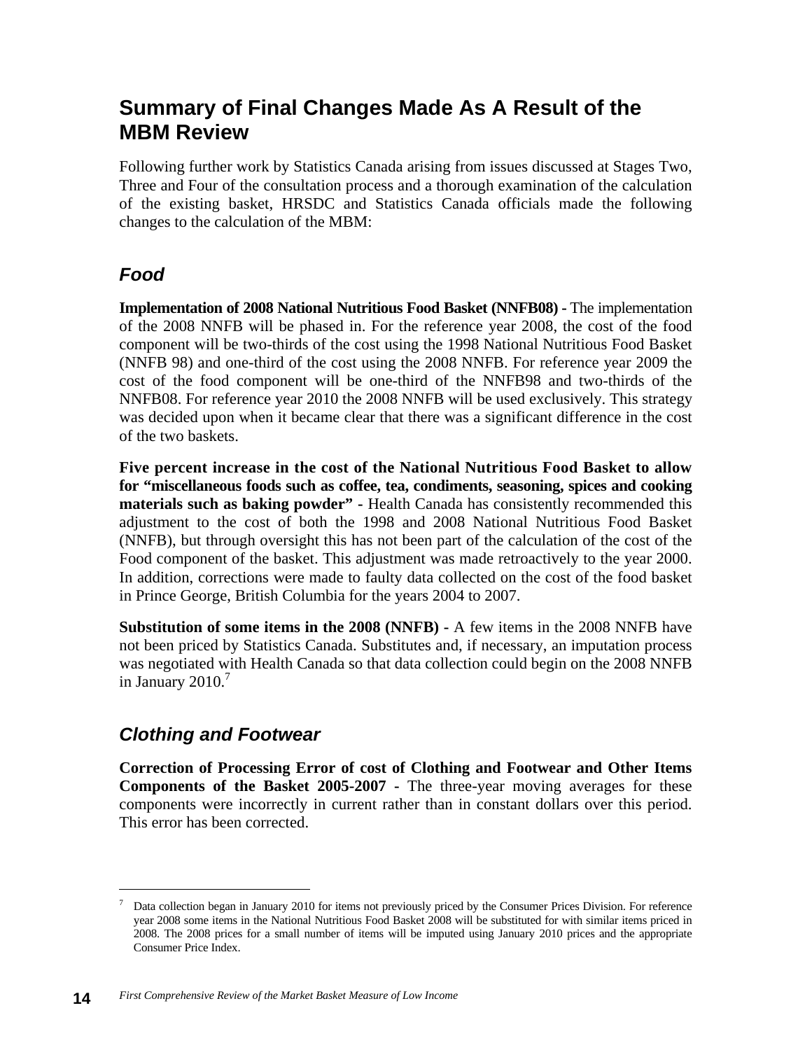## Summary of Final Changes Made As A Result of the MBM Review

Following further work by Statistics Canada arising from issues discussed at Stages Two, Three and Four of the consultation process and a thorough examination of the calculation of the existing basket, HRSDC and Statistics Canada officials made the following changes to the calculation of the MBM:

### *Food*

**Implementation of 2008 National Nutritious Food Basket (NNFB08) -** The implementation of the 2008 NNFB will be phased in. For the reference year 2008, the cost of the food component will be two-thirds of the cost using the 1998 National Nutritious Food Basket (NNFB 98) and one-third of the cost using the 2008 NNFB. For reference year 2009 the cost of the food component will be one-third of the NNFB98 and two-thirds of the NNFB08. For reference year 2010 the 2008 NNFB will be used exclusively. This strategy was decided upon when it became clear that there was a significant difference in the cost of the two baskets.

**Five percent increase in the cost of the National Nutritious Food Basket to allow for "miscellaneous foods such as coffee, tea, condiments, seasoning, spices and cooking materials such as baking powder" -** Health Canada has consistently recommended this adjustment to the cost of both the 1998 and 2008 National Nutritious Food Basket (NNFB), but through oversight this has not been part of the calculation of the cost of the Food component of the basket. This adjustment was made retroactively to the year 2000. In addition, corrections were made to faulty data collected on the cost of the food basket in Prince George, British Columbia for the years 2004 to 2007.

**Substitution of some items in the 2008 (NNFB) -** A few items in the 2008 NNFB have not been priced by Statistics Canada. Substitutes and, if necessary, an imputation process was negotiated with Health Canada so that data collection could begin on the 2008 NNFB in January 2010.[7]

### *Clothing and Footwear*

**Correction of Processing Error of cost of Clothing and Footwear and Other Items Components of the Basket 2005-2007 -** The three-year moving averages for these components were incorrectly in current rather than in constant dollars over this period. This error has been corrected.

---

[7] Data collection began in January 2010 for items not previously priced by the Consumer Prices Division. For reference year 2008 some items in the National Nutritious Food Basket 2008 will be substituted for with similar items priced in 2008. The 2008 prices for a small number of items will be imputed using January 2010 prices and the appropriate Consumer Price Index.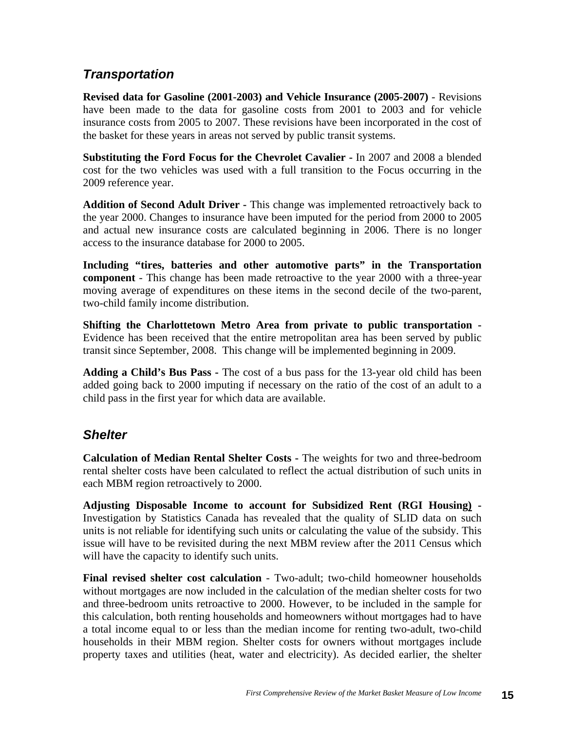## *Transportation*

**Revised data for Gasoline (2001-2003) and Vehicle Insurance (2005-2007)** - Revisions have been made to the data for gasoline costs from 2001 to 2003 and for vehicle insurance costs from 2005 to 2007. These revisions have been incorporated in the cost of the basket for these years in areas not served by public transit systems.

**Substituting the Ford Focus for the Chevrolet Cavalier -** In 2007 and 2008 a blended cost for the two vehicles was used with a full transition to the Focus occurring in the 2009 reference year.

**Addition of Second Adult Driver -** This change was implemented retroactively back to the year 2000. Changes to insurance have been imputed for the period from 2000 to 2005 and actual new insurance costs are calculated beginning in 2006. There is no longer access to the insurance database for 2000 to 2005.

**Including "tires, batteries and other automotive parts" in the Transportation component** - This change has been made retroactive to the year 2000 with a three-year moving average of expenditures on these items in the second decile of the two-parent, two-child family income distribution.

**Shifting the Charlottetown Metro Area from private to public transportation -** Evidence has been received that the entire metropolitan area has been served by public transit since September, 2008. This change will be implemented beginning in 2009.

**Adding a Child's Bus Pass -** The cost of a bus pass for the 13-year old child has been added going back to 2000 imputing if necessary on the ratio of the cost of an adult to a child pass in the first year for which data are available.

## *Shelter*

**Calculation of Median Rental Shelter Costs -** The weights for two and three-bedroom rental shelter costs have been calculated to reflect the actual distribution of such units in each MBM region retroactively to 2000.

**Adjusting Disposable Income to account for Subsidized Rent (RGI Housing) -** Investigation by Statistics Canada has revealed that the quality of SLID data on such units is not reliable for identifying such units or calculating the value of the subsidy. This issue will have to be revisited during the next MBM review after the 2011 Census which will have the capacity to identify such units.

**Final revised shelter cost calculation** - Two-adult; two-child homeowner households without mortgages are now included in the calculation of the median shelter costs for two and three-bedroom units retroactive to 2000. However, to be included in the sample for this calculation, both renting households and homeowners without mortgages had to have a total income equal to or less than the median income for renting two-adult, two-child households in their MBM region. Shelter costs for owners without mortgages include property taxes and utilities (heat, water and electricity). As decided earlier, the shelter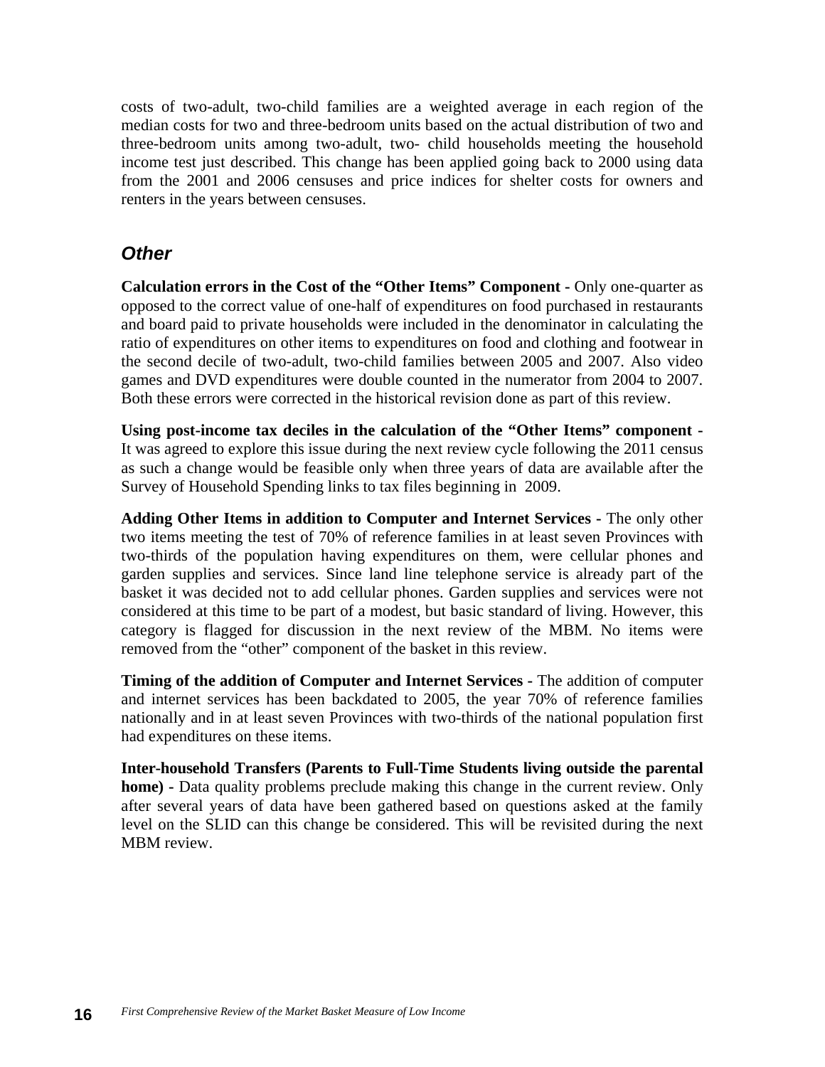costs of two-adult, two-child families are a weighted average in each region of the median costs for two and three-bedroom units based on the actual distribution of two and three-bedroom units among two-adult, two- child households meeting the household income test just described. This change has been applied going back to 2000 using data from the 2001 and 2006 censuses and price indices for shelter costs for owners and renters in the years between censuses.

## *Other*

**Calculation errors in the Cost of the "Other Items" Component -** Only one-quarter as opposed to the correct value of one-half of expenditures on food purchased in restaurants and board paid to private households were included in the denominator in calculating the ratio of expenditures on other items to expenditures on food and clothing and footwear in the second decile of two-adult, two-child families between 2005 and 2007. Also video games and DVD expenditures were double counted in the numerator from 2004 to 2007. Both these errors were corrected in the historical revision done as part of this review.

**Using post-income tax deciles in the calculation of the "Other Items" component -** It was agreed to explore this issue during the next review cycle following the 2011 census as such a change would be feasible only when three years of data are available after the Survey of Household Spending links to tax files beginning in 2009.

**Adding Other Items in addition to Computer and Internet Services -** The only other two items meeting the test of 70% of reference families in at least seven Provinces with two-thirds of the population having expenditures on them, were cellular phones and garden supplies and services. Since land line telephone service is already part of the basket it was decided not to add cellular phones. Garden supplies and services were not considered at this time to be part of a modest, but basic standard of living. However, this category is flagged for discussion in the next review of the MBM. No items were removed from the "other" component of the basket in this review.

**Timing of the addition of Computer and Internet Services -** The addition of computer and internet services has been backdated to 2005, the year 70% of reference families nationally and in at least seven Provinces with two-thirds of the national population first had expenditures on these items.

**Inter-household Transfers (Parents to Full-Time Students living outside the parental home) -** Data quality problems preclude making this change in the current review. Only after several years of data have been gathered based on questions asked at the family level on the SLID can this change be considered. This will be revisited during the next MBM review.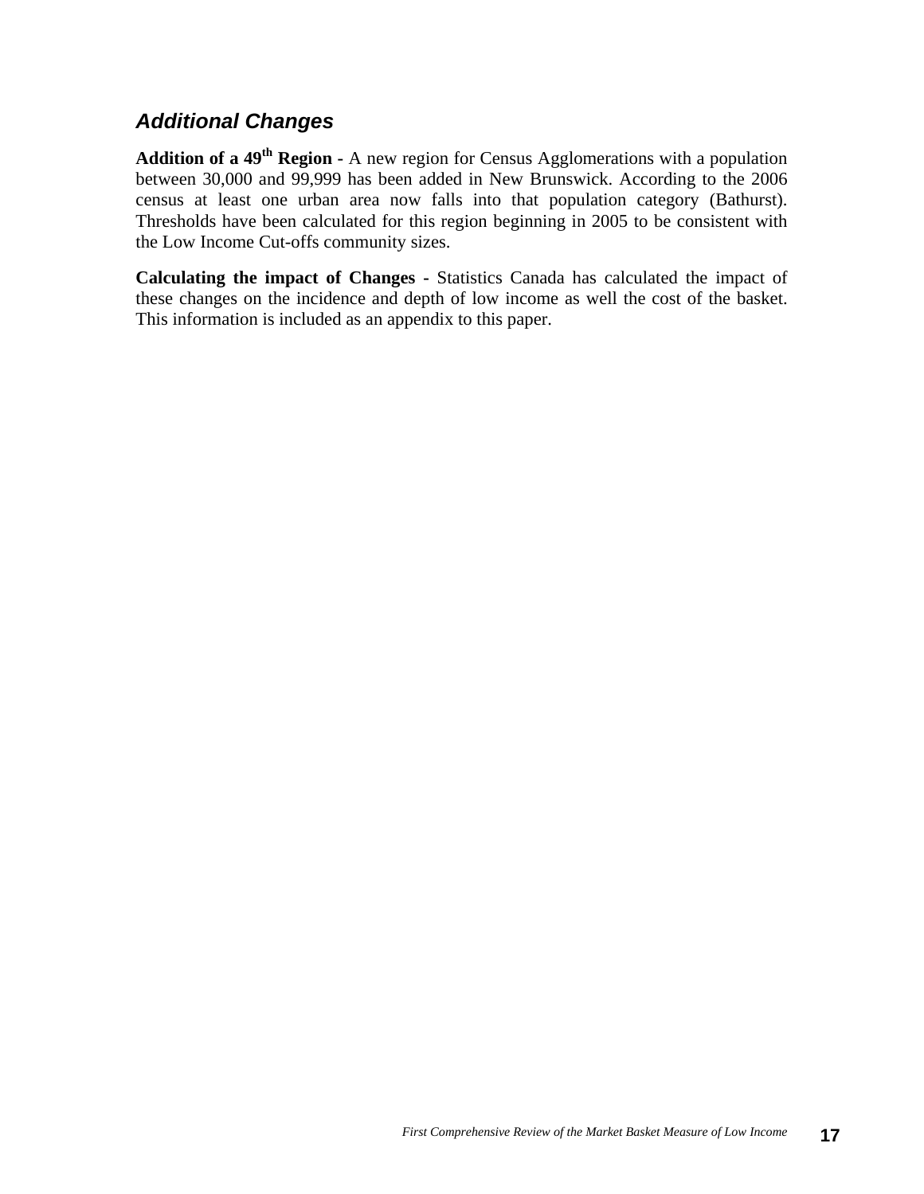### *Additional Changes*

**Addition of a 49th Region -** A new region for Census Agglomerations with a population between 30,000 and 99,999 has been added in New Brunswick. According to the 2006 census at least one urban area now falls into that population category (Bathurst). Thresholds have been calculated for this region beginning in 2005 to be consistent with the Low Income Cut-offs community sizes.

**Calculating the impact of Changes -** Statistics Canada has calculated the impact of these changes on the incidence and depth of low income as well the cost of the basket. This information is included as an appendix to this paper.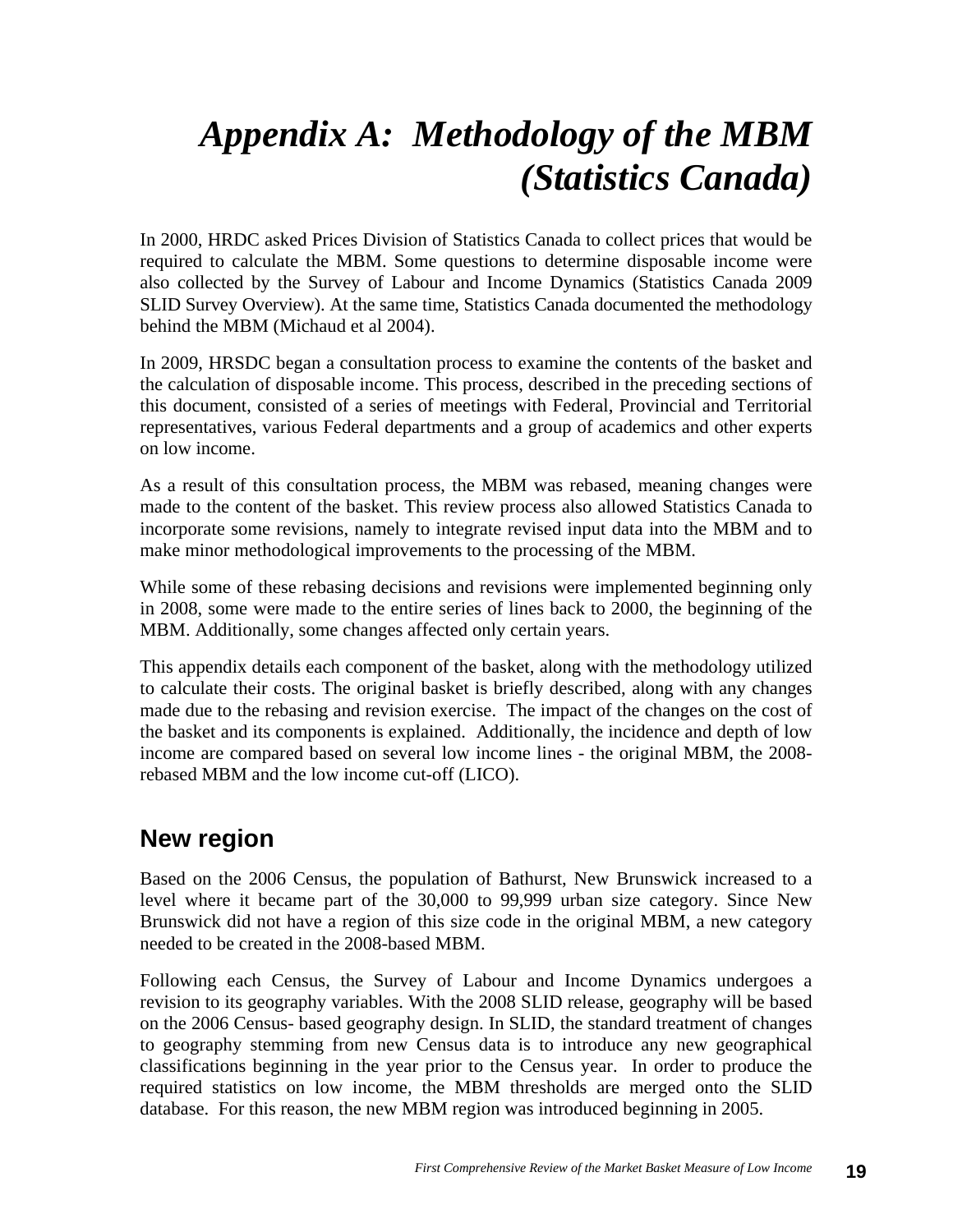# *Appendix A: Methodology of the MBM (Statistics Canada)*

In 2000, HRDC asked Prices Division of Statistics Canada to collect prices that would be required to calculate the MBM. Some questions to determine disposable income were also collected by the Survey of Labour and Income Dynamics (Statistics Canada 2009 SLID Survey Overview). At the same time, Statistics Canada documented the methodology behind the MBM (Michaud et al 2004).

In 2009, HRSDC began a consultation process to examine the contents of the basket and the calculation of disposable income. This process, described in the preceding sections of this document, consisted of a series of meetings with Federal, Provincial and Territorial representatives, various Federal departments and a group of academics and other experts on low income.

As a result of this consultation process, the MBM was rebased, meaning changes were made to the content of the basket. This review process also allowed Statistics Canada to incorporate some revisions, namely to integrate revised input data into the MBM and to make minor methodological improvements to the processing of the MBM.

While some of these rebasing decisions and revisions were implemented beginning only in 2008, some were made to the entire series of lines back to 2000, the beginning of the MBM. Additionally, some changes affected only certain years.

This appendix details each component of the basket, along with the methodology utilized to calculate their costs. The original basket is briefly described, along with any changes made due to the rebasing and revision exercise. The impact of the changes on the cost of the basket and its components is explained. Additionally, the incidence and depth of low income are compared based on several low income lines - the original MBM, the 2008-rebased MBM and the low income cut-off (LICO).

## New region

Based on the 2006 Census, the population of Bathurst, New Brunswick increased to a level where it became part of the 30,000 to 99,999 urban size category. Since New Brunswick did not have a region of this size code in the original MBM, a new category needed to be created in the 2008-based MBM.

Following each Census, the Survey of Labour and Income Dynamics undergoes a revision to its geography variables. With the 2008 SLID release, geography will be based on the 2006 Census- based geography design. In SLID, the standard treatment of changes to geography stemming from new Census data is to introduce any new geographical classifications beginning in the year prior to the Census year. In order to produce the required statistics on low income, the MBM thresholds are merged onto the SLID database. For this reason, the new MBM region was introduced beginning in 2005.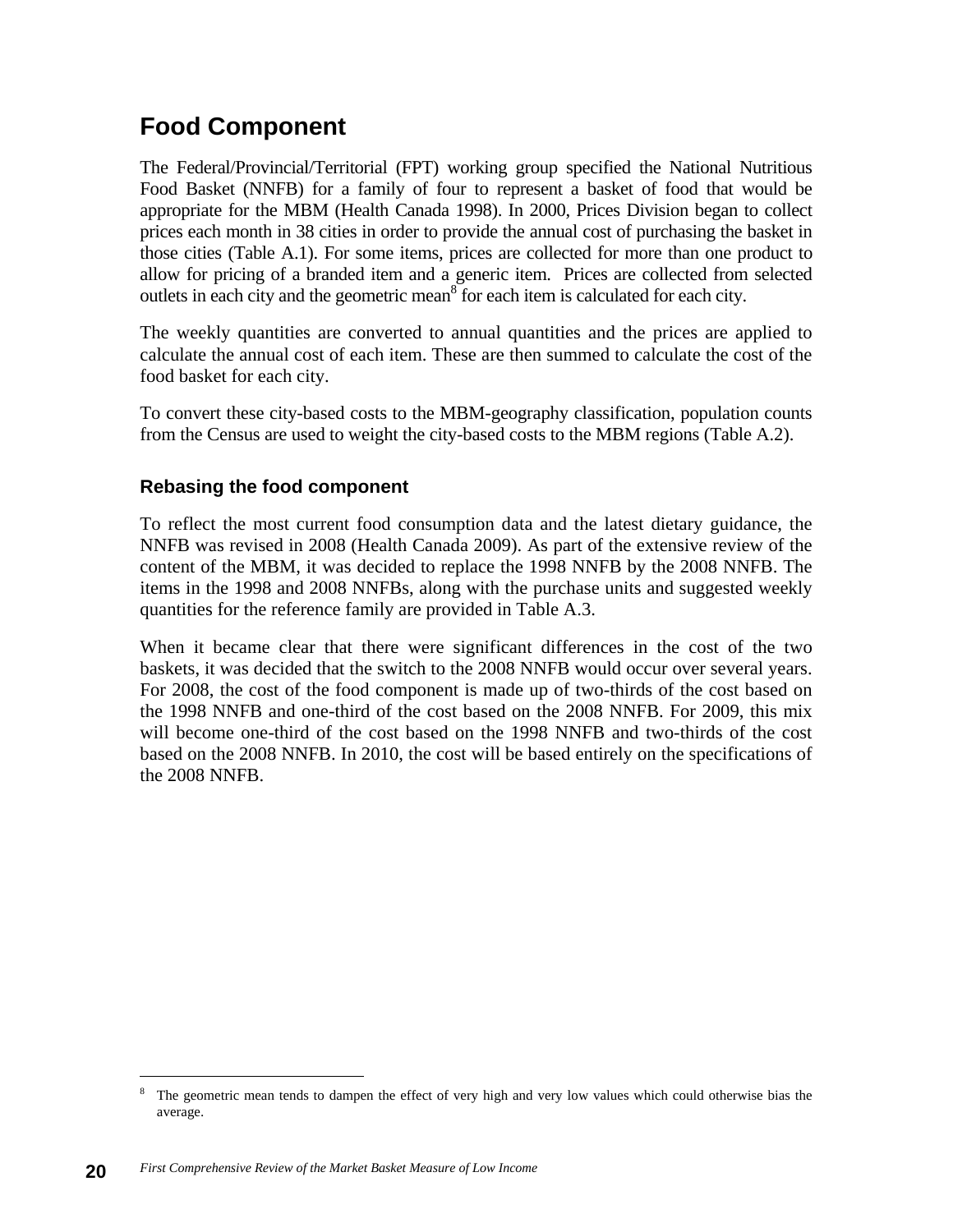## Food Component

The Federal/Provincial/Territorial (FPT) working group specified the National Nutritious Food Basket (NNFB) for a family of four to represent a basket of food that would be appropriate for the MBM (Health Canada 1998). In 2000, Prices Division began to collect prices each month in 38 cities in order to provide the annual cost of purchasing the basket in those cities (Table A.1). For some items, prices are collected for more than one product to allow for pricing of a branded item and a generic item. Prices are collected from selected outlets in each city and the geometric mean[8] for each item is calculated for each city.

The weekly quantities are converted to annual quantities and the prices are applied to calculate the annual cost of each item. These are then summed to calculate the cost of the food basket for each city.

To convert these city-based costs to the MBM-geography classification, population counts from the Census are used to weight the city-based costs to the MBM regions (Table A.2).

### Rebasing the food component

To reflect the most current food consumption data and the latest dietary guidance, the NNFB was revised in 2008 (Health Canada 2009). As part of the extensive review of the content of the MBM, it was decided to replace the 1998 NNFB by the 2008 NNFB. The items in the 1998 and 2008 NNFBs, along with the purchase units and suggested weekly quantities for the reference family are provided in Table A.3.

When it became clear that there were significant differences in the cost of the two baskets, it was decided that the switch to the 2008 NNFB would occur over several years. For 2008, the cost of the food component is made up of two-thirds of the cost based on the 1998 NNFB and one-third of the cost based on the 2008 NNFB. For 2009, this mix will become one-third of the cost based on the 1998 NNFB and two-thirds of the cost based on the 2008 NNFB. In 2010, the cost will be based entirely on the specifications of the 2008 NNFB.

---

[8] The geometric mean tends to dampen the effect of very high and very low values which could otherwise bias the average.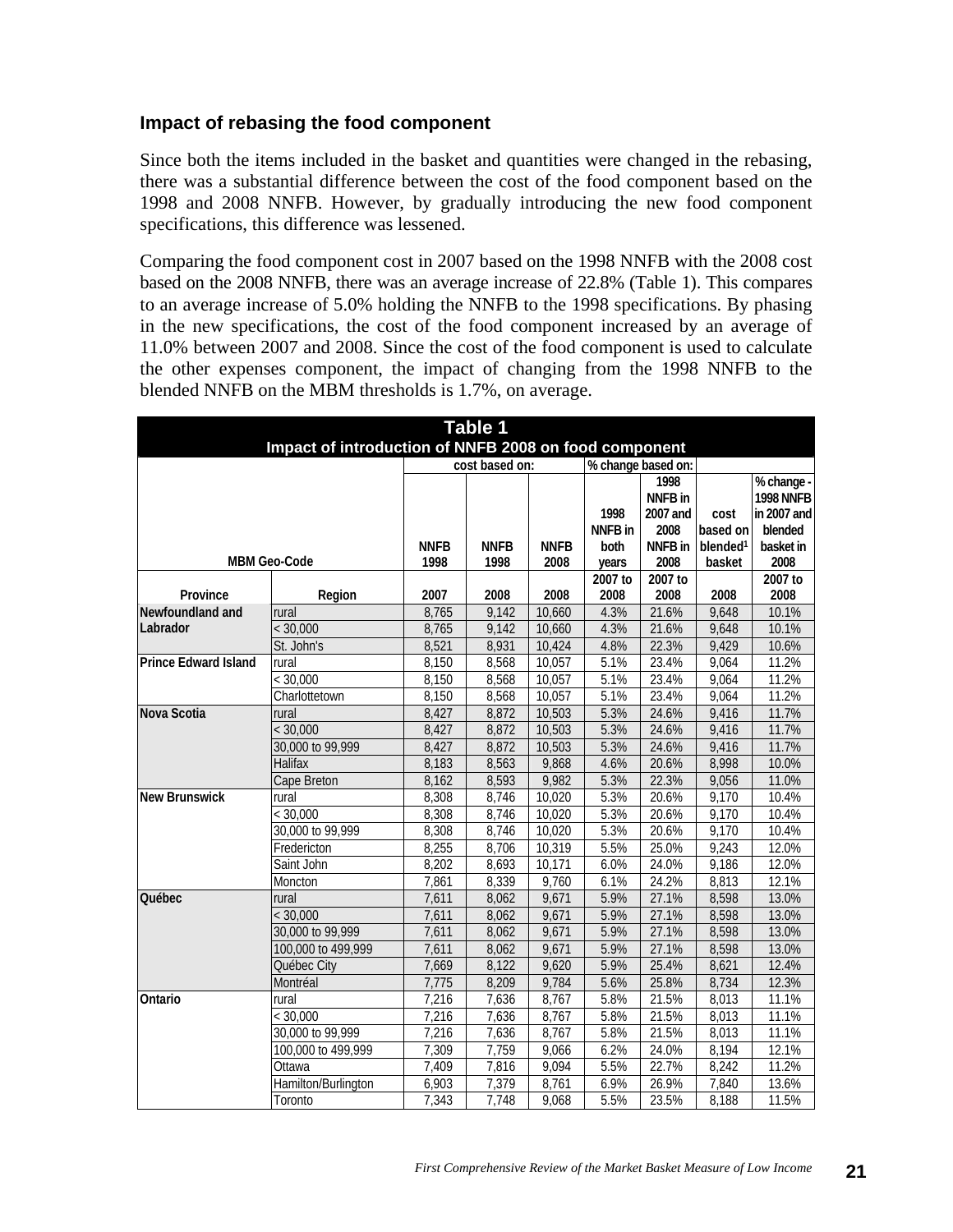### Impact of rebasing the food component

Since both the items included in the basket and quantities were changed in the rebasing, there was a substantial difference between the cost of the food component based on the 1998 and 2008 NNFB. However, by gradually introducing the new food component specifications, this difference was lessened.

Comparing the food component cost in 2007 based on the 1998 NNFB with the 2008 cost based on the 2008 NNFB, there was an average increase of 22.8% (Table 1). This compares to an average increase of 5.0% holding the NNFB to the 1998 specifications. By phasing in the new specifications, the cost of the food component increased by an average of 11.0% between 2007 and 2008. Since the cost of the food component is used to calculate the other expenses component, the impact of changing from the 1998 NNFB to the blended NNFB on the MBM thresholds is 1.7%, on average.

**Table 1**
**Impact of introduction of NNFB 2008 on food component**

| MBM Geo-Code | | cost based on: | | | % change based on: | | | |
|---|---|---|---|---|---|---|---|---|
| | | NNFB 1998 | NNFB 1998 | NNFB 2008 | 1998 NNFB in both years | 1998 NNFB in 2007 and 2008 NNFB in 2008 | cost based on blended[1] basket | % change - 1998 NNFB in 2007 and blended basket in 2008 |
| Province | Region | 2007 | 2008 | 2008 | 2007 to 2008 | 2007 to 2008 | 2008 | 2007 to 2008 |
| Newfoundland and Labrador | rural | 8,765 | 9,142 | 10,660 | 4.3% | 21.6% | 9,648 | 10.1% |
| | < 30,000 | 8,765 | 9,142 | 10,660 | 4.3% | 21.6% | 9,648 | 10.1% |
| | St. John's | 8,521 | 8,931 | 10,424 | 4.8% | 22.3% | 9,429 | 10.6% |
| Prince Edward Island | rural | 8,150 | 8,568 | 10,057 | 5.1% | 23.4% | 9,064 | 11.2% |
| | < 30,000 | 8,150 | 8,568 | 10,057 | 5.1% | 23.4% | 9,064 | 11.2% |
| | Charlottetown | 8,150 | 8,568 | 10,057 | 5.1% | 23.4% | 9,064 | 11.2% |
| Nova Scotia | rural | 8,427 | 8,872 | 10,503 | 5.3% | 24.6% | 9,416 | 11.7% |
| | < 30,000 | 8,427 | 8,872 | 10,503 | 5.3% | 24.6% | 9,416 | 11.7% |
| | 30,000 to 99,999 | 8,427 | 8,872 | 10,503 | 5.3% | 24.6% | 9,416 | 11.7% |
| | Halifax | 8,183 | 8,563 | 9,868 | 4.6% | 20.6% | 8,998 | 10.0% |
| | Cape Breton | 8,162 | 8,593 | 9,982 | 5.3% | 22.3% | 9,056 | 11.0% |
| New Brunswick | rural | 8,308 | 8,746 | 10,020 | 5.3% | 20.6% | 9,170 | 10.4% |
| | < 30,000 | 8,308 | 8,746 | 10,020 | 5.3% | 20.6% | 9,170 | 10.4% |
| | 30,000 to 99,999 | 8,308 | 8,746 | 10,020 | 5.3% | 20.6% | 9,170 | 10.4% |
| | Fredericton | 8,255 | 8,706 | 10,319 | 5.5% | 25.0% | 9,243 | 12.0% |
| | Saint John | 8,202 | 8,693 | 10,171 | 6.0% | 24.0% | 9,186 | 12.0% |
| | Moncton | 7,861 | 8,339 | 9,760 | 6.1% | 24.2% | 8,813 | 12.1% |
| Québec | rural | 7,611 | 8,062 | 9,671 | 5.9% | 27.1% | 8,598 | 13.0% |
| | < 30,000 | 7,611 | 8,062 | 9,671 | 5.9% | 27.1% | 8,598 | 13.0% |
| | 30,000 to 99,999 | 7,611 | 8,062 | 9,671 | 5.9% | 27.1% | 8,598 | 13.0% |
| | 100,000 to 499,999 | 7,611 | 8,062 | 9,671 | 5.9% | 27.1% | 8,598 | 13.0% |
| | Québec City | 7,669 | 8,122 | 9,620 | 5.9% | 25.4% | 8,621 | 12.4% |
| | Montréal | 7,775 | 8,209 | 9,784 | 5.6% | 25.8% | 8,734 | 12.3% |
| Ontario | rural | 7,216 | 7,636 | 8,767 | 5.8% | 21.5% | 8,013 | 11.1% |
| | < 30,000 | 7,216 | 7,636 | 8,767 | 5.8% | 21.5% | 8,013 | 11.1% |
| | 30,000 to 99,999 | 7,216 | 7,636 | 8,767 | 5.8% | 21.5% | 8,013 | 11.1% |
| | 100,000 to 499,999 | 7,309 | 7,759 | 9,066 | 6.2% | 24.0% | 8,194 | 12.1% |
| | Ottawa | 7,409 | 7,816 | 9,094 | 5.5% | 22.7% | 8,242 | 11.2% |
| | Hamilton/Burlington | 6,903 | 7,379 | 8,761 | 6.9% | 26.9% | 7,840 | 13.6% |
| | Toronto | 7,343 | 7,748 | 9,068 | 5.5% | 23.5% | 8,188 | 11.5% |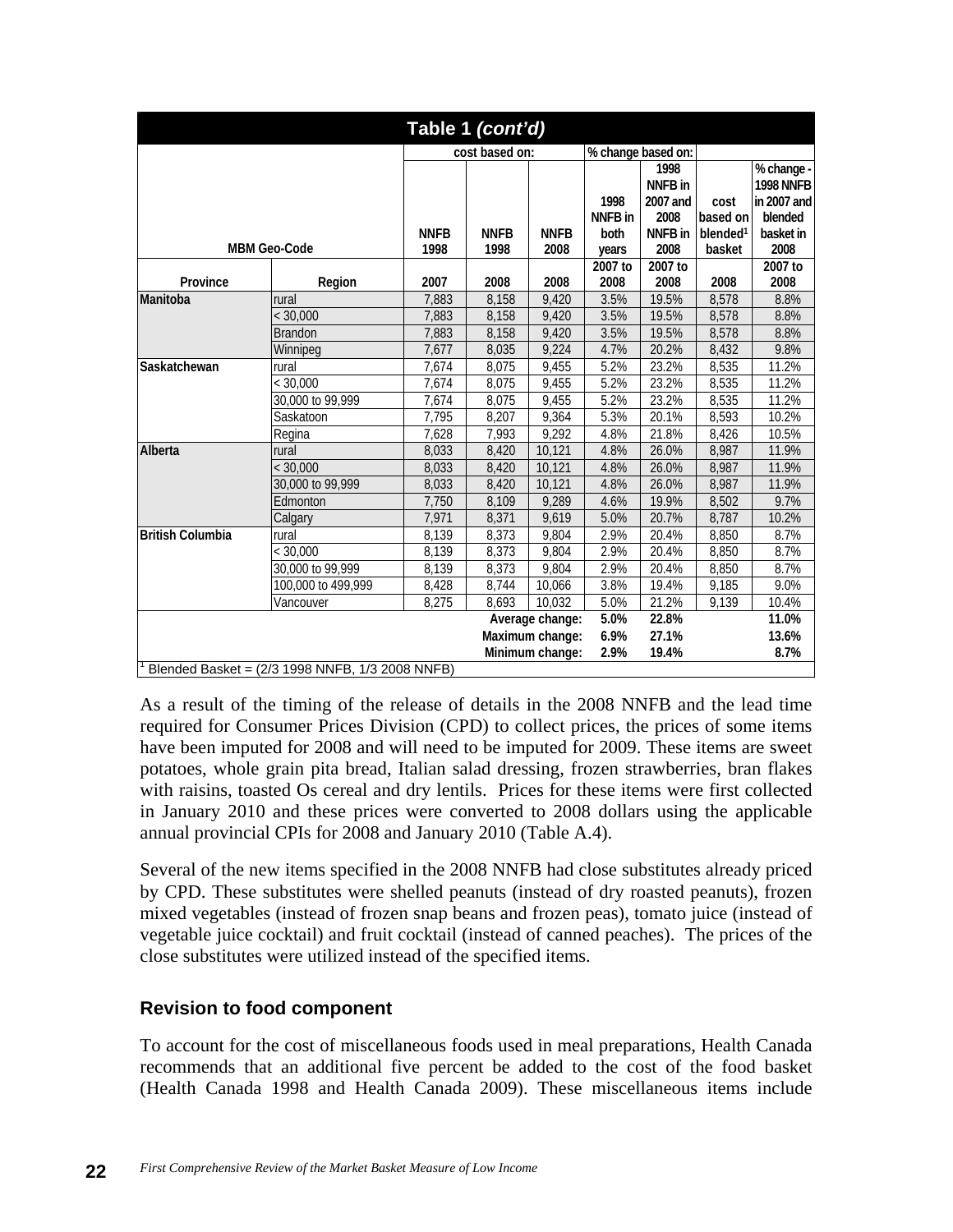| Table 1 *(cont'd)* | | | | | | | | | |
|---|---|---|---|---|---|---|---|---|---|
| | | cost based on: | | | % change based on: | | | | |
| MBM Geo-Code | | NNFB 1998 | NNFB 1998 | NNFB 2008 | 1998 NNFB in both years | 1998 NNFB in 2007 and 2008 NNFB in 2008 | cost based on blended[1] basket | % change - 1998 NNFB in 2007 and blended basket in 2008 |
| Province | Region | 2007 | 2008 | 2008 | 2007 to 2008 | 2007 to 2008 | 2008 | 2007 to 2008 |
| **Manitoba** | rural | 7,883 | 8,158 | 9,420 | 3.5% | 19.5% | 8,578 | 8.8% |
| | < 30,000 | 7,883 | 8,158 | 9,420 | 3.5% | 19.5% | 8,578 | 8.8% |
| | Brandon | 7,883 | 8,158 | 9,420 | 3.5% | 19.5% | 8,578 | 8.8% |
| | Winnipeg | 7,677 | 8,035 | 9,224 | 4.7% | 20.2% | 8,432 | 9.8% |
| **Saskatchewan** | rural | 7,674 | 8,075 | 9,455 | 5.2% | 23.2% | 8,535 | 11.2% |
| | < 30,000 | 7,674 | 8,075 | 9,455 | 5.2% | 23.2% | 8,535 | 11.2% |
| | 30,000 to 99,999 | 7,674 | 8,075 | 9,455 | 5.2% | 23.2% | 8,535 | 11.2% |
| | Saskatoon | 7,795 | 8,207 | 9,364 | 5.3% | 20.1% | 8,593 | 10.2% |
| | Regina | 7,628 | 7,993 | 9,292 | 4.8% | 21.8% | 8,426 | 10.5% |
| **Alberta** | rural | 8,033 | 8,420 | 10,121 | 4.8% | 26.0% | 8,987 | 11.9% |
| | < 30,000 | 8,033 | 8,420 | 10,121 | 4.8% | 26.0% | 8,987 | 11.9% |
| | 30,000 to 99,999 | 8,033 | 8,420 | 10,121 | 4.8% | 26.0% | 8,987 | 11.9% |
| | Edmonton | 7,750 | 8,109 | 9,289 | 4.6% | 19.9% | 8,502 | 9.7% |
| | Calgary | 7,971 | 8,371 | 9,619 | 5.0% | 20.7% | 8,787 | 10.2% |
| **British Columbia** | rural | 8,139 | 8,373 | 9,804 | 2.9% | 20.4% | 8,850 | 8.7% |
| | < 30,000 | 8,139 | 8,373 | 9,804 | 2.9% | 20.4% | 8,850 | 8.7% |
| | 30,000 to 99,999 | 8,139 | 8,373 | 9,804 | 2.9% | 20.4% | 8,850 | 8.7% |
| | 100,000 to 499,999 | 8,428 | 8,744 | 10,066 | 3.8% | 19.4% | 9,185 | 9.0% |
| | Vancouver | 8,275 | 8,693 | 10,032 | 5.0% | 21.2% | 9,139 | 10.4% |
| | | | | Average change: | 5.0% | 22.8% | | 11.0% |
| | | | | Maximum change: | 6.9% | 27.1% | | 13.6% |
| | | | | Minimum change: | 2.9% | 19.4% | | 8.7% |

[1] Blended Basket = (2/3 1998 NNFB, 1/3 2008 NNFB)

As a result of the timing of the release of details in the 2008 NNFB and the lead time required for Consumer Prices Division (CPD) to collect prices, the prices of some items have been imputed for 2008 and will need to be imputed for 2009. These items are sweet potatoes, whole grain pita bread, Italian salad dressing, frozen strawberries, bran flakes with raisins, toasted Os cereal and dry lentils. Prices for these items were first collected in January 2010 and these prices were converted to 2008 dollars using the applicable annual provincial CPIs for 2008 and January 2010 (Table A.4).

Several of the new items specified in the 2008 NNFB had close substitutes already priced by CPD. These substitutes were shelled peanuts (instead of dry roasted peanuts), frozen mixed vegetables (instead of frozen snap beans and frozen peas), tomato juice (instead of vegetable juice cocktail) and fruit cocktail (instead of canned peaches). The prices of the close substitutes were utilized instead of the specified items.

### Revision to food component

To account for the cost of miscellaneous foods used in meal preparations, Health Canada recommends that an additional five percent be added to the cost of the food basket (Health Canada 1998 and Health Canada 2009). These miscellaneous items include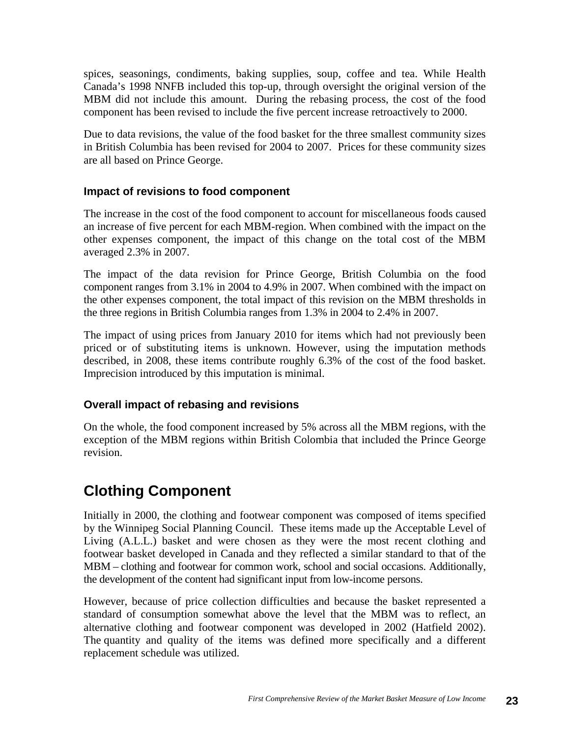spices, seasonings, condiments, baking supplies, soup, coffee and tea. While Health Canada's 1998 NNFB included this top-up, through oversight the original version of the MBM did not include this amount. During the rebasing process, the cost of the food component has been revised to include the five percent increase retroactively to 2000.

Due to data revisions, the value of the food basket for the three smallest community sizes in British Columbia has been revised for 2004 to 2007. Prices for these community sizes are all based on Prince George.

### Impact of revisions to food component

The increase in the cost of the food component to account for miscellaneous foods caused an increase of five percent for each MBM-region. When combined with the impact on the other expenses component, the impact of this change on the total cost of the MBM averaged 2.3% in 2007.

The impact of the data revision for Prince George, British Columbia on the food component ranges from 3.1% in 2004 to 4.9% in 2007. When combined with the impact on the other expenses component, the total impact of this revision on the MBM thresholds in the three regions in British Columbia ranges from 1.3% in 2004 to 2.4% in 2007.

The impact of using prices from January 2010 for items which had not previously been priced or of substituting items is unknown. However, using the imputation methods described, in 2008, these items contribute roughly 6.3% of the cost of the food basket. Imprecision introduced by this imputation is minimal.

### Overall impact of rebasing and revisions

On the whole, the food component increased by 5% across all the MBM regions, with the exception of the MBM regions within British Colombia that included the Prince George revision.

## Clothing Component

Initially in 2000, the clothing and footwear component was composed of items specified by the Winnipeg Social Planning Council. These items made up the Acceptable Level of Living (A.L.L.) basket and were chosen as they were the most recent clothing and footwear basket developed in Canada and they reflected a similar standard to that of the MBM – clothing and footwear for common work, school and social occasions. Additionally, the development of the content had significant input from low-income persons.

However, because of price collection difficulties and because the basket represented a standard of consumption somewhat above the level that the MBM was to reflect, an alternative clothing and footwear component was developed in 2002 (Hatfield 2002). The quantity and quality of the items was defined more specifically and a different replacement schedule was utilized.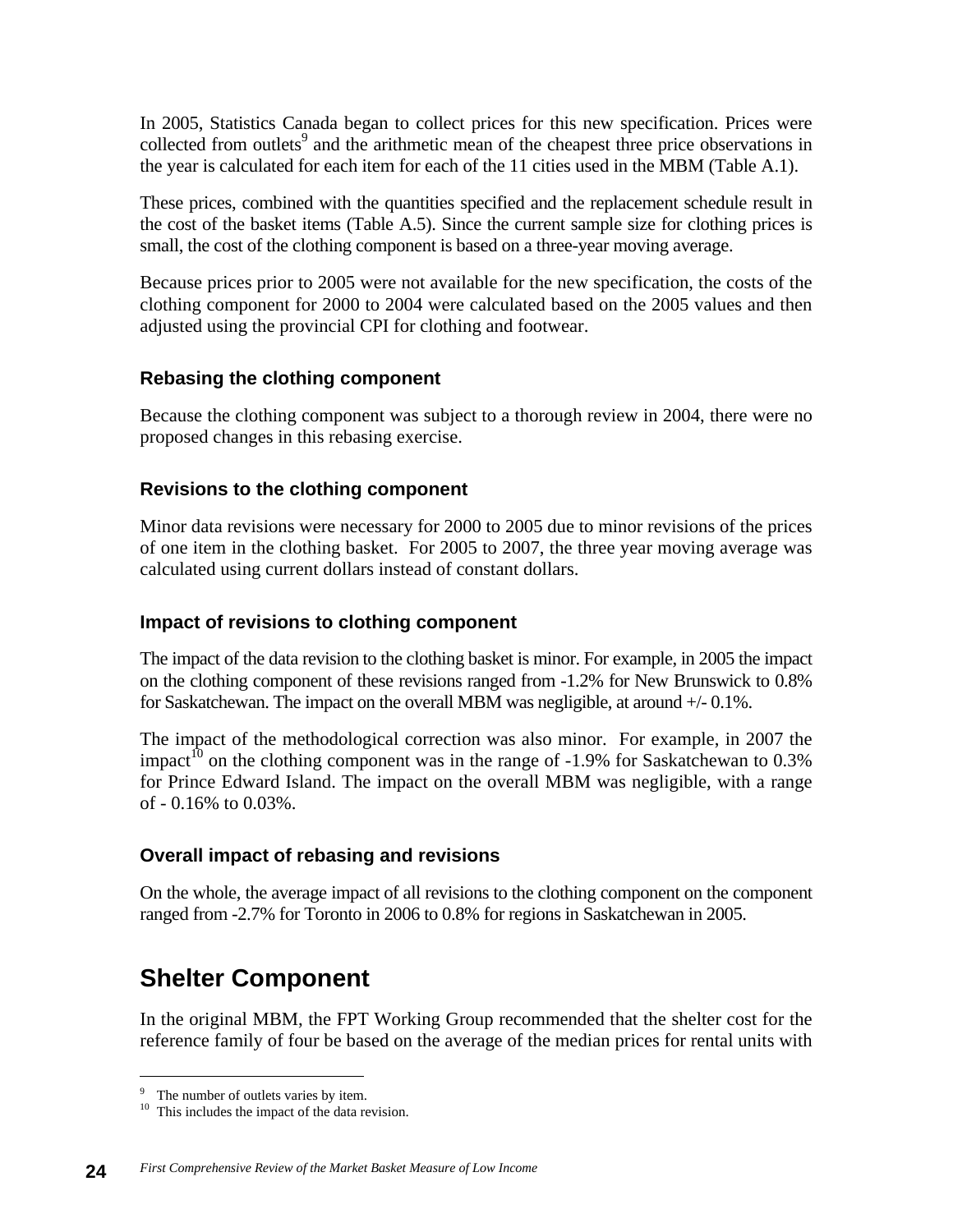In 2005, Statistics Canada began to collect prices for this new specification. Prices were collected from outlets[9] and the arithmetic mean of the cheapest three price observations in the year is calculated for each item for each of the 11 cities used in the MBM (Table A.1).

These prices, combined with the quantities specified and the replacement schedule result in the cost of the basket items (Table A.5). Since the current sample size for clothing prices is small, the cost of the clothing component is based on a three-year moving average.

Because prices prior to 2005 were not available for the new specification, the costs of the clothing component for 2000 to 2004 were calculated based on the 2005 values and then adjusted using the provincial CPI for clothing and footwear.

### Rebasing the clothing component

Because the clothing component was subject to a thorough review in 2004, there were no proposed changes in this rebasing exercise.

### Revisions to the clothing component

Minor data revisions were necessary for 2000 to 2005 due to minor revisions of the prices of one item in the clothing basket. For 2005 to 2007, the three year moving average was calculated using current dollars instead of constant dollars.

### Impact of revisions to clothing component

The impact of the data revision to the clothing basket is minor. For example, in 2005 the impact on the clothing component of these revisions ranged from -1.2% for New Brunswick to 0.8% for Saskatchewan. The impact on the overall MBM was negligible, at around +/- 0.1%.

The impact of the methodological correction was also minor. For example, in 2007 the impact[10] on the clothing component was in the range of -1.9% for Saskatchewan to 0.3% for Prince Edward Island. The impact on the overall MBM was negligible, with a range of - 0.16% to 0.03%.

### Overall impact of rebasing and revisions

On the whole, the average impact of all revisions to the clothing component on the component ranged from -2.7% for Toronto in 2006 to 0.8% for regions in Saskatchewan in 2005.

## Shelter Component

In the original MBM, the FPT Working Group recommended that the shelter cost for the reference family of four be based on the average of the median prices for rental units with

---

[9] The number of outlets varies by item.

[10] This includes the impact of the data revision.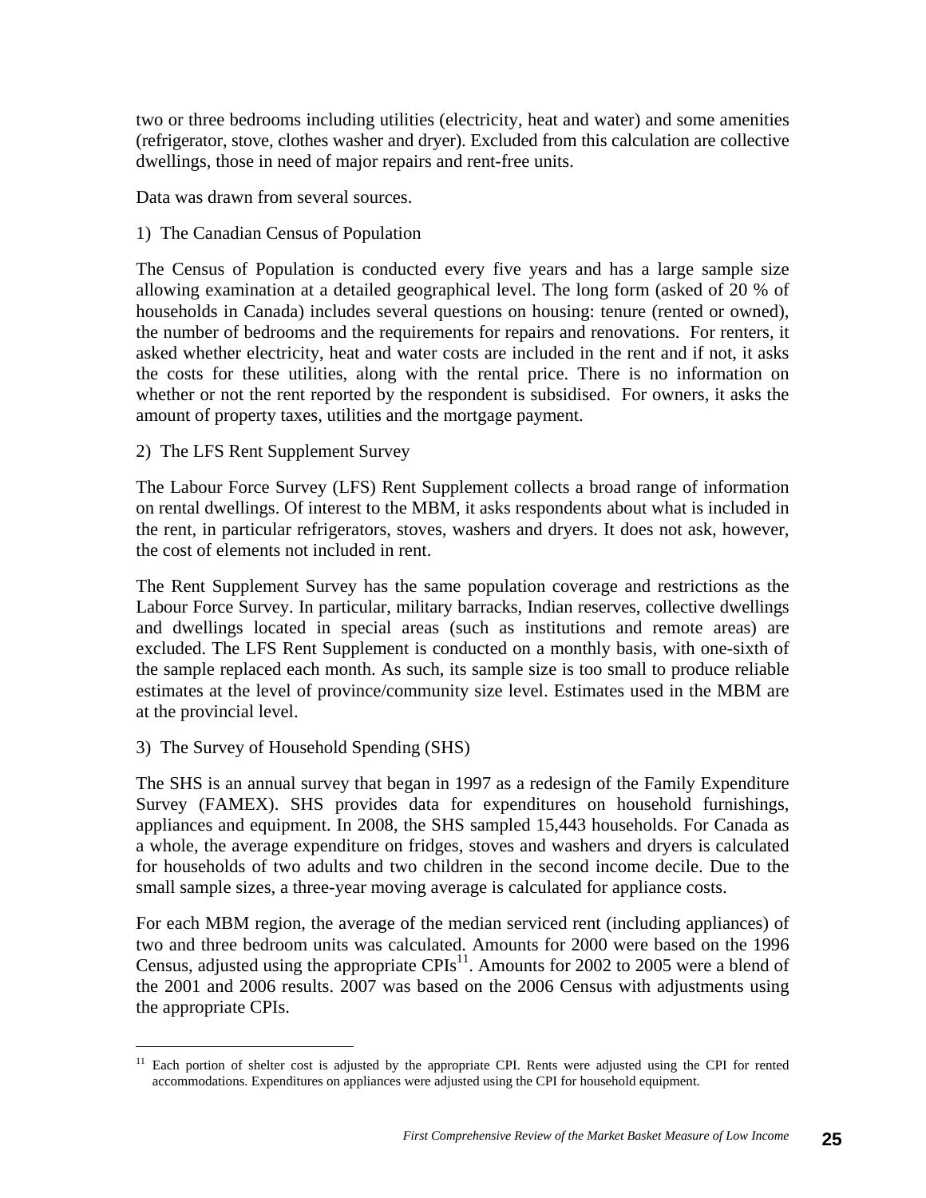two or three bedrooms including utilities (electricity, heat and water) and some amenities (refrigerator, stove, clothes washer and dryer). Excluded from this calculation are collective dwellings, those in need of major repairs and rent-free units.

Data was drawn from several sources.

1) The Canadian Census of Population

The Census of Population is conducted every five years and has a large sample size allowing examination at a detailed geographical level. The long form (asked of 20 % of households in Canada) includes several questions on housing: tenure (rented or owned), the number of bedrooms and the requirements for repairs and renovations. For renters, it asked whether electricity, heat and water costs are included in the rent and if not, it asks the costs for these utilities, along with the rental price. There is no information on whether or not the rent reported by the respondent is subsidised. For owners, it asks the amount of property taxes, utilities and the mortgage payment.

2) The LFS Rent Supplement Survey

The Labour Force Survey (LFS) Rent Supplement collects a broad range of information on rental dwellings. Of interest to the MBM, it asks respondents about what is included in the rent, in particular refrigerators, stoves, washers and dryers. It does not ask, however, the cost of elements not included in rent.

The Rent Supplement Survey has the same population coverage and restrictions as the Labour Force Survey. In particular, military barracks, Indian reserves, collective dwellings and dwellings located in special areas (such as institutions and remote areas) are excluded. The LFS Rent Supplement is conducted on a monthly basis, with one-sixth of the sample replaced each month. As such, its sample size is too small to produce reliable estimates at the level of province/community size level. Estimates used in the MBM are at the provincial level.

3) The Survey of Household Spending (SHS)

The SHS is an annual survey that began in 1997 as a redesign of the Family Expenditure Survey (FAMEX). SHS provides data for expenditures on household furnishings, appliances and equipment. In 2008, the SHS sampled 15,443 households. For Canada as a whole, the average expenditure on fridges, stoves and washers and dryers is calculated for households of two adults and two children in the second income decile. Due to the small sample sizes, a three-year moving average is calculated for appliance costs.

For each MBM region, the average of the median serviced rent (including appliances) of two and three bedroom units was calculated. Amounts for 2000 were based on the 1996 Census, adjusted using the appropriate CPIs[11]. Amounts for 2002 to 2005 were a blend of the 2001 and 2006 results. 2007 was based on the 2006 Census with adjustments using the appropriate CPIs.

---

[11] Each portion of shelter cost is adjusted by the appropriate CPI. Rents were adjusted using the CPI for rented accommodations. Expenditures on appliances were adjusted using the CPI for household equipment.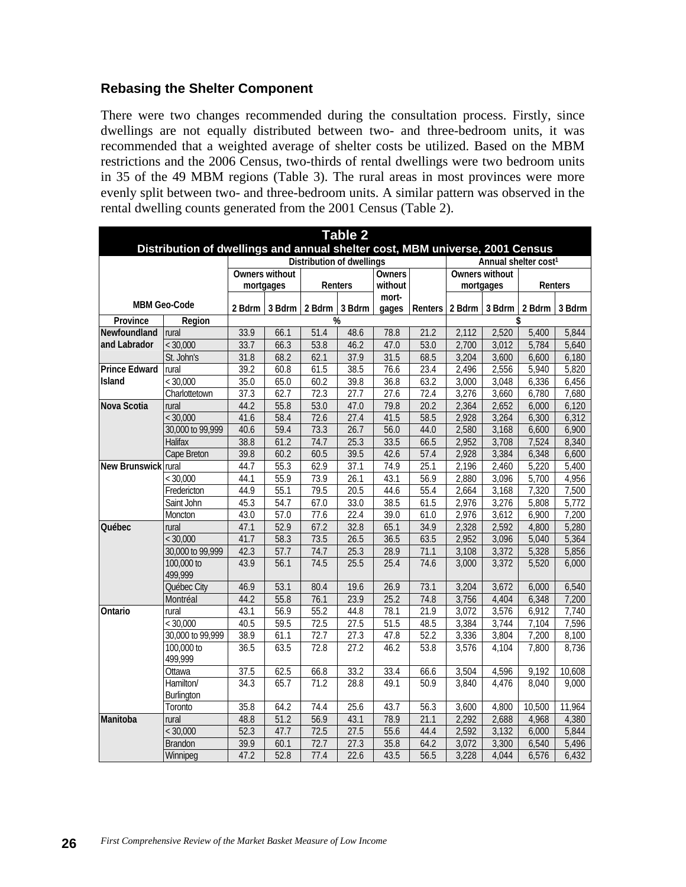### Rebasing the Shelter Component

There were two changes recommended during the consultation process. Firstly, since dwellings are not equally distributed between two- and three-bedroom units, it was recommended that a weighted average of shelter costs be utilized. Based on the MBM restrictions and the 2006 Census, two-thirds of rental dwellings were two bedroom units in 35 of the 49 MBM regions (Table 3). The rural areas in most provinces were more evenly split between two- and three-bedroom units. A similar pattern was observed in the rental dwelling counts generated from the 2001 Census (Table 2).

**Table 2**
**Distribution of dwellings and annual shelter cost, MBM universe, 2001 Census**

| MBM Geo-Code | | Distribution of dwellings | | | | | | Annual shelter cost[1] | | | |
|---|---|---|---|---|---|---|---|---|---|---|---|
| | | Owners without mortgages | | Renters | | Owners without mort-gages | Renters | Owners without mortgages | | Renters | |
| | | 2 Bdrm | 3 Bdrm | 2 Bdrm | 3 Bdrm | | | 2 Bdrm | 3 Bdrm | 2 Bdrm | 3 Bdrm |
| Province | Region | % | | | | | | $ | | | |
| Newfoundland and Labrador | rural | 33.9 | 66.1 | 51.4 | 48.6 | 78.8 | 21.2 | 2,112 | 2,520 | 5,400 | 5,844 |
| | < 30,000 | 33.7 | 66.3 | 53.8 | 46.2 | 47.0 | 53.0 | 2,700 | 3,012 | 5,784 | 5,640 |
| | St. John's | 31.8 | 68.2 | 62.1 | 37.9 | 31.5 | 68.5 | 3,204 | 3,600 | 6,600 | 6,180 |
| Prince Edward Island | rural | 39.2 | 60.8 | 61.5 | 38.5 | 76.6 | 23.4 | 2,496 | 2,556 | 5,940 | 5,820 |
| | < 30,000 | 35.0 | 65.0 | 60.2 | 39.8 | 36.8 | 63.2 | 3,000 | 3,048 | 6,336 | 6,456 |
| | Charlottetown | 37.3 | 62.7 | 72.3 | 27.7 | 27.6 | 72.4 | 3,276 | 3,660 | 6,780 | 7,680 |
| Nova Scotia | rural | 44.2 | 55.8 | 53.0 | 47.0 | 79.8 | 20.2 | 2,364 | 2,652 | 6,000 | 6,120 |
| | < 30,000 | 41.6 | 58.4 | 72.6 | 27.4 | 41.5 | 58.5 | 2,928 | 3,264 | 6,300 | 6,312 |
| | 30,000 to 99,999 | 40.6 | 59.4 | 73.3 | 26.7 | 56.0 | 44.0 | 2,580 | 3,168 | 6,600 | 6,900 |
| | Halifax | 38.8 | 61.2 | 74.7 | 25.3 | 33.5 | 66.5 | 2,952 | 3,708 | 7,524 | 8,340 |
| | Cape Breton | 39.8 | 60.2 | 60.5 | 39.5 | 42.6 | 57.4 | 2,928 | 3,384 | 6,348 | 6,600 |
| New Brunswick | rural | 44.7 | 55.3 | 62.9 | 37.1 | 74.9 | 25.1 | 2,196 | 2,460 | 5,220 | 5,400 |
| | < 30,000 | 44.1 | 55.9 | 73.9 | 26.1 | 43.1 | 56.9 | 2,880 | 3,096 | 5,700 | 4,956 |
| | Fredericton | 44.9 | 55.1 | 79.5 | 20.5 | 44.6 | 55.4 | 2,664 | 3,168 | 7,320 | 7,500 |
| | Saint John | 45.3 | 54.7 | 67.0 | 33.0 | 38.5 | 61.5 | 2,976 | 3,276 | 5,808 | 5,772 |
| | Moncton | 43.0 | 57.0 | 77.6 | 22.4 | 39.0 | 61.0 | 2,976 | 3,612 | 6,900 | 7,200 |
| Québec | rural | 47.1 | 52.9 | 67.2 | 32.8 | 65.1 | 34.9 | 2,328 | 2,592 | 4,800 | 5,280 |
| | < 30,000 | 41.7 | 58.3 | 73.5 | 26.5 | 36.5 | 63.5 | 2,952 | 3,096 | 5,040 | 5,364 |
| | 30,000 to 99,999 | 42.3 | 57.7 | 74.7 | 25.3 | 28.9 | 71.1 | 3,108 | 3,372 | 5,328 | 5,856 |
| | 100,000 to 499,999 | 43.9 | 56.1 | 74.5 | 25.5 | 25.4 | 74.6 | 3,000 | 3,372 | 5,520 | 6,000 |
| | Québec City | 46.9 | 53.1 | 80.4 | 19.6 | 26.9 | 73.1 | 3,204 | 3,672 | 6,000 | 6,540 |
| | Montréal | 44.2 | 55.8 | 76.1 | 23.9 | 25.2 | 74.8 | 3,756 | 4,404 | 6,348 | 7,200 |
| Ontario | rural | 43.1 | 56.9 | 55.2 | 44.8 | 78.1 | 21.9 | 3,072 | 3,576 | 6,912 | 7,740 |
| | < 30,000 | 40.5 | 59.5 | 72.5 | 27.5 | 51.5 | 48.5 | 3,384 | 3,744 | 7,104 | 7,596 |
| | 30,000 to 99,999 | 38.9 | 61.1 | 72.7 | 27.3 | 47.8 | 52.2 | 3,336 | 3,804 | 7,200 | 8,100 |
| | 100,000 to 499,999 | 36.5 | 63.5 | 72.8 | 27.2 | 46.2 | 53.8 | 3,576 | 4,104 | 7,800 | 8,736 |
| | Ottawa | 37.5 | 62.5 | 66.8 | 33.2 | 33.4 | 66.6 | 3,504 | 4,596 | 9,192 | 10,608 |
| | Hamilton/ Burlington | 34.3 | 65.7 | 71.2 | 28.8 | 49.1 | 50.9 | 3,840 | 4,476 | 8,040 | 9,000 |
| | Toronto | 35.8 | 64.2 | 74.4 | 25.6 | 43.7 | 56.3 | 3,600 | 4,800 | 10,500 | 11,964 |
| Manitoba | rural | 48.8 | 51.2 | 56.9 | 43.1 | 78.9 | 21.1 | 2,292 | 2,688 | 4,968 | 4,380 |
| | < 30,000 | 52.3 | 47.7 | 72.5 | 27.5 | 55.6 | 44.4 | 2,592 | 3,132 | 6,000 | 5,844 |
| | Brandon | 39.9 | 60.1 | 72.7 | 27.3 | 35.8 | 64.2 | 3,072 | 3,300 | 6,540 | 5,496 |
| | Winnipeg | 47.2 | 52.8 | 77.4 | 22.6 | 43.5 | 56.5 | 3,228 | 4,044 | 6,576 | 6,432 |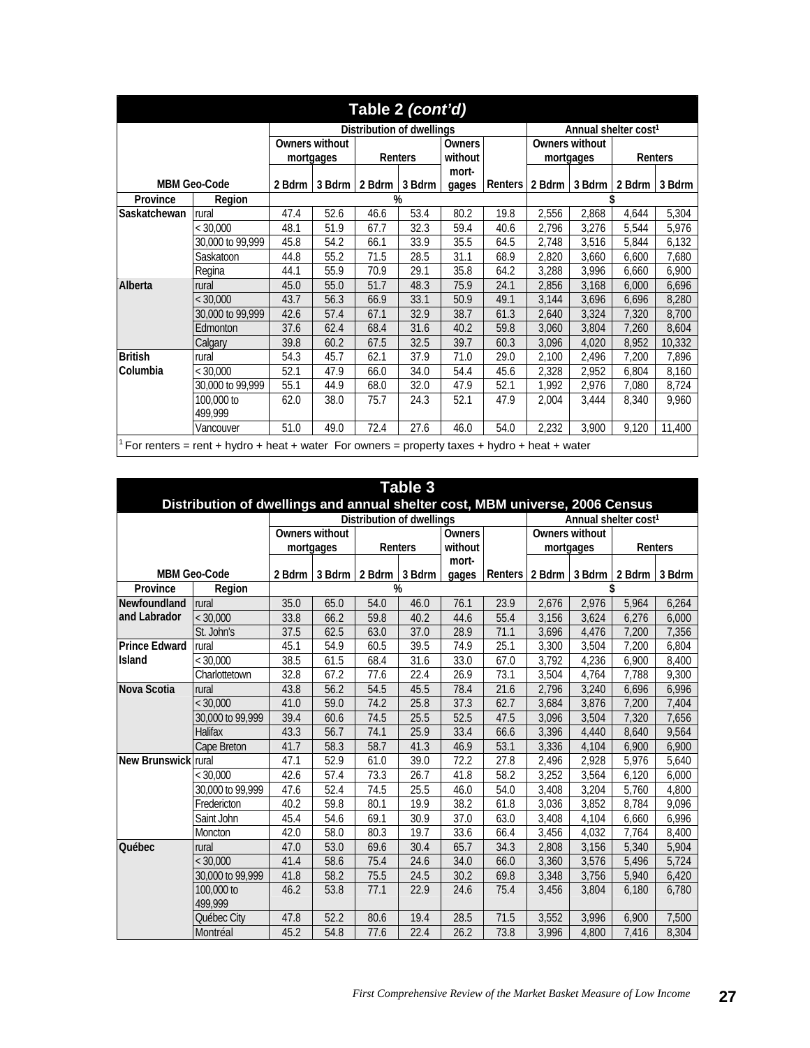## Table 2 *(cont'd)*

| MBM Geo-Code | | Distribution of dwellings | | | | | | Annual shelter cost[1] | | | |
|---|---|---|---|---|---|---|---|---|---|---|---|
| | | Owners without mortgages | | Renters | | Owners without mort-gages | Renters | Owners without mortgages | | Renters | |
| Province | Region | 2 Bdrm | 3 Bdrm | 2 Bdrm | 3 Bdrm | | | 2 Bdrm | 3 Bdrm | 2 Bdrm | 3 Bdrm |
| | | % | | | | | | $ | | | |
| Saskatchewan | rural | 47.4 | 52.6 | 46.6 | 53.4 | 80.2 | 19.8 | 2,556 | 2,868 | 4,644 | 5,304 |
| | < 30,000 | 48.1 | 51.9 | 67.7 | 32.3 | 59.4 | 40.6 | 2,796 | 3,276 | 5,544 | 5,976 |
| | 30,000 to 99,999 | 45.8 | 54.2 | 66.1 | 33.9 | 35.5 | 64.5 | 2,748 | 3,516 | 5,844 | 6,132 |
| | Saskatoon | 44.8 | 55.2 | 71.5 | 28.5 | 31.1 | 68.9 | 2,820 | 3,660 | 6,600 | 7,680 |
| | Regina | 44.1 | 55.9 | 70.9 | 29.1 | 35.8 | 64.2 | 3,288 | 3,996 | 6,660 | 6,900 |
| Alberta | rural | 45.0 | 55.0 | 51.7 | 48.3 | 75.9 | 24.1 | 2,856 | 3,168 | 6,000 | 6,696 |
| | < 30,000 | 43.7 | 56.3 | 66.9 | 33.1 | 50.9 | 49.1 | 3,144 | 3,696 | 6,696 | 8,280 |
| | 30,000 to 99,999 | 42.6 | 57.4 | 67.1 | 32.9 | 38.7 | 61.3 | 2,640 | 3,324 | 7,320 | 8,700 |
| | Edmonton | 37.6 | 62.4 | 68.4 | 31.6 | 40.2 | 59.8 | 3,060 | 3,804 | 7,260 | 8,604 |
| | Calgary | 39.8 | 60.2 | 67.5 | 32.5 | 39.7 | 60.3 | 3,096 | 4,020 | 8,952 | 10,332 |
| British Columbia | rural | 54.3 | 45.7 | 62.1 | 37.9 | 71.0 | 29.0 | 2,100 | 2,496 | 7,200 | 7,896 |
| | < 30,000 | 52.1 | 47.9 | 66.0 | 34.0 | 54.4 | 45.6 | 2,328 | 2,952 | 6,804 | 8,160 |
| | 30,000 to 99,999 | 55.1 | 44.9 | 68.0 | 32.0 | 47.9 | 52.1 | 1,992 | 2,976 | 7,080 | 8,724 |
| | 100,000 to 499,999 | 62.0 | 38.0 | 75.7 | 24.3 | 52.1 | 47.9 | 2,004 | 3,444 | 8,340 | 9,960 |
| | Vancouver | 51.0 | 49.0 | 72.4 | 27.6 | 46.0 | 54.0 | 2,232 | 3,900 | 9,120 | 11,400 |

[1] For renters = rent + hydro + heat + water For owners = property taxes + hydro + heat + water

## Table 3
### Distribution of dwellings and annual shelter cost, MBM universe, 2006 Census

| MBM Geo-Code | | Distribution of dwellings | | | | | | Annual shelter cost[1] | | | |
|---|---|---|---|---|---|---|---|---|---|---|---|
| | | Owners without mortgages | | Renters | | Owners without mort-gages | Renters | Owners without mortgages | | Renters | |
| Province | Region | 2 Bdrm | 3 Bdrm | 2 Bdrm | 3 Bdrm | | | 2 Bdrm | 3 Bdrm | 2 Bdrm | 3 Bdrm |
| | | % | | | | | | $ | | | |
| Newfoundland and Labrador | rural | 35.0 | 65.0 | 54.0 | 46.0 | 76.1 | 23.9 | 2,676 | 2,976 | 5,964 | 6,264 |
| | < 30,000 | 33.8 | 66.2 | 59.8 | 40.2 | 44.6 | 55.4 | 3,156 | 3,624 | 6,276 | 6,000 |
| | St. John's | 37.5 | 62.5 | 63.0 | 37.0 | 28.9 | 71.1 | 3,696 | 4,476 | 7,200 | 7,356 |
| Prince Edward Island | rural | 45.1 | 54.9 | 60.5 | 39.5 | 74.9 | 25.1 | 3,300 | 3,504 | 7,200 | 6,804 |
| | < 30,000 | 38.5 | 61.5 | 68.4 | 31.6 | 33.0 | 67.0 | 3,792 | 4,236 | 6,900 | 8,400 |
| | Charlottetown | 32.8 | 67.2 | 77.6 | 22.4 | 26.9 | 73.1 | 3,504 | 4,764 | 7,788 | 9,300 |
| Nova Scotia | rural | 43.8 | 56.2 | 54.5 | 45.5 | 78.4 | 21.6 | 2,796 | 3,240 | 6,696 | 6,996 |
| | < 30,000 | 41.0 | 59.0 | 74.2 | 25.8 | 37.3 | 62.7 | 3,684 | 3,876 | 7,200 | 7,404 |
| | 30,000 to 99,999 | 39.4 | 60.6 | 74.5 | 25.5 | 52.5 | 47.5 | 3,096 | 3,504 | 7,320 | 7,656 |
| | Halifax | 43.3 | 56.7 | 74.1 | 25.9 | 33.4 | 66.6 | 3,396 | 4,440 | 8,640 | 9,564 |
| | Cape Breton | 41.7 | 58.3 | 58.7 | 41.3 | 46.9 | 53.1 | 3,336 | 4,104 | 6,900 | 6,900 |
| New Brunswick | rural | 47.1 | 52.9 | 61.0 | 39.0 | 72.2 | 27.8 | 2,496 | 2,928 | 5,976 | 5,640 |
| | < 30,000 | 42.6 | 57.4 | 73.3 | 26.7 | 41.8 | 58.2 | 3,252 | 3,564 | 6,120 | 6,000 |
| | 30,000 to 99,999 | 47.6 | 52.4 | 74.5 | 25.5 | 46.0 | 54.0 | 3,408 | 3,204 | 5,760 | 4,800 |
| | Fredericton | 40.2 | 59.8 | 80.1 | 19.9 | 38.2 | 61.8 | 3,036 | 3,852 | 8,784 | 9,096 |
| | Saint John | 45.4 | 54.6 | 69.1 | 30.9 | 37.0 | 63.0 | 3,408 | 4,104 | 6,660 | 6,996 |
| | Moncton | 42.0 | 58.0 | 80.3 | 19.7 | 33.6 | 66.4 | 3,456 | 4,032 | 7,764 | 8,400 |
| Québec | rural | 47.0 | 53.0 | 69.6 | 30.4 | 65.7 | 34.3 | 2,808 | 3,156 | 5,340 | 5,904 |
| | < 30,000 | 41.4 | 58.6 | 75.4 | 24.6 | 34.0 | 66.0 | 3,360 | 3,576 | 5,496 | 5,724 |
| | 30,000 to 99,999 | 41.8 | 58.2 | 75.5 | 24.5 | 30.2 | 69.8 | 3,348 | 3,756 | 5,940 | 6,420 |
| | 100,000 to 499,999 | 46.2 | 53.8 | 77.1 | 22.9 | 24.6 | 75.4 | 3,456 | 3,804 | 6,180 | 6,780 |
| | Québec City | 47.8 | 52.2 | 80.6 | 19.4 | 28.5 | 71.5 | 3,552 | 3,996 | 6,900 | 7,500 |
| | Montréal | 45.2 | 54.8 | 77.6 | 22.4 | 26.2 | 73.8 | 3,996 | 4,800 | 7,416 | 8,304 |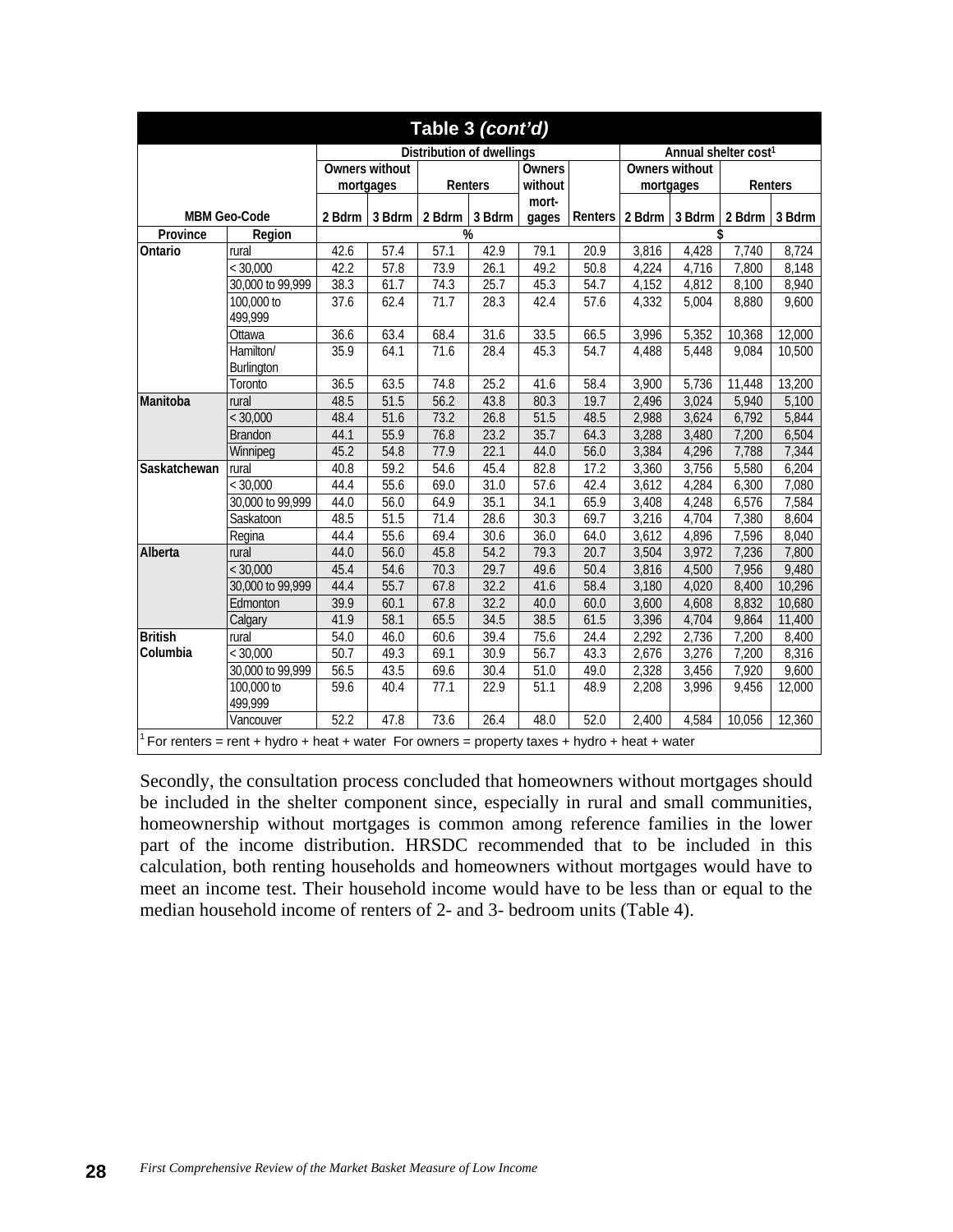**Table 3 *(cont'd)***

| MBM Geo-Code | | Distribution of dwellings | | | | | | Annual shelter cost[1] | | | |
|---|---|---|---|---|---|---|---|---|---|---|---|
| | | Owners without mortgages | | Renters | | Owners without mort-gages | Renters | Owners without mortgages | | Renters | |
| | | 2 Bdrm | 3 Bdrm | 2 Bdrm | 3 Bdrm | | | 2 Bdrm | 3 Bdrm | 2 Bdrm | 3 Bdrm |
| **Province** | **Region** | % | | | | | | $ | | | |
| **Ontario** | rural | 42.6 | 57.4 | 57.1 | 42.9 | 79.1 | 20.9 | 3,816 | 4,428 | 7,740 | 8,724 |
| | < 30,000 | 42.2 | 57.8 | 73.9 | 26.1 | 49.2 | 50.8 | 4,224 | 4,716 | 7,800 | 8,148 |
| | 30,000 to 99,999 | 38.3 | 61.7 | 74.3 | 25.7 | 45.3 | 54.7 | 4,152 | 4,812 | 8,100 | 8,940 |
| | 100,000 to 499,999 | 37.6 | 62.4 | 71.7 | 28.3 | 42.4 | 57.6 | 4,332 | 5,004 | 8,880 | 9,600 |
| | Ottawa | 36.6 | 63.4 | 68.4 | 31.6 | 33.5 | 66.5 | 3,996 | 5,352 | 10,368 | 12,000 |
| | Hamilton/ Burlington | 35.9 | 64.1 | 71.6 | 28.4 | 45.3 | 54.7 | 4,488 | 5,448 | 9,084 | 10,500 |
| | Toronto | 36.5 | 63.5 | 74.8 | 25.2 | 41.6 | 58.4 | 3,900 | 5,736 | 11,448 | 13,200 |
| **Manitoba** | rural | 48.5 | 51.5 | 56.2 | 43.8 | 80.3 | 19.7 | 2,496 | 3,024 | 5,940 | 5,100 |
| | < 30,000 | 48.4 | 51.6 | 73.2 | 26.8 | 51.5 | 48.5 | 2,988 | 3,624 | 6,792 | 5,844 |
| | Brandon | 44.1 | 55.9 | 76.8 | 23.2 | 35.7 | 64.3 | 3,288 | 3,480 | 7,200 | 6,504 |
| | Winnipeg | 45.2 | 54.8 | 77.9 | 22.1 | 44.0 | 56.0 | 3,384 | 4,296 | 7,788 | 7,344 |
| **Saskatchewan** | rural | 40.8 | 59.2 | 54.6 | 45.4 | 82.8 | 17.2 | 3,360 | 3,756 | 5,580 | 6,204 |
| | < 30,000 | 44.4 | 55.6 | 69.0 | 31.0 | 57.6 | 42.4 | 3,612 | 4,284 | 6,300 | 7,080 |
| | 30,000 to 99,999 | 44.0 | 56.0 | 64.9 | 35.1 | 34.1 | 65.9 | 3,408 | 4,248 | 6,576 | 7,584 |
| | Saskatoon | 48.5 | 51.5 | 71.4 | 28.6 | 30.3 | 69.7 | 3,216 | 4,704 | 7,380 | 8,604 |
| | Regina | 44.4 | 55.6 | 69.4 | 30.6 | 36.0 | 64.0 | 3,612 | 4,896 | 7,596 | 8,040 |
| **Alberta** | rural | 44.0 | 56.0 | 45.8 | 54.2 | 79.3 | 20.7 | 3,504 | 3,972 | 7,236 | 7,800 |
| | < 30,000 | 45.4 | 54.6 | 70.3 | 29.7 | 49.6 | 50.4 | 3,816 | 4,500 | 7,956 | 9,480 |
| | 30,000 to 99,999 | 44.4 | 55.7 | 67.8 | 32.2 | 41.6 | 58.4 | 3,180 | 4,020 | 8,400 | 10,296 |
| | Edmonton | 39.9 | 60.1 | 67.8 | 32.2 | 40.0 | 60.0 | 3,600 | 4,608 | 8,832 | 10,680 |
| | Calgary | 41.9 | 58.1 | 65.5 | 34.5 | 38.5 | 61.5 | 3,396 | 4,704 | 9,864 | 11,400 |
| **British Columbia** | rural | 54.0 | 46.0 | 60.6 | 39.4 | 75.6 | 24.4 | 2,292 | 2,736 | 7,200 | 8,400 |
| | < 30,000 | 50.7 | 49.3 | 69.1 | 30.9 | 56.7 | 43.3 | 2,676 | 3,276 | 7,200 | 8,316 |
| | 30,000 to 99,999 | 56.5 | 43.5 | 69.6 | 30.4 | 51.0 | 49.0 | 2,328 | 3,456 | 7,920 | 9,600 |
| | 100,000 to 499,999 | 59.6 | 40.4 | 77.1 | 22.9 | 51.1 | 48.9 | 2,208 | 3,996 | 9,456 | 12,000 |
| | Vancouver | 52.2 | 47.8 | 73.6 | 26.4 | 48.0 | 52.0 | 2,400 | 4,584 | 10,056 | 12,360 |

[1] For renters = rent + hydro + heat + water For owners = property taxes + hydro + heat + water

Secondly, the consultation process concluded that homeowners without mortgages should be included in the shelter component since, especially in rural and small communities, homeownership without mortgages is common among reference families in the lower part of the income distribution. HRSDC recommended that to be included in this calculation, both renting households and homeowners without mortgages would have to meet an income test. Their household income would have to be less than or equal to the median household income of renters of 2- and 3- bedroom units (Table 4).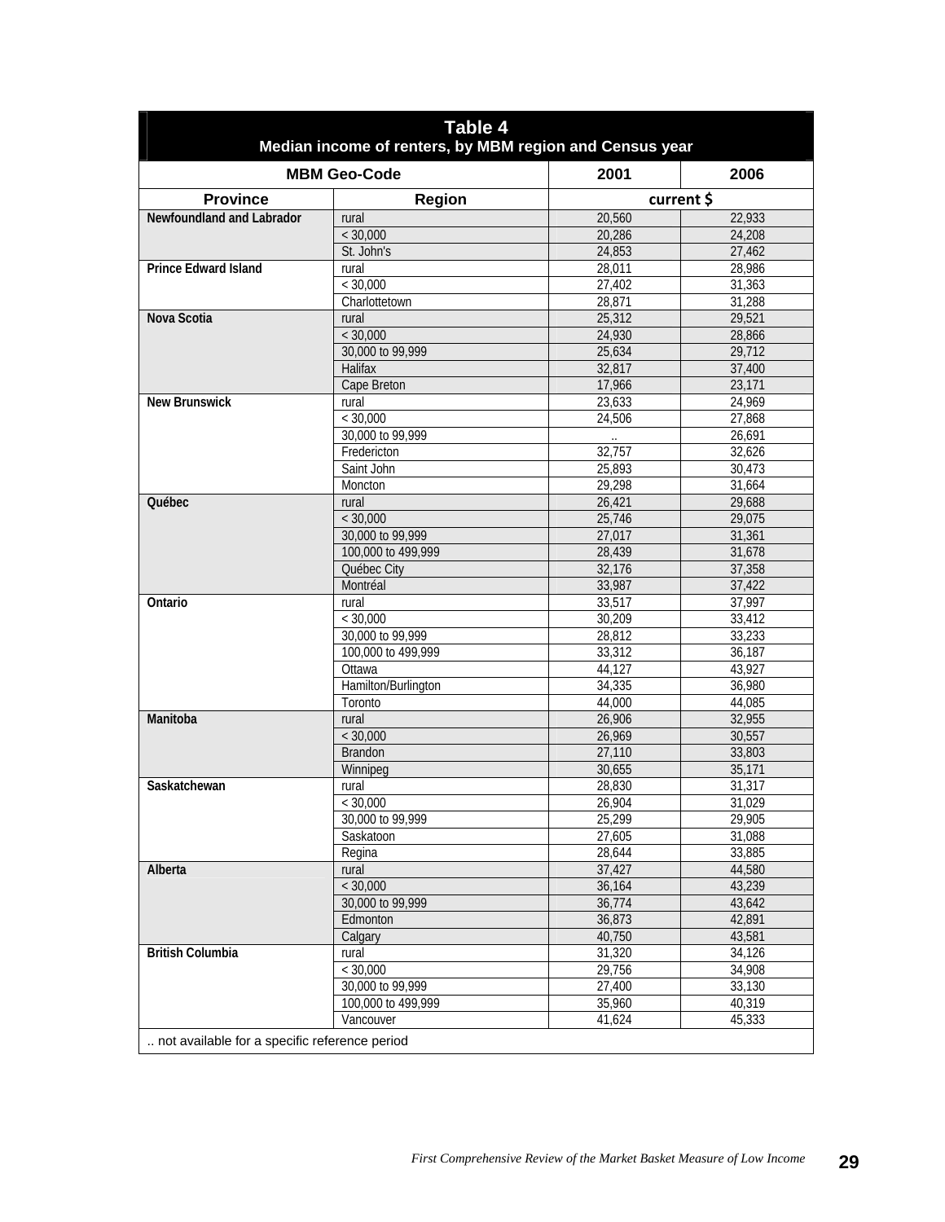**Table 4**
**Median income of renters, by MBM region and Census year**

| MBM Geo-Code | | 2001 | 2006 |
|---|---|---|---|
| Province | Region | current $ | |
| Newfoundland and Labrador | rural | 20,560 | 22,933 |
| | < 30,000 | 20,286 | 24,208 |
| | St. John's | 24,853 | 27,462 |
| Prince Edward Island | rural | 28,011 | 28,986 |
| | < 30,000 | 27,402 | 31,363 |
| | Charlottetown | 28,871 | 31,288 |
| Nova Scotia | rural | 25,312 | 29,521 |
| | < 30,000 | 24,930 | 28,866 |
| | 30,000 to 99,999 | 25,634 | 29,712 |
| | Halifax | 32,817 | 37,400 |
| | Cape Breton | 17,966 | 23,171 |
| New Brunswick | rural | 23,633 | 24,969 |
| | < 30,000 | 24,506 | 27,868 |
| | 30,000 to 99,999 | .. | 26,691 |
| | Fredericton | 32,757 | 32,626 |
| | Saint John | 25,893 | 30,473 |
| | Moncton | 29,298 | 31,664 |
| Québec | rural | 26,421 | 29,688 |
| | < 30,000 | 25,746 | 29,075 |
| | 30,000 to 99,999 | 27,017 | 31,361 |
| | 100,000 to 499,999 | 28,439 | 31,678 |
| | Québec City | 32,176 | 37,358 |
| | Montréal | 33,987 | 37,422 |
| Ontario | rural | 33,517 | 37,997 |
| | < 30,000 | 30,209 | 33,412 |
| | 30,000 to 99,999 | 28,812 | 33,233 |
| | 100,000 to 499,999 | 33,312 | 36,187 |
| | Ottawa | 44,127 | 43,927 |
| | Hamilton/Burlington | 34,335 | 36,980 |
| | Toronto | 44,000 | 44,085 |
| Manitoba | rural | 26,906 | 32,955 |
| | < 30,000 | 26,969 | 30,557 |
| | Brandon | 27,110 | 33,803 |
| | Winnipeg | 30,655 | 35,171 |
| Saskatchewan | rural | 28,830 | 31,317 |
| | < 30,000 | 26,904 | 31,029 |
| | 30,000 to 99,999 | 25,299 | 29,905 |
| | Saskatoon | 27,605 | 31,088 |
| | Regina | 28,644 | 33,885 |
| Alberta | rural | 37,427 | 44,580 |
| | < 30,000 | 36,164 | 43,239 |
| | 30,000 to 99,999 | 36,774 | 43,642 |
| | Edmonton | 36,873 | 42,891 |
| | Calgary | 40,750 | 43,581 |
| British Columbia | rural | 31,320 | 34,126 |
| | < 30,000 | 29,756 | 34,908 |
| | 30,000 to 99,999 | 27,400 | 33,130 |
| | 100,000 to 499,999 | 35,960 | 40,319 |
| | Vancouver | 41,624 | 45,333 |

.. not available for a specific reference period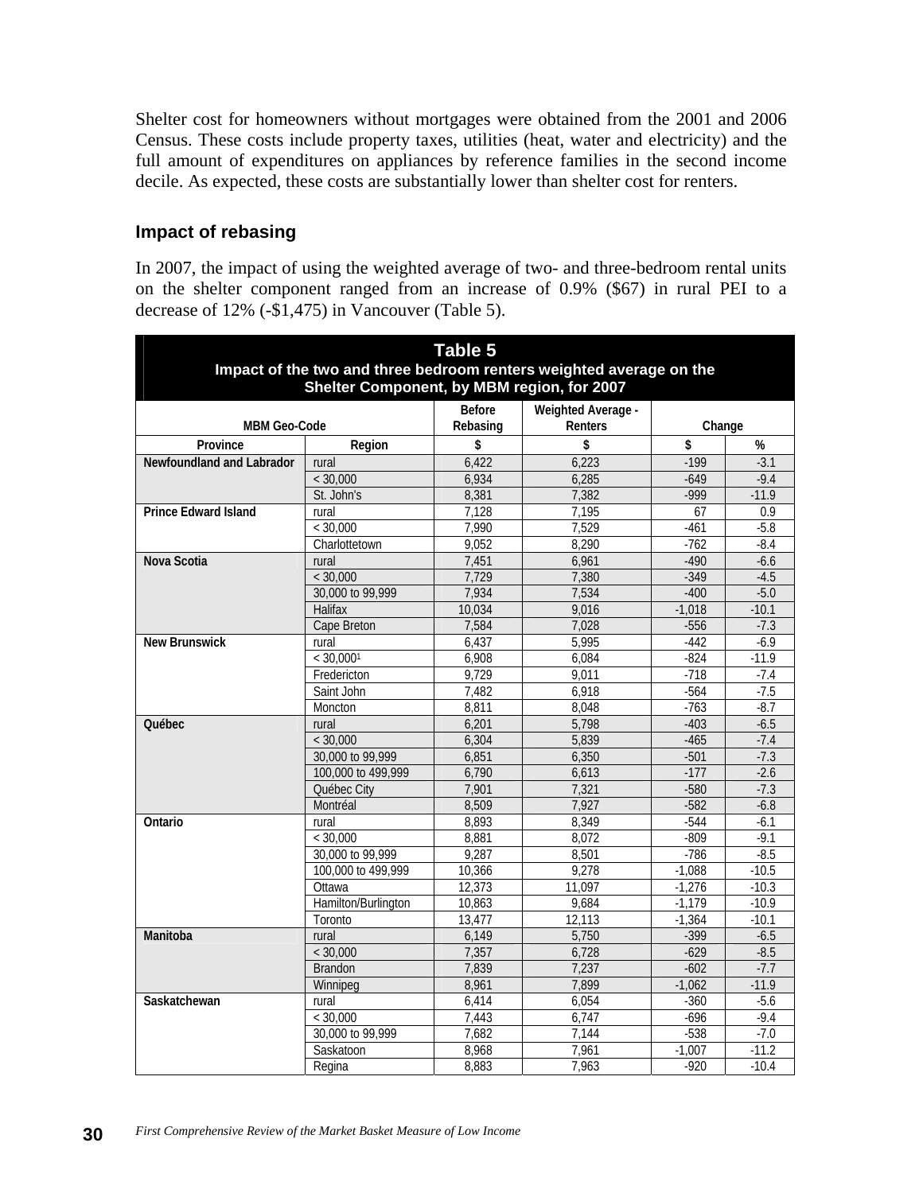Shelter cost for homeowners without mortgages were obtained from the 2001 and 2006 Census. These costs include property taxes, utilities (heat, water and electricity) and the full amount of expenditures on appliances by reference families in the second income decile. As expected, these costs are substantially lower than shelter cost for renters.

### Impact of rebasing

In 2007, the impact of using the weighted average of two- and three-bedroom rental units on the shelter component ranged from an increase of 0.9% ($67) in rural PEI to a decrease of 12% (-$1,475) in Vancouver (Table 5).

**Table 5**
**Impact of the two and three bedroom renters weighted average on the Shelter Component, by MBM region, for 2007**

| MBM Geo-Code | | Before Rebasing | Weighted Average - Renters | Change | |
|---|---|---|---|---|---|
| Province | Region | $ | $ | $ | % |
| **Newfoundland and Labrador** | rural | 6,422 | 6,223 | -199 | -3.1 |
| | < 30,000 | 6,934 | 6,285 | -649 | -9.4 |
| | St. John's | 8,381 | 7,382 | -999 | -11.9 |
| **Prince Edward Island** | rural | 7,128 | 7,195 | 67 | 0.9 |
| | < 30,000 | 7,990 | 7,529 | -461 | -5.8 |
| | Charlottetown | 9,052 | 8,290 | -762 | -8.4 |
| **Nova Scotia** | rural | 7,451 | 6,961 | -490 | -6.6 |
| | < 30,000 | 7,729 | 7,380 | -349 | -4.5 |
| | 30,000 to 99,999 | 7,934 | 7,534 | -400 | -5.0 |
| | Halifax | 10,034 | 9,016 | -1,018 | -10.1 |
| | Cape Breton | 7,584 | 7,028 | -556 | -7.3 |
| **New Brunswick** | rural | 6,437 | 5,995 | -442 | -6.9 |
| | < 30,000[1] | 6,908 | 6,084 | -824 | -11.9 |
| | Fredericton | 9,729 | 9,011 | -718 | -7.4 |
| | Saint John | 7,482 | 6,918 | -564 | -7.5 |
| | Moncton | 8,811 | 8,048 | -763 | -8.7 |
| **Québec** | rural | 6,201 | 5,798 | -403 | -6.5 |
| | < 30,000 | 6,304 | 5,839 | -465 | -7.4 |
| | 30,000 to 99,999 | 6,851 | 6,350 | -501 | -7.3 |
| | 100,000 to 499,999 | 6,790 | 6,613 | -177 | -2.6 |
| | Québec City | 7,901 | 7,321 | -580 | -7.3 |
| | Montréal | 8,509 | 7,927 | -582 | -6.8 |
| **Ontario** | rural | 8,893 | 8,349 | -544 | -6.1 |
| | < 30,000 | 8,881 | 8,072 | -809 | -9.1 |
| | 30,000 to 99,999 | 9,287 | 8,501 | -786 | -8.5 |
| | 100,000 to 499,999 | 10,366 | 9,278 | -1,088 | -10.5 |
| | Ottawa | 12,373 | 11,097 | -1,276 | -10.3 |
| | Hamilton/Burlington | 10,863 | 9,684 | -1,179 | -10.9 |
| | Toronto | 13,477 | 12,113 | -1,364 | -10.1 |
| **Manitoba** | rural | 6,149 | 5,750 | -399 | -6.5 |
| | < 30,000 | 7,357 | 6,728 | -629 | -8.5 |
| | Brandon | 7,839 | 7,237 | -602 | -7.7 |
| | Winnipeg | 8,961 | 7,899 | -1,062 | -11.9 |
| **Saskatchewan** | rural | 6,414 | 6,054 | -360 | -5.6 |
| | < 30,000 | 7,443 | 6,747 | -696 | -9.4 |
| | 30,000 to 99,999 | 7,682 | 7,144 | -538 | -7.0 |
| | Saskatoon | 8,968 | 7,961 | -1,007 | -11.2 |
| | Regina | 8,883 | 7,963 | -920 | -10.4 |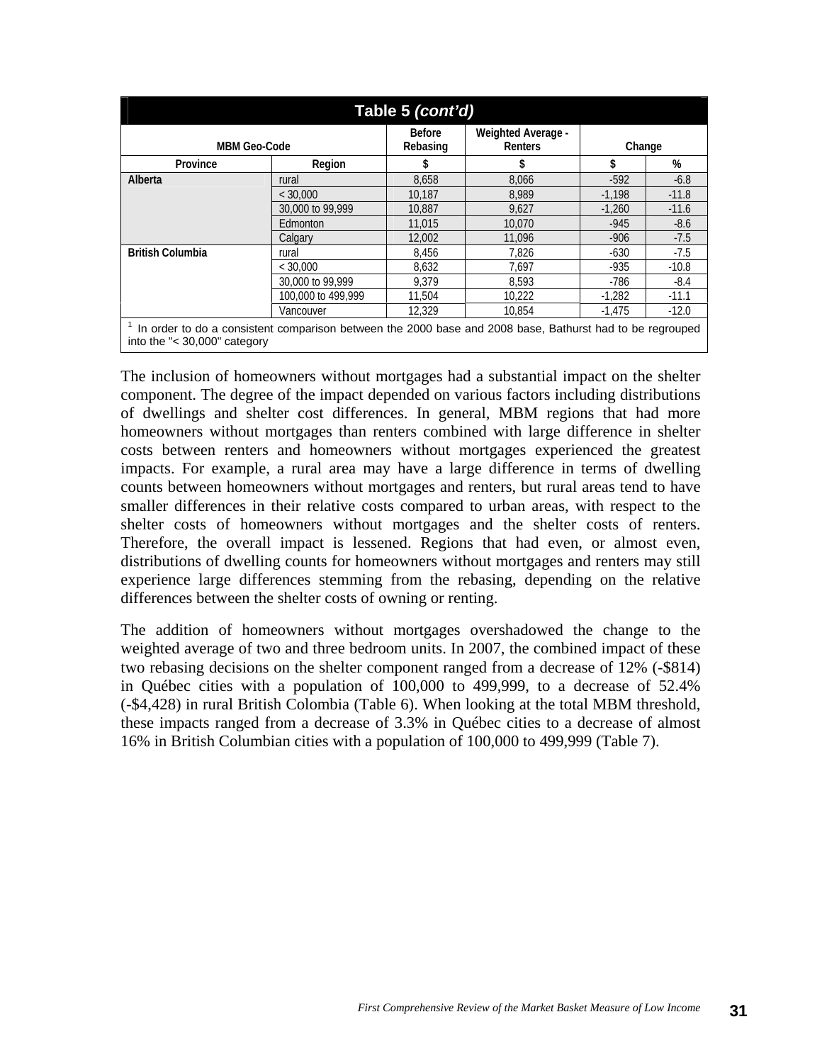| Table 5 *(cont'd)* | | | | | |
|---|---|---|---|---|---|
| MBM Geo-Code | | Before Rebasing | Weighted Average - Renters | Change | |
| Province | Region | $ | $ | $ | % |
| **Alberta** | rural | 8,658 | 8,066 | -592 | -6.8 |
| | < 30,000 | 10,187 | 8,989 | -1,198 | -11.8 |
| | 30,000 to 99,999 | 10,887 | 9,627 | -1,260 | -11.6 |
| | Edmonton | 11,015 | 10,070 | -945 | -8.6 |
| | Calgary | 12,002 | 11,096 | -906 | -7.5 |
| **British Columbia** | rural | 8,456 | 7,826 | -630 | -7.5 |
| | < 30,000 | 8,632 | 7,697 | -935 | -10.8 |
| | 30,000 to 99,999 | 9,379 | 8,593 | -786 | -8.4 |
| | 100,000 to 499,999 | 11,504 | 10,222 | -1,282 | -11.1 |
| | Vancouver | 12,329 | 10,854 | -1,475 | -12.0 |

[1] In order to do a consistent comparison between the 2000 base and 2008 base, Bathurst had to be regrouped into the "< 30,000" category

The inclusion of homeowners without mortgages had a substantial impact on the shelter component. The degree of the impact depended on various factors including distributions of dwellings and shelter cost differences. In general, MBM regions that had more homeowners without mortgages than renters combined with large difference in shelter costs between renters and homeowners without mortgages experienced the greatest impacts. For example, a rural area may have a large difference in terms of dwelling counts between homeowners without mortgages and renters, but rural areas tend to have smaller differences in their relative costs compared to urban areas, with respect to the shelter costs of homeowners without mortgages and the shelter costs of renters. Therefore, the overall impact is lessened. Regions that had even, or almost even, distributions of dwelling counts for homeowners without mortgages and renters may still experience large differences stemming from the rebasing, depending on the relative differences between the shelter costs of owning or renting.

The addition of homeowners without mortgages overshadowed the change to the weighted average of two and three bedroom units. In 2007, the combined impact of these two rebasing decisions on the shelter component ranged from a decrease of 12% (-$814) in Québec cities with a population of 100,000 to 499,999, to a decrease of 52.4% (-$4,428) in rural British Colombia (Table 6). When looking at the total MBM threshold, these impacts ranged from a decrease of 3.3% in Québec cities to a decrease of almost 16% in British Columbian cities with a population of 100,000 to 499,999 (Table 7).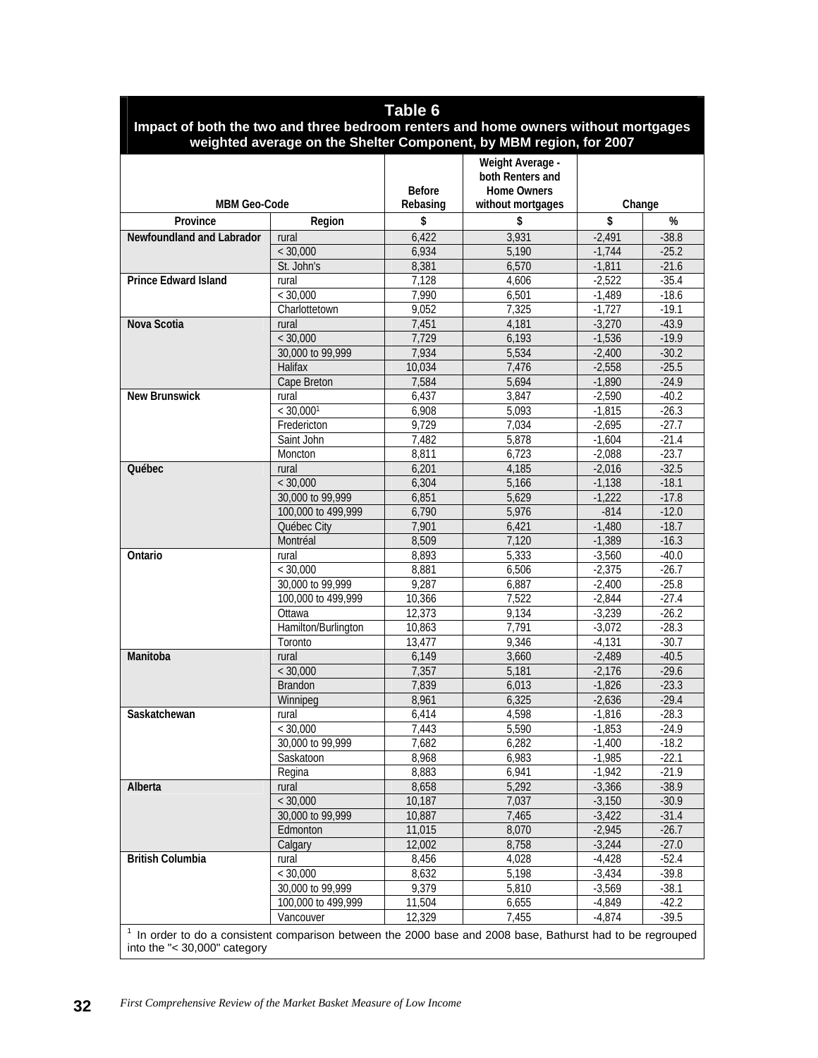**Table 6**
**Impact of both the two and three bedroom renters and home owners without mortgages weighted average on the Shelter Component, by MBM region, for 2007**

| MBM Geo-Code | | Before Rebasing | Weight Average - both Renters and Home Owners without mortgages | Change | |
|---|---|---|---|---|---|
| Province | Region | $ | $ | $ | % |
| **Newfoundland and Labrador** | rural | 6,422 | 3,931 | -2,491 | -38.8 |
| | < 30,000 | 6,934 | 5,190 | -1,744 | -25.2 |
| | St. John's | 8,381 | 6,570 | -1,811 | -21.6 |
| **Prince Edward Island** | rural | 7,128 | 4,606 | -2,522 | -35.4 |
| | < 30,000 | 7,990 | 6,501 | -1,489 | -18.6 |
| | Charlottetown | 9,052 | 7,325 | -1,727 | -19.1 |
| **Nova Scotia** | rural | 7,451 | 4,181 | -3,270 | -43.9 |
| | < 30,000 | 7,729 | 6,193 | -1,536 | -19.9 |
| | 30,000 to 99,999 | 7,934 | 5,534 | -2,400 | -30.2 |
| | Halifax | 10,034 | 7,476 | -2,558 | -25.5 |
| | Cape Breton | 7,584 | 5,694 | -1,890 | -24.9 |
| **New Brunswick** | rural | 6,437 | 3,847 | -2,590 | -40.2 |
| | < 30,000[1] | 6,908 | 5,093 | -1,815 | -26.3 |
| | Fredericton | 9,729 | 7,034 | -2,695 | -27.7 |
| | Saint John | 7,482 | 5,878 | -1,604 | -21.4 |
| | Moncton | 8,811 | 6,723 | -2,088 | -23.7 |
| **Québec** | rural | 6,201 | 4,185 | -2,016 | -32.5 |
| | < 30,000 | 6,304 | 5,166 | -1,138 | -18.1 |
| | 30,000 to 99,999 | 6,851 | 5,629 | -1,222 | -17.8 |
| | 100,000 to 499,999 | 6,790 | 5,976 | -814 | -12.0 |
| | Québec City | 7,901 | 6,421 | -1,480 | -18.7 |
| | Montréal | 8,509 | 7,120 | -1,389 | -16.3 |
| **Ontario** | rural | 8,893 | 5,333 | -3,560 | -40.0 |
| | < 30,000 | 8,881 | 6,506 | -2,375 | -26.7 |
| | 30,000 to 99,999 | 9,287 | 6,887 | -2,400 | -25.8 |
| | 100,000 to 499,999 | 10,366 | 7,522 | -2,844 | -27.4 |
| | Ottawa | 12,373 | 9,134 | -3,239 | -26.2 |
| | Hamilton/Burlington | 10,863 | 7,791 | -3,072 | -28.3 |
| | Toronto | 13,477 | 9,346 | -4,131 | -30.7 |
| **Manitoba** | rural | 6,149 | 3,660 | -2,489 | -40.5 |
| | < 30,000 | 7,357 | 5,181 | -2,176 | -29.6 |
| | Brandon | 7,839 | 6,013 | -1,826 | -23.3 |
| | Winnipeg | 8,961 | 6,325 | -2,636 | -29.4 |
| **Saskatchewan** | rural | 6,414 | 4,598 | -1,816 | -28.3 |
| | < 30,000 | 7,443 | 5,590 | -1,853 | -24.9 |
| | 30,000 to 99,999 | 7,682 | 6,282 | -1,400 | -18.2 |
| | Saskatoon | 8,968 | 6,983 | -1,985 | -22.1 |
| | Regina | 8,883 | 6,941 | -1,942 | -21.9 |
| **Alberta** | rural | 8,658 | 5,292 | -3,366 | -38.9 |
| | < 30,000 | 10,187 | 7,037 | -3,150 | -30.9 |
| | 30,000 to 99,999 | 10,887 | 7,465 | -3,422 | -31.4 |
| | Edmonton | 11,015 | 8,070 | -2,945 | -26.7 |
| | Calgary | 12,002 | 8,758 | -3,244 | -27.0 |
| **British Columbia** | rural | 8,456 | 4,028 | -4,428 | -52.4 |
| | < 30,000 | 8,632 | 5,198 | -3,434 | -39.8 |
| | 30,000 to 99,999 | 9,379 | 5,810 | -3,569 | -38.1 |
| | 100,000 to 499,999 | 11,504 | 6,655 | -4,849 | -42.2 |
| | Vancouver | 12,329 | 7,455 | -4,874 | -39.5 |

[1] In order to do a consistent comparison between the 2000 base and 2008 base, Bathurst had to be regrouped into the "< 30,000" category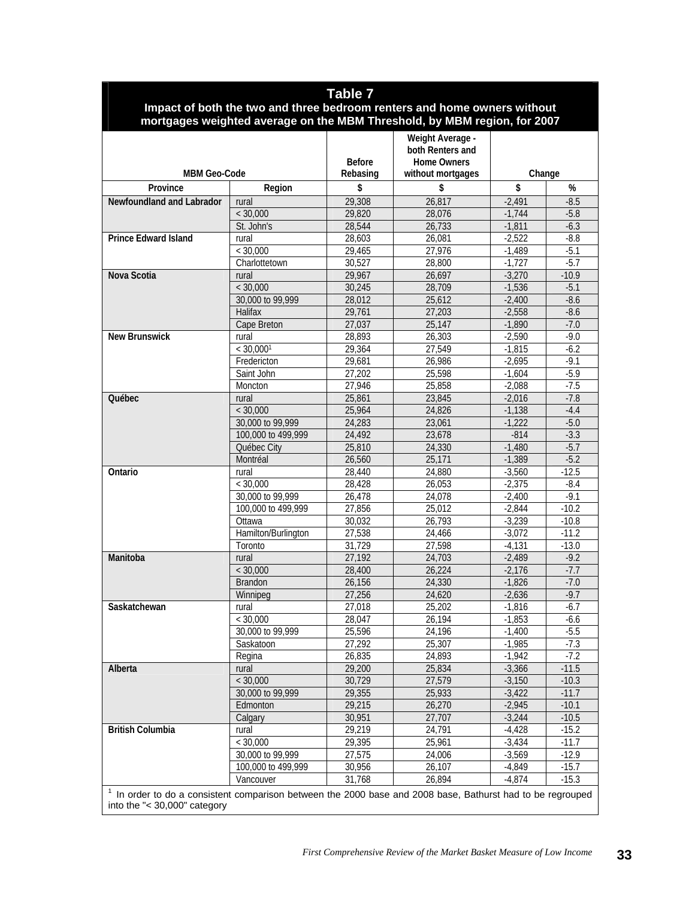**Table 7**
**Impact of both the two and three bedroom renters and home owners without mortgages weighted average on the MBM Threshold, by MBM region, for 2007**

| MBM Geo-Code | | Before Rebasing | Weight Average - both Renters and Home Owners without mortgages | Change | |
|---|---|---|---|---|---|
| Province | Region | $ | $ | $ | % |
| **Newfoundland and Labrador** | rural | 29,308 | 26,817 | -2,491 | -8.5 |
| | < 30,000 | 29,820 | 28,076 | -1,744 | -5.8 |
| | St. John's | 28,544 | 26,733 | -1,811 | -6.3 |
| **Prince Edward Island** | rural | 28,603 | 26,081 | -2,522 | -8.8 |
| | < 30,000 | 29,465 | 27,976 | -1,489 | -5.1 |
| | Charlottetown | 30,527 | 28,800 | -1,727 | -5.7 |
| **Nova Scotia** | rural | 29,967 | 26,697 | -3,270 | -10.9 |
| | < 30,000 | 30,245 | 28,709 | -1,536 | -5.1 |
| | 30,000 to 99,999 | 28,012 | 25,612 | -2,400 | -8.6 |
| | Halifax | 29,761 | 27,203 | -2,558 | -8.6 |
| | Cape Breton | 27,037 | 25,147 | -1,890 | -7.0 |
| **New Brunswick** | rural | 28,893 | 26,303 | -2,590 | -9.0 |
| | < 30,000[1] | 29,364 | 27,549 | -1,815 | -6.2 |
| | Fredericton | 29,681 | 26,986 | -2,695 | -9.1 |
| | Saint John | 27,202 | 25,598 | -1,604 | -5.9 |
| | Moncton | 27,946 | 25,858 | -2,088 | -7.5 |
| **Québec** | rural | 25,861 | 23,845 | -2,016 | -7.8 |
| | < 30,000 | 25,964 | 24,826 | -1,138 | -4.4 |
| | 30,000 to 99,999 | 24,283 | 23,061 | -1,222 | -5.0 |
| | 100,000 to 499,999 | 24,492 | 23,678 | -814 | -3.3 |
| | Québec City | 25,810 | 24,330 | -1,480 | -5.7 |
| | Montréal | 26,560 | 25,171 | -1,389 | -5.2 |
| **Ontario** | rural | 28,440 | 24,880 | -3,560 | -12.5 |
| | < 30,000 | 28,428 | 26,053 | -2,375 | -8.4 |
| | 30,000 to 99,999 | 26,478 | 24,078 | -2,400 | -9.1 |
| | 100,000 to 499,999 | 27,856 | 25,012 | -2,844 | -10.2 |
| | Ottawa | 30,032 | 26,793 | -3,239 | -10.8 |
| | Hamilton/Burlington | 27,538 | 24,466 | -3,072 | -11.2 |
| | Toronto | 31,729 | 27,598 | -4,131 | -13.0 |
| **Manitoba** | rural | 27,192 | 24,703 | -2,489 | -9.2 |
| | < 30,000 | 28,400 | 26,224 | -2,176 | -7.7 |
| | Brandon | 26,156 | 24,330 | -1,826 | -7.0 |
| | Winnipeg | 27,256 | 24,620 | -2,636 | -9.7 |
| **Saskatchewan** | rural | 27,018 | 25,202 | -1,816 | -6.7 |
| | < 30,000 | 28,047 | 26,194 | -1,853 | -6.6 |
| | 30,000 to 99,999 | 25,596 | 24,196 | -1,400 | -5.5 |
| | Saskatoon | 27,292 | 25,307 | -1,985 | -7.3 |
| | Regina | 26,835 | 24,893 | -1,942 | -7.2 |
| **Alberta** | rural | 29,200 | 25,834 | -3,366 | -11.5 |
| | < 30,000 | 30,729 | 27,579 | -3,150 | -10.3 |
| | 30,000 to 99,999 | 29,355 | 25,933 | -3,422 | -11.7 |
| | Edmonton | 29,215 | 26,270 | -2,945 | -10.1 |
| | Calgary | 30,951 | 27,707 | -3,244 | -10.5 |
| **British Columbia** | rural | 29,219 | 24,791 | -4,428 | -15.2 |
| | < 30,000 | 29,395 | 25,961 | -3,434 | -11.7 |
| | 30,000 to 99,999 | 27,575 | 24,006 | -3,569 | -12.9 |
| | 100,000 to 499,999 | 30,956 | 26,107 | -4,849 | -15.7 |
| | Vancouver | 31,768 | 26,894 | -4,874 | -15.3 |

[1] In order to do a consistent comparison between the 2000 base and 2008 base, Bathurst had to be regrouped into the "< 30,000" category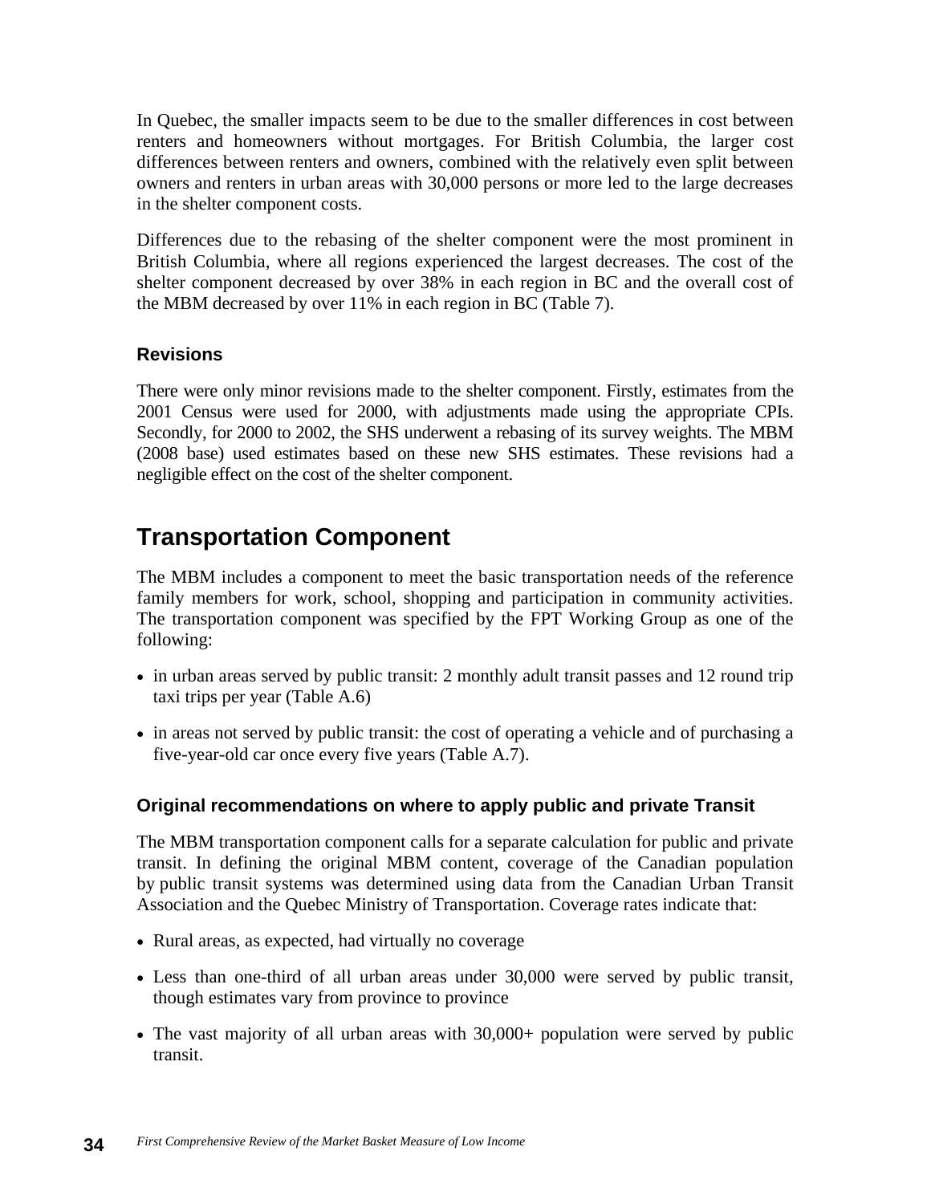In Quebec, the smaller impacts seem to be due to the smaller differences in cost between renters and homeowners without mortgages. For British Columbia, the larger cost differences between renters and owners, combined with the relatively even split between owners and renters in urban areas with 30,000 persons or more led to the large decreases in the shelter component costs.

Differences due to the rebasing of the shelter component were the most prominent in British Columbia, where all regions experienced the largest decreases. The cost of the shelter component decreased by over 38% in each region in BC and the overall cost of the MBM decreased by over 11% in each region in BC (Table 7).

### Revisions

There were only minor revisions made to the shelter component. Firstly, estimates from the 2001 Census were used for 2000, with adjustments made using the appropriate CPIs. Secondly, for 2000 to 2002, the SHS underwent a rebasing of its survey weights. The MBM (2008 base) used estimates based on these new SHS estimates. These revisions had a negligible effect on the cost of the shelter component.

## Transportation Component

The MBM includes a component to meet the basic transportation needs of the reference family members for work, school, shopping and participation in community activities. The transportation component was specified by the FPT Working Group as one of the following:

- in urban areas served by public transit: 2 monthly adult transit passes and 12 round trip taxi trips per year (Table A.6)
- in areas not served by public transit: the cost of operating a vehicle and of purchasing a five-year-old car once every five years (Table A.7).

### Original recommendations on where to apply public and private Transit

The MBM transportation component calls for a separate calculation for public and private transit. In defining the original MBM content, coverage of the Canadian population by public transit systems was determined using data from the Canadian Urban Transit Association and the Quebec Ministry of Transportation. Coverage rates indicate that:

- Rural areas, as expected, had virtually no coverage
- Less than one-third of all urban areas under 30,000 were served by public transit, though estimates vary from province to province
- The vast majority of all urban areas with 30,000+ population were served by public transit.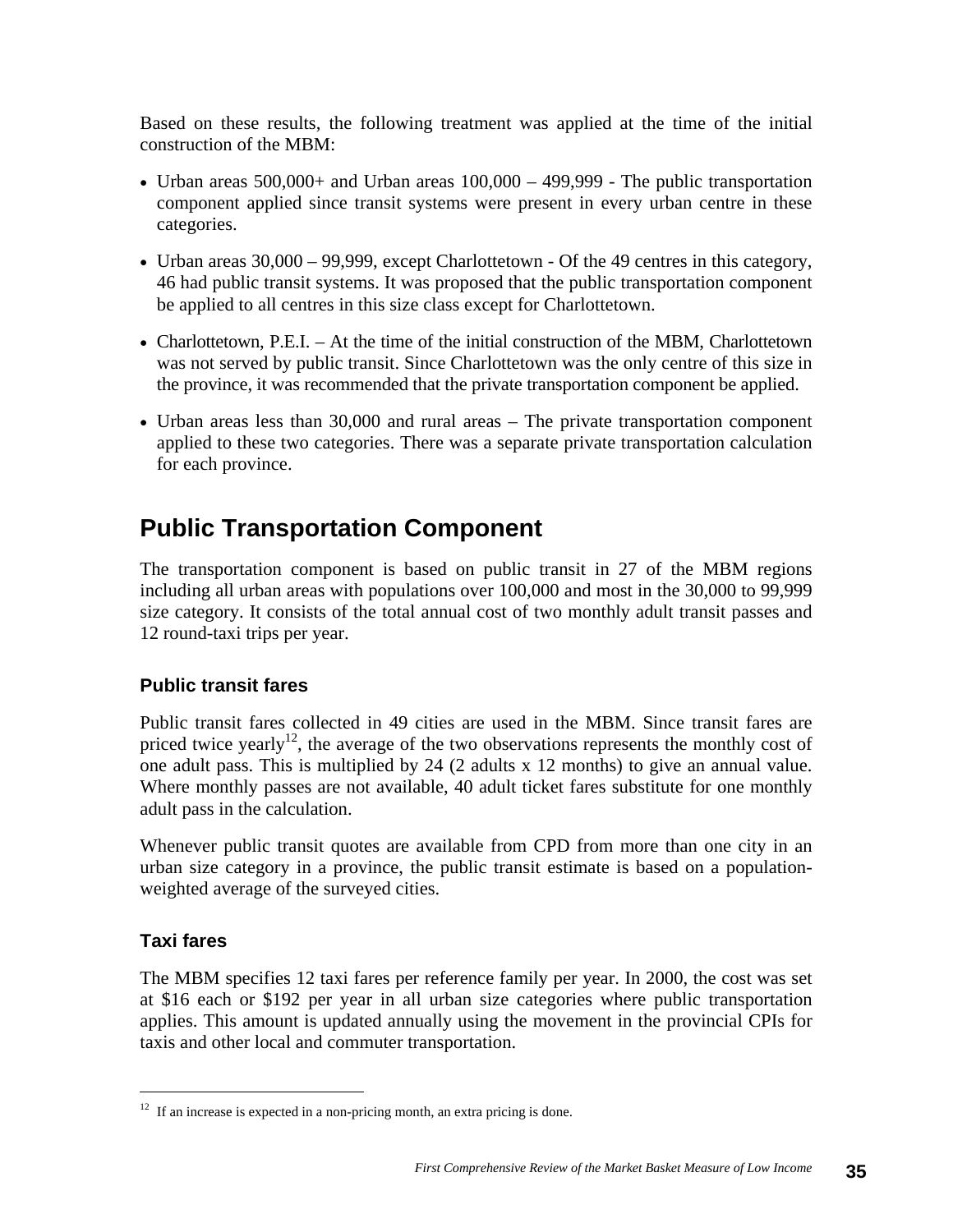Based on these results, the following treatment was applied at the time of the initial construction of the MBM:

- Urban areas 500,000+ and Urban areas 100,000 – 499,999 - The public transportation component applied since transit systems were present in every urban centre in these categories.
- Urban areas 30,000 – 99,999, except Charlottetown - Of the 49 centres in this category, 46 had public transit systems. It was proposed that the public transportation component be applied to all centres in this size class except for Charlottetown.
- Charlottetown, P.E.I. – At the time of the initial construction of the MBM, Charlottetown was not served by public transit. Since Charlottetown was the only centre of this size in the province, it was recommended that the private transportation component be applied.
- Urban areas less than 30,000 and rural areas – The private transportation component applied to these two categories. There was a separate private transportation calculation for each province.

## Public Transportation Component

The transportation component is based on public transit in 27 of the MBM regions including all urban areas with populations over 100,000 and most in the 30,000 to 99,999 size category. It consists of the total annual cost of two monthly adult transit passes and 12 round-taxi trips per year.

### Public transit fares

Public transit fares collected in 49 cities are used in the MBM. Since transit fares are priced twice yearly[12], the average of the two observations represents the monthly cost of one adult pass. This is multiplied by 24 (2 adults x 12 months) to give an annual value. Where monthly passes are not available, 40 adult ticket fares substitute for one monthly adult pass in the calculation.

Whenever public transit quotes are available from CPD from more than one city in an urban size category in a province, the public transit estimate is based on a population-weighted average of the surveyed cities.

### Taxi fares

The MBM specifies 12 taxi fares per reference family per year. In 2000, the cost was set at $16 each or $192 per year in all urban size categories where public transportation applies. This amount is updated annually using the movement in the provincial CPIs for taxis and other local and commuter transportation.

[12] If an increase is expected in a non-pricing month, an extra pricing is done.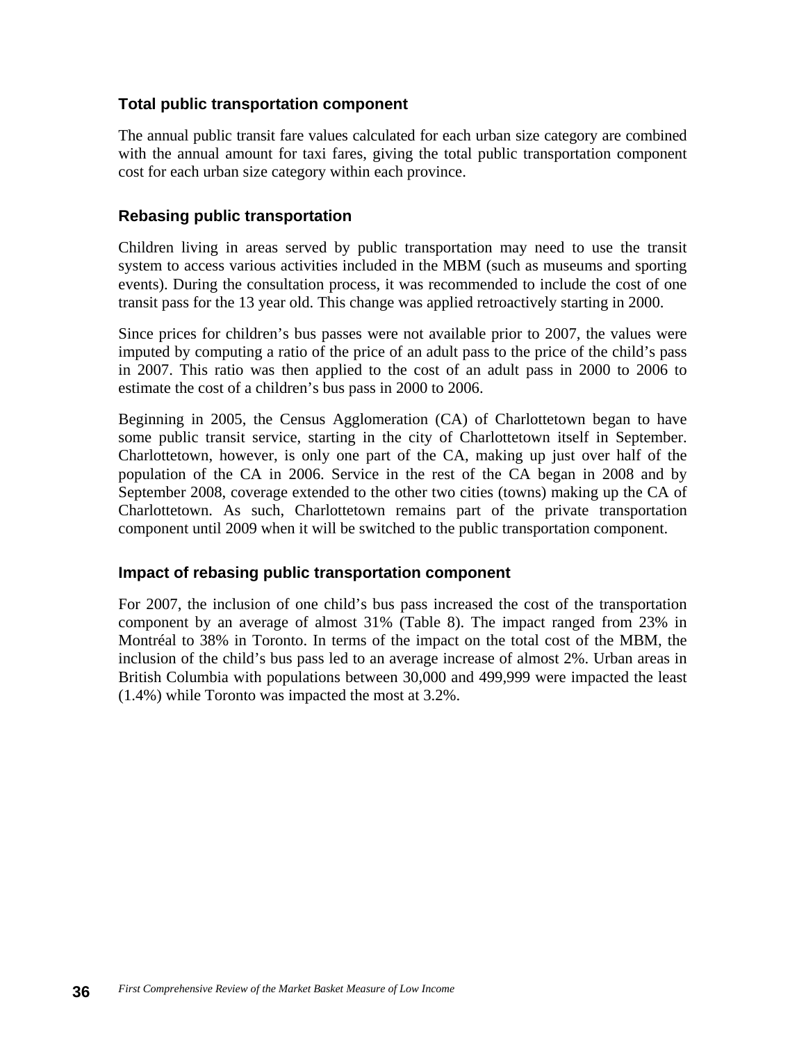### Total public transportation component

The annual public transit fare values calculated for each urban size category are combined with the annual amount for taxi fares, giving the total public transportation component cost for each urban size category within each province.

### Rebasing public transportation

Children living in areas served by public transportation may need to use the transit system to access various activities included in the MBM (such as museums and sporting events). During the consultation process, it was recommended to include the cost of one transit pass for the 13 year old. This change was applied retroactively starting in 2000.

Since prices for children's bus passes were not available prior to 2007, the values were imputed by computing a ratio of the price of an adult pass to the price of the child's pass in 2007. This ratio was then applied to the cost of an adult pass in 2000 to 2006 to estimate the cost of a children's bus pass in 2000 to 2006.

Beginning in 2005, the Census Agglomeration (CA) of Charlottetown began to have some public transit service, starting in the city of Charlottetown itself in September. Charlottetown, however, is only one part of the CA, making up just over half of the population of the CA in 2006. Service in the rest of the CA began in 2008 and by September 2008, coverage extended to the other two cities (towns) making up the CA of Charlottetown. As such, Charlottetown remains part of the private transportation component until 2009 when it will be switched to the public transportation component.

### Impact of rebasing public transportation component

For 2007, the inclusion of one child's bus pass increased the cost of the transportation component by an average of almost 31% (Table 8). The impact ranged from 23% in Montréal to 38% in Toronto. In terms of the impact on the total cost of the MBM, the inclusion of the child's bus pass led to an average increase of almost 2%. Urban areas in British Columbia with populations between 30,000 and 499,999 were impacted the least (1.4%) while Toronto was impacted the most at 3.2%.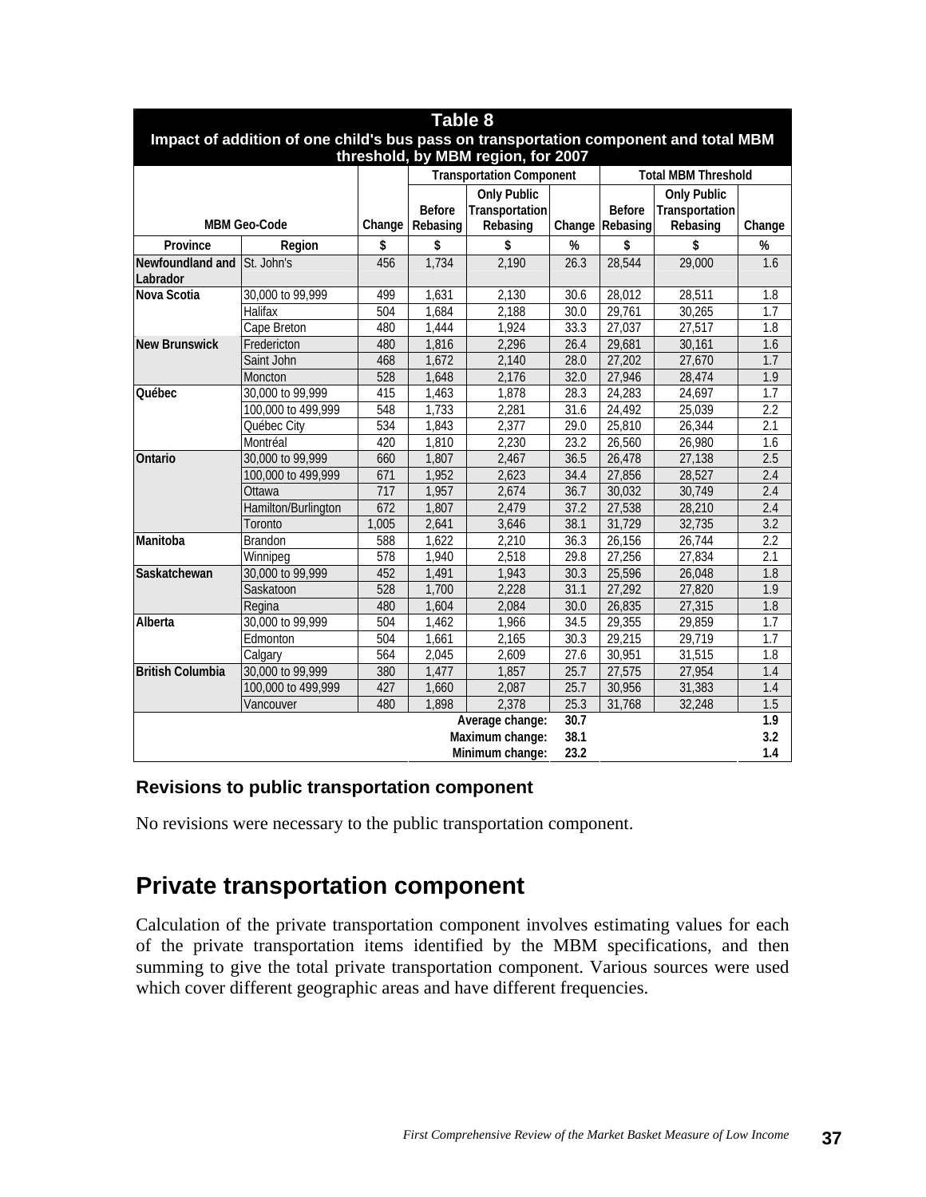**Table 8**
**Impact of addition of one child's bus pass on transportation component and total MBM threshold, by MBM region, for 2007**

| MBM Geo-Code | | Change | Transportation Component | | | Total MBM Threshold | | |
|---|---|---|---|---|---|---|---|---|
| | | | Before Rebasing | Only Public Transportation Rebasing | Change | Before Rebasing | Only Public Transportation Rebasing | Change |
| Province | Region | $ | $ | $ | % | $ | $ | % |
| Newfoundland and Labrador | St. John's | 456 | 1,734 | 2,190 | 26.3 | 28,544 | 29,000 | 1.6 |
| Nova Scotia | 30,000 to 99,999 | 499 | 1,631 | 2,130 | 30.6 | 28,012 | 28,511 | 1.8 |
| | Halifax | 504 | 1,684 | 2,188 | 30.0 | 29,761 | 30,265 | 1.7 |
| | Cape Breton | 480 | 1,444 | 1,924 | 33.3 | 27,037 | 27,517 | 1.8 |
| New Brunswick | Fredericton | 480 | 1,816 | 2,296 | 26.4 | 29,681 | 30,161 | 1.6 |
| | Saint John | 468 | 1,672 | 2,140 | 28.0 | 27,202 | 27,670 | 1.7 |
| | Moncton | 528 | 1,648 | 2,176 | 32.0 | 27,946 | 28,474 | 1.9 |
| Québec | 30,000 to 99,999 | 415 | 1,463 | 1,878 | 28.3 | 24,283 | 24,697 | 1.7 |
| | 100,000 to 499,999 | 548 | 1,733 | 2,281 | 31.6 | 24,492 | 25,039 | 2.2 |
| | Québec City | 534 | 1,843 | 2,377 | 29.0 | 25,810 | 26,344 | 2.1 |
| | Montréal | 420 | 1,810 | 2,230 | 23.2 | 26,560 | 26,980 | 1.6 |
| Ontario | 30,000 to 99,999 | 660 | 1,807 | 2,467 | 36.5 | 26,478 | 27,138 | 2.5 |
| | 100,000 to 499,999 | 671 | 1,952 | 2,623 | 34.4 | 27,856 | 28,527 | 2.4 |
| | Ottawa | 717 | 1,957 | 2,674 | 36.7 | 30,032 | 30,749 | 2.4 |
| | Hamilton/Burlington | 672 | 1,807 | 2,479 | 37.2 | 27,538 | 28,210 | 2.4 |
| | Toronto | 1,005 | 2,641 | 3,646 | 38.1 | 31,729 | 32,735 | 3.2 |
| Manitoba | Brandon | 588 | 1,622 | 2,210 | 36.3 | 26,156 | 26,744 | 2.2 |
| | Winnipeg | 578 | 1,940 | 2,518 | 29.8 | 27,256 | 27,834 | 2.1 |
| Saskatchewan | 30,000 to 99,999 | 452 | 1,491 | 1,943 | 30.3 | 25,596 | 26,048 | 1.8 |
| | Saskatoon | 528 | 1,700 | 2,228 | 31.1 | 27,292 | 27,820 | 1.9 |
| | Regina | 480 | 1,604 | 2,084 | 30.0 | 26,835 | 27,315 | 1.8 |
| Alberta | 30,000 to 99,999 | 504 | 1,462 | 1,966 | 34.5 | 29,355 | 29,859 | 1.7 |
| | Edmonton | 504 | 1,661 | 2,165 | 30.3 | 29,215 | 29,719 | 1.7 |
| | Calgary | 564 | 2,045 | 2,609 | 27.6 | 30,951 | 31,515 | 1.8 |
| British Columbia | 30,000 to 99,999 | 380 | 1,477 | 1,857 | 25.7 | 27,575 | 27,954 | 1.4 |
| | 100,000 to 499,999 | 427 | 1,660 | 2,087 | 25.7 | 30,956 | 31,383 | 1.4 |
| | Vancouver | 480 | 1,898 | 2,378 | 25.3 | 31,768 | 32,248 | 1.5 |
| | | | | Average change: | 30.7 | | | 1.9 |
| | | | | Maximum change: | 38.1 | | | 3.2 |
| | | | | Minimum change: | 23.2 | | | 1.4 |

### Revisions to public transportation component

No revisions were necessary to the public transportation component.

## Private transportation component

Calculation of the private transportation component involves estimating values for each of the private transportation items identified by the MBM specifications, and then summing to give the total private transportation component. Various sources were used which cover different geographic areas and have different frequencies.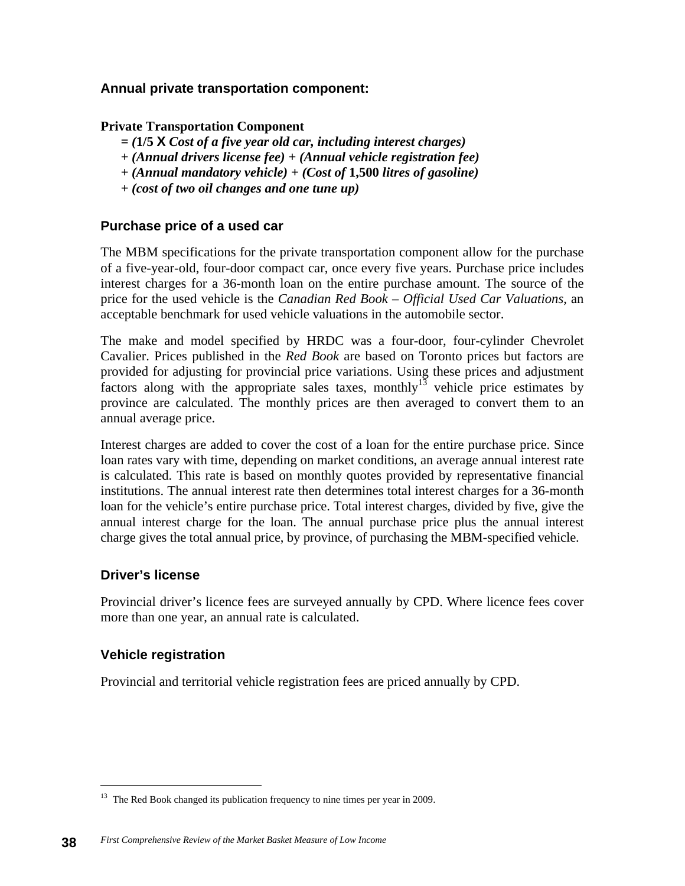### Annual private transportation component:

**Private Transportation Component**

**= (1/5 X *Cost of a five year old car, including interest charges)***
***+ (Annual drivers license fee) + (Annual vehicle registration fee)***
***+ (Annual mandatory vehicle) + (Cost of* 1,500 *litres of gasoline)***
***+ (cost of two oil changes and one tune up)***

### Purchase price of a used car

The MBM specifications for the private transportation component allow for the purchase of a five-year-old, four-door compact car, once every five years. Purchase price includes interest charges for a 36-month loan on the entire purchase amount. The source of the price for the used vehicle is the *Canadian Red Book – Official Used Car Valuations*, an acceptable benchmark for used vehicle valuations in the automobile sector.

The make and model specified by HRDC was a four-door, four-cylinder Chevrolet Cavalier. Prices published in the *Red Book* are based on Toronto prices but factors are provided for adjusting for provincial price variations. Using these prices and adjustment factors along with the appropriate sales taxes, monthly[13] vehicle price estimates by province are calculated. The monthly prices are then averaged to convert them to an annual average price.

Interest charges are added to cover the cost of a loan for the entire purchase price. Since loan rates vary with time, depending on market conditions, an average annual interest rate is calculated. This rate is based on monthly quotes provided by representative financial institutions. The annual interest rate then determines total interest charges for a 36-month loan for the vehicle's entire purchase price. Total interest charges, divided by five, give the annual interest charge for the loan. The annual purchase price plus the annual interest charge gives the total annual price, by province, of purchasing the MBM-specified vehicle.

### Driver's license

Provincial driver's licence fees are surveyed annually by CPD. Where licence fees cover more than one year, an annual rate is calculated.

### Vehicle registration

Provincial and territorial vehicle registration fees are priced annually by CPD.

---

[13] The Red Book changed its publication frequency to nine times per year in 2009.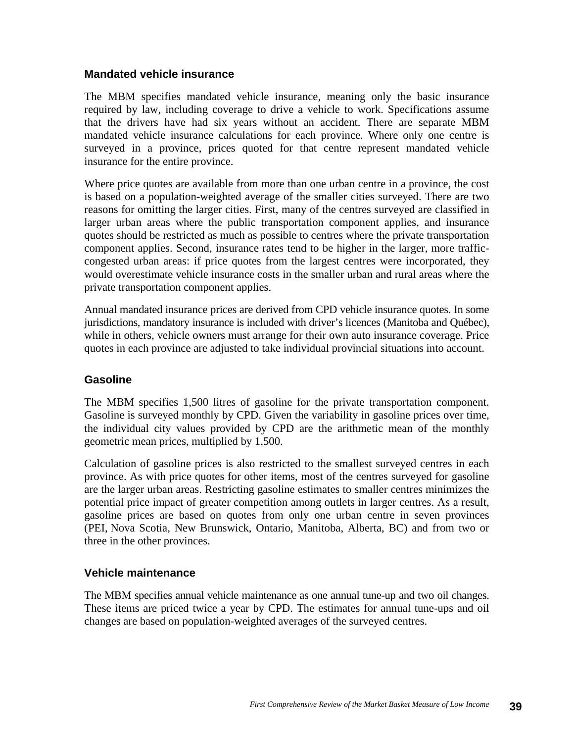### Mandated vehicle insurance

The MBM specifies mandated vehicle insurance, meaning only the basic insurance required by law, including coverage to drive a vehicle to work. Specifications assume that the drivers have had six years without an accident. There are separate MBM mandated vehicle insurance calculations for each province. Where only one centre is surveyed in a province, prices quoted for that centre represent mandated vehicle insurance for the entire province.

Where price quotes are available from more than one urban centre in a province, the cost is based on a population-weighted average of the smaller cities surveyed. There are two reasons for omitting the larger cities. First, many of the centres surveyed are classified in larger urban areas where the public transportation component applies, and insurance quotes should be restricted as much as possible to centres where the private transportation component applies. Second, insurance rates tend to be higher in the larger, more traffic-congested urban areas: if price quotes from the largest centres were incorporated, they would overestimate vehicle insurance costs in the smaller urban and rural areas where the private transportation component applies.

Annual mandated insurance prices are derived from CPD vehicle insurance quotes. In some jurisdictions, mandatory insurance is included with driver's licences (Manitoba and Québec), while in others, vehicle owners must arrange for their own auto insurance coverage. Price quotes in each province are adjusted to take individual provincial situations into account.

### Gasoline

The MBM specifies 1,500 litres of gasoline for the private transportation component. Gasoline is surveyed monthly by CPD. Given the variability in gasoline prices over time, the individual city values provided by CPD are the arithmetic mean of the monthly geometric mean prices, multiplied by 1,500.

Calculation of gasoline prices is also restricted to the smallest surveyed centres in each province. As with price quotes for other items, most of the centres surveyed for gasoline are the larger urban areas. Restricting gasoline estimates to smaller centres minimizes the potential price impact of greater competition among outlets in larger centres. As a result, gasoline prices are based on quotes from only one urban centre in seven provinces (PEI, Nova Scotia, New Brunswick, Ontario, Manitoba, Alberta, BC) and from two or three in the other provinces.

### Vehicle maintenance

The MBM specifies annual vehicle maintenance as one annual tune-up and two oil changes. These items are priced twice a year by CPD. The estimates for annual tune-ups and oil changes are based on population-weighted averages of the surveyed centres.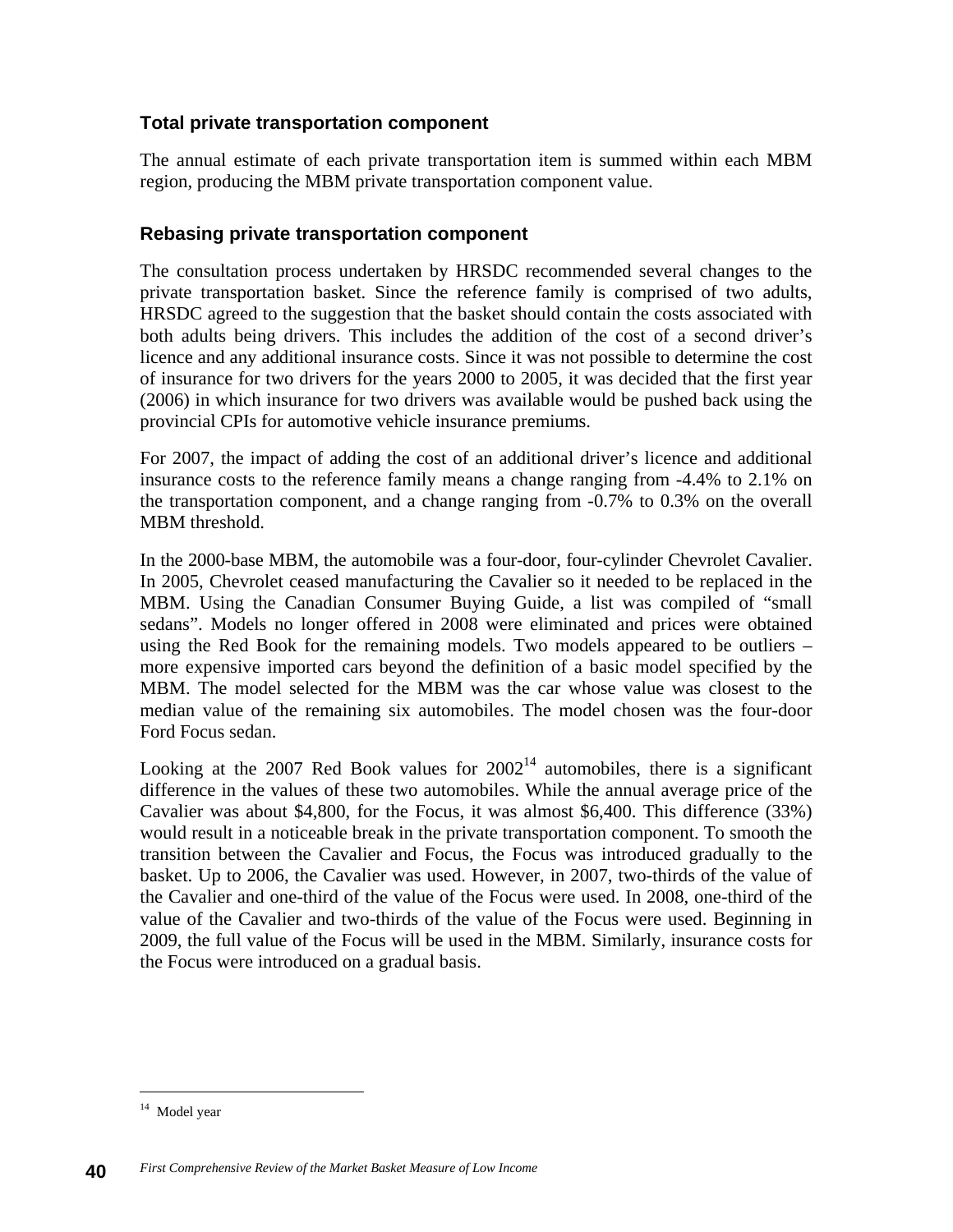### Total private transportation component

The annual estimate of each private transportation item is summed within each MBM region, producing the MBM private transportation component value.

### Rebasing private transportation component

The consultation process undertaken by HRSDC recommended several changes to the private transportation basket. Since the reference family is comprised of two adults, HRSDC agreed to the suggestion that the basket should contain the costs associated with both adults being drivers. This includes the addition of the cost of a second driver's licence and any additional insurance costs. Since it was not possible to determine the cost of insurance for two drivers for the years 2000 to 2005, it was decided that the first year (2006) in which insurance for two drivers was available would be pushed back using the provincial CPIs for automotive vehicle insurance premiums.

For 2007, the impact of adding the cost of an additional driver's licence and additional insurance costs to the reference family means a change ranging from -4.4% to 2.1% on the transportation component, and a change ranging from -0.7% to 0.3% on the overall MBM threshold.

In the 2000-base MBM, the automobile was a four-door, four-cylinder Chevrolet Cavalier. In 2005, Chevrolet ceased manufacturing the Cavalier so it needed to be replaced in the MBM. Using the Canadian Consumer Buying Guide, a list was compiled of "small sedans". Models no longer offered in 2008 were eliminated and prices were obtained using the Red Book for the remaining models. Two models appeared to be outliers – more expensive imported cars beyond the definition of a basic model specified by the MBM. The model selected for the MBM was the car whose value was closest to the median value of the remaining six automobiles. The model chosen was the four-door Ford Focus sedan.

Looking at the 2007 Red Book values for 2002[14] automobiles, there is a significant difference in the values of these two automobiles. While the annual average price of the Cavalier was about $4,800, for the Focus, it was almost $6,400. This difference (33%) would result in a noticeable break in the private transportation component. To smooth the transition between the Cavalier and Focus, the Focus was introduced gradually to the basket. Up to 2006, the Cavalier was used. However, in 2007, two-thirds of the value of the Cavalier and one-third of the value of the Focus were used. In 2008, one-third of the value of the Cavalier and two-thirds of the value of the Focus were used. Beginning in 2009, the full value of the Focus will be used in the MBM. Similarly, insurance costs for the Focus were introduced on a gradual basis.

---

[14] Model year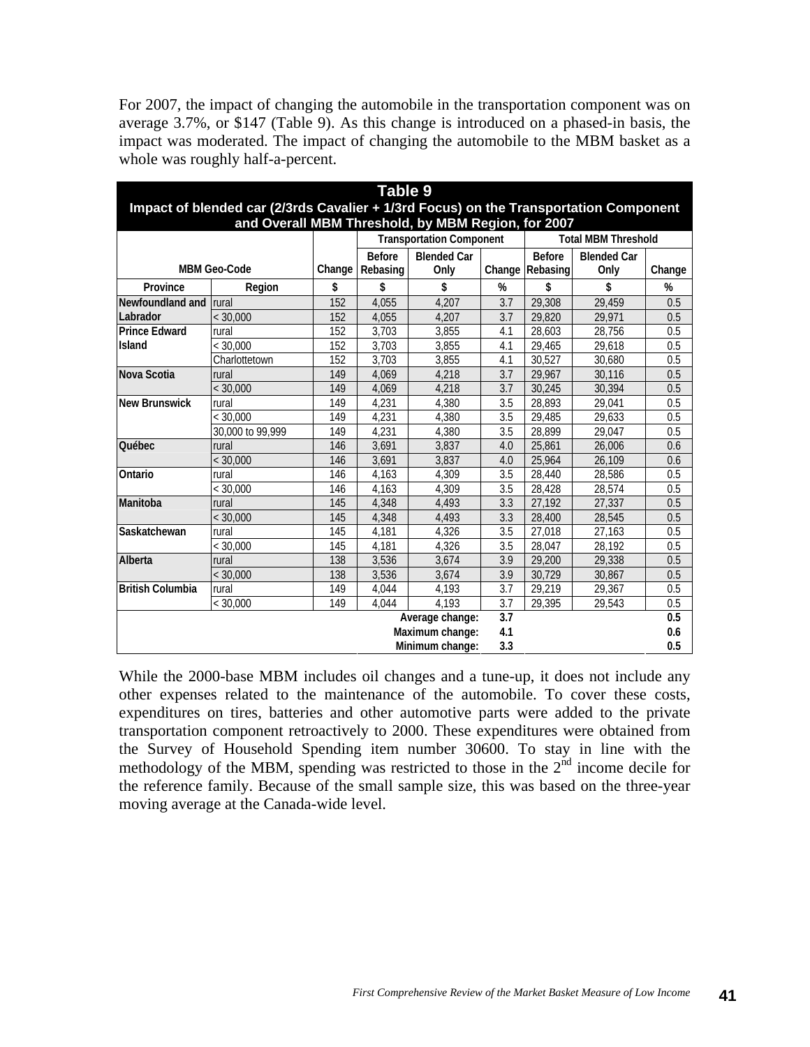For 2007, the impact of changing the automobile in the transportation component was on average 3.7%, or $147 (Table 9). As this change is introduced on a phased-in basis, the impact was moderated. The impact of changing the automobile to the MBM basket as a whole was roughly half-a-percent.

**Table 9**
**Impact of blended car (2/3rds Cavalier + 1/3rd Focus) on the Transportation Component and Overall MBM Threshold, by MBM Region, for 2007**

| MBM Geo-Code | | Change | Transportation Component | | | Total MBM Threshold | | |
|---|---|---|---|---|---|---|---|---|
| | | | Before Rebasing | Blended Car Only | Change | Before Rebasing | Blended Car Only | Change |
| Province | Region | $ | $ | $ | % | $ | $ | % |
| Newfoundland and Labrador | rural | 152 | 4,055 | 4,207 | 3.7 | 29,308 | 29,459 | 0.5 |
| | < 30,000 | 152 | 4,055 | 4,207 | 3.7 | 29,820 | 29,971 | 0.5 |
| Prince Edward Island | rural | 152 | 3,703 | 3,855 | 4.1 | 28,603 | 28,756 | 0.5 |
| | < 30,000 | 152 | 3,703 | 3,855 | 4.1 | 29,465 | 29,618 | 0.5 |
| | Charlottetown | 152 | 3,703 | 3,855 | 4.1 | 30,527 | 30,680 | 0.5 |
| Nova Scotia | rural | 149 | 4,069 | 4,218 | 3.7 | 29,967 | 30,116 | 0.5 |
| | < 30,000 | 149 | 4,069 | 4,218 | 3.7 | 30,245 | 30,394 | 0.5 |
| New Brunswick | rural | 149 | 4,231 | 4,380 | 3.5 | 28,893 | 29,041 | 0.5 |
| | < 30,000 | 149 | 4,231 | 4,380 | 3.5 | 29,485 | 29,633 | 0.5 |
| | 30,000 to 99,999 | 149 | 4,231 | 4,380 | 3.5 | 28,899 | 29,047 | 0.5 |
| Québec | rural | 146 | 3,691 | 3,837 | 4.0 | 25,861 | 26,006 | 0.6 |
| | < 30,000 | 146 | 3,691 | 3,837 | 4.0 | 25,964 | 26,109 | 0.6 |
| Ontario | rural | 146 | 4,163 | 4,309 | 3.5 | 28,440 | 28,586 | 0.5 |
| | < 30,000 | 146 | 4,163 | 4,309 | 3.5 | 28,428 | 28,574 | 0.5 |
| Manitoba | rural | 145 | 4,348 | 4,493 | 3.3 | 27,192 | 27,337 | 0.5 |
| | < 30,000 | 145 | 4,348 | 4,493 | 3.3 | 28,400 | 28,545 | 0.5 |
| Saskatchewan | rural | 145 | 4,181 | 4,326 | 3.5 | 27,018 | 27,163 | 0.5 |
| | < 30,000 | 145 | 4,181 | 4,326 | 3.5 | 28,047 | 28,192 | 0.5 |
| Alberta | rural | 138 | 3,536 | 3,674 | 3.9 | 29,200 | 29,338 | 0.5 |
| | < 30,000 | 138 | 3,536 | 3,674 | 3.9 | 30,729 | 30,867 | 0.5 |
| British Columbia | rural | 149 | 4,044 | 4,193 | 3.7 | 29,219 | 29,367 | 0.5 |
| | < 30,000 | 149 | 4,044 | 4,193 | 3.7 | 29,395 | 29,543 | 0.5 |
| | | | | Average change: | 3.7 | | | 0.5 |
| | | | | Maximum change: | 4.1 | | | 0.6 |
| | | | | Minimum change: | 3.3 | | | 0.5 |

While the 2000-base MBM includes oil changes and a tune-up, it does not include any other expenses related to the maintenance of the automobile. To cover these costs, expenditures on tires, batteries and other automotive parts were added to the private transportation component retroactively to 2000. These expenditures were obtained from the Survey of Household Spending item number 30600. To stay in line with the methodology of the MBM, spending was restricted to those in the 2nd income decile for the reference family. Because of the small sample size, this was based on the three-year moving average at the Canada-wide level.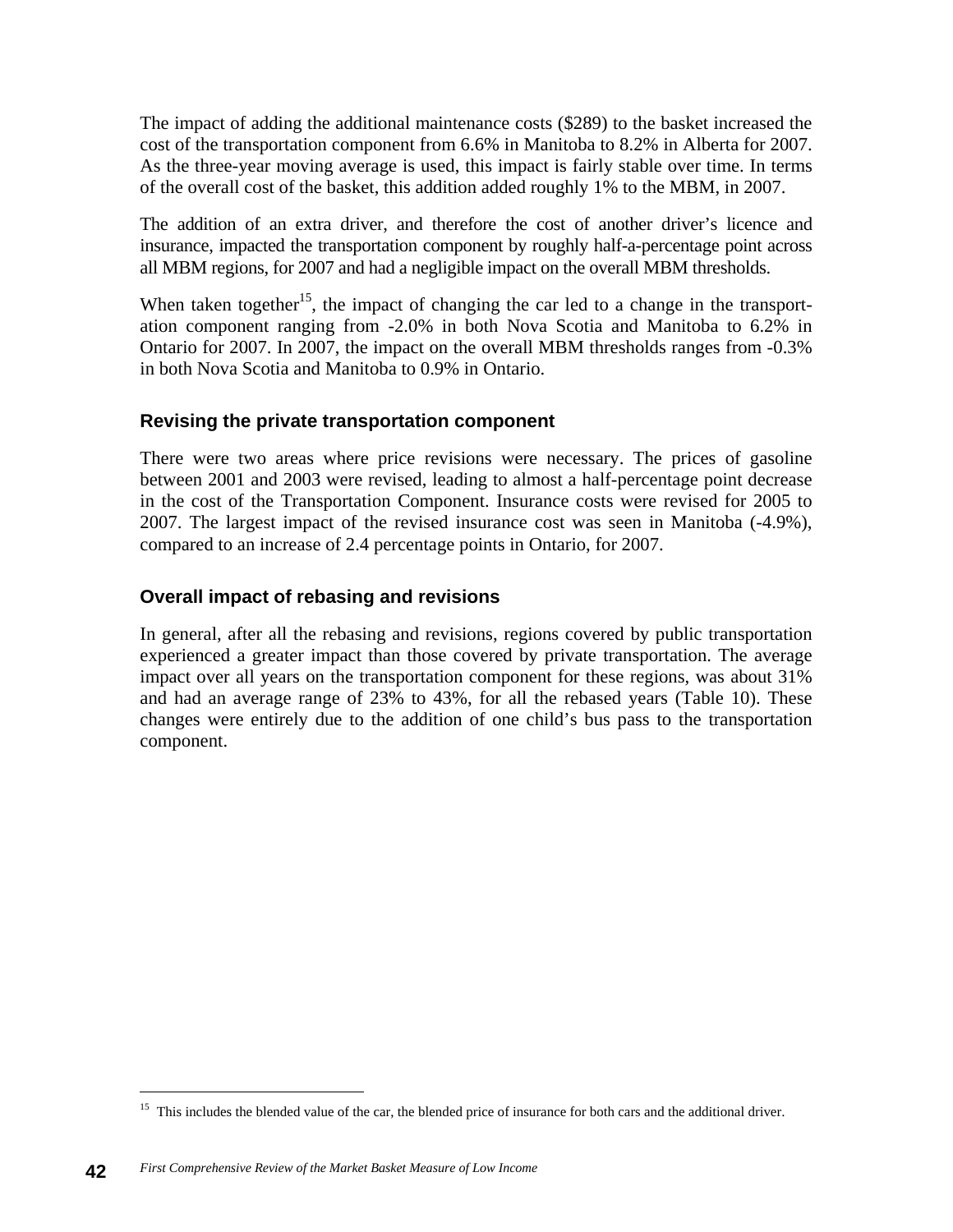The impact of adding the additional maintenance costs ($289) to the basket increased the cost of the transportation component from 6.6% in Manitoba to 8.2% in Alberta for 2007. As the three-year moving average is used, this impact is fairly stable over time. In terms of the overall cost of the basket, this addition added roughly 1% to the MBM, in 2007.

The addition of an extra driver, and therefore the cost of another driver's licence and insurance, impacted the transportation component by roughly half-a-percentage point across all MBM regions, for 2007 and had a negligible impact on the overall MBM thresholds.

When taken together[15], the impact of changing the car led to a change in the transportation component ranging from -2.0% in both Nova Scotia and Manitoba to 6.2% in Ontario for 2007. In 2007, the impact on the overall MBM thresholds ranges from -0.3% in both Nova Scotia and Manitoba to 0.9% in Ontario.

### Revising the private transportation component

There were two areas where price revisions were necessary. The prices of gasoline between 2001 and 2003 were revised, leading to almost a half-percentage point decrease in the cost of the Transportation Component. Insurance costs were revised for 2005 to 2007. The largest impact of the revised insurance cost was seen in Manitoba (-4.9%), compared to an increase of 2.4 percentage points in Ontario, for 2007.

### Overall impact of rebasing and revisions

In general, after all the rebasing and revisions, regions covered by public transportation experienced a greater impact than those covered by private transportation. The average impact over all years on the transportation component for these regions, was about 31% and had an average range of 23% to 43%, for all the rebased years (Table 10). These changes were entirely due to the addition of one child's bus pass to the transportation component.

---

[15] This includes the blended value of the car, the blended price of insurance for both cars and the additional driver.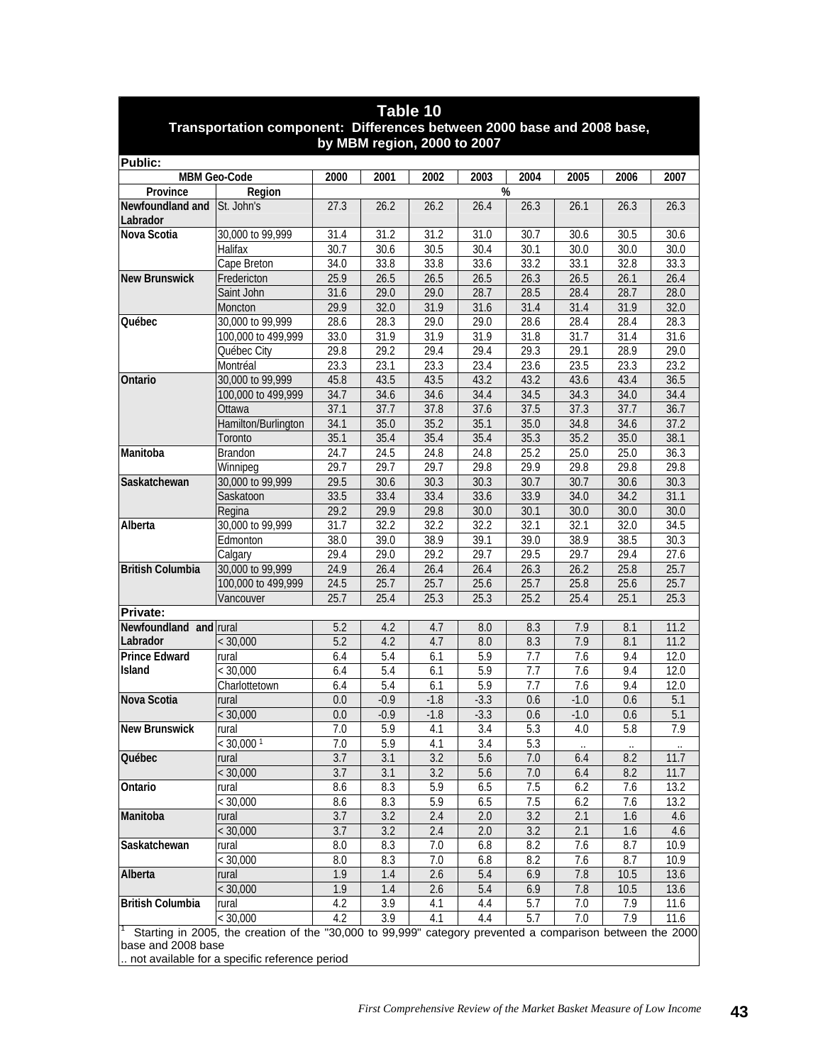**Table 10**
**Transportation component: Differences between 2000 base and 2008 base, by MBM region, 2000 to 2007**

**Public:**

| MBM Geo-Code | | 2000 | 2001 | 2002 | 2003 | 2004 | 2005 | 2006 | 2007 |
|---|---|---|---|---|---|---|---|---|---|
| Province | Region | % | | | | | | | |
| Newfoundland and Labrador | St. John's | 27.3 | 26.2 | 26.2 | 26.4 | 26.3 | 26.1 | 26.3 | 26.3 |
| Nova Scotia | 30,000 to 99,999 | 31.4 | 31.2 | 31.2 | 31.0 | 30.7 | 30.6 | 30.5 | 30.6 |
| | Halifax | 30.7 | 30.6 | 30.5 | 30.4 | 30.1 | 30.0 | 30.0 | 30.0 |
| | Cape Breton | 34.0 | 33.8 | 33.8 | 33.6 | 33.2 | 33.1 | 32.8 | 33.3 |
| New Brunswick | Fredericton | 25.9 | 26.5 | 26.5 | 26.5 | 26.3 | 26.5 | 26.1 | 26.4 |
| | Saint John | 31.6 | 29.0 | 29.0 | 28.7 | 28.5 | 28.4 | 28.7 | 28.0 |
| | Moncton | 29.9 | 32.0 | 31.9 | 31.6 | 31.4 | 31.4 | 31.9 | 32.0 |
| Québec | 30,000 to 99,999 | 28.6 | 28.3 | 29.0 | 29.0 | 28.6 | 28.4 | 28.4 | 28.3 |
| | 100,000 to 499,999 | 33.0 | 31.9 | 31.9 | 31.9 | 31.8 | 31.7 | 31.4 | 31.6 |
| | Québec City | 29.8 | 29.2 | 29.4 | 29.4 | 29.3 | 29.1 | 28.9 | 29.0 |
| | Montréal | 23.3 | 23.1 | 23.3 | 23.4 | 23.6 | 23.5 | 23.3 | 23.2 |
| Ontario | 30,000 to 99,999 | 45.8 | 43.5 | 43.5 | 43.2 | 43.2 | 43.6 | 43.4 | 36.5 |
| | 100,000 to 499,999 | 34.7 | 34.6 | 34.6 | 34.4 | 34.5 | 34.3 | 34.0 | 34.4 |
| | Ottawa | 37.1 | 37.7 | 37.8 | 37.6 | 37.5 | 37.3 | 37.7 | 36.7 |
| | Hamilton/Burlington | 34.1 | 35.0 | 35.2 | 35.1 | 35.0 | 34.8 | 34.6 | 37.2 |
| | Toronto | 35.1 | 35.4 | 35.4 | 35.4 | 35.3 | 35.2 | 35.0 | 38.1 |
| Manitoba | Brandon | 24.7 | 24.5 | 24.8 | 24.8 | 25.2 | 25.0 | 25.0 | 36.3 |
| | Winnipeg | 29.7 | 29.7 | 29.7 | 29.8 | 29.9 | 29.8 | 29.8 | 29.8 |
| Saskatchewan | 30,000 to 99,999 | 29.5 | 30.6 | 30.3 | 30.3 | 30.7 | 30.7 | 30.6 | 30.3 |
| | Saskatoon | 33.5 | 33.4 | 33.4 | 33.6 | 33.9 | 34.0 | 34.2 | 31.1 |
| | Regina | 29.2 | 29.9 | 29.8 | 30.0 | 30.1 | 30.0 | 30.0 | 30.0 |
| Alberta | 30,000 to 99,999 | 31.7 | 32.2 | 32.2 | 32.2 | 32.1 | 32.1 | 32.0 | 34.5 |
| | Edmonton | 38.0 | 39.0 | 38.9 | 39.1 | 39.0 | 38.9 | 38.5 | 30.3 |
| | Calgary | 29.4 | 29.0 | 29.2 | 29.7 | 29.5 | 29.7 | 29.4 | 27.6 |
| British Columbia | 30,000 to 99,999 | 24.9 | 26.4 | 26.4 | 26.4 | 26.3 | 26.2 | 25.8 | 25.7 |
| | 100,000 to 499,999 | 24.5 | 25.7 | 25.7 | 25.6 | 25.7 | 25.8 | 25.6 | 25.7 |
| | Vancouver | 25.7 | 25.4 | 25.3 | 25.3 | 25.2 | 25.4 | 25.1 | 25.3 |
| **Private:** | | | | | | | | | |
| Newfoundland and Labrador | rural | 5.2 | 4.2 | 4.7 | 8.0 | 8.3 | 7.9 | 8.1 | 11.2 |
| | < 30,000 | 5.2 | 4.2 | 4.7 | 8.0 | 8.3 | 7.9 | 8.1 | 11.2 |
| Prince Edward Island | rural | 6.4 | 5.4 | 6.1 | 5.9 | 7.7 | 7.6 | 9.4 | 12.0 |
| | < 30,000 | 6.4 | 5.4 | 6.1 | 5.9 | 7.7 | 7.6 | 9.4 | 12.0 |
| | Charlottetown | 6.4 | 5.4 | 6.1 | 5.9 | 7.7 | 7.6 | 9.4 | 12.0 |
| Nova Scotia | rural | 0.0 | -0.9 | -1.8 | -3.3 | 0.6 | -1.0 | 0.6 | 5.1 |
| | < 30,000 | 0.0 | -0.9 | -1.8 | -3.3 | 0.6 | -1.0 | 0.6 | 5.1 |
| New Brunswick | rural | 7.0 | 5.9 | 4.1 | 3.4 | 5.3 | 4.0 | 5.8 | 7.9 |
| | < 30,000 [1] | 7.0 | 5.9 | 4.1 | 3.4 | 5.3 | .. | .. | .. |
| Québec | rural | 3.7 | 3.1 | 3.2 | 5.6 | 7.0 | 6.4 | 8.2 | 11.7 |
| | < 30,000 | 3.7 | 3.1 | 3.2 | 5.6 | 7.0 | 6.4 | 8.2 | 11.7 |
| Ontario | rural | 8.6 | 8.3 | 5.9 | 6.5 | 7.5 | 6.2 | 7.6 | 13.2 |
| | < 30,000 | 8.6 | 8.3 | 5.9 | 6.5 | 7.5 | 6.2 | 7.6 | 13.2 |
| Manitoba | rural | 3.7 | 3.2 | 2.4 | 2.0 | 3.2 | 2.1 | 1.6 | 4.6 |
| | < 30,000 | 3.7 | 3.2 | 2.4 | 2.0 | 3.2 | 2.1 | 1.6 | 4.6 |
| Saskatchewan | rural | 8.0 | 8.3 | 7.0 | 6.8 | 8.2 | 7.6 | 8.7 | 10.9 |
| | < 30,000 | 8.0 | 8.3 | 7.0 | 6.8 | 8.2 | 7.6 | 8.7 | 10.9 |
| Alberta | rural | 1.9 | 1.4 | 2.6 | 5.4 | 6.9 | 7.8 | 10.5 | 13.6 |
| | < 30,000 | 1.9 | 1.4 | 2.6 | 5.4 | 6.9 | 7.8 | 10.5 | 13.6 |
| British Columbia | rural | 4.2 | 3.9 | 4.1 | 4.4 | 5.7 | 7.0 | 7.9 | 11.6 |
| | < 30,000 | 4.2 | 3.9 | 4.1 | 4.4 | 5.7 | 7.0 | 7.9 | 11.6 |

[1] Starting in 2005, the creation of the "30,000 to 99,999" category prevented a comparison between the 2000 base and 2008 base

.. not available for a specific reference period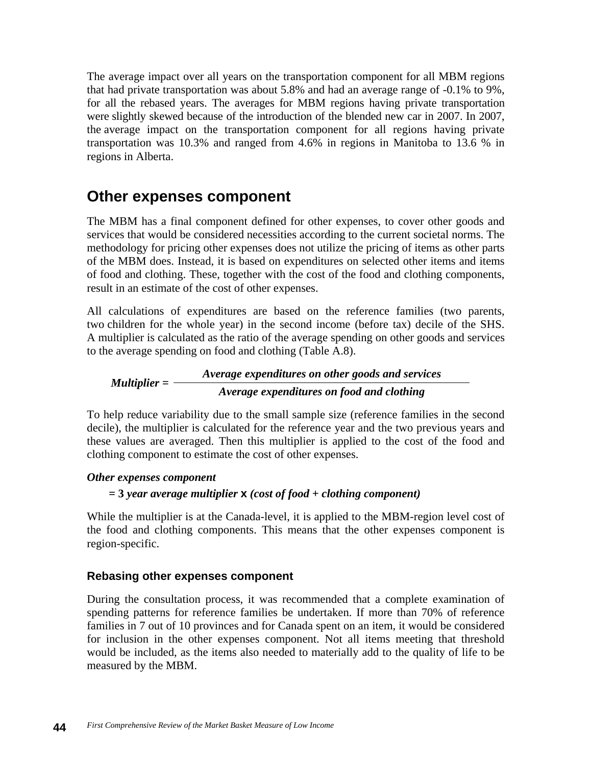The average impact over all years on the transportation component for all MBM regions that had private transportation was about 5.8% and had an average range of -0.1% to 9%, for all the rebased years. The averages for MBM regions having private transportation were slightly skewed because of the introduction of the blended new car in 2007. In 2007, the average impact on the transportation component for all regions having private transportation was 10.3% and ranged from 4.6% in regions in Manitoba to 13.6 % in regions in Alberta.

## Other expenses component

The MBM has a final component defined for other expenses, to cover other goods and services that would be considered necessities according to the current societal norms. The methodology for pricing other expenses does not utilize the pricing of items as other parts of the MBM does. Instead, it is based on expenditures on selected other items and items of food and clothing. These, together with the cost of the food and clothing components, result in an estimate of the cost of other expenses.

All calculations of expenditures are based on the reference families (two parents, two children for the whole year) in the second income (before tax) decile of the SHS. A multiplier is calculated as the ratio of the average spending on other goods and services to the average spending on food and clothing (Table A.8).

$$\textbf{\textit{Multiplier}} = \frac{\textbf{\textit{Average expenditures on other goods and services}}}{\textbf{\textit{Average expenditures on food and clothing}}}$$

To help reduce variability due to the small sample size (reference families in the second decile), the multiplier is calculated for the reference year and the two previous years and these values are averaged. Then this multiplier is applied to the cost of the food and clothing component to estimate the cost of other expenses.

***Other expenses component***

**= 3 *year average multiplier* x *(cost of food + clothing component)***

While the multiplier is at the Canada-level, it is applied to the MBM-region level cost of the food and clothing components. This means that the other expenses component is region-specific.

### Rebasing other expenses component

During the consultation process, it was recommended that a complete examination of spending patterns for reference families be undertaken. If more than 70% of reference families in 7 out of 10 provinces and for Canada spent on an item, it would be considered for inclusion in the other expenses component. Not all items meeting that threshold would be included, as the items also needed to materially add to the quality of life to be measured by the MBM.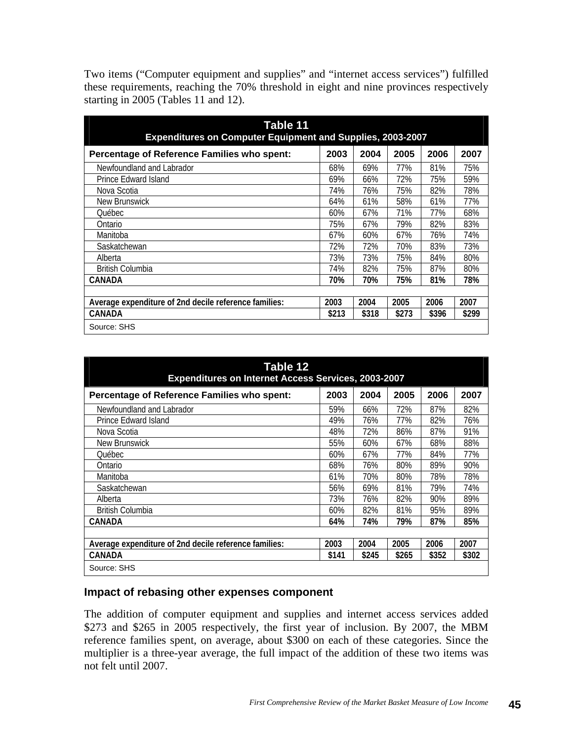Two items ("Computer equipment and supplies" and "internet access services") fulfilled these requirements, reaching the 70% threshold in eight and nine provinces respectively starting in 2005 (Tables 11 and 12).

**Table 11**
**Expenditures on Computer Equipment and Supplies, 2003-2007**

| Percentage of Reference Families who spent: | 2003 | 2004 | 2005 | 2006 | 2007 |
|---|---|---|---|---|---|
| Newfoundland and Labrador | 68% | 69% | 77% | 81% | 75% |
| Prince Edward Island | 69% | 66% | 72% | 75% | 59% |
| Nova Scotia | 74% | 76% | 75% | 82% | 78% |
| New Brunswick | 64% | 61% | 58% | 61% | 77% |
| Québec | 60% | 67% | 71% | 77% | 68% |
| Ontario | 75% | 67% | 79% | 82% | 83% |
| Manitoba | 67% | 60% | 67% | 76% | 74% |
| Saskatchewan | 72% | 72% | 70% | 83% | 73% |
| Alberta | 73% | 73% | 75% | 84% | 80% |
| British Columbia | 74% | 82% | 75% | 87% | 80% |
| **CANADA** | **70%** | **70%** | **75%** | **81%** | **78%** |
| | | | | | |
| **Average expenditure of 2nd decile reference families:** | **2003** | **2004** | **2005** | **2006** | **2007** |
| **CANADA** | **$213** | **$318** | **$273** | **$396** | **$299** |

Source: SHS

**Table 12**
**Expenditures on Internet Access Services, 2003-2007**

| Percentage of Reference Families who spent: | 2003 | 2004 | 2005 | 2006 | 2007 |
|---|---|---|---|---|---|
| Newfoundland and Labrador | 59% | 66% | 72% | 87% | 82% |
| Prince Edward Island | 49% | 76% | 77% | 82% | 76% |
| Nova Scotia | 48% | 72% | 86% | 87% | 91% |
| New Brunswick | 55% | 60% | 67% | 68% | 88% |
| Québec | 60% | 67% | 77% | 84% | 77% |
| Ontario | 68% | 76% | 80% | 89% | 90% |
| Manitoba | 61% | 70% | 80% | 78% | 78% |
| Saskatchewan | 56% | 69% | 81% | 79% | 74% |
| Alberta | 73% | 76% | 82% | 90% | 89% |
| British Columbia | 60% | 82% | 81% | 95% | 89% |
| **CANADA** | **64%** | **74%** | **79%** | **87%** | **85%** |
| | | | | | |
| **Average expenditure of 2nd decile reference families:** | **2003** | **2004** | **2005** | **2006** | **2007** |
| **CANADA** | **$141** | **$245** | **$265** | **$352** | **$302** |

Source: SHS

### Impact of rebasing other expenses component

The addition of computer equipment and supplies and internet access services added $273 and $265 in 2005 respectively, the first year of inclusion. By 2007, the MBM reference families spent, on average, about $300 on each of these categories. Since the multiplier is a three-year average, the full impact of the addition of these two items was not felt until 2007.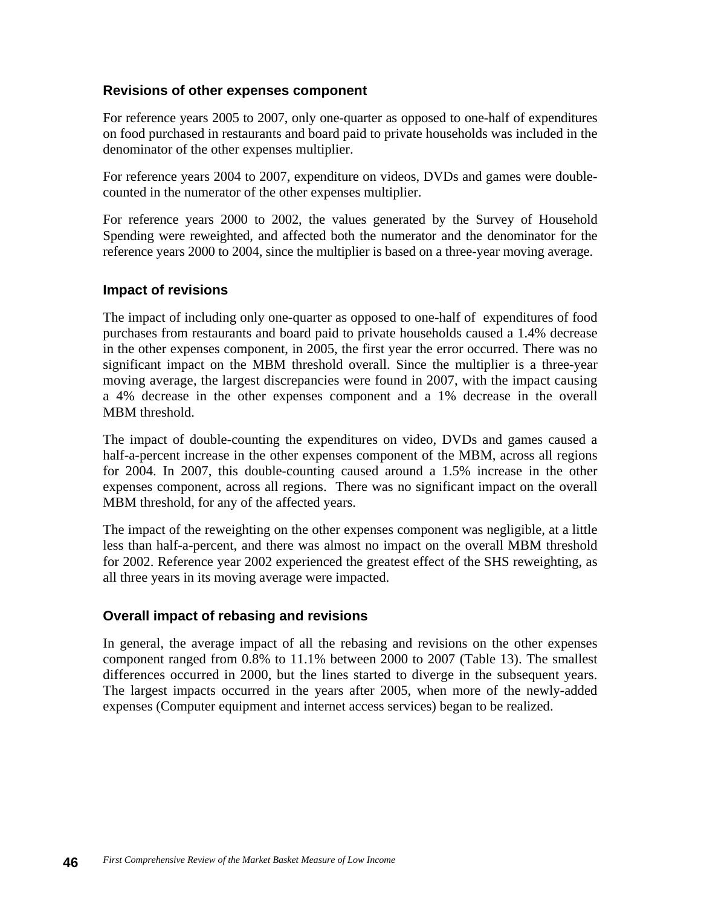### Revisions of other expenses component

For reference years 2005 to 2007, only one-quarter as opposed to one-half of expenditures on food purchased in restaurants and board paid to private households was included in the denominator of the other expenses multiplier.

For reference years 2004 to 2007, expenditure on videos, DVDs and games were double-counted in the numerator of the other expenses multiplier.

For reference years 2000 to 2002, the values generated by the Survey of Household Spending were reweighted, and affected both the numerator and the denominator for the reference years 2000 to 2004, since the multiplier is based on a three-year moving average.

### Impact of revisions

The impact of including only one-quarter as opposed to one-half of expenditures of food purchases from restaurants and board paid to private households caused a 1.4% decrease in the other expenses component, in 2005, the first year the error occurred. There was no significant impact on the MBM threshold overall. Since the multiplier is a three-year moving average, the largest discrepancies were found in 2007, with the impact causing a 4% decrease in the other expenses component and a 1% decrease in the overall MBM threshold.

The impact of double-counting the expenditures on video, DVDs and games caused a half-a-percent increase in the other expenses component of the MBM, across all regions for 2004. In 2007, this double-counting caused around a 1.5% increase in the other expenses component, across all regions. There was no significant impact on the overall MBM threshold, for any of the affected years.

The impact of the reweighting on the other expenses component was negligible, at a little less than half-a-percent, and there was almost no impact on the overall MBM threshold for 2002. Reference year 2002 experienced the greatest effect of the SHS reweighting, as all three years in its moving average were impacted.

### Overall impact of rebasing and revisions

In general, the average impact of all the rebasing and revisions on the other expenses component ranged from 0.8% to 11.1% between 2000 to 2007 (Table 13). The smallest differences occurred in 2000, but the lines started to diverge in the subsequent years. The largest impacts occurred in the years after 2005, when more of the newly-added expenses (Computer equipment and internet access services) began to be realized.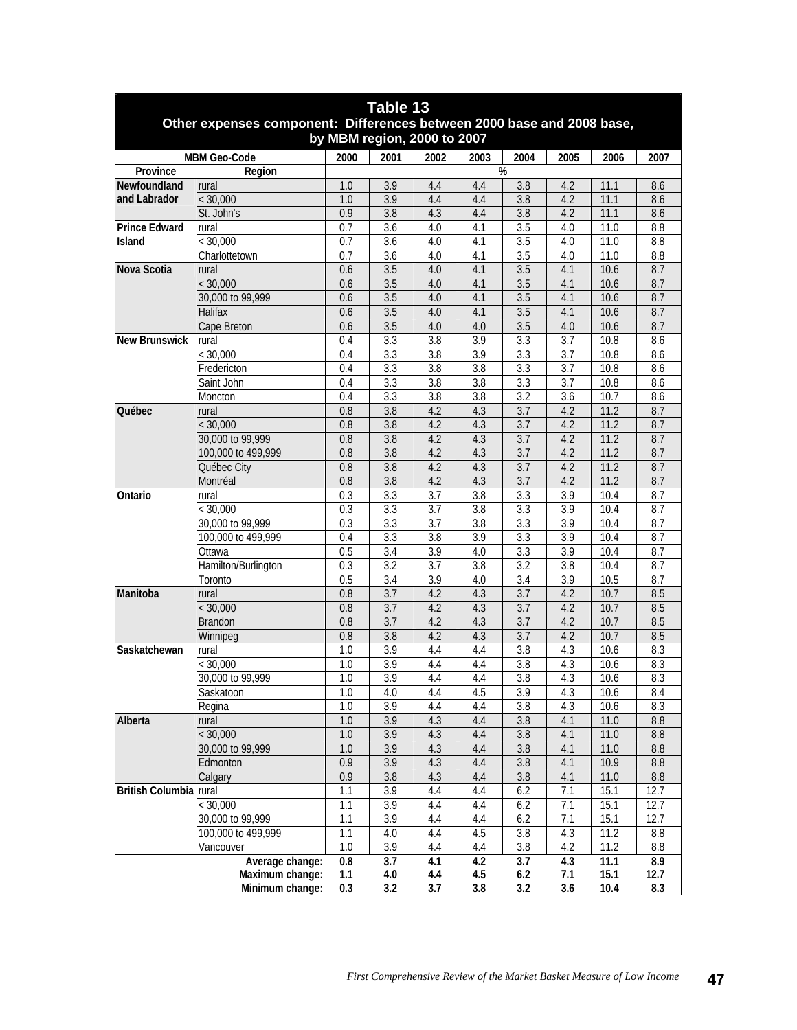**Table 13**
**Other expenses component: Differences between 2000 base and 2008 base, by MBM region, 2000 to 2007**

| MBM Geo-Code | | 2000 | 2001 | 2002 | 2003 | 2004 | 2005 | 2006 | 2007 |
|---|---|---|---|---|---|---|---|---|---|
| Province | Region | % | | | | | | | |
| **Newfoundland and Labrador** | rural | 1.0 | 3.9 | 4.4 | 4.4 | 3.8 | 4.2 | 11.1 | 8.6 |
| | < 30,000 | 1.0 | 3.9 | 4.4 | 4.4 | 3.8 | 4.2 | 11.1 | 8.6 |
| | St. John's | 0.9 | 3.8 | 4.3 | 4.4 | 3.8 | 4.2 | 11.1 | 8.6 |
| **Prince Edward Island** | rural | 0.7 | 3.6 | 4.0 | 4.1 | 3.5 | 4.0 | 11.0 | 8.8 |
| | < 30,000 | 0.7 | 3.6 | 4.0 | 4.1 | 3.5 | 4.0 | 11.0 | 8.8 |
| | Charlottetown | 0.7 | 3.6 | 4.0 | 4.1 | 3.5 | 4.0 | 11.0 | 8.8 |
| **Nova Scotia** | rural | 0.6 | 3.5 | 4.0 | 4.1 | 3.5 | 4.1 | 10.6 | 8.7 |
| | < 30,000 | 0.6 | 3.5 | 4.0 | 4.1 | 3.5 | 4.1 | 10.6 | 8.7 |
| | 30,000 to 99,999 | 0.6 | 3.5 | 4.0 | 4.1 | 3.5 | 4.1 | 10.6 | 8.7 |
| | Halifax | 0.6 | 3.5 | 4.0 | 4.1 | 3.5 | 4.1 | 10.6 | 8.7 |
| | Cape Breton | 0.6 | 3.5 | 4.0 | 4.0 | 3.5 | 4.0 | 10.6 | 8.7 |
| **New Brunswick** | rural | 0.4 | 3.3 | 3.8 | 3.9 | 3.3 | 3.7 | 10.8 | 8.6 |
| | < 30,000 | 0.4 | 3.3 | 3.8 | 3.9 | 3.3 | 3.7 | 10.8 | 8.6 |
| | Fredericton | 0.4 | 3.3 | 3.8 | 3.8 | 3.3 | 3.7 | 10.8 | 8.6 |
| | Saint John | 0.4 | 3.3 | 3.8 | 3.8 | 3.3 | 3.7 | 10.8 | 8.6 |
| | Moncton | 0.4 | 3.3 | 3.8 | 3.8 | 3.2 | 3.6 | 10.7 | 8.6 |
| **Québec** | rural | 0.8 | 3.8 | 4.2 | 4.3 | 3.7 | 4.2 | 11.2 | 8.7 |
| | < 30,000 | 0.8 | 3.8 | 4.2 | 4.3 | 3.7 | 4.2 | 11.2 | 8.7 |
| | 30,000 to 99,999 | 0.8 | 3.8 | 4.2 | 4.3 | 3.7 | 4.2 | 11.2 | 8.7 |
| | 100,000 to 499,999 | 0.8 | 3.8 | 4.2 | 4.3 | 3.7 | 4.2 | 11.2 | 8.7 |
| | Québec City | 0.8 | 3.8 | 4.2 | 4.3 | 3.7 | 4.2 | 11.2 | 8.7 |
| | Montréal | 0.8 | 3.8 | 4.2 | 4.3 | 3.7 | 4.2 | 11.2 | 8.7 |
| **Ontario** | rural | 0.3 | 3.3 | 3.7 | 3.8 | 3.3 | 3.9 | 10.4 | 8.7 |
| | < 30,000 | 0.3 | 3.3 | 3.7 | 3.8 | 3.3 | 3.9 | 10.4 | 8.7 |
| | 30,000 to 99,999 | 0.3 | 3.3 | 3.7 | 3.8 | 3.3 | 3.9 | 10.4 | 8.7 |
| | 100,000 to 499,999 | 0.4 | 3.3 | 3.8 | 3.9 | 3.3 | 3.9 | 10.4 | 8.7 |
| | Ottawa | 0.5 | 3.4 | 3.9 | 4.0 | 3.3 | 3.9 | 10.4 | 8.7 |
| | Hamilton/Burlington | 0.3 | 3.2 | 3.7 | 3.8 | 3.2 | 3.8 | 10.4 | 8.7 |
| | Toronto | 0.5 | 3.4 | 3.9 | 4.0 | 3.4 | 3.9 | 10.5 | 8.7 |
| **Manitoba** | rural | 0.8 | 3.7 | 4.2 | 4.3 | 3.7 | 4.2 | 10.7 | 8.5 |
| | < 30,000 | 0.8 | 3.7 | 4.2 | 4.3 | 3.7 | 4.2 | 10.7 | 8.5 |
| | Brandon | 0.8 | 3.7 | 4.2 | 4.3 | 3.7 | 4.2 | 10.7 | 8.5 |
| | Winnipeg | 0.8 | 3.8 | 4.2 | 4.3 | 3.7 | 4.2 | 10.7 | 8.5 |
| **Saskatchewan** | rural | 1.0 | 3.9 | 4.4 | 4.4 | 3.8 | 4.3 | 10.6 | 8.3 |
| | < 30,000 | 1.0 | 3.9 | 4.4 | 4.4 | 3.8 | 4.3 | 10.6 | 8.3 |
| | 30,000 to 99,999 | 1.0 | 3.9 | 4.4 | 4.4 | 3.8 | 4.3 | 10.6 | 8.3 |
| | Saskatoon | 1.0 | 4.0 | 4.4 | 4.5 | 3.9 | 4.3 | 10.6 | 8.4 |
| | Regina | 1.0 | 3.9 | 4.4 | 4.4 | 3.8 | 4.3 | 10.6 | 8.3 |
| **Alberta** | rural | 1.0 | 3.9 | 4.3 | 4.4 | 3.8 | 4.1 | 11.0 | 8.8 |
| | < 30,000 | 1.0 | 3.9 | 4.3 | 4.4 | 3.8 | 4.1 | 11.0 | 8.8 |
| | 30,000 to 99,999 | 1.0 | 3.9 | 4.3 | 4.4 | 3.8 | 4.1 | 11.0 | 8.8 |
| | Edmonton | 0.9 | 3.9 | 4.3 | 4.4 | 3.8 | 4.1 | 10.9 | 8.8 |
| | Calgary | 0.9 | 3.8 | 4.3 | 4.4 | 3.8 | 4.1 | 11.0 | 8.8 |
| **British Columbia** | rural | 1.1 | 3.9 | 4.4 | 4.4 | 6.2 | 7.1 | 15.1 | 12.7 |
| | < 30,000 | 1.1 | 3.9 | 4.4 | 4.4 | 6.2 | 7.1 | 15.1 | 12.7 |
| | 30,000 to 99,999 | 1.1 | 3.9 | 4.4 | 4.4 | 6.2 | 7.1 | 15.1 | 12.7 |
| | 100,000 to 499,999 | 1.1 | 4.0 | 4.4 | 4.5 | 3.8 | 4.3 | 11.2 | 8.8 |
| | Vancouver | 1.0 | 3.9 | 4.4 | 4.4 | 3.8 | 4.2 | 11.2 | 8.8 |
| | **Average change:** | **0.8** | **3.7** | **4.1** | **4.2** | **3.7** | **4.3** | **11.1** | **8.9** |
| | **Maximum change:** | **1.1** | **4.0** | **4.4** | **4.5** | **6.2** | **7.1** | **15.1** | **12.7** |
| | **Minimum change:** | **0.3** | **3.2** | **3.7** | **3.8** | **3.2** | **3.6** | **10.4** | **8.3** |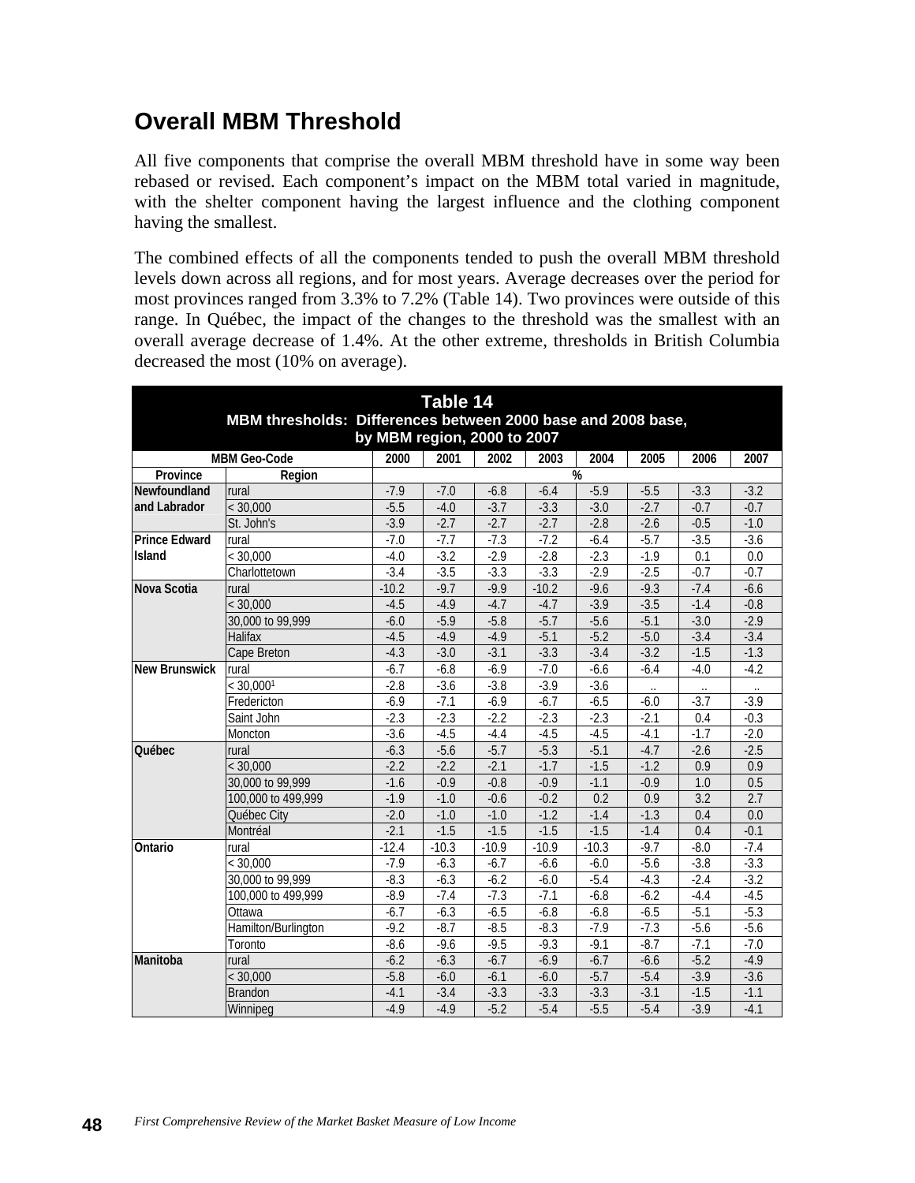## Overall MBM Threshold

All five components that comprise the overall MBM threshold have in some way been rebased or revised. Each component's impact on the MBM total varied in magnitude, with the shelter component having the largest influence and the clothing component having the smallest.

The combined effects of all the components tended to push the overall MBM threshold levels down across all regions, and for most years. Average decreases over the period for most provinces ranged from 3.3% to 7.2% (Table 14). Two provinces were outside of this range. In Québec, the impact of the changes to the threshold was the smallest with an overall average decrease of 1.4%. At the other extreme, thresholds in British Columbia decreased the most (10% on average).

**Table 14**
**MBM thresholds: Differences between 2000 base and 2008 base, by MBM region, 2000 to 2007**

| MBM Geo-Code | | 2000 | 2001 | 2002 | 2003 | 2004 | 2005 | 2006 | 2007 |
|---|---|---|---|---|---|---|---|---|---|
| Province | Region | % | | | | | | | |
| Newfoundland and Labrador | rural | -7.9 | -7.0 | -6.8 | -6.4 | -5.9 | -5.5 | -3.3 | -3.2 |
| | < 30,000 | -5.5 | -4.0 | -3.7 | -3.3 | -3.0 | -2.7 | -0.7 | -0.7 |
| | St. John's | -3.9 | -2.7 | -2.7 | -2.7 | -2.8 | -2.6 | -0.5 | -1.0 |
| Prince Edward Island | rural | -7.0 | -7.7 | -7.3 | -7.2 | -6.4 | -5.7 | -3.5 | -3.6 |
| | < 30,000 | -4.0 | -3.2 | -2.9 | -2.8 | -2.3 | -1.9 | 0.1 | 0.0 |
| | Charlottetown | -3.4 | -3.5 | -3.3 | -3.3 | -2.9 | -2.5 | -0.7 | -0.7 |
| Nova Scotia | rural | -10.2 | -9.7 | -9.9 | -10.2 | -9.6 | -9.3 | -7.4 | -6.6 |
| | < 30,000 | -4.5 | -4.9 | -4.7 | -4.7 | -3.9 | -3.5 | -1.4 | -0.8 |
| | 30,000 to 99,999 | -6.0 | -5.9 | -5.8 | -5.7 | -5.6 | -5.1 | -3.0 | -2.9 |
| | Halifax | -4.5 | -4.9 | -4.9 | -5.1 | -5.2 | -5.0 | -3.4 | -3.4 |
| | Cape Breton | -4.3 | -3.0 | -3.1 | -3.3 | -3.4 | -3.2 | -1.5 | -1.3 |
| New Brunswick | rural | -6.7 | -6.8 | -6.9 | -7.0 | -6.6 | -6.4 | -4.0 | -4.2 |
| | < 30,000[1] | -2.8 | -3.6 | -3.8 | -3.9 | -3.6 | .. | .. | .. |
| | Fredericton | -6.9 | -7.1 | -6.9 | -6.7 | -6.5 | -6.0 | -3.7 | -3.9 |
| | Saint John | -2.3 | -2.3 | -2.2 | -2.3 | -2.3 | -2.1 | 0.4 | -0.3 |
| | Moncton | -3.6 | -4.5 | -4.4 | -4.5 | -4.5 | -4.1 | -1.7 | -2.0 |
| Québec | rural | -6.3 | -5.6 | -5.7 | -5.3 | -5.1 | -4.7 | -2.6 | -2.5 |
| | < 30,000 | -2.2 | -2.2 | -2.1 | -1.7 | -1.5 | -1.2 | 0.9 | 0.9 |
| | 30,000 to 99,999 | -1.6 | -0.9 | -0.8 | -0.9 | -1.1 | -0.9 | 1.0 | 0.5 |
| | 100,000 to 499,999 | -1.9 | -1.0 | -0.6 | -0.2 | 0.2 | 0.9 | 3.2 | 2.7 |
| | Québec City | -2.0 | -1.0 | -1.0 | -1.2 | -1.4 | -1.3 | 0.4 | 0.0 |
| | Montréal | -2.1 | -1.5 | -1.5 | -1.5 | -1.5 | -1.4 | 0.4 | -0.1 |
| Ontario | rural | -12.4 | -10.3 | -10.9 | -10.9 | -10.3 | -9.7 | -8.0 | -7.4 |
| | < 30,000 | -7.9 | -6.3 | -6.7 | -6.6 | -6.0 | -5.6 | -3.8 | -3.3 |
| | 30,000 to 99,999 | -8.3 | -6.3 | -6.2 | -6.0 | -5.4 | -4.3 | -2.4 | -3.2 |
| | 100,000 to 499,999 | -8.9 | -7.4 | -7.3 | -7.1 | -6.8 | -6.2 | -4.4 | -4.5 |
| | Ottawa | -6.7 | -6.3 | -6.5 | -6.8 | -6.8 | -6.5 | -5.1 | -5.3 |
| | Hamilton/Burlington | -9.2 | -8.7 | -8.5 | -8.3 | -7.9 | -7.3 | -5.6 | -5.6 |
| | Toronto | -8.6 | -9.6 | -9.5 | -9.3 | -9.1 | -8.7 | -7.1 | -7.0 |
| Manitoba | rural | -6.2 | -6.3 | -6.7 | -6.9 | -6.7 | -6.6 | -5.2 | -4.9 |
| | < 30,000 | -5.8 | -6.0 | -6.1 | -6.0 | -5.7 | -5.4 | -3.9 | -3.6 |
| | Brandon | -4.1 | -3.4 | -3.3 | -3.3 | -3.3 | -3.1 | -1.5 | -1.1 |
| | Winnipeg | -4.9 | -4.9 | -5.2 | -5.4 | -5.5 | -5.4 | -3.9 | -4.1 |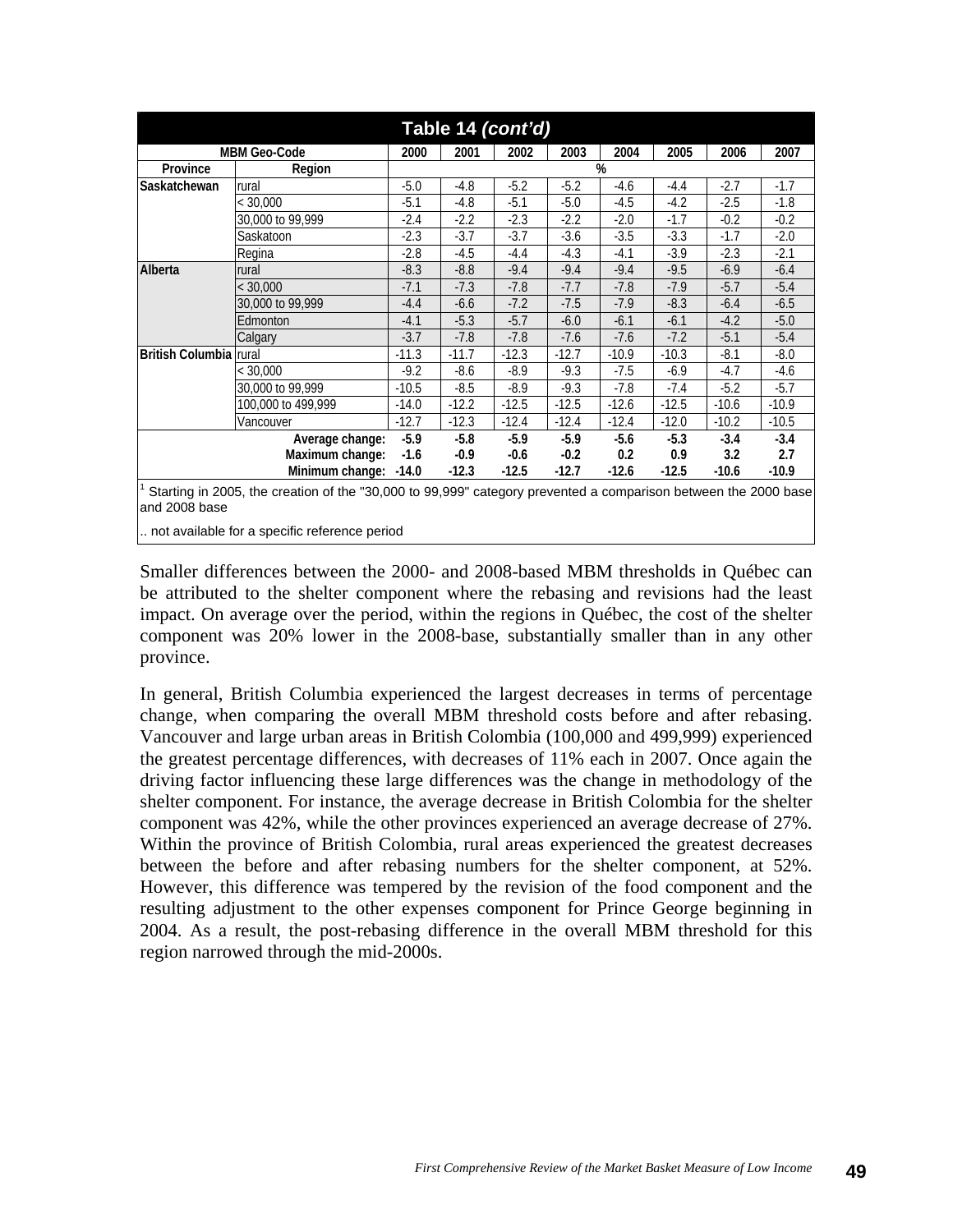**Table 14 *(cont'd)***

| MBM Geo-Code | | 2000 | 2001 | 2002 | 2003 | 2004 | 2005 | 2006 | 2007 |
|---|---|---|---|---|---|---|---|---|---|
| **Province** | **Region** | % | | | | | | | |
| **Saskatchewan** | rural | -5.0 | -4.8 | -5.2 | -5.2 | -4.6 | -4.4 | -2.7 | -1.7 |
| | < 30,000 | -5.1 | -4.8 | -5.1 | -5.0 | -4.5 | -4.2 | -2.5 | -1.8 |
| | 30,000 to 99,999 | -2.4 | -2.2 | -2.3 | -2.2 | -2.0 | -1.7 | -0.2 | -0.2 |
| | Saskatoon | -2.3 | -3.7 | -3.7 | -3.6 | -3.5 | -3.3 | -1.7 | -2.0 |
| | Regina | -2.8 | -4.5 | -4.4 | -4.3 | -4.1 | -3.9 | -2.3 | -2.1 |
| **Alberta** | rural | -8.3 | -8.8 | -9.4 | -9.4 | -9.4 | -9.5 | -6.9 | -6.4 |
| | < 30,000 | -7.1 | -7.3 | -7.8 | -7.7 | -7.8 | -7.9 | -5.7 | -5.4 |
| | 30,000 to 99,999 | -4.4 | -6.6 | -7.2 | -7.5 | -7.9 | -8.3 | -6.4 | -6.5 |
| | Edmonton | -4.1 | -5.3 | -5.7 | -6.0 | -6.1 | -6.1 | -4.2 | -5.0 |
| | Calgary | -3.7 | -7.8 | -7.8 | -7.6 | -7.6 | -7.2 | -5.1 | -5.4 |
| **British Columbia** | rural | -11.3 | -11.7 | -12.3 | -12.7 | -10.9 | -10.3 | -8.1 | -8.0 |
| | < 30,000 | -9.2 | -8.6 | -8.9 | -9.3 | -7.5 | -6.9 | -4.7 | -4.6 |
| | 30,000 to 99,999 | -10.5 | -8.5 | -8.9 | -9.3 | -7.8 | -7.4 | -5.2 | -5.7 |
| | 100,000 to 499,999 | -14.0 | -12.2 | -12.5 | -12.5 | -12.6 | -12.5 | -10.6 | -10.9 |
| | Vancouver | -12.7 | -12.3 | -12.4 | -12.4 | -12.4 | -12.0 | -10.2 | -10.5 |
| | **Average change:** | **-5.9** | **-5.8** | **-5.9** | **-5.9** | **-5.6** | **-5.3** | **-3.4** | **-3.4** |
| | **Maximum change:** | **-1.6** | **-0.9** | **-0.6** | **-0.2** | **0.2** | **0.9** | **3.2** | **2.7** |
| | **Minimum change:** | **-14.0** | **-12.3** | **-12.5** | **-12.7** | **-12.6** | **-12.5** | **-10.6** | **-10.9** |

[1] Starting in 2005, the creation of the "30,000 to 99,999" category prevented a comparison between the 2000 base and 2008 base

.. not available for a specific reference period

Smaller differences between the 2000- and 2008-based MBM thresholds in Québec can be attributed to the shelter component where the rebasing and revisions had the least impact. On average over the period, within the regions in Québec, the cost of the shelter component was 20% lower in the 2008-base, substantially smaller than in any other province.

In general, British Columbia experienced the largest decreases in terms of percentage change, when comparing the overall MBM threshold costs before and after rebasing. Vancouver and large urban areas in British Colombia (100,000 and 499,999) experienced the greatest percentage differences, with decreases of 11% each in 2007. Once again the driving factor influencing these large differences was the change in methodology of the shelter component. For instance, the average decrease in British Colombia for the shelter component was 42%, while the other provinces experienced an average decrease of 27%. Within the province of British Colombia, rural areas experienced the greatest decreases between the before and after rebasing numbers for the shelter component, at 52%. However, this difference was tempered by the revision of the food component and the resulting adjustment to the other expenses component for Prince George beginning in 2004. As a result, the post-rebasing difference in the overall MBM threshold for this region narrowed through the mid-2000s.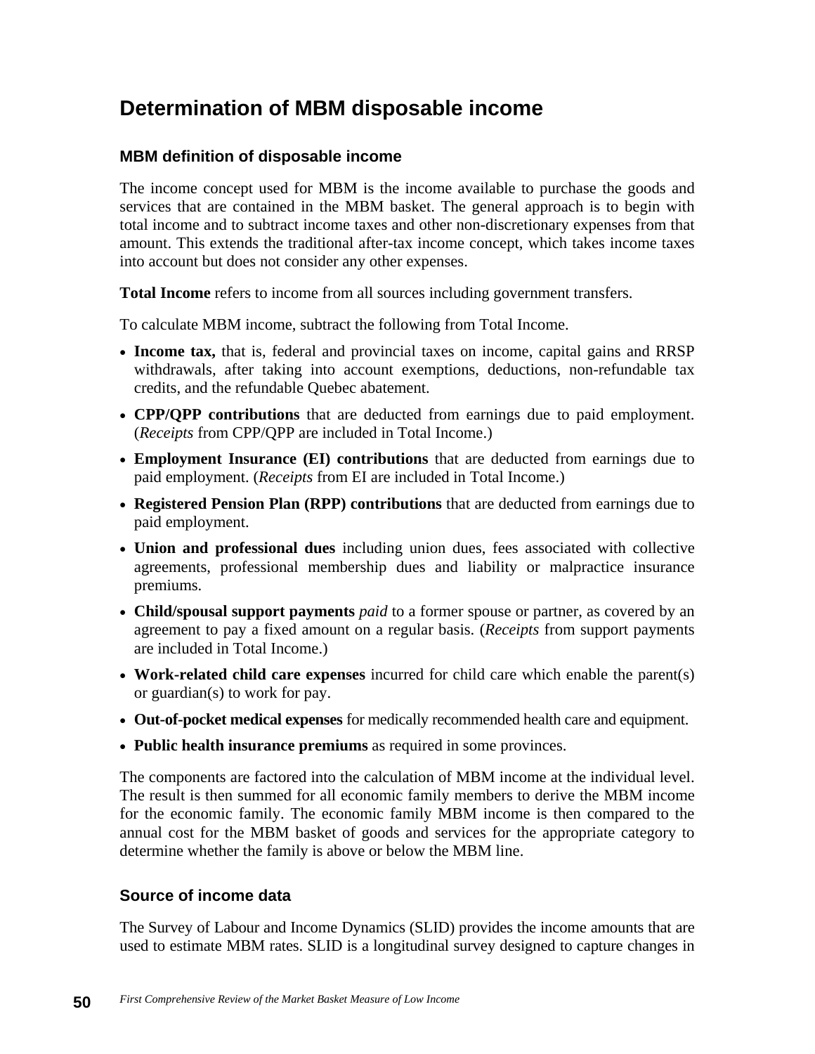## Determination of MBM disposable income

### MBM definition of disposable income

The income concept used for MBM is the income available to purchase the goods and services that are contained in the MBM basket. The general approach is to begin with total income and to subtract income taxes and other non-discretionary expenses from that amount. This extends the traditional after-tax income concept, which takes income taxes into account but does not consider any other expenses.

**Total Income** refers to income from all sources including government transfers.

To calculate MBM income, subtract the following from Total Income.

- **Income tax,** that is, federal and provincial taxes on income, capital gains and RRSP withdrawals, after taking into account exemptions, deductions, non-refundable tax credits, and the refundable Quebec abatement.
- **CPP/QPP contributions** that are deducted from earnings due to paid employment. (*Receipts* from CPP/QPP are included in Total Income.)
- **Employment Insurance (EI) contributions** that are deducted from earnings due to paid employment. (*Receipts* from EI are included in Total Income.)
- **Registered Pension Plan (RPP) contributions** that are deducted from earnings due to paid employment.
- **Union and professional dues** including union dues, fees associated with collective agreements, professional membership dues and liability or malpractice insurance premiums.
- **Child/spousal support payments** *paid* to a former spouse or partner, as covered by an agreement to pay a fixed amount on a regular basis. (*Receipts* from support payments are included in Total Income.)
- **Work-related child care expenses** incurred for child care which enable the parent(s) or guardian(s) to work for pay.
- **Out-of-pocket medical expenses** for medically recommended health care and equipment.
- **Public health insurance premiums** as required in some provinces.

The components are factored into the calculation of MBM income at the individual level. The result is then summed for all economic family members to derive the MBM income for the economic family. The economic family MBM income is then compared to the annual cost for the MBM basket of goods and services for the appropriate category to determine whether the family is above or below the MBM line.

### Source of income data

The Survey of Labour and Income Dynamics (SLID) provides the income amounts that are used to estimate MBM rates. SLID is a longitudinal survey designed to capture changes in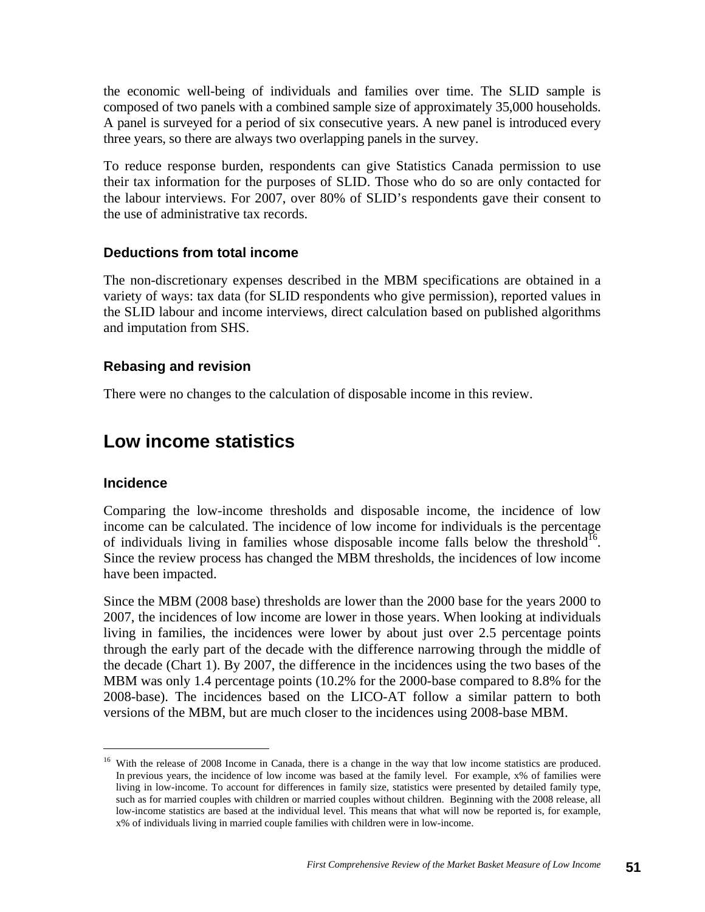the economic well-being of individuals and families over time. The SLID sample is composed of two panels with a combined sample size of approximately 35,000 households. A panel is surveyed for a period of six consecutive years. A new panel is introduced every three years, so there are always two overlapping panels in the survey.

To reduce response burden, respondents can give Statistics Canada permission to use their tax information for the purposes of SLID. Those who do so are only contacted for the labour interviews. For 2007, over 80% of SLID's respondents gave their consent to the use of administrative tax records.

### Deductions from total income

The non-discretionary expenses described in the MBM specifications are obtained in a variety of ways: tax data (for SLID respondents who give permission), reported values in the SLID labour and income interviews, direct calculation based on published algorithms and imputation from SHS.

### Rebasing and revision

There were no changes to the calculation of disposable income in this review.

## Low income statistics

### Incidence

Comparing the low-income thresholds and disposable income, the incidence of low income can be calculated. The incidence of low income for individuals is the percentage of individuals living in families whose disposable income falls below the threshold[16]. Since the review process has changed the MBM thresholds, the incidences of low income have been impacted.

Since the MBM (2008 base) thresholds are lower than the 2000 base for the years 2000 to 2007, the incidences of low income are lower in those years. When looking at individuals living in families, the incidences were lower by about just over 2.5 percentage points through the early part of the decade with the difference narrowing through the middle of the decade (Chart 1). By 2007, the difference in the incidences using the two bases of the MBM was only 1.4 percentage points (10.2% for the 2000-base compared to 8.8% for the 2008-base). The incidences based on the LICO-AT follow a similar pattern to both versions of the MBM, but are much closer to the incidences using 2008-base MBM.

---

[16] With the release of 2008 Income in Canada, there is a change in the way that low income statistics are produced. In previous years, the incidence of low income was based at the family level. For example, x% of families were living in low-income. To account for differences in family size, statistics were presented by detailed family type, such as for married couples with children or married couples without children. Beginning with the 2008 release, all low-income statistics are based at the individual level. This means that what will now be reported is, for example, x% of individuals living in married couple families with children were in low-income.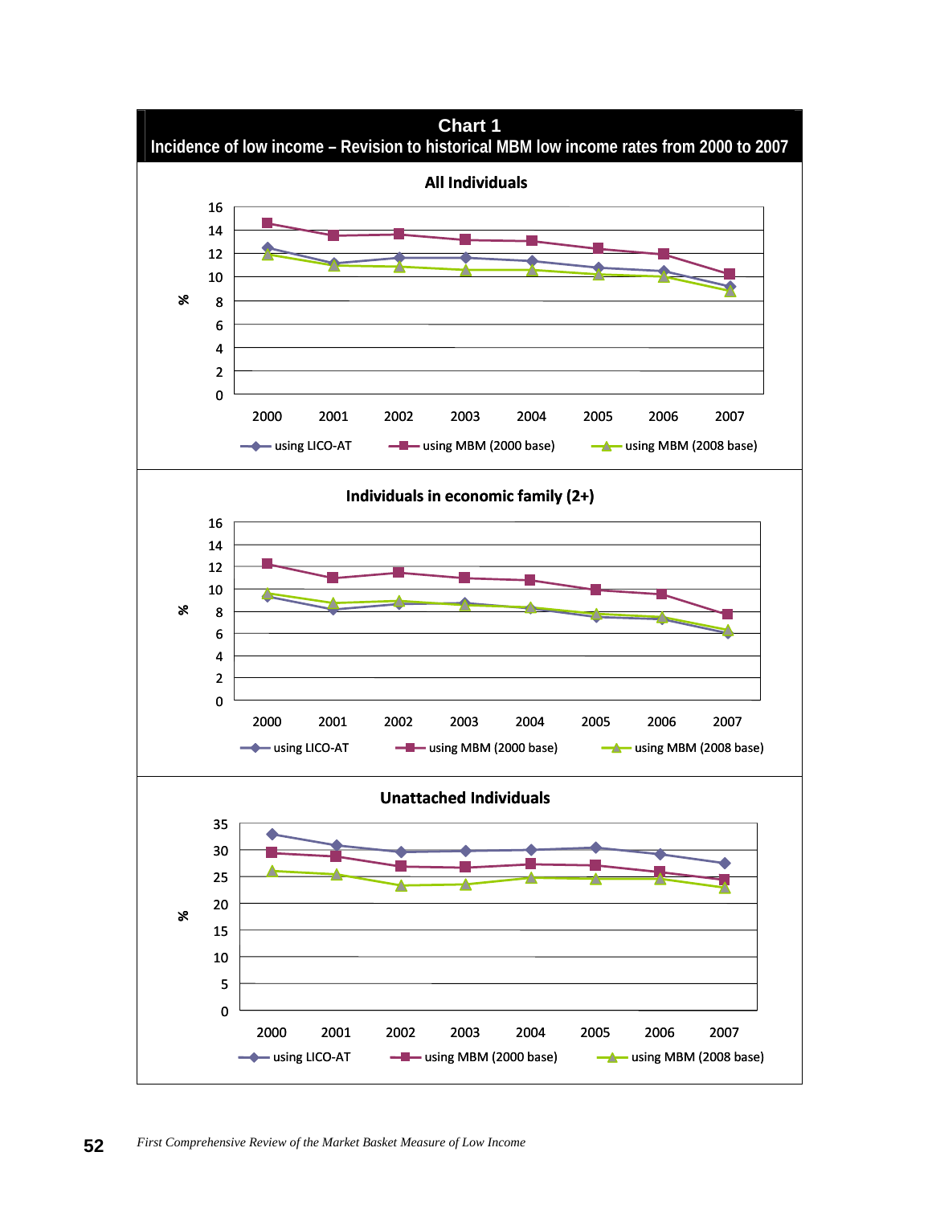**Chart 1**
**Incidence of low income – Revision to historical MBM low income rates from 2000 to 2007**

**All Individuals**

16
14
12
10
% 8
6
4
2
0

2000 2001 2002 2003 2004 2005 2006 2007

using LICO-AT    using MBM (2000 base)    using MBM (2008 base)

**Individuals in economic family (2+)**

16
14
12
10
% 8
6
4
2
0

2000 2001 2002 2003 2004 2005 2006 2007

using LICO-AT    using MBM (2000 base)    using MBM (2008 base)

**Unattached Individuals**

35
30
25
20
% 15
10
5
0

2000 2001 2002 2003 2004 2005 2006 2007

using LICO-AT    using MBM (2000 base)    using MBM (2008 base)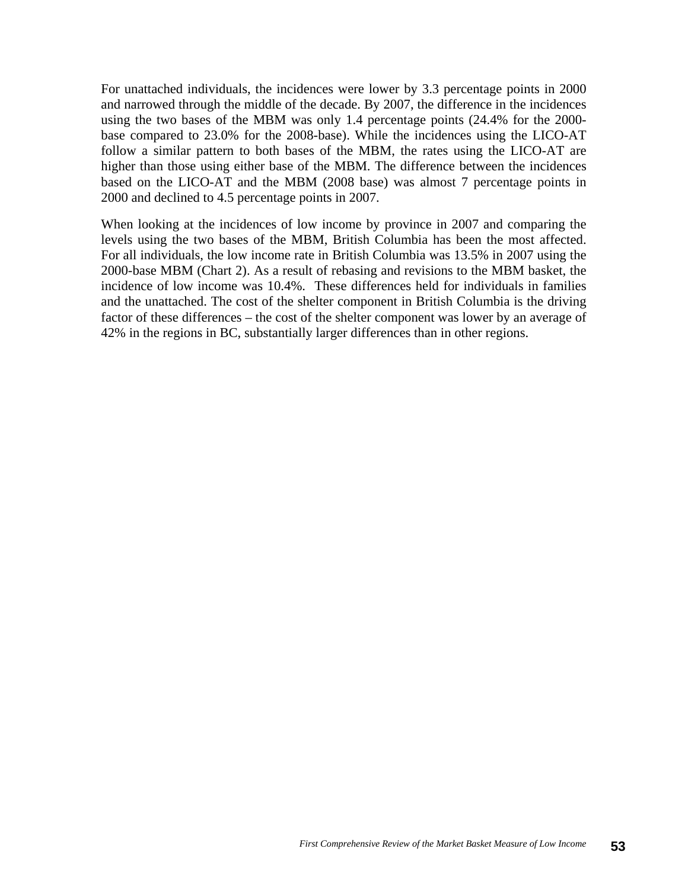For unattached individuals, the incidences were lower by 3.3 percentage points in 2000 and narrowed through the middle of the decade. By 2007, the difference in the incidences using the two bases of the MBM was only 1.4 percentage points (24.4% for the 2000-base compared to 23.0% for the 2008-base). While the incidences using the LICO-AT follow a similar pattern to both bases of the MBM, the rates using the LICO-AT are higher than those using either base of the MBM. The difference between the incidences based on the LICO-AT and the MBM (2008 base) was almost 7 percentage points in 2000 and declined to 4.5 percentage points in 2007.

When looking at the incidences of low income by province in 2007 and comparing the levels using the two bases of the MBM, British Columbia has been the most affected. For all individuals, the low income rate in British Columbia was 13.5% in 2007 using the 2000-base MBM (Chart 2). As a result of rebasing and revisions to the MBM basket, the incidence of low income was 10.4%. These differences held for individuals in families and the unattached. The cost of the shelter component in British Columbia is the driving factor of these differences – the cost of the shelter component was lower by an average of 42% in the regions in BC, substantially larger differences than in other regions.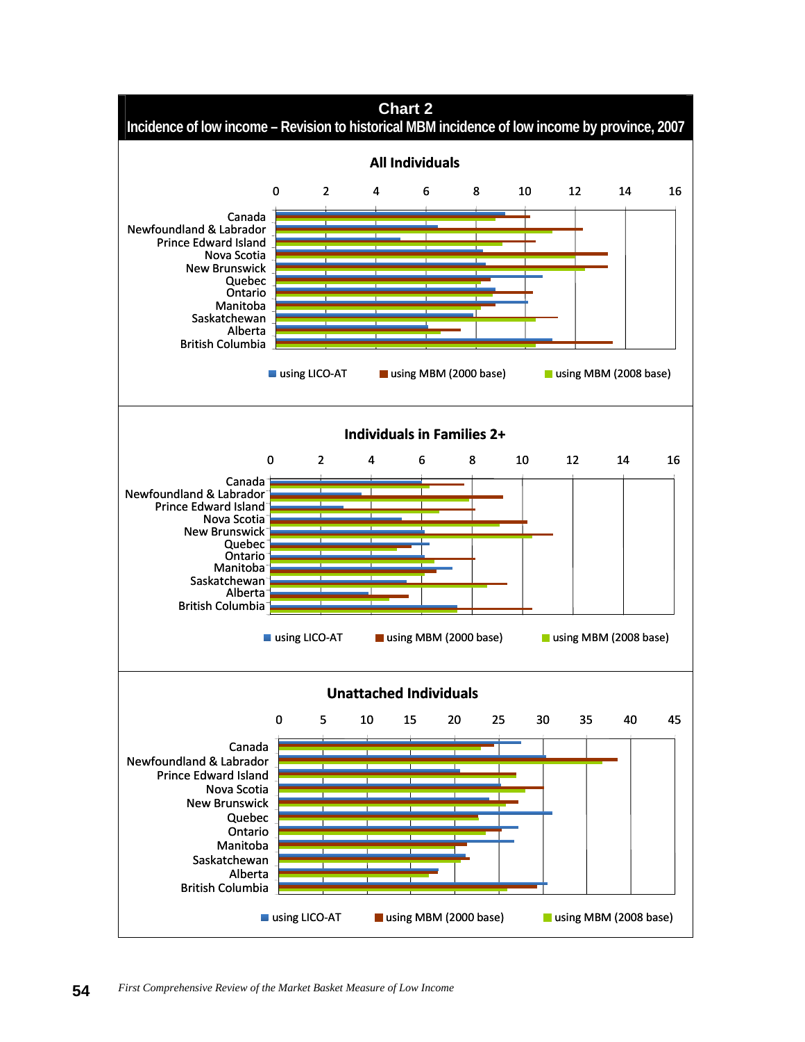**Chart 2**
**Incidence of low income – Revision to historical MBM incidence of low income by province, 2007**

### All Individuals

0 2 4 6 8 10 12 14 16

Canada
Newfoundland & Labrador
Prince Edward Island
Nova Scotia
New Brunswick
Quebec
Ontario
Manitoba
Saskatchewan
Alberta
British Columbia

using LICO-AT using MBM (2000 base) using MBM (2008 base)

### Individuals in Families 2+

0 2 4 6 8 10 12 14 16

Canada
Newfoundland & Labrador
Prince Edward Island
Nova Scotia
New Brunswick
Quebec
Ontario
Manitoba
Saskatchewan
Alberta
British Columbia

using LICO-AT using MBM (2000 base) using MBM (2008 base)

### Unattached Individuals

0 5 10 15 20 25 30 35 40 45

Canada
Newfoundland & Labrador
Prince Edward Island
Nova Scotia
New Brunswick
Quebec
Ontario
Manitoba
Saskatchewan
Alberta
British Columbia

using LICO-AT using MBM (2000 base) using MBM (2008 base)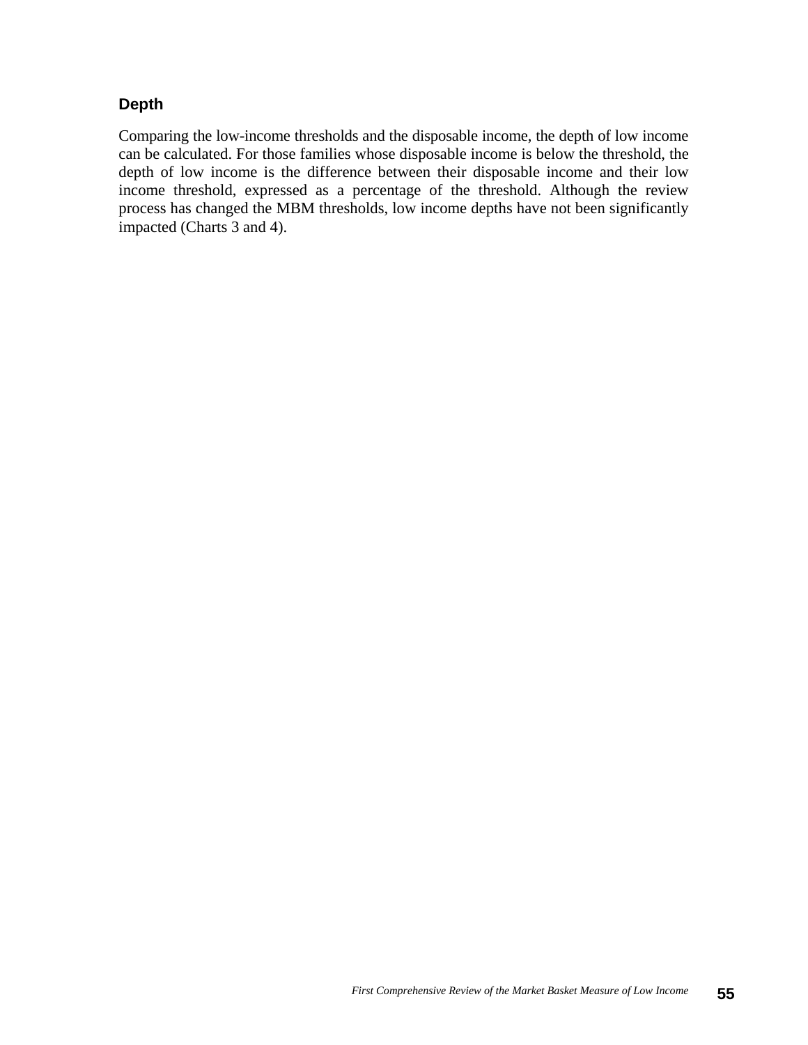### Depth

Comparing the low-income thresholds and the disposable income, the depth of low income can be calculated. For those families whose disposable income is below the threshold, the depth of low income is the difference between their disposable income and their low income threshold, expressed as a percentage of the threshold. Although the review process has changed the MBM thresholds, low income depths have not been significantly impacted (Charts 3 and 4).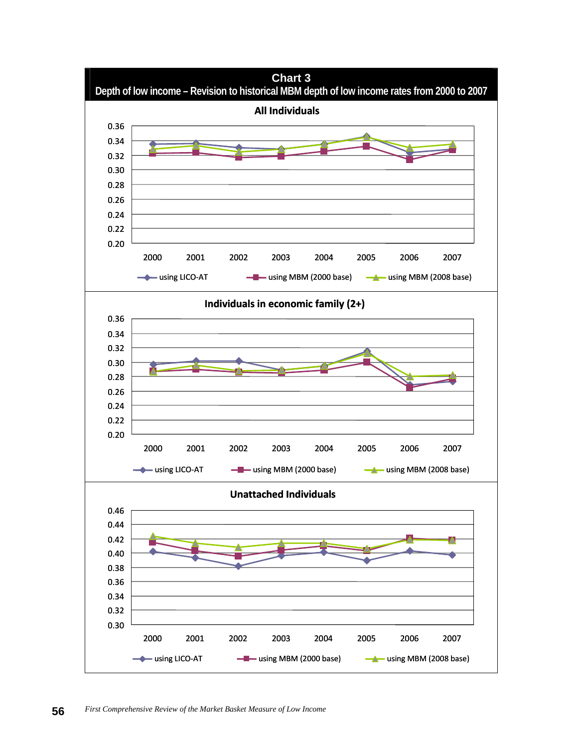**Chart 3**

**Depth of low income – Revision to historical MBM depth of low income rates from 2000 to 2007**

**All Individuals**

**Individuals in economic family (2+)**

**Unattached Individuals**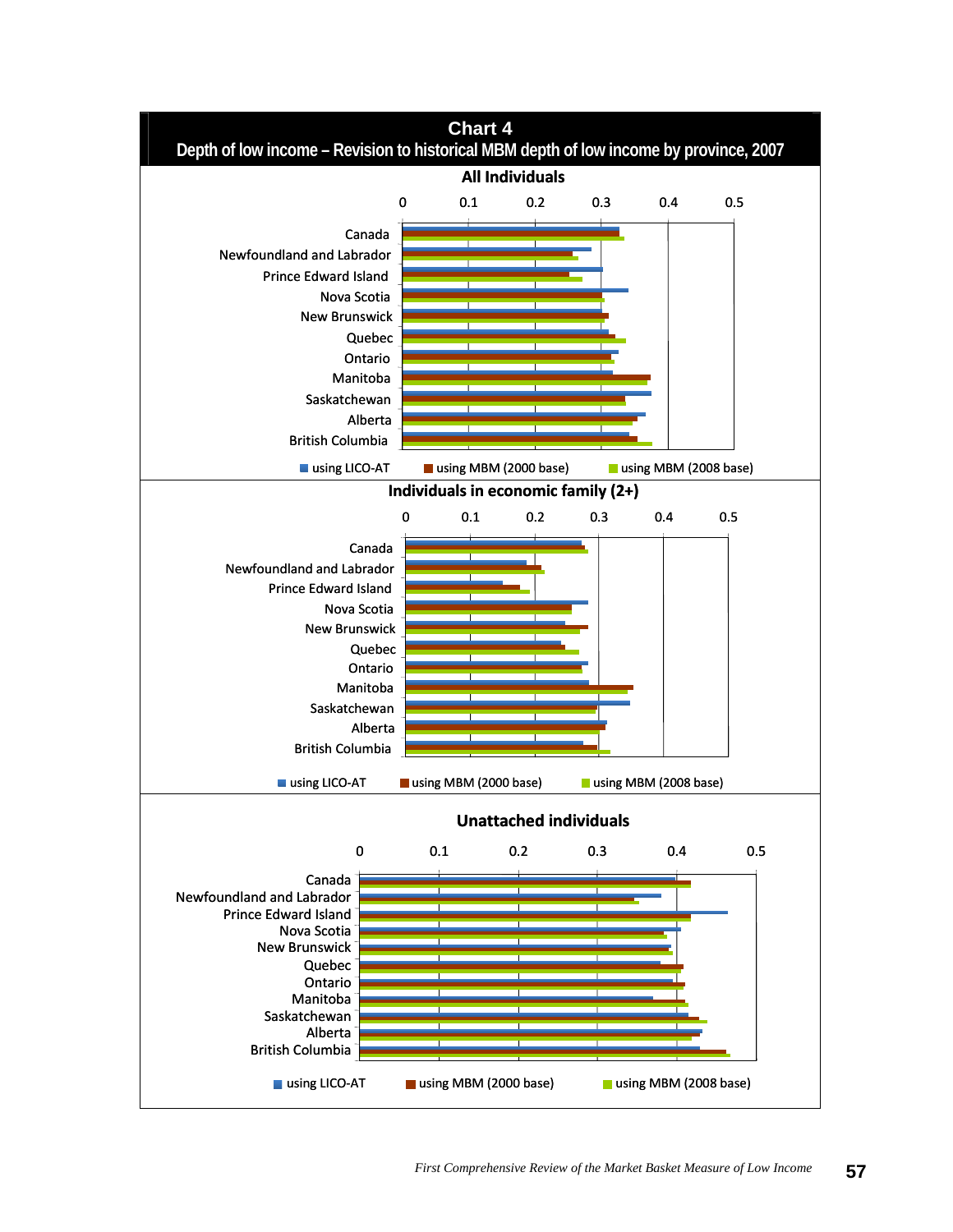## Chart 4

**Depth of low income – Revision to historical MBM depth of low income by province, 2007**

**All Individuals**

0 0.1 0.2 0.3 0.4 0.5

Canada
Newfoundland and Labrador
Prince Edward Island
Nova Scotia
New Brunswick
Quebec
Ontario
Manitoba
Saskatchewan
Alberta
British Columbia

using LICO-AT  using MBM (2000 base)  using MBM (2008 base)

**Individuals in economic family (2+)**

0 0.1 0.2 0.3 0.4 0.5

Canada
Newfoundland and Labrador
Prince Edward Island
Nova Scotia
New Brunswick
Quebec
Ontario
Manitoba
Saskatchewan
Alberta
British Columbia

using LICO-AT  using MBM (2000 base)  using MBM (2008 base)

**Unattached individuals**

0 0.1 0.2 0.3 0.4 0.5

Canada
Newfoundland and Labrador
Prince Edward Island
Nova Scotia
New Brunswick
Quebec
Ontario
Manitoba
Saskatchewan
Alberta
British Columbia

using LICO-AT  using MBM (2000 base)  using MBM (2008 base)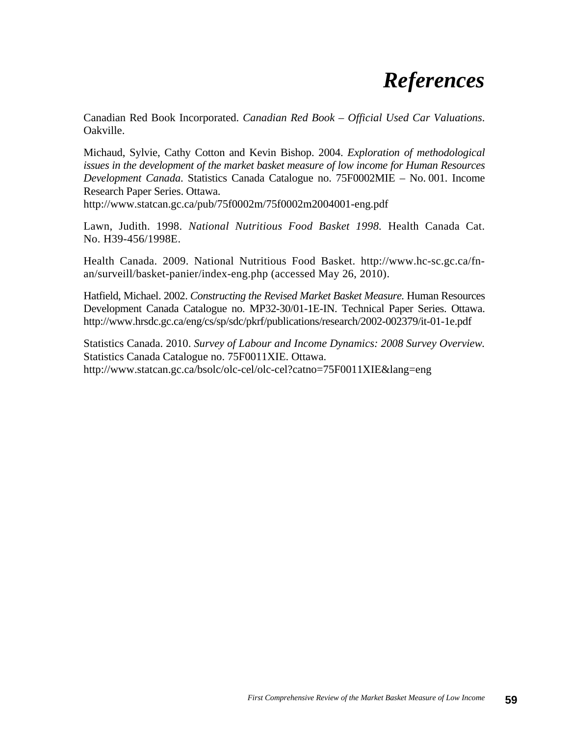# *References*

Canadian Red Book Incorporated. *Canadian Red Book – Official Used Car Valuations*. Oakville.

Michaud, Sylvie, Cathy Cotton and Kevin Bishop. 2004. *Exploration of methodological issues in the development of the market basket measure of low income for Human Resources Development Canada*. Statistics Canada Catalogue no. 75F0002MIE – No. 001. Income Research Paper Series. Ottawa.
http://www.statcan.gc.ca/pub/75f0002m/75f0002m2004001-eng.pdf

Lawn, Judith. 1998. *National Nutritious Food Basket 1998.* Health Canada Cat. No. H39-456/1998E.

Health Canada. 2009. National Nutritious Food Basket. http://www.hc-sc.gc.ca/fn-an/surveill/basket-panier/index-eng.php (accessed May 26, 2010).

Hatfield, Michael. 2002. *Constructing the Revised Market Basket Measure.* Human Resources Development Canada Catalogue no. MP32-30/01-1E-IN. Technical Paper Series. Ottawa. http://www.hrsdc.gc.ca/eng/cs/sp/sdc/pkrf/publications/research/2002-002379/it-01-1e.pdf

Statistics Canada. 2010. *Survey of Labour and Income Dynamics: 2008 Survey Overview.* Statistics Canada Catalogue no. 75F0011XIE. Ottawa.
http://www.statcan.gc.ca/bsolc/olc-cel/olc-cel?catno=75F0011XIE&lang=eng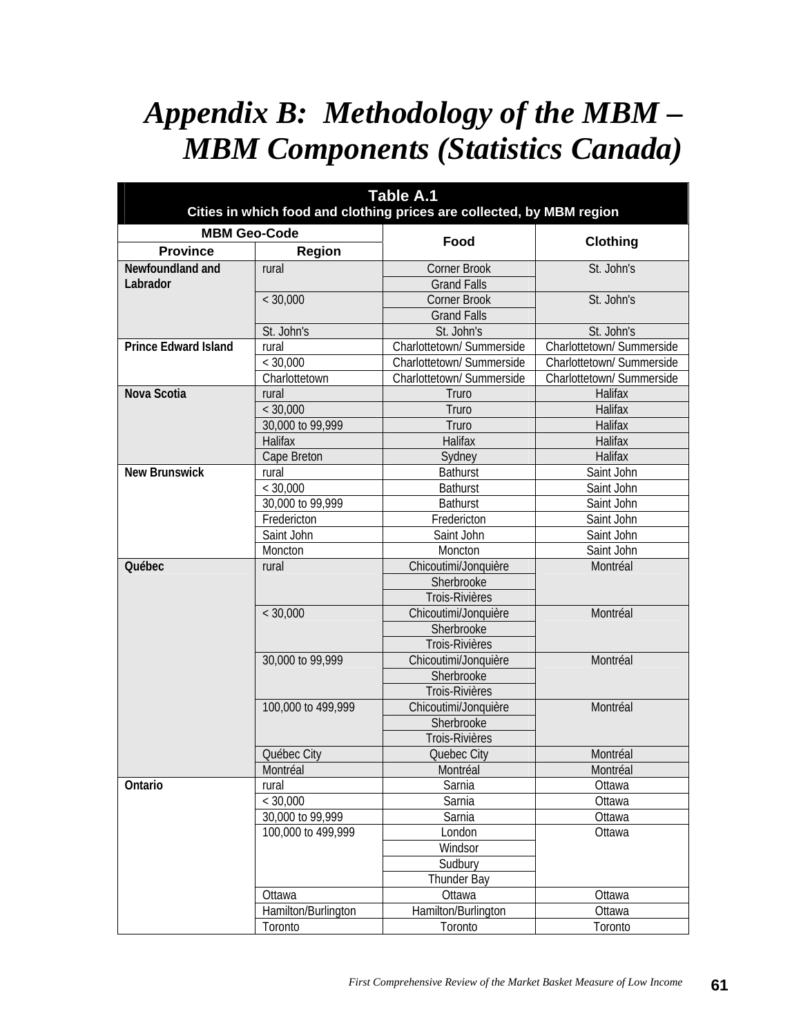# Appendix B: Methodology of the MBM – MBM Components (Statistics Canada)

**Table A.1**
**Cities in which food and clothing prices are collected, by MBM region**

| MBM Geo-Code | | Food | Clothing |
|---|---|---|---|
| **Province** | **Region** | | |
| **Newfoundland and Labrador** | rural | Corner Brook | St. John's |
| | | Grand Falls | |
| | < 30,000 | Corner Brook | St. John's |
| | | Grand Falls | |
| | St. John's | St. John's | St. John's |
| **Prince Edward Island** | rural | Charlottetown/ Summerside | Charlottetown/ Summerside |
| | < 30,000 | Charlottetown/ Summerside | Charlottetown/ Summerside |
| | Charlottetown | Charlottetown/ Summerside | Charlottetown/ Summerside |
| **Nova Scotia** | rural | Truro | Halifax |
| | < 30,000 | Truro | Halifax |
| | 30,000 to 99,999 | Truro | Halifax |
| | Halifax | Halifax | Halifax |
| | Cape Breton | Sydney | Halifax |
| **New Brunswick** | rural | Bathurst | Saint John |
| | < 30,000 | Bathurst | Saint John |
| | 30,000 to 99,999 | Bathurst | Saint John |
| | Fredericton | Fredericton | Saint John |
| | Saint John | Saint John | Saint John |
| | Moncton | Moncton | Saint John |
| **Québec** | rural | Chicoutimi/Jonquière | Montréal |
| | | Sherbrooke | |
| | | Trois-Rivières | |
| | < 30,000 | Chicoutimi/Jonquière | Montréal |
| | | Sherbrooke | |
| | | Trois-Rivières | |
| | 30,000 to 99,999 | Chicoutimi/Jonquière | Montréal |
| | | Sherbrooke | |
| | | Trois-Rivières | |
| | 100,000 to 499,999 | Chicoutimi/Jonquière | Montréal |
| | | Sherbrooke | |
| | | Trois-Rivières | |
| | Québec City | Quebec City | Montréal |
| | Montréal | Montréal | Montréal |
| **Ontario** | rural | Sarnia | Ottawa |
| | < 30,000 | Sarnia | Ottawa |
| | 30,000 to 99,999 | Sarnia | Ottawa |
| | 100,000 to 499,999 | London | Ottawa |
| | | Windsor | |
| | | Sudbury | |
| | | Thunder Bay | |
| | Ottawa | Ottawa | Ottawa |
| | Hamilton/Burlington | Hamilton/Burlington | Ottawa |
| | Toronto | Toronto | Toronto |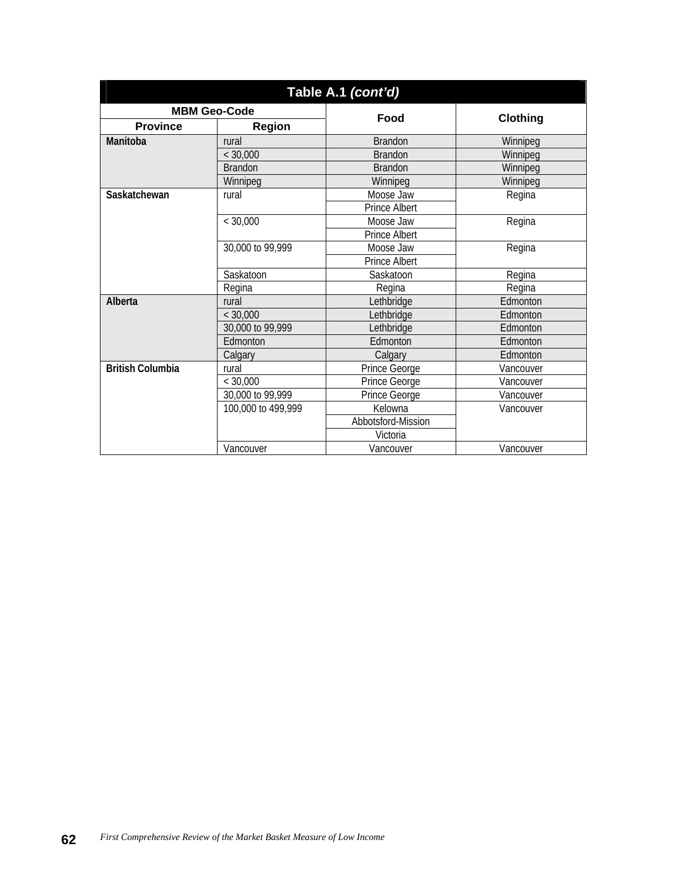**Table A.1 *(cont'd)***

| MBM Geo-Code | | Food | Clothing |
|---|---|---|---|
| Province | Region | | |
| **Manitoba** | rural | Brandon | Winnipeg |
| | < 30,000 | Brandon | Winnipeg |
| | Brandon | Brandon | Winnipeg |
| | Winnipeg | Winnipeg | Winnipeg |
| **Saskatchewan** | rural | Moose Jaw | Regina |
| | | Prince Albert | |
| | < 30,000 | Moose Jaw | Regina |
| | | Prince Albert | |
| | 30,000 to 99,999 | Moose Jaw | Regina |
| | | Prince Albert | |
| | Saskatoon | Saskatoon | Regina |
| | Regina | Regina | Regina |
| **Alberta** | rural | Lethbridge | Edmonton |
| | < 30,000 | Lethbridge | Edmonton |
| | 30,000 to 99,999 | Lethbridge | Edmonton |
| | Edmonton | Edmonton | Edmonton |
| | Calgary | Calgary | Edmonton |
| **British Columbia** | rural | Prince George | Vancouver |
| | < 30,000 | Prince George | Vancouver |
| | 30,000 to 99,999 | Prince George | Vancouver |
| | 100,000 to 499,999 | Kelowna | Vancouver |
| | | Abbotsford-Mission | |
| | | Victoria | |
| | Vancouver | Vancouver | Vancouver |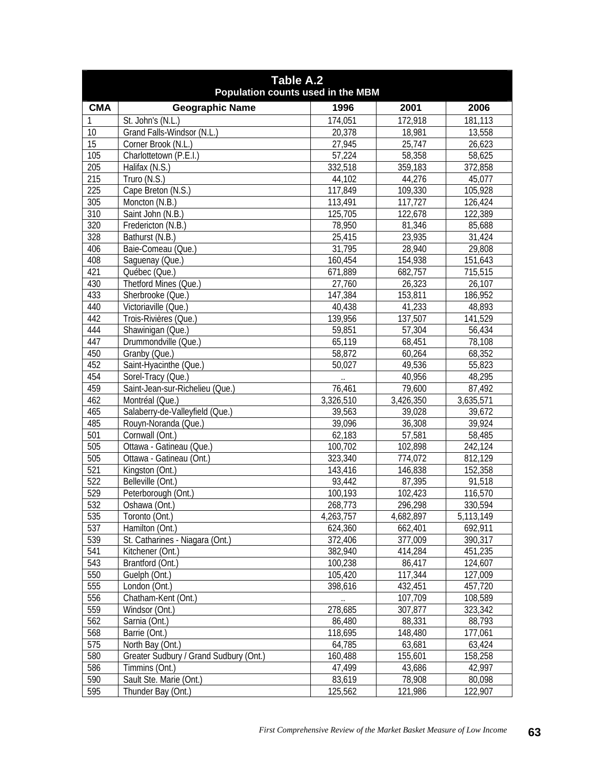**Table A.2**
**Population counts used in the MBM**

| CMA | Geographic Name | 1996 | 2001 | 2006 |
|---|---|---|---|---|
| 1 | St. John's (N.L.) | 174,051 | 172,918 | 181,113 |
| 10 | Grand Falls-Windsor (N.L.) | 20,378 | 18,981 | 13,558 |
| 15 | Corner Brook (N.L.) | 27,945 | 25,747 | 26,623 |
| 105 | Charlottetown (P.E.I.) | 57,224 | 58,358 | 58,625 |
| 205 | Halifax (N.S.) | 332,518 | 359,183 | 372,858 |
| 215 | Truro (N.S.) | 44,102 | 44,276 | 45,077 |
| 225 | Cape Breton (N.S.) | 117,849 | 109,330 | 105,928 |
| 305 | Moncton (N.B.) | 113,491 | 117,727 | 126,424 |
| 310 | Saint John (N.B.) | 125,705 | 122,678 | 122,389 |
| 320 | Fredericton (N.B.) | 78,950 | 81,346 | 85,688 |
| 328 | Bathurst (N.B.) | 25,415 | 23,935 | 31,424 |
| 406 | Baie-Comeau (Que.) | 31,795 | 28,940 | 29,808 |
| 408 | Saguenay (Que.) | 160,454 | 154,938 | 151,643 |
| 421 | Québec (Que.) | 671,889 | 682,757 | 715,515 |
| 430 | Thetford Mines (Que.) | 27,760 | 26,323 | 26,107 |
| 433 | Sherbrooke (Que.) | 147,384 | 153,811 | 186,952 |
| 440 | Victoriaville (Que.) | 40,438 | 41,233 | 48,893 |
| 442 | Trois-Rivières (Que.) | 139,956 | 137,507 | 141,529 |
| 444 | Shawinigan (Que.) | 59,851 | 57,304 | 56,434 |
| 447 | Drummondville (Que.) | 65,119 | 68,451 | 78,108 |
| 450 | Granby (Que.) | 58,872 | 60,264 | 68,352 |
| 452 | Saint-Hyacinthe (Que.) | 50,027 | 49,536 | 55,823 |
| 454 | Sorel-Tracy (Que.) | .. | 40,956 | 48,295 |
| 459 | Saint-Jean-sur-Richelieu (Que.) | 76,461 | 79,600 | 87,492 |
| 462 | Montréal (Que.) | 3,326,510 | 3,426,350 | 3,635,571 |
| 465 | Salaberry-de-Valleyfield (Que.) | 39,563 | 39,028 | 39,672 |
| 485 | Rouyn-Noranda (Que.) | 39,096 | 36,308 | 39,924 |
| 501 | Cornwall (Ont.) | 62,183 | 57,581 | 58,485 |
| 505 | Ottawa - Gatineau (Que.) | 100,702 | 102,898 | 242,124 |
| 505 | Ottawa - Gatineau (Ont.) | 323,340 | 774,072 | 812,129 |
| 521 | Kingston (Ont.) | 143,416 | 146,838 | 152,358 |
| 522 | Belleville (Ont.) | 93,442 | 87,395 | 91,518 |
| 529 | Peterborough (Ont.) | 100,193 | 102,423 | 116,570 |
| 532 | Oshawa (Ont.) | 268,773 | 296,298 | 330,594 |
| 535 | Toronto (Ont.) | 4,263,757 | 4,682,897 | 5,113,149 |
| 537 | Hamilton (Ont.) | 624,360 | 662,401 | 692,911 |
| 539 | St. Catharines - Niagara (Ont.) | 372,406 | 377,009 | 390,317 |
| 541 | Kitchener (Ont.) | 382,940 | 414,284 | 451,235 |
| 543 | Brantford (Ont.) | 100,238 | 86,417 | 124,607 |
| 550 | Guelph (Ont.) | 105,420 | 117,344 | 127,009 |
| 555 | London (Ont.) | 398,616 | 432,451 | 457,720 |
| 556 | Chatham-Kent (Ont.) | .. | 107,709 | 108,589 |
| 559 | Windsor (Ont.) | 278,685 | 307,877 | 323,342 |
| 562 | Sarnia (Ont.) | 86,480 | 88,331 | 88,793 |
| 568 | Barrie (Ont.) | 118,695 | 148,480 | 177,061 |
| 575 | North Bay (Ont.) | 64,785 | 63,681 | 63,424 |
| 580 | Greater Sudbury / Grand Sudbury (Ont.) | 160,488 | 155,601 | 158,258 |
| 586 | Timmins (Ont.) | 47,499 | 43,686 | 42,997 |
| 590 | Sault Ste. Marie (Ont.) | 83,619 | 78,908 | 80,098 |
| 595 | Thunder Bay (Ont.) | 125,562 | 121,986 | 122,907 |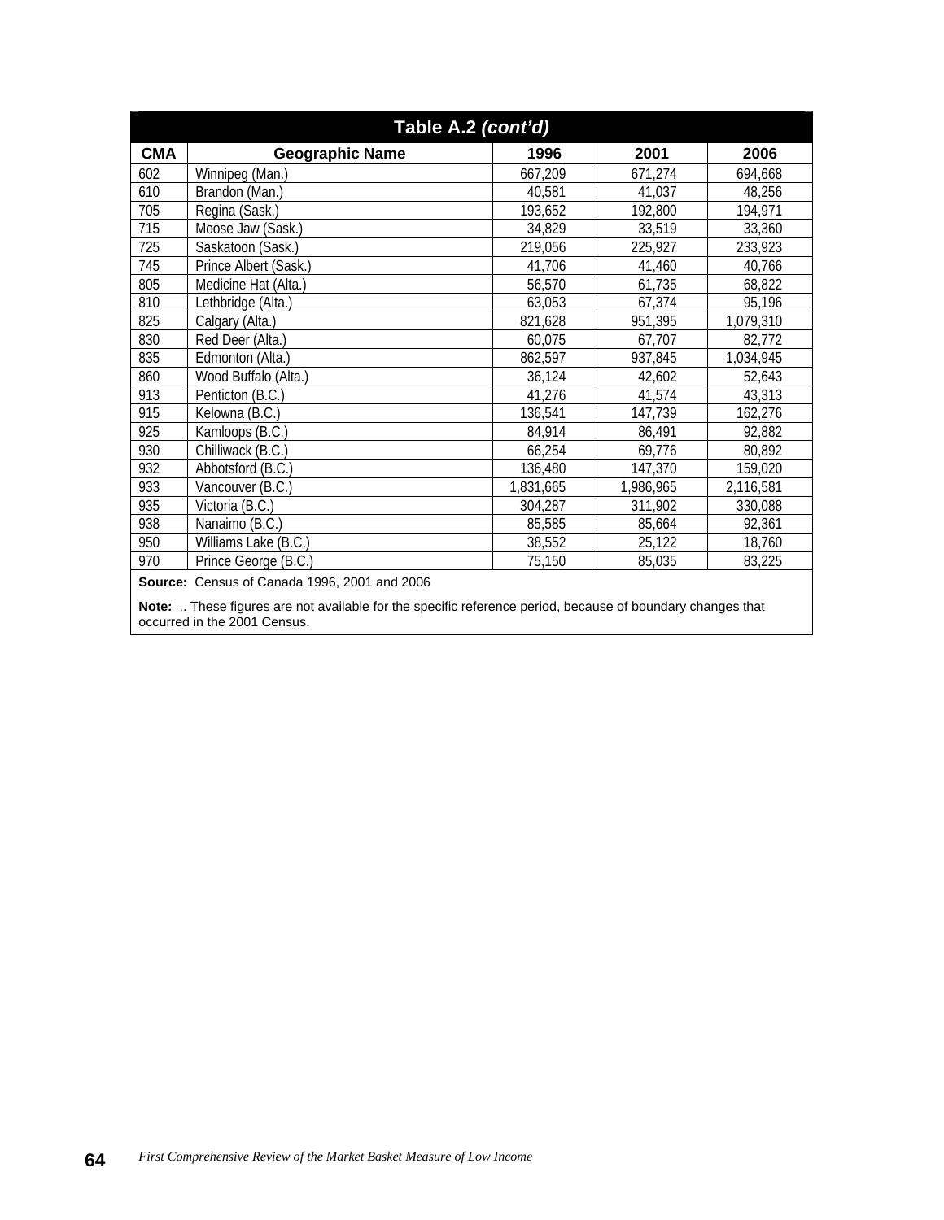| Table A.2 *(cont'd)* | | | | |
|---|---|---|---|---|
| **CMA** | **Geographic Name** | **1996** | **2001** | **2006** |
| 602 | Winnipeg (Man.) | 667,209 | 671,274 | 694,668 |
| 610 | Brandon (Man.) | 40,581 | 41,037 | 48,256 |
| 705 | Regina (Sask.) | 193,652 | 192,800 | 194,971 |
| 715 | Moose Jaw (Sask.) | 34,829 | 33,519 | 33,360 |
| 725 | Saskatoon (Sask.) | 219,056 | 225,927 | 233,923 |
| 745 | Prince Albert (Sask.) | 41,706 | 41,460 | 40,766 |
| 805 | Medicine Hat (Alta.) | 56,570 | 61,735 | 68,822 |
| 810 | Lethbridge (Alta.) | 63,053 | 67,374 | 95,196 |
| 825 | Calgary (Alta.) | 821,628 | 951,395 | 1,079,310 |
| 830 | Red Deer (Alta.) | 60,075 | 67,707 | 82,772 |
| 835 | Edmonton (Alta.) | 862,597 | 937,845 | 1,034,945 |
| 860 | Wood Buffalo (Alta.) | 36,124 | 42,602 | 52,643 |
| 913 | Penticton (B.C.) | 41,276 | 41,574 | 43,313 |
| 915 | Kelowna (B.C.) | 136,541 | 147,739 | 162,276 |
| 925 | Kamloops (B.C.) | 84,914 | 86,491 | 92,882 |
| 930 | Chilliwack (B.C.) | 66,254 | 69,776 | 80,892 |
| 932 | Abbotsford (B.C.) | 136,480 | 147,370 | 159,020 |
| 933 | Vancouver (B.C.) | 1,831,665 | 1,986,965 | 2,116,581 |
| 935 | Victoria (B.C.) | 304,287 | 311,902 | 330,088 |
| 938 | Nanaimo (B.C.) | 85,585 | 85,664 | 92,361 |
| 950 | Williams Lake (B.C.) | 38,552 | 25,122 | 18,760 |
| 970 | Prince George (B.C.) | 75,150 | 85,035 | 83,225 |

**Source:** Census of Canada 1996, 2001 and 2006

**Note:** .. These figures are not available for the specific reference period, because of boundary changes that occurred in the 2001 Census.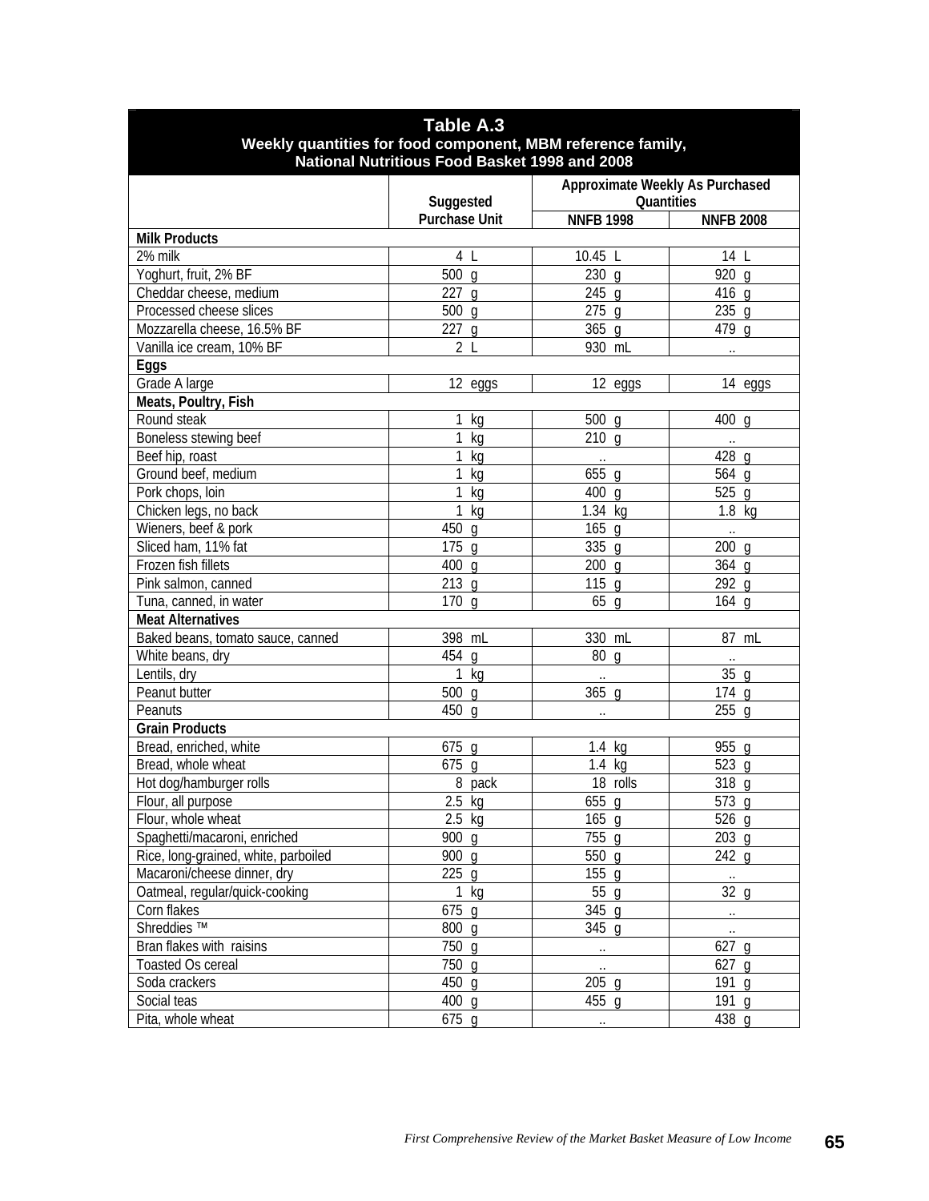**Table A.3**
**Weekly quantities for food component, MBM reference family, National Nutritious Food Basket 1998 and 2008**

| | Suggested Purchase Unit | Approximate Weekly As Purchased Quantities | |
|---|---|---|---|
| | | NNFB 1998 | NNFB 2008 |
| **Milk Products** | | | |
| 2% milk | 4 L | 10.45 L | 14 L |
| Yoghurt, fruit, 2% BF | 500 g | 230 g | 920 g |
| Cheddar cheese, medium | 227 g | 245 g | 416 g |
| Processed cheese slices | 500 g | 275 g | 235 g |
| Mozzarella cheese, 16.5% BF | 227 g | 365 g | 479 g |
| Vanilla ice cream, 10% BF | 2 L | 930 mL | .. |
| **Eggs** | | | |
| Grade A large | 12 eggs | 12 eggs | 14 eggs |
| **Meats, Poultry, Fish** | | | |
| Round steak | 1 kg | 500 g | 400 g |
| Boneless stewing beef | 1 kg | 210 g | .. |
| Beef hip, roast | 1 kg | .. | 428 g |
| Ground beef, medium | 1 kg | 655 g | 564 g |
| Pork chops, loin | 1 kg | 400 g | 525 g |
| Chicken legs, no back | 1 kg | 1.34 kg | 1.8 kg |
| Wieners, beef & pork | 450 g | 165 g | .. |
| Sliced ham, 11% fat | 175 g | 335 g | 200 g |
| Frozen fish fillets | 400 g | 200 g | 364 g |
| Pink salmon, canned | 213 g | 115 g | 292 g |
| Tuna, canned, in water | 170 g | 65 g | 164 g |
| **Meat Alternatives** | | | |
| Baked beans, tomato sauce, canned | 398 mL | 330 mL | 87 mL |
| White beans, dry | 454 g | 80 g | .. |
| Lentils, dry | 1 kg | .. | 35 g |
| Peanut butter | 500 g | 365 g | 174 g |
| Peanuts | 450 g | .. | 255 g |
| **Grain Products** | | | |
| Bread, enriched, white | 675 g | 1.4 kg | 955 g |
| Bread, whole wheat | 675 g | 1.4 kg | 523 g |
| Hot dog/hamburger rolls | 8 pack | 18 rolls | 318 g |
| Flour, all purpose | 2.5 kg | 655 g | 573 g |
| Flour, whole wheat | 2.5 kg | 165 g | 526 g |
| Spaghetti/macaroni, enriched | 900 g | 755 g | 203 g |
| Rice, long-grained, white, parboiled | 900 g | 550 g | 242 g |
| Macaroni/cheese dinner, dry | 225 g | 155 g | .. |
| Oatmeal, regular/quick-cooking | 1 kg | 55 g | 32 g |
| Corn flakes | 675 g | 345 g | .. |
| Shreddies ™ | 800 g | 345 g | .. |
| Bran flakes with raisins | 750 g | .. | 627 g |
| Toasted Os cereal | 750 g | .. | 627 g |
| Soda crackers | 450 g | 205 g | 191 g |
| Social teas | 400 g | 455 g | 191 g |
| Pita, whole wheat | 675 g | .. | 438 g |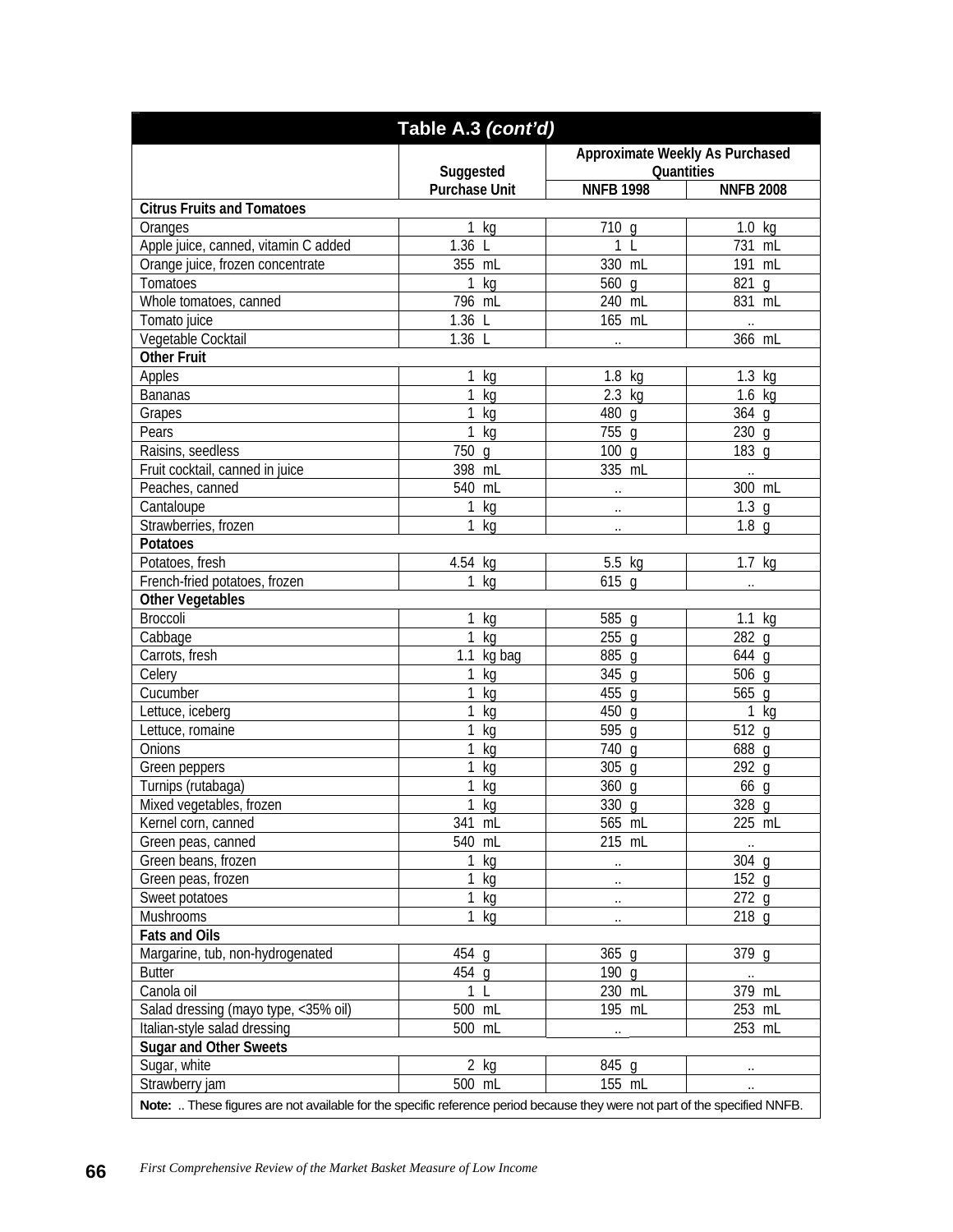| Table A.3 *(cont'd)* | | | |
|---|---|---|---|
| | Suggested Purchase Unit | Approximate Weekly As Purchased Quantities | |
| | | NNFB 1998 | NNFB 2008 |
| **Citrus Fruits and Tomatoes** | | | |
| Oranges | 1 kg | 710 g | 1.0 kg |
| Apple juice, canned, vitamin C added | 1.36 L | 1 L | 731 mL |
| Orange juice, frozen concentrate | 355 mL | 330 mL | 191 mL |
| Tomatoes | 1 kg | 560 g | 821 g |
| Whole tomatoes, canned | 796 mL | 240 mL | 831 mL |
| Tomato juice | 1.36 L | 165 mL | .. |
| Vegetable Cocktail | 1.36 L | .. | 366 mL |
| **Other Fruit** | | | |
| Apples | 1 kg | 1.8 kg | 1.3 kg |
| Bananas | 1 kg | 2.3 kg | 1.6 kg |
| Grapes | 1 kg | 480 g | 364 g |
| Pears | 1 kg | 755 g | 230 g |
| Raisins, seedless | 750 g | 100 g | 183 g |
| Fruit cocktail, canned in juice | 398 mL | 335 mL | .. |
| Peaches, canned | 540 mL | .. | 300 mL |
| Cantaloupe | 1 kg | .. | 1.3 g |
| Strawberries, frozen | 1 kg | .. | 1.8 g |
| **Potatoes** | | | |
| Potatoes, fresh | 4.54 kg | 5.5 kg | 1.7 kg |
| French-fried potatoes, frozen | 1 kg | 615 g | .. |
| **Other Vegetables** | | | |
| Broccoli | 1 kg | 585 g | 1.1 kg |
| Cabbage | 1 kg | 255 g | 282 g |
| Carrots, fresh | 1.1 kg bag | 885 g | 644 g |
| Celery | 1 kg | 345 g | 506 g |
| Cucumber | 1 kg | 455 g | 565 g |
| Lettuce, iceberg | 1 kg | 450 g | 1 kg |
| Lettuce, romaine | 1 kg | 595 g | 512 g |
| Onions | 1 kg | 740 g | 688 g |
| Green peppers | 1 kg | 305 g | 292 g |
| Turnips (rutabaga) | 1 kg | 360 g | 66 g |
| Mixed vegetables, frozen | 1 kg | 330 g | 328 g |
| Kernel corn, canned | 341 mL | 565 mL | 225 mL |
| Green peas, canned | 540 mL | 215 mL | .. |
| Green beans, frozen | 1 kg | .. | 304 g |
| Green peas, frozen | 1 kg | .. | 152 g |
| Sweet potatoes | 1 kg | .. | 272 g |
| Mushrooms | 1 kg | .. | 218 g |
| **Fats and Oils** | | | |
| Margarine, tub, non-hydrogenated | 454 g | 365 g | 379 g |
| Butter | 454 g | 190 g | .. |
| Canola oil | 1 L | 230 mL | 379 mL |
| Salad dressing (mayo type, <35% oil) | 500 mL | 195 mL | 253 mL |
| Italian-style salad dressing | 500 mL | .. | 253 mL |
| **Sugar and Other Sweets** | | | |
| Sugar, white | 2 kg | 845 g | .. |
| Strawberry jam | 500 mL | 155 mL | .. |

**Note:** .. These figures are not available for the specific reference period because they were not part of the specified NNFB.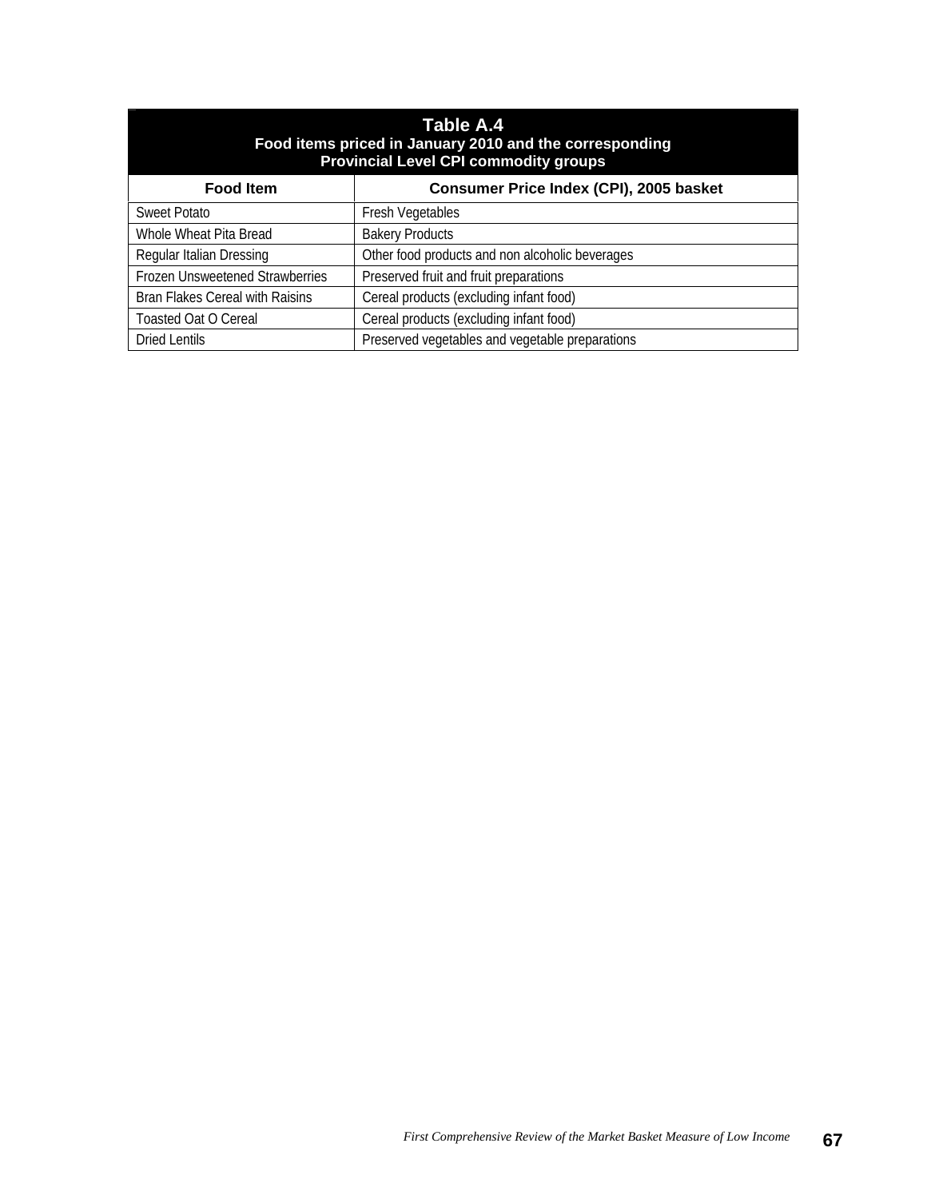**Table A.4**
**Food items priced in January 2010 and the corresponding Provincial Level CPI commodity groups**

| Food Item | Consumer Price Index (CPI), 2005 basket |
|---|---|
| Sweet Potato | Fresh Vegetables |
| Whole Wheat Pita Bread | Bakery Products |
| Regular Italian Dressing | Other food products and non alcoholic beverages |
| Frozen Unsweetened Strawberries | Preserved fruit and fruit preparations |
| Bran Flakes Cereal with Raisins | Cereal products (excluding infant food) |
| Toasted Oat O Cereal | Cereal products (excluding infant food) |
| Dried Lentils | Preserved vegetables and vegetable preparations |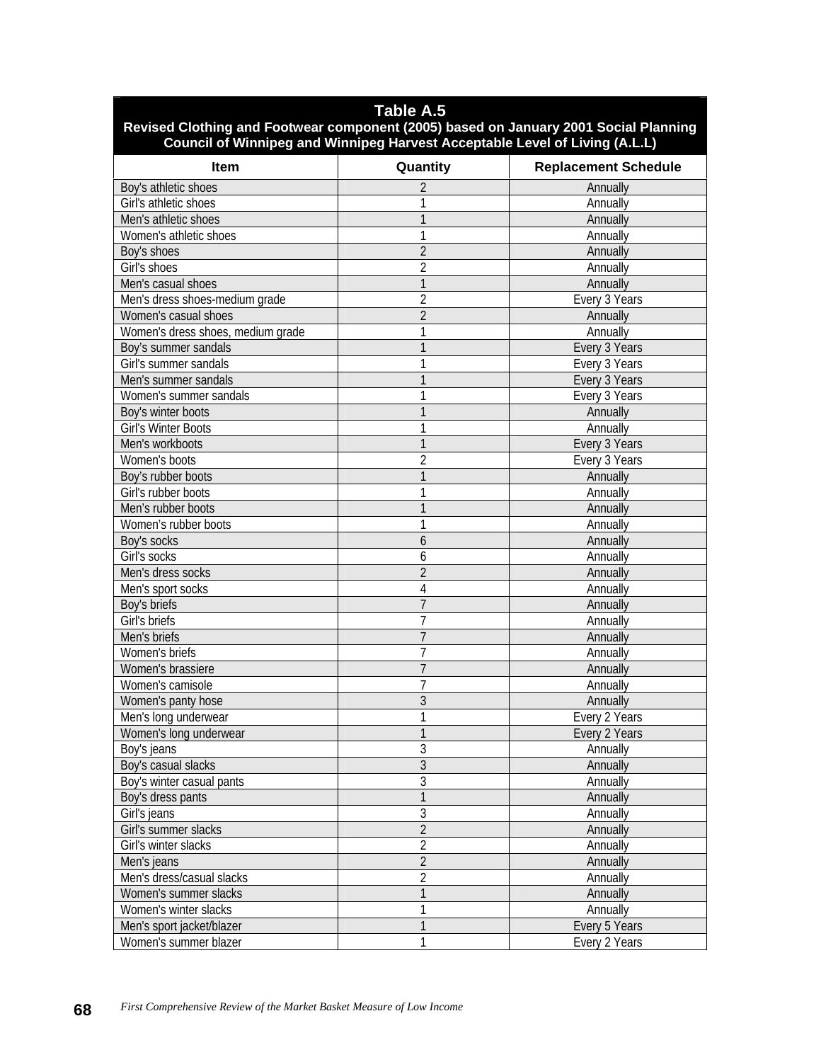**Table A.5**
**Revised Clothing and Footwear component (2005) based on January 2001 Social Planning Council of Winnipeg and Winnipeg Harvest Acceptable Level of Living (A.L.L)**

| Item | Quantity | Replacement Schedule |
|---|---|---|
| Boy's athletic shoes | 2 | Annually |
| Girl's athletic shoes | 1 | Annually |
| Men's athletic shoes | 1 | Annually |
| Women's athletic shoes | 1 | Annually |
| Boy's shoes | 2 | Annually |
| Girl's shoes | 2 | Annually |
| Men's casual shoes | 1 | Annually |
| Men's dress shoes-medium grade | 2 | Every 3 Years |
| Women's casual shoes | 2 | Annually |
| Women's dress shoes, medium grade | 1 | Annually |
| Boy's summer sandals | 1 | Every 3 Years |
| Girl's summer sandals | 1 | Every 3 Years |
| Men's summer sandals | 1 | Every 3 Years |
| Women's summer sandals | 1 | Every 3 Years |
| Boy's winter boots | 1 | Annually |
| Girl's Winter Boots | 1 | Annually |
| Men's workboots | 1 | Every 3 Years |
| Women's boots | 2 | Every 3 Years |
| Boy's rubber boots | 1 | Annually |
| Girl's rubber boots | 1 | Annually |
| Men's rubber boots | 1 | Annually |
| Women's rubber boots | 1 | Annually |
| Boy's socks | 6 | Annually |
| Girl's socks | 6 | Annually |
| Men's dress socks | 2 | Annually |
| Men's sport socks | 4 | Annually |
| Boy's briefs | 7 | Annually |
| Girl's briefs | 7 | Annually |
| Men's briefs | 7 | Annually |
| Women's briefs | 7 | Annually |
| Women's brassiere | 7 | Annually |
| Women's camisole | 7 | Annually |
| Women's panty hose | 3 | Annually |
| Men's long underwear | 1 | Every 2 Years |
| Women's long underwear | 1 | Every 2 Years |
| Boy's jeans | 3 | Annually |
| Boy's casual slacks | 3 | Annually |
| Boy's winter casual pants | 3 | Annually |
| Boy's dress pants | 1 | Annually |
| Girl's jeans | 3 | Annually |
| Girl's summer slacks | 2 | Annually |
| Girl's winter slacks | 2 | Annually |
| Men's jeans | 2 | Annually |
| Men's dress/casual slacks | 2 | Annually |
| Women's summer slacks | 1 | Annually |
| Women's winter slacks | 1 | Annually |
| Men's sport jacket/blazer | 1 | Every 5 Years |
| Women's summer blazer | 1 | Every 2 Years |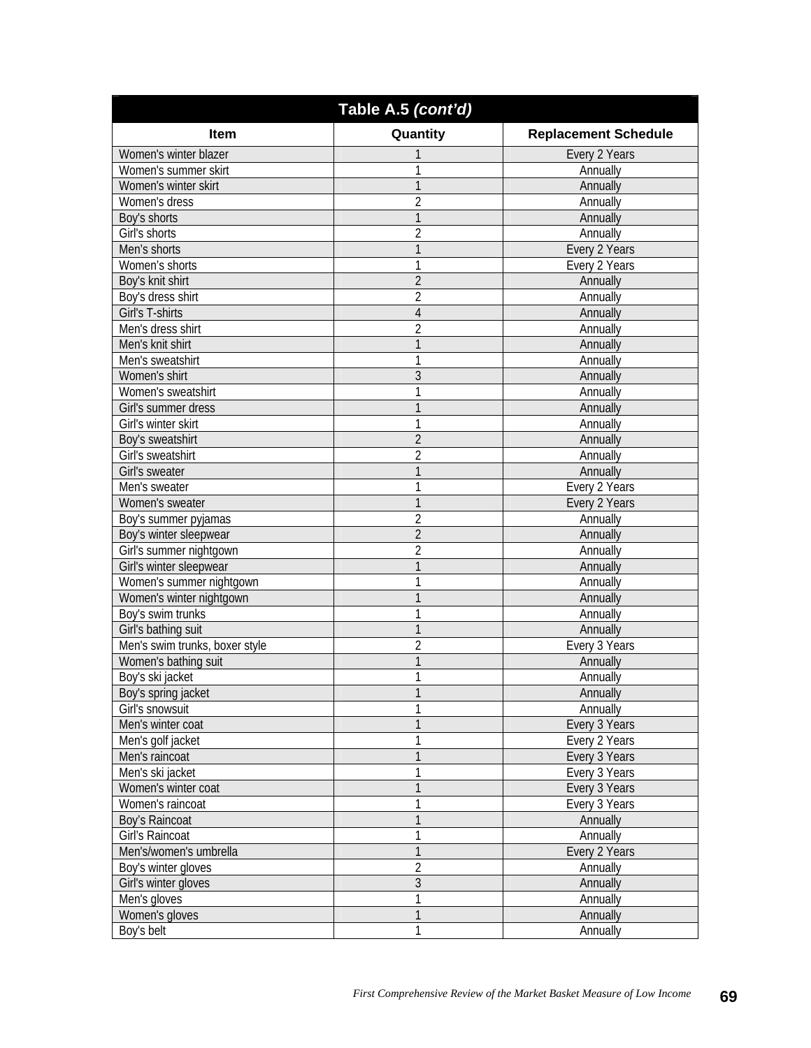| Table A.5 *(cont'd)* | | |
|---|---|---|
| **Item** | **Quantity** | **Replacement Schedule** |
| Women's winter blazer | 1 | Every 2 Years |
| Women's summer skirt | 1 | Annually |
| Women's winter skirt | 1 | Annually |
| Women's dress | 2 | Annually |
| Boy's shorts | 1 | Annually |
| Girl's shorts | 2 | Annually |
| Men's shorts | 1 | Every 2 Years |
| Women's shorts | 1 | Every 2 Years |
| Boy's knit shirt | 2 | Annually |
| Boy's dress shirt | 2 | Annually |
| Girl's T-shirts | 4 | Annually |
| Men's dress shirt | 2 | Annually |
| Men's knit shirt | 1 | Annually |
| Men's sweatshirt | 1 | Annually |
| Women's shirt | 3 | Annually |
| Women's sweatshirt | 1 | Annually |
| Girl's summer dress | 1 | Annually |
| Girl's winter skirt | 1 | Annually |
| Boy's sweatshirt | 2 | Annually |
| Girl's sweatshirt | 2 | Annually |
| Girl's sweater | 1 | Annually |
| Men's sweater | 1 | Every 2 Years |
| Women's sweater | 1 | Every 2 Years |
| Boy's summer pyjamas | 2 | Annually |
| Boy's winter sleepwear | 2 | Annually |
| Girl's summer nightgown | 2 | Annually |
| Girl's winter sleepwear | 1 | Annually |
| Women's summer nightgown | 1 | Annually |
| Women's winter nightgown | 1 | Annually |
| Boy's swim trunks | 1 | Annually |
| Girl's bathing suit | 1 | Annually |
| Men's swim trunks, boxer style | 2 | Every 3 Years |
| Women's bathing suit | 1 | Annually |
| Boy's ski jacket | 1 | Annually |
| Boy's spring jacket | 1 | Annually |
| Girl's snowsuit | 1 | Annually |
| Men's winter coat | 1 | Every 3 Years |
| Men's golf jacket | 1 | Every 2 Years |
| Men's raincoat | 1 | Every 3 Years |
| Men's ski jacket | 1 | Every 3 Years |
| Women's winter coat | 1 | Every 3 Years |
| Women's raincoat | 1 | Every 3 Years |
| Boy's Raincoat | 1 | Annually |
| Girl's Raincoat | 1 | Annually |
| Men's/women's umbrella | 1 | Every 2 Years |
| Boy's winter gloves | 2 | Annually |
| Girl's winter gloves | 3 | Annually |
| Men's gloves | 1 | Annually |
| Women's gloves | 1 | Annually |
| Boy's belt | 1 | Annually |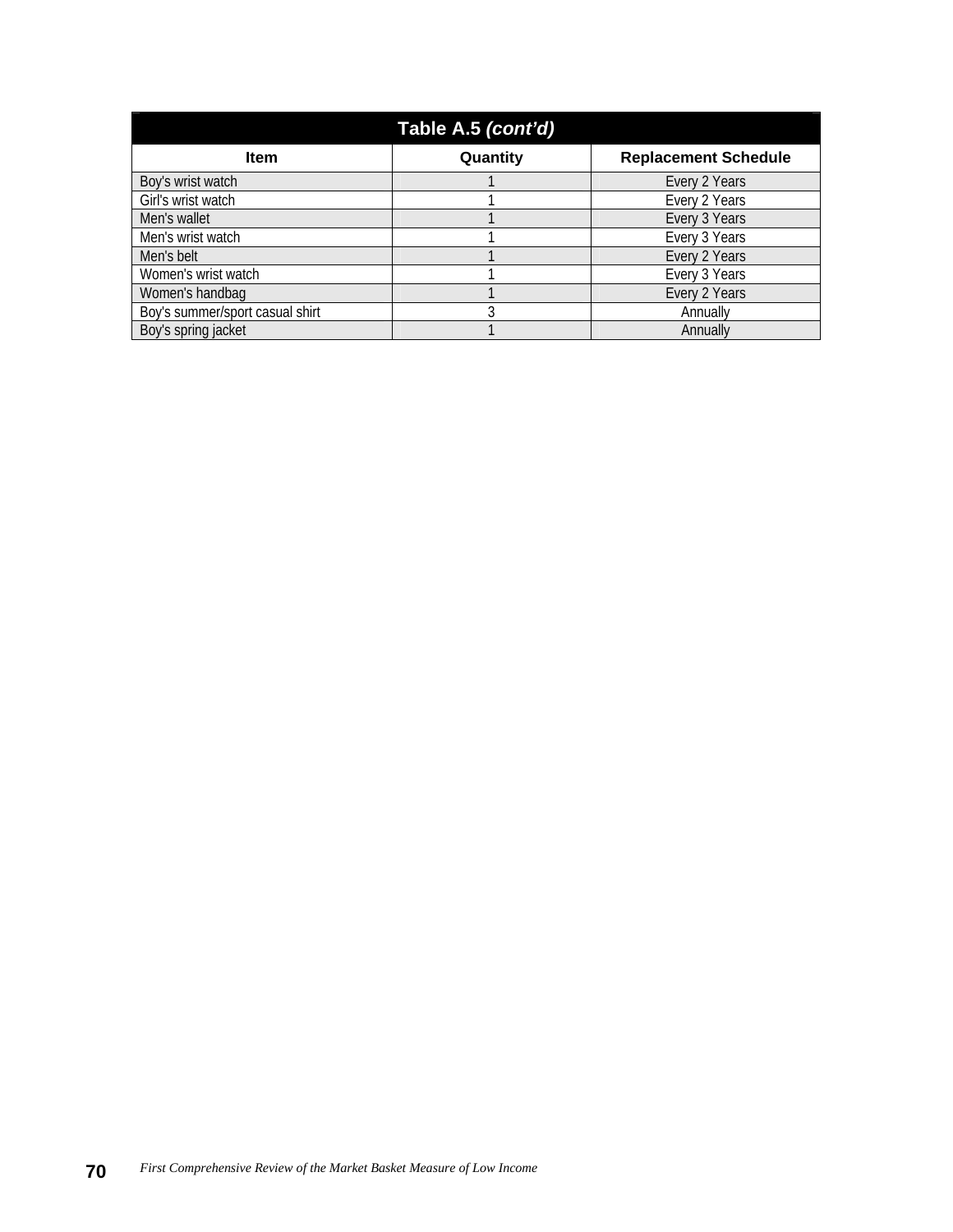| Table A.5 *(cont'd)* | | |
|---|---|---|
| **Item** | **Quantity** | **Replacement Schedule** |
| Boy's wrist watch | 1 | Every 2 Years |
| Girl's wrist watch | 1 | Every 2 Years |
| Men's wallet | 1 | Every 3 Years |
| Men's wrist watch | 1 | Every 3 Years |
| Men's belt | 1 | Every 2 Years |
| Women's wrist watch | 1 | Every 3 Years |
| Women's handbag | 1 | Every 2 Years |
| Boy's summer/sport casual shirt | 3 | Annually |
| Boy's spring jacket | 1 | Annually |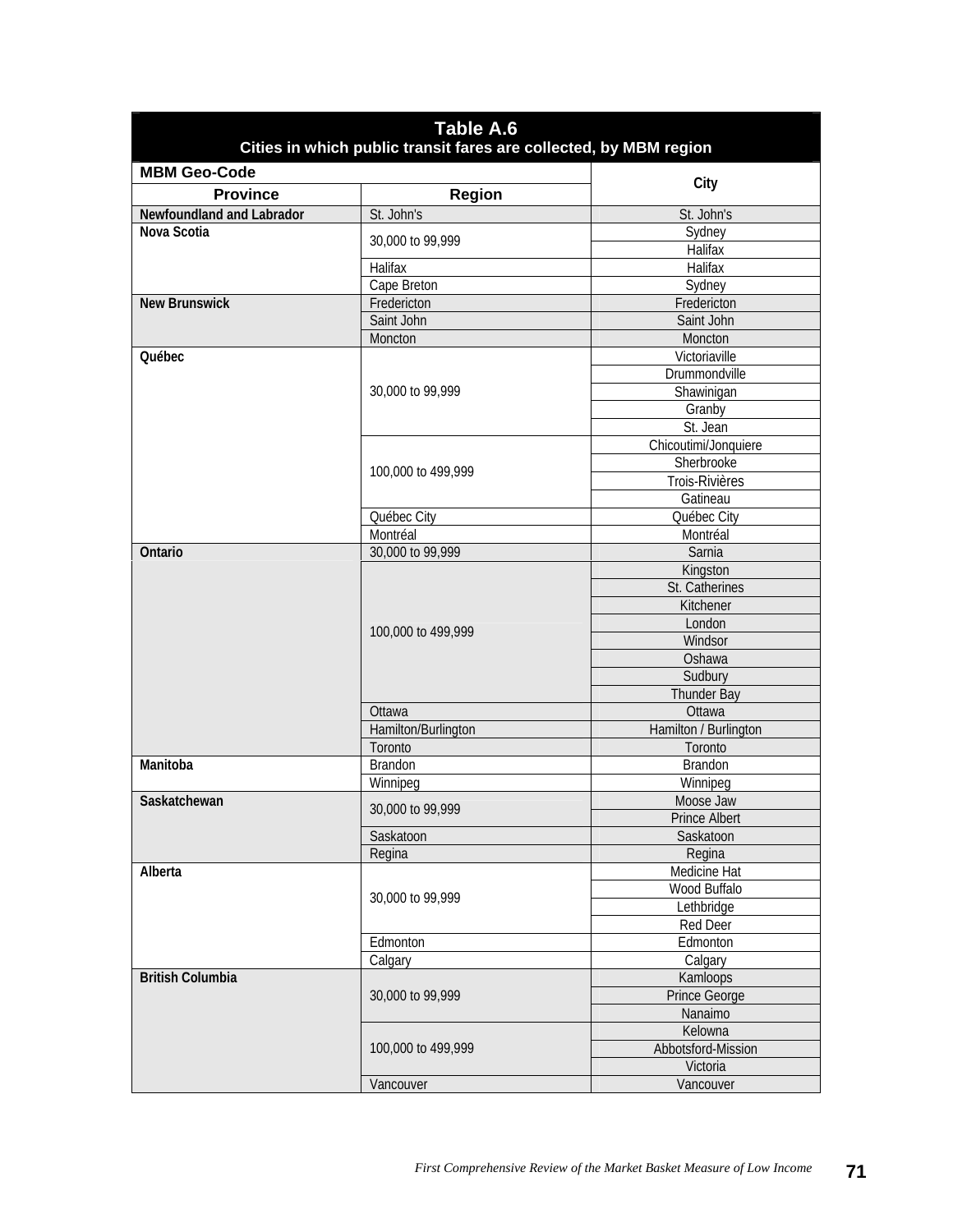**Table A.6**
**Cities in which public transit fares are collected, by MBM region**

| MBM Geo-Code | | City |
|---|---|---|
| **Province** | **Region** | |
| **Newfoundland and Labrador** | St. John's | St. John's |
| **Nova Scotia** | 30,000 to 99,999 | Sydney |
| | | Halifax |
| | Halifax | Halifax |
| | Cape Breton | Sydney |
| **New Brunswick** | Fredericton | Fredericton |
| | Saint John | Saint John |
| | Moncton | Moncton |
| **Québec** | 30,000 to 99,999 | Victoriaville |
| | | Drummondville |
| | | Shawinigan |
| | | Granby |
| | | St. Jean |
| | 100,000 to 499,999 | Chicoutimi/Jonquiere |
| | | Sherbrooke |
| | | Trois-Rivières |
| | | Gatineau |
| | Québec City | Québec City |
| | Montréal | Montréal |
| **Ontario** | 30,000 to 99,999 | Sarnia |
| | 100,000 to 499,999 | Kingston |
| | | St. Catherines |
| | | Kitchener |
| | | London |
| | | Windsor |
| | | Oshawa |
| | | Sudbury |
| | | Thunder Bay |
| | Ottawa | Ottawa |
| | Hamilton/Burlington | Hamilton / Burlington |
| | Toronto | Toronto |
| **Manitoba** | Brandon | Brandon |
| | Winnipeg | Winnipeg |
| **Saskatchewan** | 30,000 to 99,999 | Moose Jaw |
| | | Prince Albert |
| | Saskatoon | Saskatoon |
| | Regina | Regina |
| **Alberta** | 30,000 to 99,999 | Medicine Hat |
| | | Wood Buffalo |
| | | Lethbridge |
| | | Red Deer |
| | Edmonton | Edmonton |
| | Calgary | Calgary |
| **British Columbia** | 30,000 to 99,999 | Kamloops |
| | | Prince George |
| | | Nanaimo |
| | 100,000 to 499,999 | Kelowna |
| | | Abbotsford-Mission |
| | | Victoria |
| | Vancouver | Vancouver |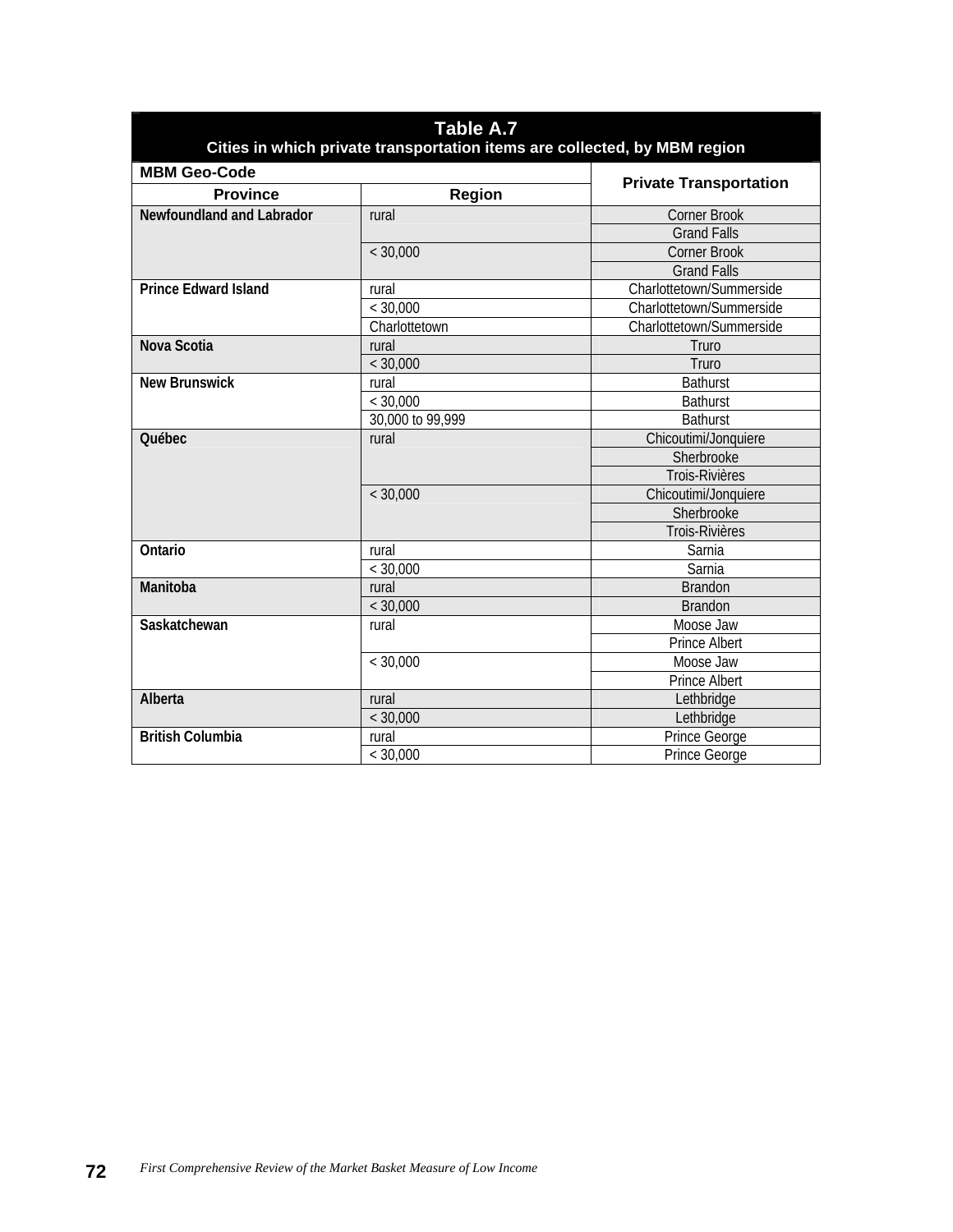**Table A.7**
**Cities in which private transportation items are collected, by MBM region**

| MBM Geo-Code | | Private Transportation |
|---|---|---|
| **Province** | **Region** | |
| **Newfoundland and Labrador** | rural | Corner Brook |
| | | Grand Falls |
| | < 30,000 | Corner Brook |
| | | Grand Falls |
| **Prince Edward Island** | rural | Charlottetown/Summerside |
| | < 30,000 | Charlottetown/Summerside |
| | Charlottetown | Charlottetown/Summerside |
| **Nova Scotia** | rural | Truro |
| | < 30,000 | Truro |
| **New Brunswick** | rural | Bathurst |
| | < 30,000 | Bathurst |
| | 30,000 to 99,999 | Bathurst |
| **Québec** | rural | Chicoutimi/Jonquiere |
| | | Sherbrooke |
| | | Trois-Rivières |
| | < 30,000 | Chicoutimi/Jonquiere |
| | | Sherbrooke |
| | | Trois-Rivières |
| **Ontario** | rural | Sarnia |
| | < 30,000 | Sarnia |
| **Manitoba** | rural | Brandon |
| | < 30,000 | Brandon |
| **Saskatchewan** | rural | Moose Jaw |
| | | Prince Albert |
| | < 30,000 | Moose Jaw |
| | | Prince Albert |
| **Alberta** | rural | Lethbridge |
| | < 30,000 | Lethbridge |
| **British Columbia** | rural | Prince George |
| | < 30,000 | Prince George |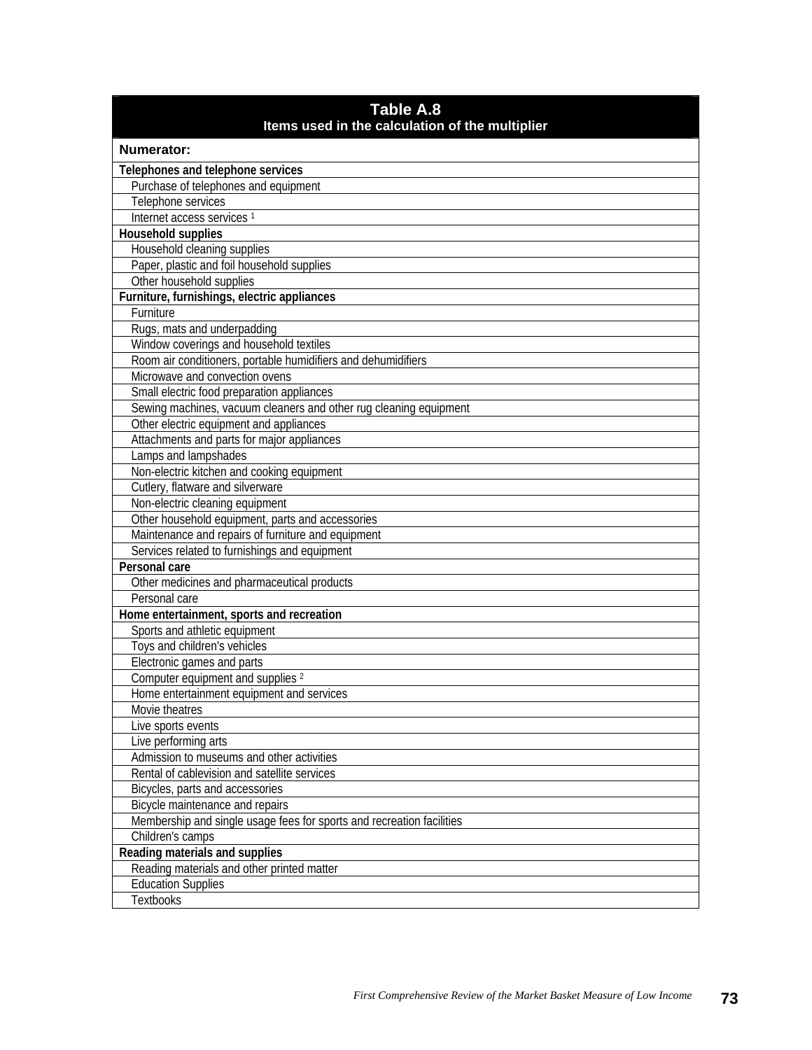| **Table A.8**<br>**Items used in the calculation of the multiplier** |
|---|
| **Numerator:** |
| **Telephones and telephone services** |
| Purchase of telephones and equipment |
| Telephone services |
| Internet access services [1] |
| **Household supplies** |
| Household cleaning supplies |
| Paper, plastic and foil household supplies |
| Other household supplies |
| **Furniture, furnishings, electric appliances** |
| Furniture |
| Rugs, mats and underpadding |
| Window coverings and household textiles |
| Room air conditioners, portable humidifiers and dehumidifiers |
| Microwave and convection ovens |
| Small electric food preparation appliances |
| Sewing machines, vacuum cleaners and other rug cleaning equipment |
| Other electric equipment and appliances |
| Attachments and parts for major appliances |
| Lamps and lampshades |
| Non-electric kitchen and cooking equipment |
| Cutlery, flatware and silverware |
| Non-electric cleaning equipment |
| Other household equipment, parts and accessories |
| Maintenance and repairs of furniture and equipment |
| Services related to furnishings and equipment |
| **Personal care** |
| Other medicines and pharmaceutical products |
| Personal care |
| **Home entertainment, sports and recreation** |
| Sports and athletic equipment |
| Toys and children's vehicles |
| Electronic games and parts |
| Computer equipment and supplies [2] |
| Home entertainment equipment and services |
| Movie theatres |
| Live sports events |
| Live performing arts |
| Admission to museums and other activities |
| Rental of cablevision and satellite services |
| Bicycles, parts and accessories |
| Bicycle maintenance and repairs |
| Membership and single usage fees for sports and recreation facilities |
| Children's camps |
| **Reading materials and supplies** |
| Reading materials and other printed matter |
| Education Supplies |
| Textbooks |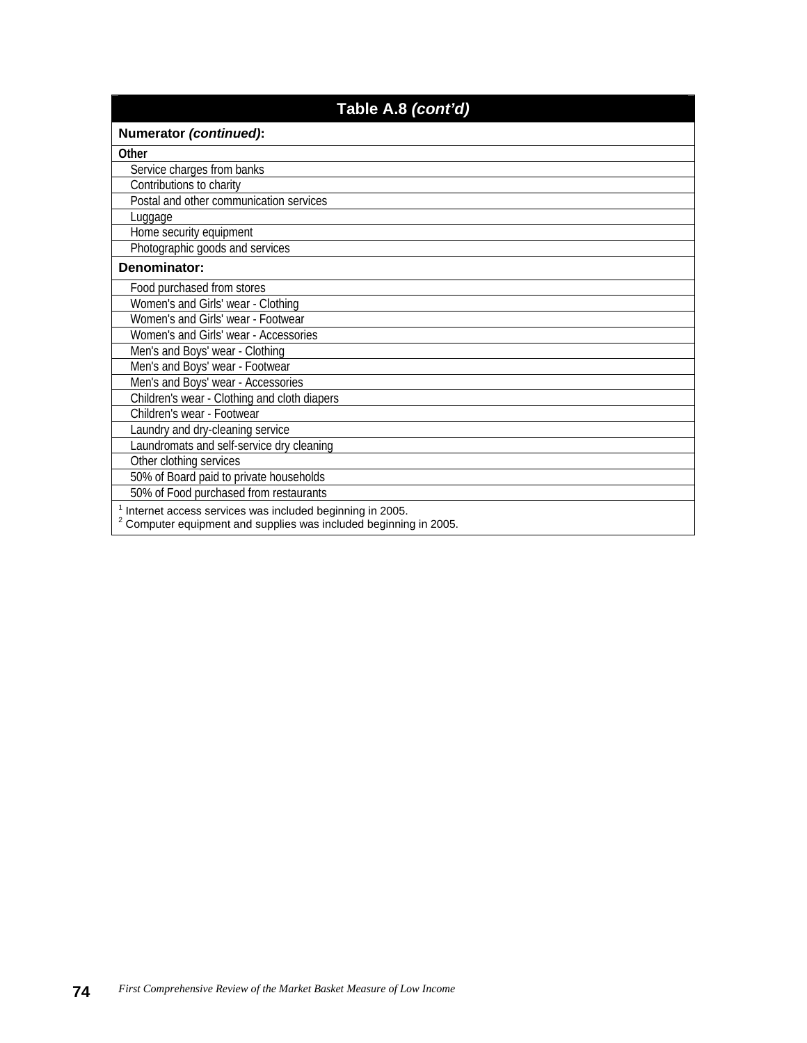| Table A.8 *(cont'd)* |
|---|
| **Numerator *(continued)*:** |
| **Other** |
| Service charges from banks |
| Contributions to charity |
| Postal and other communication services |
| Luggage |
| Home security equipment |
| Photographic goods and services |
| **Denominator:** |
| Food purchased from stores |
| Women's and Girls' wear - Clothing |
| Women's and Girls' wear - Footwear |
| Women's and Girls' wear - Accessories |
| Men's and Boys' wear - Clothing |
| Men's and Boys' wear - Footwear |
| Men's and Boys' wear - Accessories |
| Children's wear - Clothing and cloth diapers |
| Children's wear - Footwear |
| Laundry and dry-cleaning service |
| Laundromats and self-service dry cleaning |
| Other clothing services |
| 50% of Board paid to private households |
| 50% of Food purchased from restaurants |

[1] Internet access services was included beginning in 2005.
[2] Computer equipment and supplies was included beginning in 2005.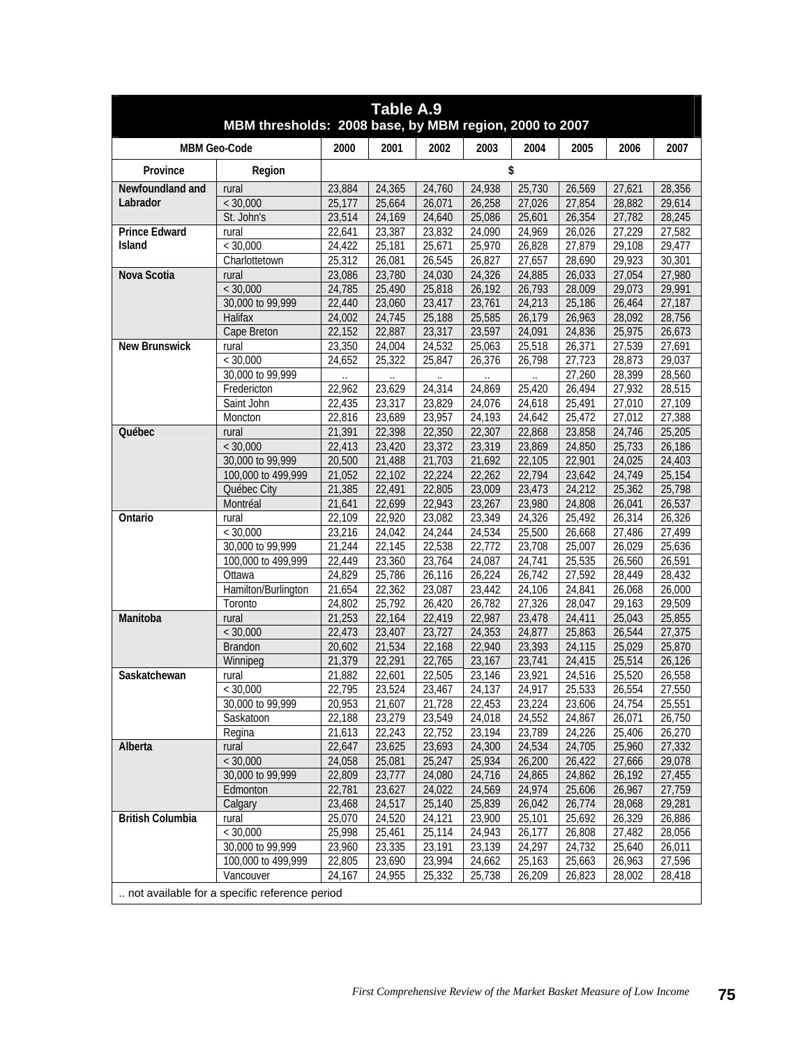**Table A.9**
**MBM thresholds: 2008 base, by MBM region, 2000 to 2007**

| MBM Geo-Code | | 2000 | 2001 | 2002 | 2003 | 2004 | 2005 | 2006 | 2007 |
|---|---|---|---|---|---|---|---|---|---|
| Province | Region | $ | | | | | | | |
| **Newfoundland and Labrador** | rural | 23,884 | 24,365 | 24,760 | 24,938 | 25,730 | 26,569 | 27,621 | 28,356 |
| | < 30,000 | 25,177 | 25,664 | 26,071 | 26,258 | 27,026 | 27,854 | 28,882 | 29,614 |
| | St. John's | 23,514 | 24,169 | 24,640 | 25,086 | 25,601 | 26,354 | 27,782 | 28,245 |
| **Prince Edward Island** | rural | 22,641 | 23,387 | 23,832 | 24,090 | 24,969 | 26,026 | 27,229 | 27,582 |
| | < 30,000 | 24,422 | 25,181 | 25,671 | 25,970 | 26,828 | 27,879 | 29,108 | 29,477 |
| | Charlottetown | 25,312 | 26,081 | 26,545 | 26,827 | 27,657 | 28,690 | 29,923 | 30,301 |
| **Nova Scotia** | rural | 23,086 | 23,780 | 24,030 | 24,326 | 24,885 | 26,033 | 27,054 | 27,980 |
| | < 30,000 | 24,785 | 25,490 | 25,818 | 26,192 | 26,793 | 28,009 | 29,073 | 29,991 |
| | 30,000 to 99,999 | 22,440 | 23,060 | 23,417 | 23,761 | 24,213 | 25,186 | 26,464 | 27,187 |
| | Halifax | 24,002 | 24,745 | 25,188 | 25,585 | 26,179 | 26,963 | 28,092 | 28,756 |
| | Cape Breton | 22,152 | 22,887 | 23,317 | 23,597 | 24,091 | 24,836 | 25,975 | 26,673 |
| **New Brunswick** | rural | 23,350 | 24,004 | 24,532 | 25,063 | 25,518 | 26,371 | 27,539 | 27,691 |
| | < 30,000 | 24,652 | 25,322 | 25,847 | 26,376 | 26,798 | 27,723 | 28,873 | 29,037 |
| | 30,000 to 99,999 | .. | .. | .. | .. | .. | 27,260 | 28,399 | 28,560 |
| | Fredericton | 22,962 | 23,629 | 24,314 | 24,869 | 25,420 | 26,494 | 27,932 | 28,515 |
| | Saint John | 22,435 | 23,317 | 23,829 | 24,076 | 24,618 | 25,491 | 27,010 | 27,109 |
| | Moncton | 22,816 | 23,689 | 23,957 | 24,193 | 24,642 | 25,472 | 27,012 | 27,388 |
| **Québec** | rural | 21,391 | 22,398 | 22,350 | 22,307 | 22,868 | 23,858 | 24,746 | 25,205 |
| | < 30,000 | 22,413 | 23,420 | 23,372 | 23,319 | 23,869 | 24,850 | 25,733 | 26,186 |
| | 30,000 to 99,999 | 20,500 | 21,488 | 21,703 | 21,692 | 22,105 | 22,901 | 24,025 | 24,403 |
| | 100,000 to 499,999 | 21,052 | 22,102 | 22,224 | 22,262 | 22,794 | 23,642 | 24,749 | 25,154 |
| | Québec City | 21,385 | 22,491 | 22,805 | 23,009 | 23,473 | 24,212 | 25,362 | 25,798 |
| | Montréal | 21,641 | 22,699 | 22,943 | 23,267 | 23,980 | 24,808 | 26,041 | 26,537 |
| **Ontario** | rural | 22,109 | 22,920 | 23,082 | 23,349 | 24,326 | 25,492 | 26,314 | 26,326 |
| | < 30,000 | 23,216 | 24,042 | 24,244 | 24,534 | 25,500 | 26,668 | 27,486 | 27,499 |
| | 30,000 to 99,999 | 21,244 | 22,145 | 22,538 | 22,772 | 23,708 | 25,007 | 26,029 | 25,636 |
| | 100,000 to 499,999 | 22,449 | 23,360 | 23,764 | 24,087 | 24,741 | 25,535 | 26,560 | 26,591 |
| | Ottawa | 24,829 | 25,786 | 26,116 | 26,224 | 26,742 | 27,592 | 28,449 | 28,432 |
| | Hamilton/Burlington | 21,654 | 22,362 | 23,087 | 23,442 | 24,106 | 24,841 | 26,068 | 26,000 |
| | Toronto | 24,802 | 25,792 | 26,420 | 26,782 | 27,326 | 28,047 | 29,163 | 29,509 |
| **Manitoba** | rural | 21,253 | 22,164 | 22,419 | 22,987 | 23,478 | 24,411 | 25,043 | 25,855 |
| | < 30,000 | 22,473 | 23,407 | 23,727 | 24,353 | 24,877 | 25,863 | 26,544 | 27,375 |
| | Brandon | 20,602 | 21,534 | 22,168 | 22,940 | 23,393 | 24,115 | 25,029 | 25,870 |
| | Winnipeg | 21,379 | 22,291 | 22,765 | 23,167 | 23,741 | 24,415 | 25,514 | 26,126 |
| **Saskatchewan** | rural | 21,882 | 22,601 | 22,505 | 23,146 | 23,921 | 24,516 | 25,520 | 26,558 |
| | < 30,000 | 22,795 | 23,524 | 23,467 | 24,137 | 24,917 | 25,533 | 26,554 | 27,550 |
| | 30,000 to 99,999 | 20,953 | 21,607 | 21,728 | 22,453 | 23,224 | 23,606 | 24,754 | 25,551 |
| | Saskatoon | 22,188 | 23,279 | 23,549 | 24,018 | 24,552 | 24,867 | 26,071 | 26,750 |
| | Regina | 21,613 | 22,243 | 22,752 | 23,194 | 23,789 | 24,226 | 25,406 | 26,270 |
| **Alberta** | rural | 22,647 | 23,625 | 23,693 | 24,300 | 24,534 | 24,705 | 25,960 | 27,332 |
| | < 30,000 | 24,058 | 25,081 | 25,247 | 25,934 | 26,200 | 26,422 | 27,666 | 29,078 |
| | 30,000 to 99,999 | 22,809 | 23,777 | 24,080 | 24,716 | 24,865 | 24,862 | 26,192 | 27,455 |
| | Edmonton | 22,781 | 23,627 | 24,022 | 24,569 | 24,974 | 25,606 | 26,967 | 27,759 |
| | Calgary | 23,468 | 24,517 | 25,140 | 25,839 | 26,042 | 26,774 | 28,068 | 29,281 |
| **British Columbia** | rural | 25,070 | 24,520 | 24,121 | 23,900 | 25,101 | 25,692 | 26,329 | 26,886 |
| | < 30,000 | 25,998 | 25,461 | 25,114 | 24,943 | 26,177 | 26,808 | 27,482 | 28,056 |
| | 30,000 to 99,999 | 23,960 | 23,335 | 23,191 | 23,139 | 24,297 | 24,732 | 25,640 | 26,011 |
| | 100,000 to 499,999 | 22,805 | 23,690 | 23,994 | 24,662 | 25,163 | 25,663 | 26,963 | 27,596 |
| | Vancouver | 24,167 | 24,955 | 25,332 | 25,738 | 26,209 | 26,823 | 28,002 | 28,418 |

.. not available for a specific reference period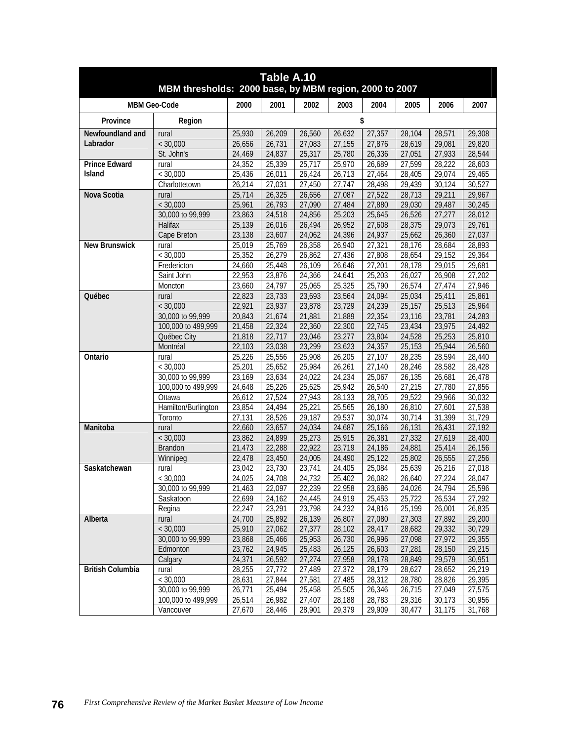## Table A.10
### MBM thresholds: 2000 base, by MBM region, 2000 to 2007

| MBM Geo-Code | | 2000 | 2001 | 2002 | 2003 | 2004 | 2005 | 2006 | 2007 |
|---|---|---|---|---|---|---|---|---|---|
| Province | Region | $ | | | | | | | |
| Newfoundland and Labrador | rural | 25,930 | 26,209 | 26,560 | 26,632 | 27,357 | 28,104 | 28,571 | 29,308 |
| | < 30,000 | 26,656 | 26,731 | 27,083 | 27,155 | 27,876 | 28,619 | 29,081 | 29,820 |
| | St. John's | 24,469 | 24,837 | 25,317 | 25,780 | 26,336 | 27,051 | 27,933 | 28,544 |
| Prince Edward Island | rural | 24,352 | 25,339 | 25,717 | 25,970 | 26,689 | 27,599 | 28,222 | 28,603 |
| | < 30,000 | 25,436 | 26,011 | 26,424 | 26,713 | 27,464 | 28,405 | 29,074 | 29,465 |
| | Charlottetown | 26,214 | 27,031 | 27,450 | 27,747 | 28,498 | 29,439 | 30,124 | 30,527 |
| Nova Scotia | rural | 25,714 | 26,325 | 26,656 | 27,087 | 27,522 | 28,713 | 29,211 | 29,967 |
| | < 30,000 | 25,961 | 26,793 | 27,090 | 27,484 | 27,880 | 29,030 | 29,487 | 30,245 |
| | 30,000 to 99,999 | 23,863 | 24,518 | 24,856 | 25,203 | 25,645 | 26,526 | 27,277 | 28,012 |
| | Halifax | 25,139 | 26,016 | 26,494 | 26,952 | 27,608 | 28,375 | 29,073 | 29,761 |
| | Cape Breton | 23,138 | 23,607 | 24,062 | 24,396 | 24,937 | 25,662 | 26,360 | 27,037 |
| New Brunswick | rural | 25,019 | 25,769 | 26,358 | 26,940 | 27,321 | 28,176 | 28,684 | 28,893 |
| | < 30,000 | 25,352 | 26,279 | 26,862 | 27,436 | 27,808 | 28,654 | 29,152 | 29,364 |
| | Fredericton | 24,660 | 25,448 | 26,109 | 26,646 | 27,201 | 28,178 | 29,015 | 29,681 |
| | Saint John | 22,953 | 23,876 | 24,366 | 24,641 | 25,203 | 26,027 | 26,908 | 27,202 |
| | Moncton | 23,660 | 24,797 | 25,065 | 25,325 | 25,790 | 26,574 | 27,474 | 27,946 |
| Québec | rural | 22,823 | 23,733 | 23,693 | 23,564 | 24,094 | 25,034 | 25,411 | 25,861 |
| | < 30,000 | 22,921 | 23,937 | 23,878 | 23,729 | 24,239 | 25,157 | 25,513 | 25,964 |
| | 30,000 to 99,999 | 20,843 | 21,674 | 21,881 | 21,889 | 22,354 | 23,116 | 23,781 | 24,283 |
| | 100,000 to 499,999 | 21,458 | 22,324 | 22,360 | 22,300 | 22,745 | 23,434 | 23,975 | 24,492 |
| | Québec City | 21,818 | 22,717 | 23,046 | 23,277 | 23,804 | 24,528 | 25,253 | 25,810 |
| | Montréal | 22,103 | 23,038 | 23,299 | 23,623 | 24,357 | 25,153 | 25,944 | 26,560 |
| Ontario | rural | 25,226 | 25,556 | 25,908 | 26,205 | 27,107 | 28,235 | 28,594 | 28,440 |
| | < 30,000 | 25,201 | 25,652 | 25,984 | 26,261 | 27,140 | 28,246 | 28,582 | 28,428 |
| | 30,000 to 99,999 | 23,169 | 23,634 | 24,022 | 24,234 | 25,067 | 26,135 | 26,681 | 26,478 |
| | 100,000 to 499,999 | 24,648 | 25,226 | 25,625 | 25,942 | 26,540 | 27,215 | 27,780 | 27,856 |
| | Ottawa | 26,612 | 27,524 | 27,943 | 28,133 | 28,705 | 29,522 | 29,966 | 30,032 |
| | Hamilton/Burlington | 23,854 | 24,494 | 25,221 | 25,565 | 26,180 | 26,810 | 27,601 | 27,538 |
| | Toronto | 27,131 | 28,526 | 29,187 | 29,537 | 30,074 | 30,714 | 31,399 | 31,729 |
| Manitoba | rural | 22,660 | 23,657 | 24,034 | 24,687 | 25,166 | 26,131 | 26,431 | 27,192 |
| | < 30,000 | 23,862 | 24,899 | 25,273 | 25,915 | 26,381 | 27,332 | 27,619 | 28,400 |
| | Brandon | 21,473 | 22,288 | 22,922 | 23,719 | 24,186 | 24,881 | 25,414 | 26,156 |
| | Winnipeg | 22,478 | 23,450 | 24,005 | 24,490 | 25,122 | 25,802 | 26,555 | 27,256 |
| Saskatchewan | rural | 23,042 | 23,730 | 23,741 | 24,405 | 25,084 | 25,639 | 26,216 | 27,018 |
| | < 30,000 | 24,025 | 24,708 | 24,732 | 25,402 | 26,082 | 26,640 | 27,224 | 28,047 |
| | 30,000 to 99,999 | 21,463 | 22,097 | 22,239 | 22,958 | 23,686 | 24,026 | 24,794 | 25,596 |
| | Saskatoon | 22,699 | 24,162 | 24,445 | 24,919 | 25,453 | 25,722 | 26,534 | 27,292 |
| | Regina | 22,247 | 23,291 | 23,798 | 24,232 | 24,816 | 25,199 | 26,001 | 26,835 |
| Alberta | rural | 24,700 | 25,892 | 26,139 | 26,807 | 27,080 | 27,303 | 27,892 | 29,200 |
| | < 30,000 | 25,910 | 27,062 | 27,377 | 28,102 | 28,417 | 28,682 | 29,332 | 30,729 |
| | 30,000 to 99,999 | 23,868 | 25,466 | 25,953 | 26,730 | 26,996 | 27,098 | 27,972 | 29,355 |
| | Edmonton | 23,762 | 24,945 | 25,483 | 26,125 | 26,603 | 27,281 | 28,150 | 29,215 |
| | Calgary | 24,371 | 26,592 | 27,274 | 27,958 | 28,178 | 28,849 | 29,579 | 30,951 |
| British Columbia | rural | 28,255 | 27,772 | 27,489 | 27,372 | 28,179 | 28,627 | 28,652 | 29,219 |
| | < 30,000 | 28,631 | 27,844 | 27,581 | 27,485 | 28,312 | 28,780 | 28,826 | 29,395 |
| | 30,000 to 99,999 | 26,771 | 25,494 | 25,458 | 25,505 | 26,346 | 26,715 | 27,049 | 27,575 |
| | 100,000 to 499,999 | 26,514 | 26,982 | 27,407 | 28,188 | 28,783 | 29,316 | 30,173 | 30,956 |
| | Vancouver | 27,670 | 28,446 | 28,901 | 29,379 | 29,909 | 30,477 | 31,175 | 31,768 |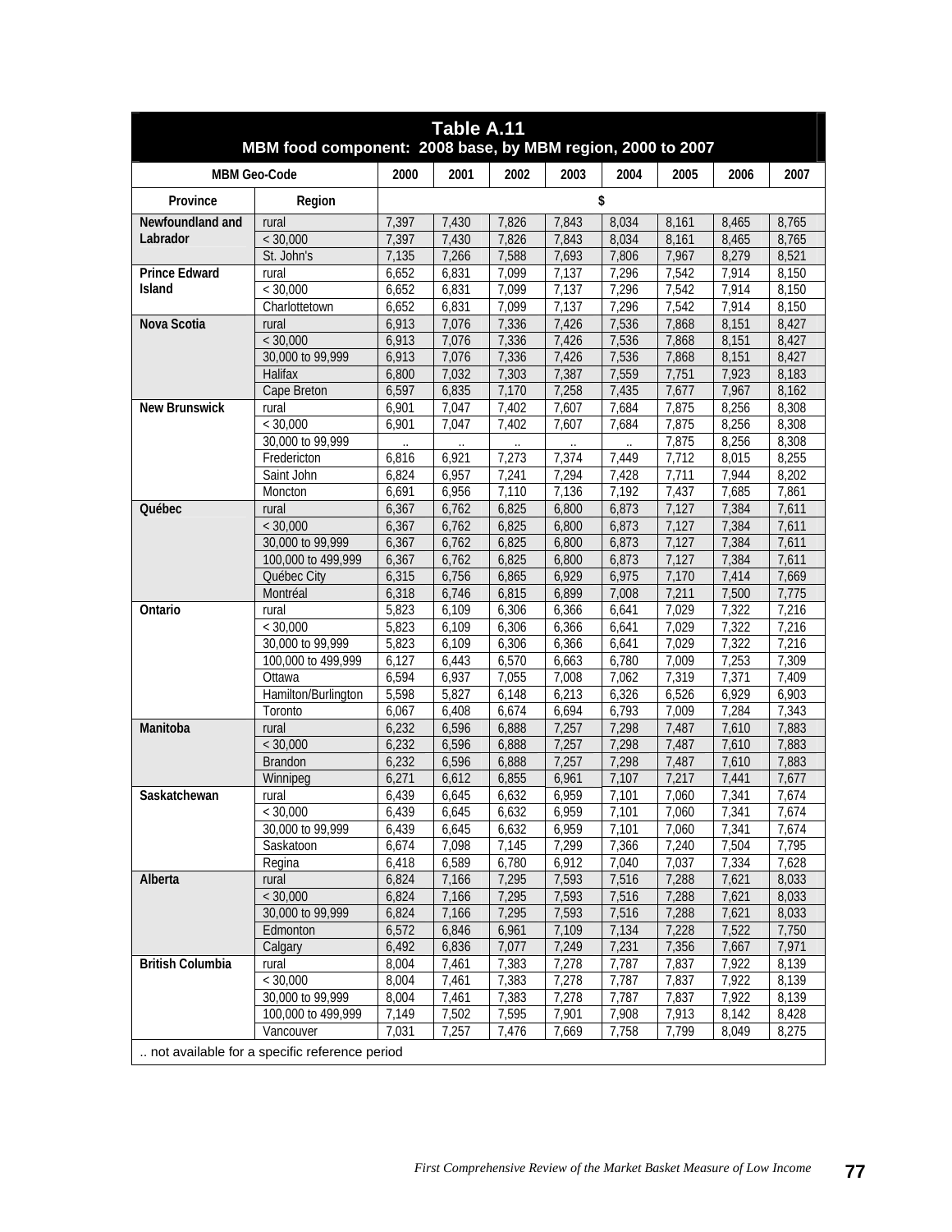## Table A.11
### MBM food component: 2008 base, by MBM region, 2000 to 2007

| MBM Geo-Code | | 2000 | 2001 | 2002 | 2003 | 2004 | 2005 | 2006 | 2007 |
|---|---|---|---|---|---|---|---|---|---|
| Province | Region | $ | | | | | | | |
| Newfoundland and Labrador | rural | 7,397 | 7,430 | 7,826 | 7,843 | 8,034 | 8,161 | 8,465 | 8,765 |
| | < 30,000 | 7,397 | 7,430 | 7,826 | 7,843 | 8,034 | 8,161 | 8,465 | 8,765 |
| | St. John's | 7,135 | 7,266 | 7,588 | 7,693 | 7,806 | 7,967 | 8,279 | 8,521 |
| Prince Edward Island | rural | 6,652 | 6,831 | 7,099 | 7,137 | 7,296 | 7,542 | 7,914 | 8,150 |
| | < 30,000 | 6,652 | 6,831 | 7,099 | 7,137 | 7,296 | 7,542 | 7,914 | 8,150 |
| | Charlottetown | 6,652 | 6,831 | 7,099 | 7,137 | 7,296 | 7,542 | 7,914 | 8,150 |
| Nova Scotia | rural | 6,913 | 7,076 | 7,336 | 7,426 | 7,536 | 7,868 | 8,151 | 8,427 |
| | < 30,000 | 6,913 | 7,076 | 7,336 | 7,426 | 7,536 | 7,868 | 8,151 | 8,427 |
| | 30,000 to 99,999 | 6,913 | 7,076 | 7,336 | 7,426 | 7,536 | 7,868 | 8,151 | 8,427 |
| | Halifax | 6,800 | 7,032 | 7,303 | 7,387 | 7,559 | 7,751 | 7,923 | 8,183 |
| | Cape Breton | 6,597 | 6,835 | 7,170 | 7,258 | 7,435 | 7,677 | 7,967 | 8,162 |
| New Brunswick | rural | 6,901 | 7,047 | 7,402 | 7,607 | 7,684 | 7,875 | 8,256 | 8,308 |
| | < 30,000 | 6,901 | 7,047 | 7,402 | 7,607 | 7,684 | 7,875 | 8,256 | 8,308 |
| | 30,000 to 99,999 | .. | .. | .. | .. | .. | 7,875 | 8,256 | 8,308 |
| | Fredericton | 6,816 | 6,921 | 7,273 | 7,374 | 7,449 | 7,712 | 8,015 | 8,255 |
| | Saint John | 6,824 | 6,957 | 7,241 | 7,294 | 7,428 | 7,711 | 7,944 | 8,202 |
| | Moncton | 6,691 | 6,956 | 7,110 | 7,136 | 7,192 | 7,437 | 7,685 | 7,861 |
| Québec | rural | 6,367 | 6,762 | 6,825 | 6,800 | 6,873 | 7,127 | 7,384 | 7,611 |
| | < 30,000 | 6,367 | 6,762 | 6,825 | 6,800 | 6,873 | 7,127 | 7,384 | 7,611 |
| | 30,000 to 99,999 | 6,367 | 6,762 | 6,825 | 6,800 | 6,873 | 7,127 | 7,384 | 7,611 |
| | 100,000 to 499,999 | 6,367 | 6,762 | 6,825 | 6,800 | 6,873 | 7,127 | 7,384 | 7,611 |
| | Québec City | 6,315 | 6,756 | 6,865 | 6,929 | 6,975 | 7,170 | 7,414 | 7,669 |
| | Montréal | 6,318 | 6,746 | 6,815 | 6,899 | 7,008 | 7,211 | 7,500 | 7,775 |
| Ontario | rural | 5,823 | 6,109 | 6,306 | 6,366 | 6,641 | 7,029 | 7,322 | 7,216 |
| | < 30,000 | 5,823 | 6,109 | 6,306 | 6,366 | 6,641 | 7,029 | 7,322 | 7,216 |
| | 30,000 to 99,999 | 5,823 | 6,109 | 6,306 | 6,366 | 6,641 | 7,029 | 7,322 | 7,216 |
| | 100,000 to 499,999 | 6,127 | 6,443 | 6,570 | 6,663 | 6,780 | 7,009 | 7,253 | 7,309 |
| | Ottawa | 6,594 | 6,937 | 7,055 | 7,008 | 7,062 | 7,319 | 7,371 | 7,409 |
| | Hamilton/Burlington | 5,598 | 5,827 | 6,148 | 6,213 | 6,326 | 6,526 | 6,929 | 6,903 |
| | Toronto | 6,067 | 6,408 | 6,674 | 6,694 | 6,793 | 7,009 | 7,284 | 7,343 |
| Manitoba | rural | 6,232 | 6,596 | 6,888 | 7,257 | 7,298 | 7,487 | 7,610 | 7,883 |
| | < 30,000 | 6,232 | 6,596 | 6,888 | 7,257 | 7,298 | 7,487 | 7,610 | 7,883 |
| | Brandon | 6,232 | 6,596 | 6,888 | 7,257 | 7,298 | 7,487 | 7,610 | 7,883 |
| | Winnipeg | 6,271 | 6,612 | 6,855 | 6,961 | 7,107 | 7,217 | 7,441 | 7,677 |
| Saskatchewan | rural | 6,439 | 6,645 | 6,632 | 6,959 | 7,101 | 7,060 | 7,341 | 7,674 |
| | < 30,000 | 6,439 | 6,645 | 6,632 | 6,959 | 7,101 | 7,060 | 7,341 | 7,674 |
| | 30,000 to 99,999 | 6,439 | 6,645 | 6,632 | 6,959 | 7,101 | 7,060 | 7,341 | 7,674 |
| | Saskatoon | 6,674 | 7,098 | 7,145 | 7,299 | 7,366 | 7,240 | 7,504 | 7,795 |
| | Regina | 6,418 | 6,589 | 6,780 | 6,912 | 7,040 | 7,037 | 7,334 | 7,628 |
| Alberta | rural | 6,824 | 7,166 | 7,295 | 7,593 | 7,516 | 7,288 | 7,621 | 8,033 |
| | < 30,000 | 6,824 | 7,166 | 7,295 | 7,593 | 7,516 | 7,288 | 7,621 | 8,033 |
| | 30,000 to 99,999 | 6,824 | 7,166 | 7,295 | 7,593 | 7,516 | 7,288 | 7,621 | 8,033 |
| | Edmonton | 6,572 | 6,846 | 6,961 | 7,109 | 7,134 | 7,228 | 7,522 | 7,750 |
| | Calgary | 6,492 | 6,836 | 7,077 | 7,249 | 7,231 | 7,356 | 7,667 | 7,971 |
| British Columbia | rural | 8,004 | 7,461 | 7,383 | 7,278 | 7,787 | 7,837 | 7,922 | 8,139 |
| | < 30,000 | 8,004 | 7,461 | 7,383 | 7,278 | 7,787 | 7,837 | 7,922 | 8,139 |
| | 30,000 to 99,999 | 8,004 | 7,461 | 7,383 | 7,278 | 7,787 | 7,837 | 7,922 | 8,139 |
| | 100,000 to 499,999 | 7,149 | 7,502 | 7,595 | 7,901 | 7,908 | 7,913 | 8,142 | 8,428 |
| | Vancouver | 7,031 | 7,257 | 7,476 | 7,669 | 7,758 | 7,799 | 8,049 | 8,275 |

.. not available for a specific reference period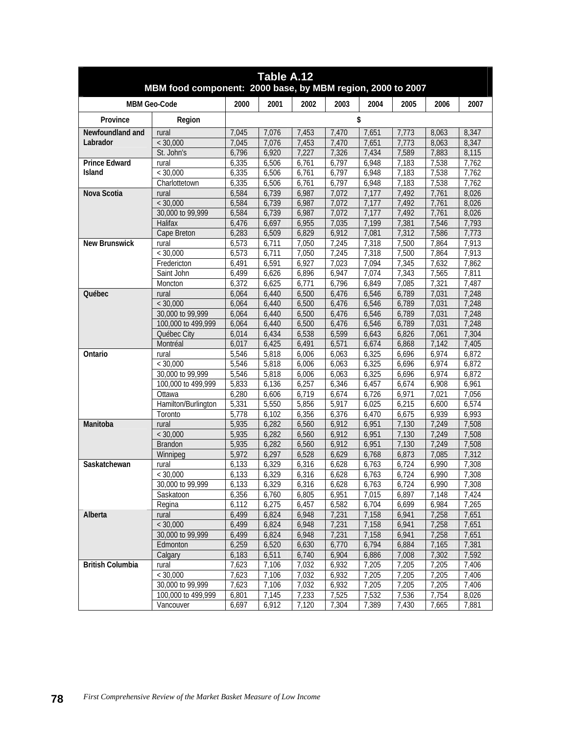**Table A.12**
**MBM food component: 2000 base, by MBM region, 2000 to 2007**

| MBM Geo-Code | | 2000 | 2001 | 2002 | 2003 | 2004 | 2005 | 2006 | 2007 |
|---|---|---|---|---|---|---|---|---|---|
| Province | Region | $ | | | | | | | |
| Newfoundland and Labrador | rural | 7,045 | 7,076 | 7,453 | 7,470 | 7,651 | 7,773 | 8,063 | 8,347 |
| | < 30,000 | 7,045 | 7,076 | 7,453 | 7,470 | 7,651 | 7,773 | 8,063 | 8,347 |
| | St. John's | 6,796 | 6,920 | 7,227 | 7,326 | 7,434 | 7,589 | 7,883 | 8,115 |
| Prince Edward Island | rural | 6,335 | 6,506 | 6,761 | 6,797 | 6,948 | 7,183 | 7,538 | 7,762 |
| | < 30,000 | 6,335 | 6,506 | 6,761 | 6,797 | 6,948 | 7,183 | 7,538 | 7,762 |
| | Charlottetown | 6,335 | 6,506 | 6,761 | 6,797 | 6,948 | 7,183 | 7,538 | 7,762 |
| Nova Scotia | rural | 6,584 | 6,739 | 6,987 | 7,072 | 7,177 | 7,492 | 7,761 | 8,026 |
| | < 30,000 | 6,584 | 6,739 | 6,987 | 7,072 | 7,177 | 7,492 | 7,761 | 8,026 |
| | 30,000 to 99,999 | 6,584 | 6,739 | 6,987 | 7,072 | 7,177 | 7,492 | 7,761 | 8,026 |
| | Halifax | 6,476 | 6,697 | 6,955 | 7,035 | 7,199 | 7,381 | 7,546 | 7,793 |
| | Cape Breton | 6,283 | 6,509 | 6,829 | 6,912 | 7,081 | 7,312 | 7,586 | 7,773 |
| New Brunswick | rural | 6,573 | 6,711 | 7,050 | 7,245 | 7,318 | 7,500 | 7,864 | 7,913 |
| | < 30,000 | 6,573 | 6,711 | 7,050 | 7,245 | 7,318 | 7,500 | 7,864 | 7,913 |
| | Fredericton | 6,491 | 6,591 | 6,927 | 7,023 | 7,094 | 7,345 | 7,632 | 7,862 |
| | Saint John | 6,499 | 6,626 | 6,896 | 6,947 | 7,074 | 7,343 | 7,565 | 7,811 |
| | Moncton | 6,372 | 6,625 | 6,771 | 6,796 | 6,849 | 7,085 | 7,321 | 7,487 |
| Québec | rural | 6,064 | 6,440 | 6,500 | 6,476 | 6,546 | 6,789 | 7,031 | 7,248 |
| | < 30,000 | 6,064 | 6,440 | 6,500 | 6,476 | 6,546 | 6,789 | 7,031 | 7,248 |
| | 30,000 to 99,999 | 6,064 | 6,440 | 6,500 | 6,476 | 6,546 | 6,789 | 7,031 | 7,248 |
| | 100,000 to 499,999 | 6,064 | 6,440 | 6,500 | 6,476 | 6,546 | 6,789 | 7,031 | 7,248 |
| | Québec City | 6,014 | 6,434 | 6,538 | 6,599 | 6,643 | 6,826 | 7,061 | 7,304 |
| | Montréal | 6,017 | 6,425 | 6,491 | 6,571 | 6,674 | 6,868 | 7,142 | 7,405 |
| Ontario | rural | 5,546 | 5,818 | 6,006 | 6,063 | 6,325 | 6,696 | 6,974 | 6,872 |
| | < 30,000 | 5,546 | 5,818 | 6,006 | 6,063 | 6,325 | 6,696 | 6,974 | 6,872 |
| | 30,000 to 99,999 | 5,546 | 5,818 | 6,006 | 6,063 | 6,325 | 6,696 | 6,974 | 6,872 |
| | 100,000 to 499,999 | 5,833 | 6,136 | 6,257 | 6,346 | 6,457 | 6,674 | 6,908 | 6,961 |
| | Ottawa | 6,280 | 6,606 | 6,719 | 6,674 | 6,726 | 6,971 | 7,021 | 7,056 |
| | Hamilton/Burlington | 5,331 | 5,550 | 5,856 | 5,917 | 6,025 | 6,215 | 6,600 | 6,574 |
| | Toronto | 5,778 | 6,102 | 6,356 | 6,376 | 6,470 | 6,675 | 6,939 | 6,993 |
| Manitoba | rural | 5,935 | 6,282 | 6,560 | 6,912 | 6,951 | 7,130 | 7,249 | 7,508 |
| | < 30,000 | 5,935 | 6,282 | 6,560 | 6,912 | 6,951 | 7,130 | 7,249 | 7,508 |
| | Brandon | 5,935 | 6,282 | 6,560 | 6,912 | 6,951 | 7,130 | 7,249 | 7,508 |
| | Winnipeg | 5,972 | 6,297 | 6,528 | 6,629 | 6,768 | 6,873 | 7,085 | 7,312 |
| Saskatchewan | rural | 6,133 | 6,329 | 6,316 | 6,628 | 6,763 | 6,724 | 6,990 | 7,308 |
| | < 30,000 | 6,133 | 6,329 | 6,316 | 6,628 | 6,763 | 6,724 | 6,990 | 7,308 |
| | 30,000 to 99,999 | 6,133 | 6,329 | 6,316 | 6,628 | 6,763 | 6,724 | 6,990 | 7,308 |
| | Saskatoon | 6,356 | 6,760 | 6,805 | 6,951 | 7,015 | 6,897 | 7,148 | 7,424 |
| | Regina | 6,112 | 6,275 | 6,457 | 6,582 | 6,704 | 6,699 | 6,984 | 7,265 |
| Alberta | rural | 6,499 | 6,824 | 6,948 | 7,231 | 7,158 | 6,941 | 7,258 | 7,651 |
| | < 30,000 | 6,499 | 6,824 | 6,948 | 7,231 | 7,158 | 6,941 | 7,258 | 7,651 |
| | 30,000 to 99,999 | 6,499 | 6,824 | 6,948 | 7,231 | 7,158 | 6,941 | 7,258 | 7,651 |
| | Edmonton | 6,259 | 6,520 | 6,630 | 6,770 | 6,794 | 6,884 | 7,165 | 7,381 |
| | Calgary | 6,183 | 6,511 | 6,740 | 6,904 | 6,886 | 7,008 | 7,302 | 7,592 |
| British Columbia | rural | 7,623 | 7,106 | 7,032 | 6,932 | 7,205 | 7,205 | 7,205 | 7,406 |
| | < 30,000 | 7,623 | 7,106 | 7,032 | 6,932 | 7,205 | 7,205 | 7,205 | 7,406 |
| | 30,000 to 99,999 | 7,623 | 7,106 | 7,032 | 6,932 | 7,205 | 7,205 | 7,205 | 7,406 |
| | 100,000 to 499,999 | 6,801 | 7,145 | 7,233 | 7,525 | 7,532 | 7,536 | 7,754 | 8,026 |
| | Vancouver | 6,697 | 6,912 | 7,120 | 7,304 | 7,389 | 7,430 | 7,665 | 7,881 |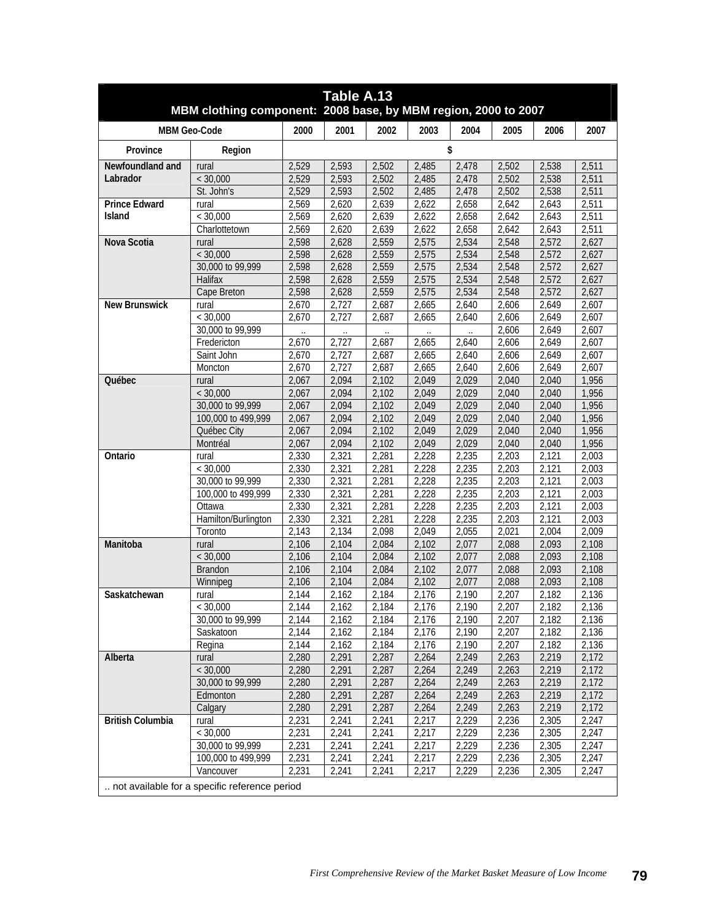**Table A.13**
**MBM clothing component: 2008 base, by MBM region, 2000 to 2007**

| MBM Geo-Code | | 2000 | 2001 | 2002 | 2003 | 2004 | 2005 | 2006 | 2007 |
|---|---|---|---|---|---|---|---|---|---|
| **Province** | **Region** | $ | | | | | | | |
| **Newfoundland and Labrador** | rural | 2,529 | 2,593 | 2,502 | 2,485 | 2,478 | 2,502 | 2,538 | 2,511 |
| | < 30,000 | 2,529 | 2,593 | 2,502 | 2,485 | 2,478 | 2,502 | 2,538 | 2,511 |
| | St. John's | 2,529 | 2,593 | 2,502 | 2,485 | 2,478 | 2,502 | 2,538 | 2,511 |
| **Prince Edward Island** | rural | 2,569 | 2,620 | 2,639 | 2,622 | 2,658 | 2,642 | 2,643 | 2,511 |
| | < 30,000 | 2,569 | 2,620 | 2,639 | 2,622 | 2,658 | 2,642 | 2,643 | 2,511 |
| | Charlottetown | 2,569 | 2,620 | 2,639 | 2,622 | 2,658 | 2,642 | 2,643 | 2,511 |
| **Nova Scotia** | rural | 2,598 | 2,628 | 2,559 | 2,575 | 2,534 | 2,548 | 2,572 | 2,627 |
| | < 30,000 | 2,598 | 2,628 | 2,559 | 2,575 | 2,534 | 2,548 | 2,572 | 2,627 |
| | 30,000 to 99,999 | 2,598 | 2,628 | 2,559 | 2,575 | 2,534 | 2,548 | 2,572 | 2,627 |
| | Halifax | 2,598 | 2,628 | 2,559 | 2,575 | 2,534 | 2,548 | 2,572 | 2,627 |
| | Cape Breton | 2,598 | 2,628 | 2,559 | 2,575 | 2,534 | 2,548 | 2,572 | 2,627 |
| **New Brunswick** | rural | 2,670 | 2,727 | 2,687 | 2,665 | 2,640 | 2,606 | 2,649 | 2,607 |
| | < 30,000 | 2,670 | 2,727 | 2,687 | 2,665 | 2,640 | 2,606 | 2,649 | 2,607 |
| | 30,000 to 99,999 | .. | .. | .. | .. | .. | 2,606 | 2,649 | 2,607 |
| | Fredericton | 2,670 | 2,727 | 2,687 | 2,665 | 2,640 | 2,606 | 2,649 | 2,607 |
| | Saint John | 2,670 | 2,727 | 2,687 | 2,665 | 2,640 | 2,606 | 2,649 | 2,607 |
| | Moncton | 2,670 | 2,727 | 2,687 | 2,665 | 2,640 | 2,606 | 2,649 | 2,607 |
| **Québec** | rural | 2,067 | 2,094 | 2,102 | 2,049 | 2,029 | 2,040 | 2,040 | 1,956 |
| | < 30,000 | 2,067 | 2,094 | 2,102 | 2,049 | 2,029 | 2,040 | 2,040 | 1,956 |
| | 30,000 to 99,999 | 2,067 | 2,094 | 2,102 | 2,049 | 2,029 | 2,040 | 2,040 | 1,956 |
| | 100,000 to 499,999 | 2,067 | 2,094 | 2,102 | 2,049 | 2,029 | 2,040 | 2,040 | 1,956 |
| | Québec City | 2,067 | 2,094 | 2,102 | 2,049 | 2,029 | 2,040 | 2,040 | 1,956 |
| | Montréal | 2,067 | 2,094 | 2,102 | 2,049 | 2,029 | 2,040 | 2,040 | 1,956 |
| **Ontario** | rural | 2,330 | 2,321 | 2,281 | 2,228 | 2,235 | 2,203 | 2,121 | 2,003 |
| | < 30,000 | 2,330 | 2,321 | 2,281 | 2,228 | 2,235 | 2,203 | 2,121 | 2,003 |
| | 30,000 to 99,999 | 2,330 | 2,321 | 2,281 | 2,228 | 2,235 | 2,203 | 2,121 | 2,003 |
| | 100,000 to 499,999 | 2,330 | 2,321 | 2,281 | 2,228 | 2,235 | 2,203 | 2,121 | 2,003 |
| | Ottawa | 2,330 | 2,321 | 2,281 | 2,228 | 2,235 | 2,203 | 2,121 | 2,003 |
| | Hamilton/Burlington | 2,330 | 2,321 | 2,281 | 2,228 | 2,235 | 2,203 | 2,121 | 2,003 |
| | Toronto | 2,143 | 2,134 | 2,098 | 2,049 | 2,055 | 2,021 | 2,004 | 2,009 |
| **Manitoba** | rural | 2,106 | 2,104 | 2,084 | 2,102 | 2,077 | 2,088 | 2,093 | 2,108 |
| | < 30,000 | 2,106 | 2,104 | 2,084 | 2,102 | 2,077 | 2,088 | 2,093 | 2,108 |
| | Brandon | 2,106 | 2,104 | 2,084 | 2,102 | 2,077 | 2,088 | 2,093 | 2,108 |
| | Winnipeg | 2,106 | 2,104 | 2,084 | 2,102 | 2,077 | 2,088 | 2,093 | 2,108 |
| **Saskatchewan** | rural | 2,144 | 2,162 | 2,184 | 2,176 | 2,190 | 2,207 | 2,182 | 2,136 |
| | < 30,000 | 2,144 | 2,162 | 2,184 | 2,176 | 2,190 | 2,207 | 2,182 | 2,136 |
| | 30,000 to 99,999 | 2,144 | 2,162 | 2,184 | 2,176 | 2,190 | 2,207 | 2,182 | 2,136 |
| | Saskatoon | 2,144 | 2,162 | 2,184 | 2,176 | 2,190 | 2,207 | 2,182 | 2,136 |
| | Regina | 2,144 | 2,162 | 2,184 | 2,176 | 2,190 | 2,207 | 2,182 | 2,136 |
| **Alberta** | rural | 2,280 | 2,291 | 2,287 | 2,264 | 2,249 | 2,263 | 2,219 | 2,172 |
| | < 30,000 | 2,280 | 2,291 | 2,287 | 2,264 | 2,249 | 2,263 | 2,219 | 2,172 |
| | 30,000 to 99,999 | 2,280 | 2,291 | 2,287 | 2,264 | 2,249 | 2,263 | 2,219 | 2,172 |
| | Edmonton | 2,280 | 2,291 | 2,287 | 2,264 | 2,249 | 2,263 | 2,219 | 2,172 |
| | Calgary | 2,280 | 2,291 | 2,287 | 2,264 | 2,249 | 2,263 | 2,219 | 2,172 |
| **British Columbia** | rural | 2,231 | 2,241 | 2,241 | 2,217 | 2,229 | 2,236 | 2,305 | 2,247 |
| | < 30,000 | 2,231 | 2,241 | 2,241 | 2,217 | 2,229 | 2,236 | 2,305 | 2,247 |
| | 30,000 to 99,999 | 2,231 | 2,241 | 2,241 | 2,217 | 2,229 | 2,236 | 2,305 | 2,247 |
| | 100,000 to 499,999 | 2,231 | 2,241 | 2,241 | 2,217 | 2,229 | 2,236 | 2,305 | 2,247 |
| | Vancouver | 2,231 | 2,241 | 2,241 | 2,217 | 2,229 | 2,236 | 2,305 | 2,247 |

.. not available for a specific reference period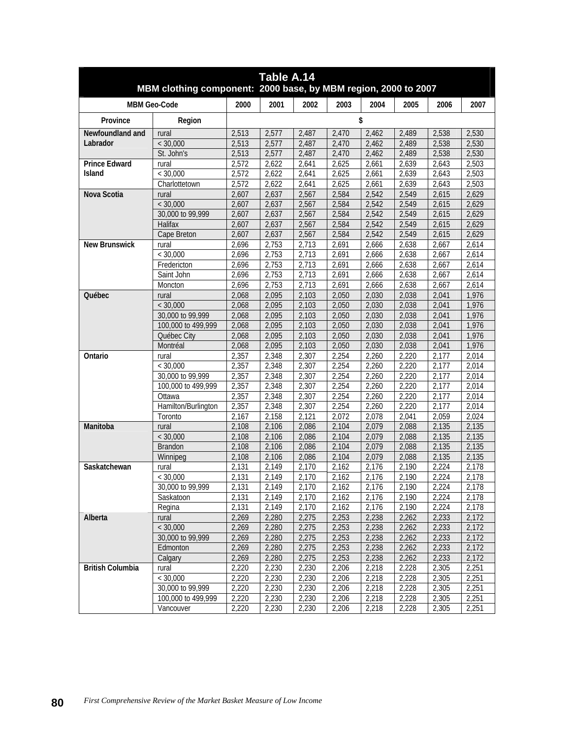**Table A.14**
**MBM clothing component: 2000 base, by MBM region, 2000 to 2007**

| MBM Geo-Code | | 2000 | 2001 | 2002 | 2003 | 2004 | 2005 | 2006 | 2007 |
|---|---|---|---|---|---|---|---|---|---|
| Province | Region | $ | | | | | | | |
| Newfoundland and Labrador | rural | 2,513 | 2,577 | 2,487 | 2,470 | 2,462 | 2,489 | 2,538 | 2,530 |
| | < 30,000 | 2,513 | 2,577 | 2,487 | 2,470 | 2,462 | 2,489 | 2,538 | 2,530 |
| | St. John's | 2,513 | 2,577 | 2,487 | 2,470 | 2,462 | 2,489 | 2,538 | 2,530 |
| Prince Edward Island | rural | 2,572 | 2,622 | 2,641 | 2,625 | 2,661 | 2,639 | 2,643 | 2,503 |
| | < 30,000 | 2,572 | 2,622 | 2,641 | 2,625 | 2,661 | 2,639 | 2,643 | 2,503 |
| | Charlottetown | 2,572 | 2,622 | 2,641 | 2,625 | 2,661 | 2,639 | 2,643 | 2,503 |
| Nova Scotia | rural | 2,607 | 2,637 | 2,567 | 2,584 | 2,542 | 2,549 | 2,615 | 2,629 |
| | < 30,000 | 2,607 | 2,637 | 2,567 | 2,584 | 2,542 | 2,549 | 2,615 | 2,629 |
| | 30,000 to 99,999 | 2,607 | 2,637 | 2,567 | 2,584 | 2,542 | 2,549 | 2,615 | 2,629 |
| | Halifax | 2,607 | 2,637 | 2,567 | 2,584 | 2,542 | 2,549 | 2,615 | 2,629 |
| | Cape Breton | 2,607 | 2,637 | 2,567 | 2,584 | 2,542 | 2,549 | 2,615 | 2,629 |
| New Brunswick | rural | 2,696 | 2,753 | 2,713 | 2,691 | 2,666 | 2,638 | 2,667 | 2,614 |
| | < 30,000 | 2,696 | 2,753 | 2,713 | 2,691 | 2,666 | 2,638 | 2,667 | 2,614 |
| | Fredericton | 2,696 | 2,753 | 2,713 | 2,691 | 2,666 | 2,638 | 2,667 | 2,614 |
| | Saint John | 2,696 | 2,753 | 2,713 | 2,691 | 2,666 | 2,638 | 2,667 | 2,614 |
| | Moncton | 2,696 | 2,753 | 2,713 | 2,691 | 2,666 | 2,638 | 2,667 | 2,614 |
| Québec | rural | 2,068 | 2,095 | 2,103 | 2,050 | 2,030 | 2,038 | 2,041 | 1,976 |
| | < 30,000 | 2,068 | 2,095 | 2,103 | 2,050 | 2,030 | 2,038 | 2,041 | 1,976 |
| | 30,000 to 99,999 | 2,068 | 2,095 | 2,103 | 2,050 | 2,030 | 2,038 | 2,041 | 1,976 |
| | 100,000 to 499,999 | 2,068 | 2,095 | 2,103 | 2,050 | 2,030 | 2,038 | 2,041 | 1,976 |
| | Québec City | 2,068 | 2,095 | 2,103 | 2,050 | 2,030 | 2,038 | 2,041 | 1,976 |
| | Montréal | 2,068 | 2,095 | 2,103 | 2,050 | 2,030 | 2,038 | 2,041 | 1,976 |
| Ontario | rural | 2,357 | 2,348 | 2,307 | 2,254 | 2,260 | 2,220 | 2,177 | 2,014 |
| | < 30,000 | 2,357 | 2,348 | 2,307 | 2,254 | 2,260 | 2,220 | 2,177 | 2,014 |
| | 30,000 to 99,999 | 2,357 | 2,348 | 2,307 | 2,254 | 2,260 | 2,220 | 2,177 | 2,014 |
| | 100,000 to 499,999 | 2,357 | 2,348 | 2,307 | 2,254 | 2,260 | 2,220 | 2,177 | 2,014 |
| | Ottawa | 2,357 | 2,348 | 2,307 | 2,254 | 2,260 | 2,220 | 2,177 | 2,014 |
| | Hamilton/Burlington | 2,357 | 2,348 | 2,307 | 2,254 | 2,260 | 2,220 | 2,177 | 2,014 |
| | Toronto | 2,167 | 2,158 | 2,121 | 2,072 | 2,078 | 2,041 | 2,059 | 2,024 |
| Manitoba | rural | 2,108 | 2,106 | 2,086 | 2,104 | 2,079 | 2,088 | 2,135 | 2,135 |
| | < 30,000 | 2,108 | 2,106 | 2,086 | 2,104 | 2,079 | 2,088 | 2,135 | 2,135 |
| | Brandon | 2,108 | 2,106 | 2,086 | 2,104 | 2,079 | 2,088 | 2,135 | 2,135 |
| | Winnipeg | 2,108 | 2,106 | 2,086 | 2,104 | 2,079 | 2,088 | 2,135 | 2,135 |
| Saskatchewan | rural | 2,131 | 2,149 | 2,170 | 2,162 | 2,176 | 2,190 | 2,224 | 2,178 |
| | < 30,000 | 2,131 | 2,149 | 2,170 | 2,162 | 2,176 | 2,190 | 2,224 | 2,178 |
| | 30,000 to 99,999 | 2,131 | 2,149 | 2,170 | 2,162 | 2,176 | 2,190 | 2,224 | 2,178 |
| | Saskatoon | 2,131 | 2,149 | 2,170 | 2,162 | 2,176 | 2,190 | 2,224 | 2,178 |
| | Regina | 2,131 | 2,149 | 2,170 | 2,162 | 2,176 | 2,190 | 2,224 | 2,178 |
| Alberta | rural | 2,269 | 2,280 | 2,275 | 2,253 | 2,238 | 2,262 | 2,233 | 2,172 |
| | < 30,000 | 2,269 | 2,280 | 2,275 | 2,253 | 2,238 | 2,262 | 2,233 | 2,172 |
| | 30,000 to 99,999 | 2,269 | 2,280 | 2,275 | 2,253 | 2,238 | 2,262 | 2,233 | 2,172 |
| | Edmonton | 2,269 | 2,280 | 2,275 | 2,253 | 2,238 | 2,262 | 2,233 | 2,172 |
| | Calgary | 2,269 | 2,280 | 2,275 | 2,253 | 2,238 | 2,262 | 2,233 | 2,172 |
| British Columbia | rural | 2,220 | 2,230 | 2,230 | 2,206 | 2,218 | 2,228 | 2,305 | 2,251 |
| | < 30,000 | 2,220 | 2,230 | 2,230 | 2,206 | 2,218 | 2,228 | 2,305 | 2,251 |
| | 30,000 to 99,999 | 2,220 | 2,230 | 2,230 | 2,206 | 2,218 | 2,228 | 2,305 | 2,251 |
| | 100,000 to 499,999 | 2,220 | 2,230 | 2,230 | 2,206 | 2,218 | 2,228 | 2,305 | 2,251 |
| | Vancouver | 2,220 | 2,230 | 2,230 | 2,206 | 2,218 | 2,228 | 2,305 | 2,251 |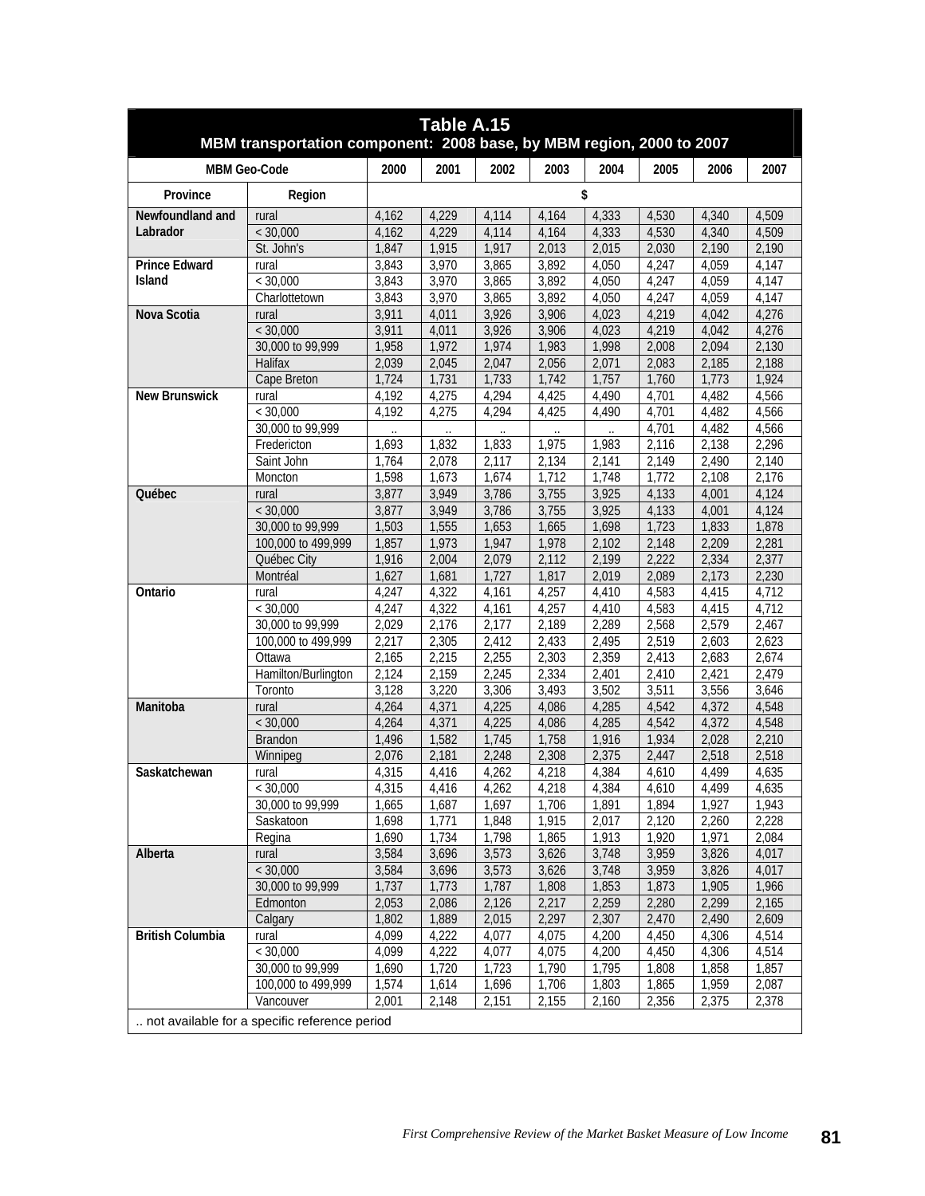**Table A.15**
**MBM transportation component: 2008 base, by MBM region, 2000 to 2007**

| MBM Geo-Code | | 2000 | 2001 | 2002 | 2003 | 2004 | 2005 | 2006 | 2007 |
|---|---|---|---|---|---|---|---|---|---|
| Province | Region | $ | | | | | | | |
| Newfoundland and Labrador | rural | 4,162 | 4,229 | 4,114 | 4,164 | 4,333 | 4,530 | 4,340 | 4,509 |
| | < 30,000 | 4,162 | 4,229 | 4,114 | 4,164 | 4,333 | 4,530 | 4,340 | 4,509 |
| | St. John's | 1,847 | 1,915 | 1,917 | 2,013 | 2,015 | 2,030 | 2,190 | 2,190 |
| Prince Edward Island | rural | 3,843 | 3,970 | 3,865 | 3,892 | 4,050 | 4,247 | 4,059 | 4,147 |
| | < 30,000 | 3,843 | 3,970 | 3,865 | 3,892 | 4,050 | 4,247 | 4,059 | 4,147 |
| | Charlottetown | 3,843 | 3,970 | 3,865 | 3,892 | 4,050 | 4,247 | 4,059 | 4,147 |
| Nova Scotia | rural | 3,911 | 4,011 | 3,926 | 3,906 | 4,023 | 4,219 | 4,042 | 4,276 |
| | < 30,000 | 3,911 | 4,011 | 3,926 | 3,906 | 4,023 | 4,219 | 4,042 | 4,276 |
| | 30,000 to 99,999 | 1,958 | 1,972 | 1,974 | 1,983 | 1,998 | 2,008 | 2,094 | 2,130 |
| | Halifax | 2,039 | 2,045 | 2,047 | 2,056 | 2,071 | 2,083 | 2,185 | 2,188 |
| | Cape Breton | 1,724 | 1,731 | 1,733 | 1,742 | 1,757 | 1,760 | 1,773 | 1,924 |
| New Brunswick | rural | 4,192 | 4,275 | 4,294 | 4,425 | 4,490 | 4,701 | 4,482 | 4,566 |
| | < 30,000 | 4,192 | 4,275 | 4,294 | 4,425 | 4,490 | 4,701 | 4,482 | 4,566 |
| | 30,000 to 99,999 | .. | .. | .. | .. | .. | 4,701 | 4,482 | 4,566 |
| | Fredericton | 1,693 | 1,832 | 1,833 | 1,975 | 1,983 | 2,116 | 2,138 | 2,296 |
| | Saint John | 1,764 | 2,078 | 2,117 | 2,134 | 2,141 | 2,149 | 2,490 | 2,140 |
| | Moncton | 1,598 | 1,673 | 1,674 | 1,712 | 1,748 | 1,772 | 2,108 | 2,176 |
| Québec | rural | 3,877 | 3,949 | 3,786 | 3,755 | 3,925 | 4,133 | 4,001 | 4,124 |
| | < 30,000 | 3,877 | 3,949 | 3,786 | 3,755 | 3,925 | 4,133 | 4,001 | 4,124 |
| | 30,000 to 99,999 | 1,503 | 1,555 | 1,653 | 1,665 | 1,698 | 1,723 | 1,833 | 1,878 |
| | 100,000 to 499,999 | 1,857 | 1,973 | 1,947 | 1,978 | 2,102 | 2,148 | 2,209 | 2,281 |
| | Québec City | 1,916 | 2,004 | 2,079 | 2,112 | 2,199 | 2,222 | 2,334 | 2,377 |
| | Montréal | 1,627 | 1,681 | 1,727 | 1,817 | 2,019 | 2,089 | 2,173 | 2,230 |
| Ontario | rural | 4,247 | 4,322 | 4,161 | 4,257 | 4,410 | 4,583 | 4,415 | 4,712 |
| | < 30,000 | 4,247 | 4,322 | 4,161 | 4,257 | 4,410 | 4,583 | 4,415 | 4,712 |
| | 30,000 to 99,999 | 2,029 | 2,176 | 2,177 | 2,189 | 2,289 | 2,568 | 2,579 | 2,467 |
| | 100,000 to 499,999 | 2,217 | 2,305 | 2,412 | 2,433 | 2,495 | 2,519 | 2,603 | 2,623 |
| | Ottawa | 2,165 | 2,215 | 2,255 | 2,303 | 2,359 | 2,413 | 2,683 | 2,674 |
| | Hamilton/Burlington | 2,124 | 2,159 | 2,245 | 2,334 | 2,401 | 2,410 | 2,421 | 2,479 |
| | Toronto | 3,128 | 3,220 | 3,306 | 3,493 | 3,502 | 3,511 | 3,556 | 3,646 |
| Manitoba | rural | 4,264 | 4,371 | 4,225 | 4,086 | 4,285 | 4,542 | 4,372 | 4,548 |
| | < 30,000 | 4,264 | 4,371 | 4,225 | 4,086 | 4,285 | 4,542 | 4,372 | 4,548 |
| | Brandon | 1,496 | 1,582 | 1,745 | 1,758 | 1,916 | 1,934 | 2,028 | 2,210 |
| | Winnipeg | 2,076 | 2,181 | 2,248 | 2,308 | 2,375 | 2,447 | 2,518 | 2,518 |
| Saskatchewan | rural | 4,315 | 4,416 | 4,262 | 4,218 | 4,384 | 4,610 | 4,499 | 4,635 |
| | < 30,000 | 4,315 | 4,416 | 4,262 | 4,218 | 4,384 | 4,610 | 4,499 | 4,635 |
| | 30,000 to 99,999 | 1,665 | 1,687 | 1,697 | 1,706 | 1,891 | 1,894 | 1,927 | 1,943 |
| | Saskatoon | 1,698 | 1,771 | 1,848 | 1,915 | 2,017 | 2,120 | 2,260 | 2,228 |
| | Regina | 1,690 | 1,734 | 1,798 | 1,865 | 1,913 | 1,920 | 1,971 | 2,084 |
| Alberta | rural | 3,584 | 3,696 | 3,573 | 3,626 | 3,748 | 3,959 | 3,826 | 4,017 |
| | < 30,000 | 3,584 | 3,696 | 3,573 | 3,626 | 3,748 | 3,959 | 3,826 | 4,017 |
| | 30,000 to 99,999 | 1,737 | 1,773 | 1,787 | 1,808 | 1,853 | 1,873 | 1,905 | 1,966 |
| | Edmonton | 2,053 | 2,086 | 2,126 | 2,217 | 2,259 | 2,280 | 2,299 | 2,165 |
| | Calgary | 1,802 | 1,889 | 2,015 | 2,297 | 2,307 | 2,470 | 2,490 | 2,609 |
| British Columbia | rural | 4,099 | 4,222 | 4,077 | 4,075 | 4,200 | 4,450 | 4,306 | 4,514 |
| | < 30,000 | 4,099 | 4,222 | 4,077 | 4,075 | 4,200 | 4,450 | 4,306 | 4,514 |
| | 30,000 to 99,999 | 1,690 | 1,720 | 1,723 | 1,790 | 1,795 | 1,808 | 1,858 | 1,857 |
| | 100,000 to 499,999 | 1,574 | 1,614 | 1,696 | 1,706 | 1,803 | 1,865 | 1,959 | 2,087 |
| | Vancouver | 2,001 | 2,148 | 2,151 | 2,155 | 2,160 | 2,356 | 2,375 | 2,378 |

.. not available for a specific reference period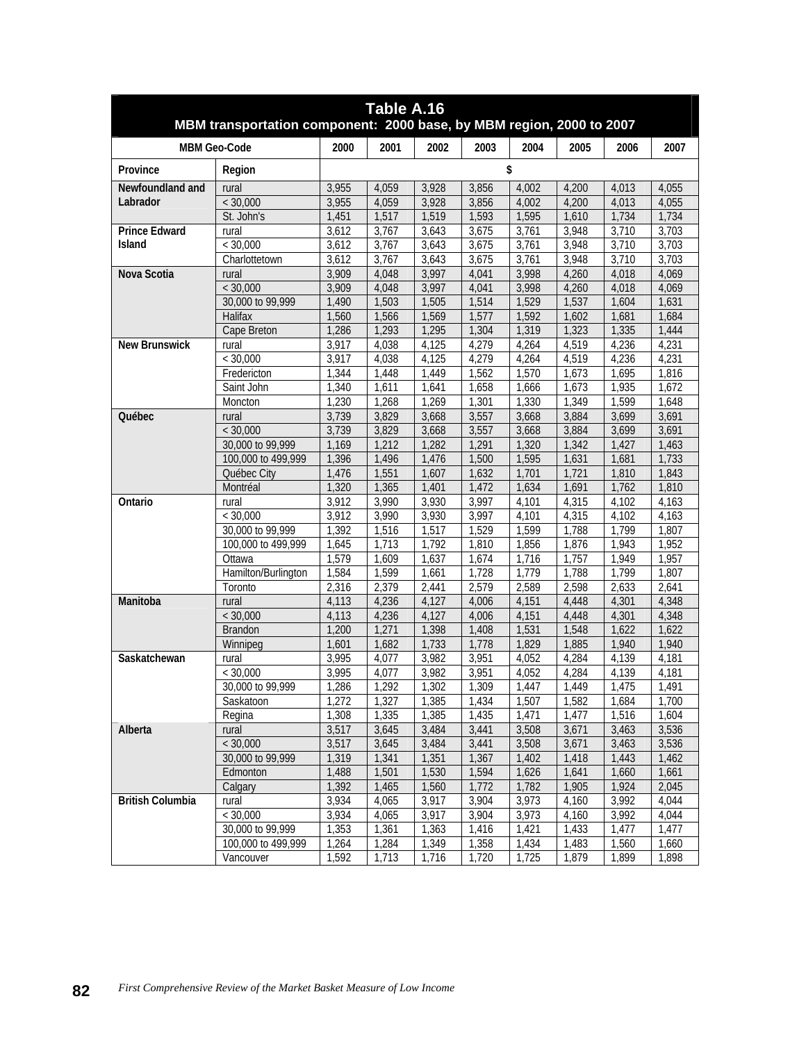**Table A.16**
**MBM transportation component: 2000 base, by MBM region, 2000 to 2007**

| MBM Geo-Code | | 2000 | 2001 | 2002 | 2003 | 2004 | 2005 | 2006 | 2007 |
|---|---|---|---|---|---|---|---|---|---|
| Province | Region | $ | | | | | | | |
| Newfoundland and Labrador | rural | 3,955 | 4,059 | 3,928 | 3,856 | 4,002 | 4,200 | 4,013 | 4,055 |
| | < 30,000 | 3,955 | 4,059 | 3,928 | 3,856 | 4,002 | 4,200 | 4,013 | 4,055 |
| | St. John's | 1,451 | 1,517 | 1,519 | 1,593 | 1,595 | 1,610 | 1,734 | 1,734 |
| Prince Edward Island | rural | 3,612 | 3,767 | 3,643 | 3,675 | 3,761 | 3,948 | 3,710 | 3,703 |
| | < 30,000 | 3,612 | 3,767 | 3,643 | 3,675 | 3,761 | 3,948 | 3,710 | 3,703 |
| | Charlottetown | 3,612 | 3,767 | 3,643 | 3,675 | 3,761 | 3,948 | 3,710 | 3,703 |
| Nova Scotia | rural | 3,909 | 4,048 | 3,997 | 4,041 | 3,998 | 4,260 | 4,018 | 4,069 |
| | < 30,000 | 3,909 | 4,048 | 3,997 | 4,041 | 3,998 | 4,260 | 4,018 | 4,069 |
| | 30,000 to 99,999 | 1,490 | 1,503 | 1,505 | 1,514 | 1,529 | 1,537 | 1,604 | 1,631 |
| | Halifax | 1,560 | 1,566 | 1,569 | 1,577 | 1,592 | 1,602 | 1,681 | 1,684 |
| | Cape Breton | 1,286 | 1,293 | 1,295 | 1,304 | 1,319 | 1,323 | 1,335 | 1,444 |
| New Brunswick | rural | 3,917 | 4,038 | 4,125 | 4,279 | 4,264 | 4,519 | 4,236 | 4,231 |
| | < 30,000 | 3,917 | 4,038 | 4,125 | 4,279 | 4,264 | 4,519 | 4,236 | 4,231 |
| | Fredericton | 1,344 | 1,448 | 1,449 | 1,562 | 1,570 | 1,673 | 1,695 | 1,816 |
| | Saint John | 1,340 | 1,611 | 1,641 | 1,658 | 1,666 | 1,673 | 1,935 | 1,672 |
| | Moncton | 1,230 | 1,268 | 1,269 | 1,301 | 1,330 | 1,349 | 1,599 | 1,648 |
| Québec | rural | 3,739 | 3,829 | 3,668 | 3,557 | 3,668 | 3,884 | 3,699 | 3,691 |
| | < 30,000 | 3,739 | 3,829 | 3,668 | 3,557 | 3,668 | 3,884 | 3,699 | 3,691 |
| | 30,000 to 99,999 | 1,169 | 1,212 | 1,282 | 1,291 | 1,320 | 1,342 | 1,427 | 1,463 |
| | 100,000 to 499,999 | 1,396 | 1,496 | 1,476 | 1,500 | 1,595 | 1,631 | 1,681 | 1,733 |
| | Québec City | 1,476 | 1,551 | 1,607 | 1,632 | 1,701 | 1,721 | 1,810 | 1,843 |
| | Montréal | 1,320 | 1,365 | 1,401 | 1,472 | 1,634 | 1,691 | 1,762 | 1,810 |
| Ontario | rural | 3,912 | 3,990 | 3,930 | 3,997 | 4,101 | 4,315 | 4,102 | 4,163 |
| | < 30,000 | 3,912 | 3,990 | 3,930 | 3,997 | 4,101 | 4,315 | 4,102 | 4,163 |
| | 30,000 to 99,999 | 1,392 | 1,516 | 1,517 | 1,529 | 1,599 | 1,788 | 1,799 | 1,807 |
| | 100,000 to 499,999 | 1,645 | 1,713 | 1,792 | 1,810 | 1,856 | 1,876 | 1,943 | 1,952 |
| | Ottawa | 1,579 | 1,609 | 1,637 | 1,674 | 1,716 | 1,757 | 1,949 | 1,957 |
| | Hamilton/Burlington | 1,584 | 1,599 | 1,661 | 1,728 | 1,779 | 1,788 | 1,799 | 1,807 |
| | Toronto | 2,316 | 2,379 | 2,441 | 2,579 | 2,589 | 2,598 | 2,633 | 2,641 |
| Manitoba | rural | 4,113 | 4,236 | 4,127 | 4,006 | 4,151 | 4,448 | 4,301 | 4,348 |
| | < 30,000 | 4,113 | 4,236 | 4,127 | 4,006 | 4,151 | 4,448 | 4,301 | 4,348 |
| | Brandon | 1,200 | 1,271 | 1,398 | 1,408 | 1,531 | 1,548 | 1,622 | 1,622 |
| | Winnipeg | 1,601 | 1,682 | 1,733 | 1,778 | 1,829 | 1,885 | 1,940 | 1,940 |
| Saskatchewan | rural | 3,995 | 4,077 | 3,982 | 3,951 | 4,052 | 4,284 | 4,139 | 4,181 |
| | < 30,000 | 3,995 | 4,077 | 3,982 | 3,951 | 4,052 | 4,284 | 4,139 | 4,181 |
| | 30,000 to 99,999 | 1,286 | 1,292 | 1,302 | 1,309 | 1,447 | 1,449 | 1,475 | 1,491 |
| | Saskatoon | 1,272 | 1,327 | 1,385 | 1,434 | 1,507 | 1,582 | 1,684 | 1,700 |
| | Regina | 1,308 | 1,335 | 1,385 | 1,435 | 1,471 | 1,477 | 1,516 | 1,604 |
| Alberta | rural | 3,517 | 3,645 | 3,484 | 3,441 | 3,508 | 3,671 | 3,463 | 3,536 |
| | < 30,000 | 3,517 | 3,645 | 3,484 | 3,441 | 3,508 | 3,671 | 3,463 | 3,536 |
| | 30,000 to 99,999 | 1,319 | 1,341 | 1,351 | 1,367 | 1,402 | 1,418 | 1,443 | 1,462 |
| | Edmonton | 1,488 | 1,501 | 1,530 | 1,594 | 1,626 | 1,641 | 1,660 | 1,661 |
| | Calgary | 1,392 | 1,465 | 1,560 | 1,772 | 1,782 | 1,905 | 1,924 | 2,045 |
| British Columbia | rural | 3,934 | 4,065 | 3,917 | 3,904 | 3,973 | 4,160 | 3,992 | 4,044 |
| | < 30,000 | 3,934 | 4,065 | 3,917 | 3,904 | 3,973 | 4,160 | 3,992 | 4,044 |
| | 30,000 to 99,999 | 1,353 | 1,361 | 1,363 | 1,416 | 1,421 | 1,433 | 1,477 | 1,477 |
| | 100,000 to 499,999 | 1,264 | 1,284 | 1,349 | 1,358 | 1,434 | 1,483 | 1,560 | 1,660 |
| | Vancouver | 1,592 | 1,713 | 1,716 | 1,720 | 1,725 | 1,879 | 1,899 | 1,898 |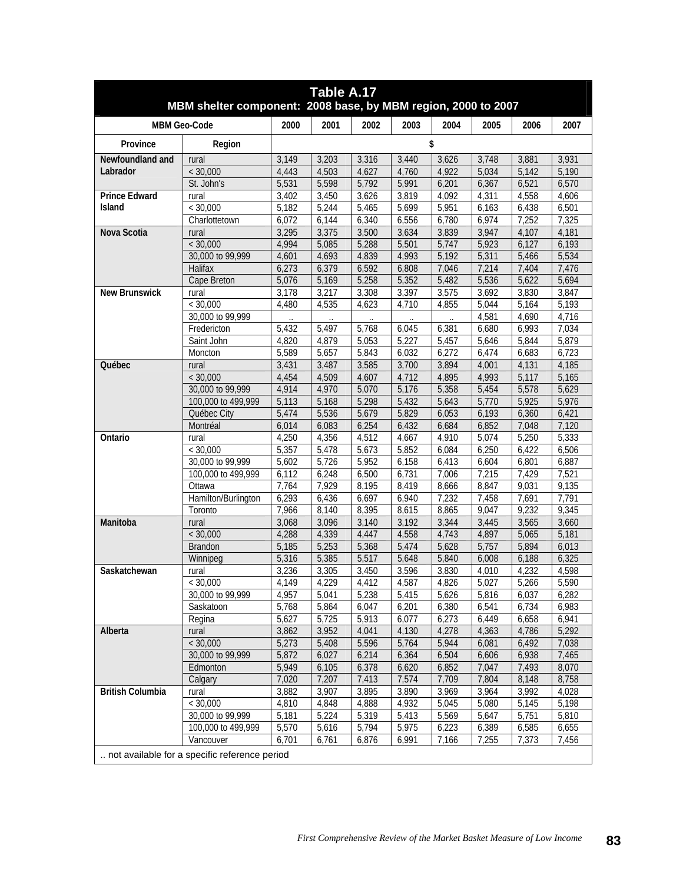## Table A.17
### MBM shelter component: 2008 base, by MBM region, 2000 to 2007

| MBM Geo-Code | | 2000 | 2001 | 2002 | 2003 | 2004 | 2005 | 2006 | 2007 |
|---|---|---|---|---|---|---|---|---|---|
| Province | Region | $ | | | | | | | |
| Newfoundland and Labrador | rural | 3,149 | 3,203 | 3,316 | 3,440 | 3,626 | 3,748 | 3,881 | 3,931 |
| | < 30,000 | 4,443 | 4,503 | 4,627 | 4,760 | 4,922 | 5,034 | 5,142 | 5,190 |
| | St. John's | 5,531 | 5,598 | 5,792 | 5,991 | 6,201 | 6,367 | 6,521 | 6,570 |
| Prince Edward Island | rural | 3,402 | 3,450 | 3,626 | 3,819 | 4,092 | 4,311 | 4,558 | 4,606 |
| | < 30,000 | 5,182 | 5,244 | 5,465 | 5,699 | 5,951 | 6,163 | 6,438 | 6,501 |
| | Charlottetown | 6,072 | 6,144 | 6,340 | 6,556 | 6,780 | 6,974 | 7,252 | 7,325 |
| Nova Scotia | rural | 3,295 | 3,375 | 3,500 | 3,634 | 3,839 | 3,947 | 4,107 | 4,181 |
| | < 30,000 | 4,994 | 5,085 | 5,288 | 5,501 | 5,747 | 5,923 | 6,127 | 6,193 |
| | 30,000 to 99,999 | 4,601 | 4,693 | 4,839 | 4,993 | 5,192 | 5,311 | 5,466 | 5,534 |
| | Halifax | 6,273 | 6,379 | 6,592 | 6,808 | 7,046 | 7,214 | 7,404 | 7,476 |
| | Cape Breton | 5,076 | 5,169 | 5,258 | 5,352 | 5,482 | 5,536 | 5,622 | 5,694 |
| New Brunswick | rural | 3,178 | 3,217 | 3,308 | 3,397 | 3,575 | 3,692 | 3,830 | 3,847 |
| | < 30,000 | 4,480 | 4,535 | 4,623 | 4,710 | 4,855 | 5,044 | 5,164 | 5,193 |
| | 30,000 to 99,999 | .. | .. | .. | .. | .. | 4,581 | 4,690 | 4,716 |
| | Fredericton | 5,432 | 5,497 | 5,768 | 6,045 | 6,381 | 6,680 | 6,993 | 7,034 |
| | Saint John | 4,820 | 4,879 | 5,053 | 5,227 | 5,457 | 5,646 | 5,844 | 5,879 |
| | Moncton | 5,589 | 5,657 | 5,843 | 6,032 | 6,272 | 6,474 | 6,683 | 6,723 |
| Québec | rural | 3,431 | 3,487 | 3,585 | 3,700 | 3,894 | 4,001 | 4,131 | 4,185 |
| | < 30,000 | 4,454 | 4,509 | 4,607 | 4,712 | 4,895 | 4,993 | 5,117 | 5,165 |
| | 30,000 to 99,999 | 4,914 | 4,970 | 5,070 | 5,176 | 5,358 | 5,454 | 5,578 | 5,629 |
| | 100,000 to 499,999 | 5,113 | 5,168 | 5,298 | 5,432 | 5,643 | 5,770 | 5,925 | 5,976 |
| | Québec City | 5,474 | 5,536 | 5,679 | 5,829 | 6,053 | 6,193 | 6,360 | 6,421 |
| | Montréal | 6,014 | 6,083 | 6,254 | 6,432 | 6,684 | 6,852 | 7,048 | 7,120 |
| Ontario | rural | 4,250 | 4,356 | 4,512 | 4,667 | 4,910 | 5,074 | 5,250 | 5,333 |
| | < 30,000 | 5,357 | 5,478 | 5,673 | 5,852 | 6,084 | 6,250 | 6,422 | 6,506 |
| | 30,000 to 99,999 | 5,602 | 5,726 | 5,952 | 6,158 | 6,413 | 6,604 | 6,801 | 6,887 |
| | 100,000 to 499,999 | 6,112 | 6,248 | 6,500 | 6,731 | 7,006 | 7,215 | 7,429 | 7,521 |
| | Ottawa | 7,764 | 7,929 | 8,195 | 8,419 | 8,666 | 8,847 | 9,031 | 9,135 |
| | Hamilton/Burlington | 6,293 | 6,436 | 6,697 | 6,940 | 7,232 | 7,458 | 7,691 | 7,791 |
| | Toronto | 7,966 | 8,140 | 8,395 | 8,615 | 8,865 | 9,047 | 9,232 | 9,345 |
| Manitoba | rural | 3,068 | 3,096 | 3,140 | 3,192 | 3,344 | 3,445 | 3,565 | 3,660 |
| | < 30,000 | 4,288 | 4,339 | 4,447 | 4,558 | 4,743 | 4,897 | 5,065 | 5,181 |
| | Brandon | 5,185 | 5,253 | 5,368 | 5,474 | 5,628 | 5,757 | 5,894 | 6,013 |
| | Winnipeg | 5,316 | 5,385 | 5,517 | 5,648 | 5,840 | 6,008 | 6,188 | 6,325 |
| Saskatchewan | rural | 3,236 | 3,305 | 3,450 | 3,596 | 3,830 | 4,010 | 4,232 | 4,598 |
| | < 30,000 | 4,149 | 4,229 | 4,412 | 4,587 | 4,826 | 5,027 | 5,266 | 5,590 |
| | 30,000 to 99,999 | 4,957 | 5,041 | 5,238 | 5,415 | 5,626 | 5,816 | 6,037 | 6,282 |
| | Saskatoon | 5,768 | 5,864 | 6,047 | 6,201 | 6,380 | 6,541 | 6,734 | 6,983 |
| | Regina | 5,627 | 5,725 | 5,913 | 6,077 | 6,273 | 6,449 | 6,658 | 6,941 |
| Alberta | rural | 3,862 | 3,952 | 4,041 | 4,130 | 4,278 | 4,363 | 4,786 | 5,292 |
| | < 30,000 | 5,273 | 5,408 | 5,596 | 5,764 | 5,944 | 6,081 | 6,492 | 7,038 |
| | 30,000 to 99,999 | 5,872 | 6,027 | 6,214 | 6,364 | 6,504 | 6,606 | 6,938 | 7,465 |
| | Edmonton | 5,949 | 6,105 | 6,378 | 6,620 | 6,852 | 7,047 | 7,493 | 8,070 |
| | Calgary | 7,020 | 7,207 | 7,413 | 7,574 | 7,709 | 7,804 | 8,148 | 8,758 |
| British Columbia | rural | 3,882 | 3,907 | 3,895 | 3,890 | 3,969 | 3,964 | 3,992 | 4,028 |
| | < 30,000 | 4,810 | 4,848 | 4,888 | 4,932 | 5,045 | 5,080 | 5,145 | 5,198 |
| | 30,000 to 99,999 | 5,181 | 5,224 | 5,319 | 5,413 | 5,569 | 5,647 | 5,751 | 5,810 |
| | 100,000 to 499,999 | 5,570 | 5,616 | 5,794 | 5,975 | 6,223 | 6,389 | 6,585 | 6,655 |
| | Vancouver | 6,701 | 6,761 | 6,876 | 6,991 | 7,166 | 7,255 | 7,373 | 7,456 |

.. not available for a specific reference period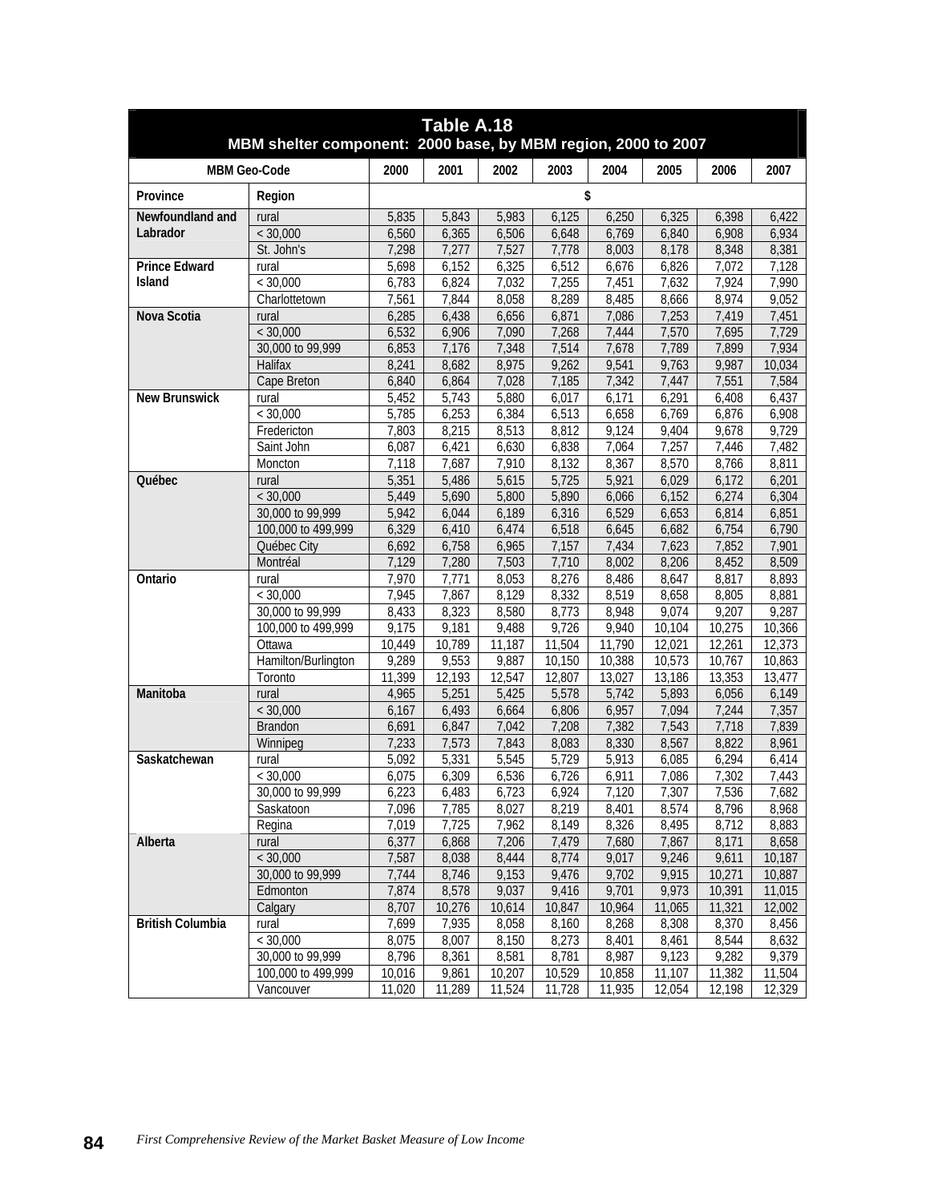**Table A.18**
**MBM shelter component: 2000 base, by MBM region, 2000 to 2007**

| MBM Geo-Code | | 2000 | 2001 | 2002 | 2003 | 2004 | 2005 | 2006 | 2007 |
|---|---|---|---|---|---|---|---|---|---|
| Province | Region | $ | | | | | | | |
| Newfoundland and Labrador | rural | 5,835 | 5,843 | 5,983 | 6,125 | 6,250 | 6,325 | 6,398 | 6,422 |
| | < 30,000 | 6,560 | 6,365 | 6,506 | 6,648 | 6,769 | 6,840 | 6,908 | 6,934 |
| | St. John's | 7,298 | 7,277 | 7,527 | 7,778 | 8,003 | 8,178 | 8,348 | 8,381 |
| Prince Edward Island | rural | 5,698 | 6,152 | 6,325 | 6,512 | 6,676 | 6,826 | 7,072 | 7,128 |
| | < 30,000 | 6,783 | 6,824 | 7,032 | 7,255 | 7,451 | 7,632 | 7,924 | 7,990 |
| | Charlottetown | 7,561 | 7,844 | 8,058 | 8,289 | 8,485 | 8,666 | 8,974 | 9,052 |
| Nova Scotia | rural | 6,285 | 6,438 | 6,656 | 6,871 | 7,086 | 7,253 | 7,419 | 7,451 |
| | < 30,000 | 6,532 | 6,906 | 7,090 | 7,268 | 7,444 | 7,570 | 7,695 | 7,729 |
| | 30,000 to 99,999 | 6,853 | 7,176 | 7,348 | 7,514 | 7,678 | 7,789 | 7,899 | 7,934 |
| | Halifax | 8,241 | 8,682 | 8,975 | 9,262 | 9,541 | 9,763 | 9,987 | 10,034 |
| | Cape Breton | 6,840 | 6,864 | 7,028 | 7,185 | 7,342 | 7,447 | 7,551 | 7,584 |
| New Brunswick | rural | 5,452 | 5,743 | 5,880 | 6,017 | 6,171 | 6,291 | 6,408 | 6,437 |
| | < 30,000 | 5,785 | 6,253 | 6,384 | 6,513 | 6,658 | 6,769 | 6,876 | 6,908 |
| | Fredericton | 7,803 | 8,215 | 8,513 | 8,812 | 9,124 | 9,404 | 9,678 | 9,729 |
| | Saint John | 6,087 | 6,421 | 6,630 | 6,838 | 7,064 | 7,257 | 7,446 | 7,482 |
| | Moncton | 7,118 | 7,687 | 7,910 | 8,132 | 8,367 | 8,570 | 8,766 | 8,811 |
| Québec | rural | 5,351 | 5,486 | 5,615 | 5,725 | 5,921 | 6,029 | 6,172 | 6,201 |
| | < 30,000 | 5,449 | 5,690 | 5,800 | 5,890 | 6,066 | 6,152 | 6,274 | 6,304 |
| | 30,000 to 99,999 | 5,942 | 6,044 | 6,189 | 6,316 | 6,529 | 6,653 | 6,814 | 6,851 |
| | 100,000 to 499,999 | 6,329 | 6,410 | 6,474 | 6,518 | 6,645 | 6,682 | 6,754 | 6,790 |
| | Québec City | 6,692 | 6,758 | 6,965 | 7,157 | 7,434 | 7,623 | 7,852 | 7,901 |
| | Montréal | 7,129 | 7,280 | 7,503 | 7,710 | 8,002 | 8,206 | 8,452 | 8,509 |
| Ontario | rural | 7,970 | 7,771 | 8,053 | 8,276 | 8,486 | 8,647 | 8,817 | 8,893 |
| | < 30,000 | 7,945 | 7,867 | 8,129 | 8,332 | 8,519 | 8,658 | 8,805 | 8,881 |
| | 30,000 to 99,999 | 8,433 | 8,323 | 8,580 | 8,773 | 8,948 | 9,074 | 9,207 | 9,287 |
| | 100,000 to 499,999 | 9,175 | 9,181 | 9,488 | 9,726 | 9,940 | 10,104 | 10,275 | 10,366 |
| | Ottawa | 10,449 | 10,789 | 11,187 | 11,504 | 11,790 | 12,021 | 12,261 | 12,373 |
| | Hamilton/Burlington | 9,289 | 9,553 | 9,887 | 10,150 | 10,388 | 10,573 | 10,767 | 10,863 |
| | Toronto | 11,399 | 12,193 | 12,547 | 12,807 | 13,027 | 13,186 | 13,353 | 13,477 |
| Manitoba | rural | 4,965 | 5,251 | 5,425 | 5,578 | 5,742 | 5,893 | 6,056 | 6,149 |
| | < 30,000 | 6,167 | 6,493 | 6,664 | 6,806 | 6,957 | 7,094 | 7,244 | 7,357 |
| | Brandon | 6,691 | 6,847 | 7,042 | 7,208 | 7,382 | 7,543 | 7,718 | 7,839 |
| | Winnipeg | 7,233 | 7,573 | 7,843 | 8,083 | 8,330 | 8,567 | 8,822 | 8,961 |
| Saskatchewan | rural | 5,092 | 5,331 | 5,545 | 5,729 | 5,913 | 6,085 | 6,294 | 6,414 |
| | < 30,000 | 6,075 | 6,309 | 6,536 | 6,726 | 6,911 | 7,086 | 7,302 | 7,443 |
| | 30,000 to 99,999 | 6,223 | 6,483 | 6,723 | 6,924 | 7,120 | 7,307 | 7,536 | 7,682 |
| | Saskatoon | 7,096 | 7,785 | 8,027 | 8,219 | 8,401 | 8,574 | 8,796 | 8,968 |
| | Regina | 7,019 | 7,725 | 7,962 | 8,149 | 8,326 | 8,495 | 8,712 | 8,883 |
| Alberta | rural | 6,377 | 6,868 | 7,206 | 7,479 | 7,680 | 7,867 | 8,171 | 8,658 |
| | < 30,000 | 7,587 | 8,038 | 8,444 | 8,774 | 9,017 | 9,246 | 9,611 | 10,187 |
| | 30,000 to 99,999 | 7,744 | 8,746 | 9,153 | 9,476 | 9,702 | 9,915 | 10,271 | 10,887 |
| | Edmonton | 7,874 | 8,578 | 9,037 | 9,416 | 9,701 | 9,973 | 10,391 | 11,015 |
| | Calgary | 8,707 | 10,276 | 10,614 | 10,847 | 10,964 | 11,065 | 11,321 | 12,002 |
| British Columbia | rural | 7,699 | 7,935 | 8,058 | 8,160 | 8,268 | 8,308 | 8,370 | 8,456 |
| | < 30,000 | 8,075 | 8,007 | 8,150 | 8,273 | 8,401 | 8,461 | 8,544 | 8,632 |
| | 30,000 to 99,999 | 8,796 | 8,361 | 8,581 | 8,781 | 8,987 | 9,123 | 9,282 | 9,379 |
| | 100,000 to 499,999 | 10,016 | 9,861 | 10,207 | 10,529 | 10,858 | 11,107 | 11,382 | 11,504 |
| | Vancouver | 11,020 | 11,289 | 11,524 | 11,728 | 11,935 | 12,054 | 12,198 | 12,329 |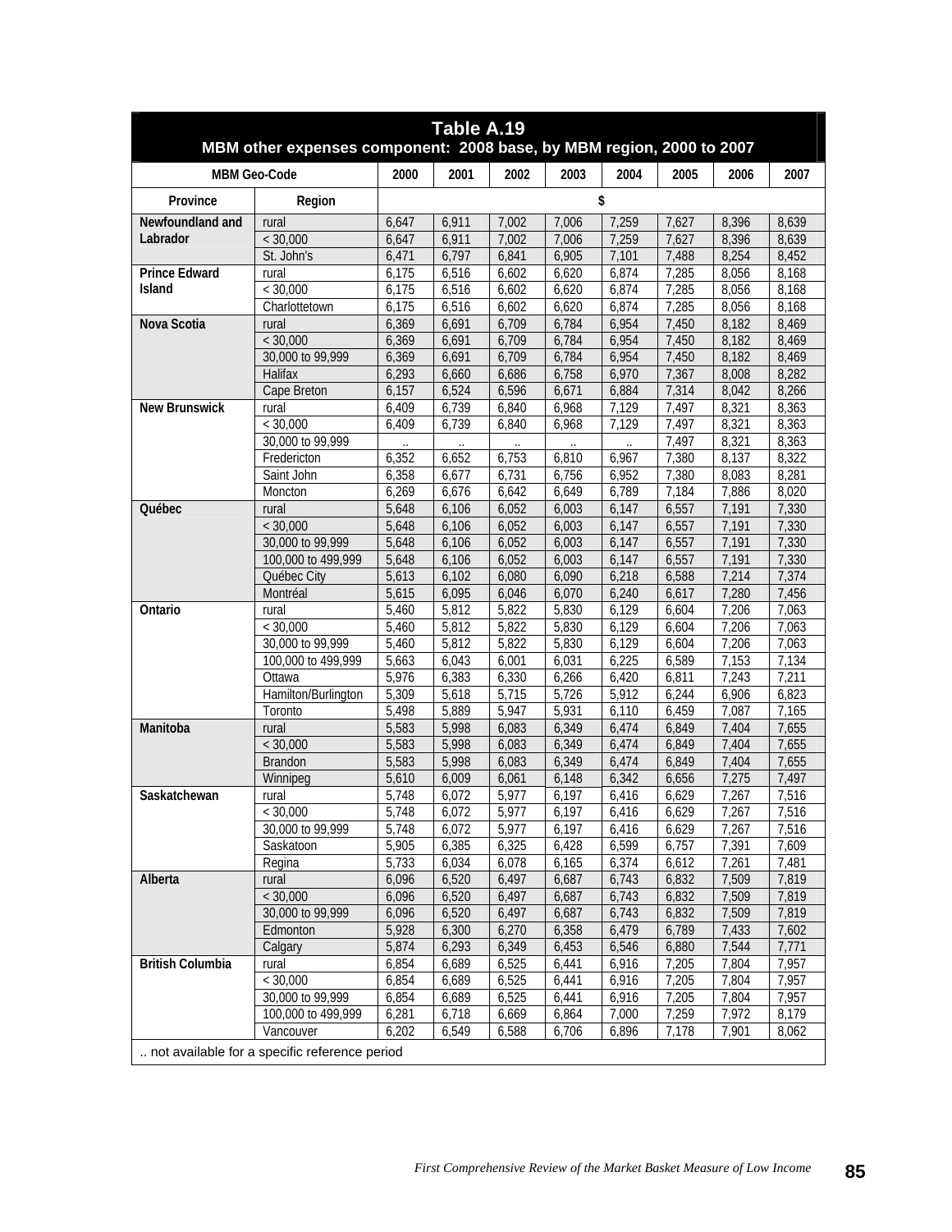## Table A.19

### MBM other expenses component: 2008 base, by MBM region, 2000 to 2007

| MBM Geo-Code | | 2000 | 2001 | 2002 | 2003 | 2004 | 2005 | 2006 | 2007 |
|---|---|---|---|---|---|---|---|---|---|
| **Province** | **Region** | $ | | | | | | | |
| **Newfoundland and Labrador** | rural | 6,647 | 6,911 | 7,002 | 7,006 | 7,259 | 7,627 | 8,396 | 8,639 |
| | < 30,000 | 6,647 | 6,911 | 7,002 | 7,006 | 7,259 | 7,627 | 8,396 | 8,639 |
| | St. John's | 6,471 | 6,797 | 6,841 | 6,905 | 7,101 | 7,488 | 8,254 | 8,452 |
| **Prince Edward Island** | rural | 6,175 | 6,516 | 6,602 | 6,620 | 6,874 | 7,285 | 8,056 | 8,168 |
| | < 30,000 | 6,175 | 6,516 | 6,602 | 6,620 | 6,874 | 7,285 | 8,056 | 8,168 |
| | Charlottetown | 6,175 | 6,516 | 6,602 | 6,620 | 6,874 | 7,285 | 8,056 | 8,168 |
| **Nova Scotia** | rural | 6,369 | 6,691 | 6,709 | 6,784 | 6,954 | 7,450 | 8,182 | 8,469 |
| | < 30,000 | 6,369 | 6,691 | 6,709 | 6,784 | 6,954 | 7,450 | 8,182 | 8,469 |
| | 30,000 to 99,999 | 6,369 | 6,691 | 6,709 | 6,784 | 6,954 | 7,450 | 8,182 | 8,469 |
| | Halifax | 6,293 | 6,660 | 6,686 | 6,758 | 6,970 | 7,367 | 8,008 | 8,282 |
| | Cape Breton | 6,157 | 6,524 | 6,596 | 6,671 | 6,884 | 7,314 | 8,042 | 8,266 |
| **New Brunswick** | rural | 6,409 | 6,739 | 6,840 | 6,968 | 7,129 | 7,497 | 8,321 | 8,363 |
| | < 30,000 | 6,409 | 6,739 | 6,840 | 6,968 | 7,129 | 7,497 | 8,321 | 8,363 |
| | 30,000 to 99,999 | .. | .. | .. | .. | .. | 7,497 | 8,321 | 8,363 |
| | Fredericton | 6,352 | 6,652 | 6,753 | 6,810 | 6,967 | 7,380 | 8,137 | 8,322 |
| | Saint John | 6,358 | 6,677 | 6,731 | 6,756 | 6,952 | 7,380 | 8,083 | 8,281 |
| | Moncton | 6,269 | 6,676 | 6,642 | 6,649 | 6,789 | 7,184 | 7,886 | 8,020 |
| **Québec** | rural | 5,648 | 6,106 | 6,052 | 6,003 | 6,147 | 6,557 | 7,191 | 7,330 |
| | < 30,000 | 5,648 | 6,106 | 6,052 | 6,003 | 6,147 | 6,557 | 7,191 | 7,330 |
| | 30,000 to 99,999 | 5,648 | 6,106 | 6,052 | 6,003 | 6,147 | 6,557 | 7,191 | 7,330 |
| | 100,000 to 499,999 | 5,648 | 6,106 | 6,052 | 6,003 | 6,147 | 6,557 | 7,191 | 7,330 |
| | Québec City | 5,613 | 6,102 | 6,080 | 6,090 | 6,218 | 6,588 | 7,214 | 7,374 |
| | Montréal | 5,615 | 6,095 | 6,046 | 6,070 | 6,240 | 6,617 | 7,280 | 7,456 |
| **Ontario** | rural | 5,460 | 5,812 | 5,822 | 5,830 | 6,129 | 6,604 | 7,206 | 7,063 |
| | < 30,000 | 5,460 | 5,812 | 5,822 | 5,830 | 6,129 | 6,604 | 7,206 | 7,063 |
| | 30,000 to 99,999 | 5,460 | 5,812 | 5,822 | 5,830 | 6,129 | 6,604 | 7,206 | 7,063 |
| | 100,000 to 499,999 | 5,663 | 6,043 | 6,001 | 6,031 | 6,225 | 6,589 | 7,153 | 7,134 |
| | Ottawa | 5,976 | 6,383 | 6,330 | 6,266 | 6,420 | 6,811 | 7,243 | 7,211 |
| | Hamilton/Burlington | 5,309 | 5,618 | 5,715 | 5,726 | 5,912 | 6,244 | 6,906 | 6,823 |
| | Toronto | 5,498 | 5,889 | 5,947 | 5,931 | 6,110 | 6,459 | 7,087 | 7,165 |
| **Manitoba** | rural | 5,583 | 5,998 | 6,083 | 6,349 | 6,474 | 6,849 | 7,404 | 7,655 |
| | < 30,000 | 5,583 | 5,998 | 6,083 | 6,349 | 6,474 | 6,849 | 7,404 | 7,655 |
| | Brandon | 5,583 | 5,998 | 6,083 | 6,349 | 6,474 | 6,849 | 7,404 | 7,655 |
| | Winnipeg | 5,610 | 6,009 | 6,061 | 6,148 | 6,342 | 6,656 | 7,275 | 7,497 |
| **Saskatchewan** | rural | 5,748 | 6,072 | 5,977 | 6,197 | 6,416 | 6,629 | 7,267 | 7,516 |
| | < 30,000 | 5,748 | 6,072 | 5,977 | 6,197 | 6,416 | 6,629 | 7,267 | 7,516 |
| | 30,000 to 99,999 | 5,748 | 6,072 | 5,977 | 6,197 | 6,416 | 6,629 | 7,267 | 7,516 |
| | Saskatoon | 5,905 | 6,385 | 6,325 | 6,428 | 6,599 | 6,757 | 7,391 | 7,609 |
| | Regina | 5,733 | 6,034 | 6,078 | 6,165 | 6,374 | 6,612 | 7,261 | 7,481 |
| **Alberta** | rural | 6,096 | 6,520 | 6,497 | 6,687 | 6,743 | 6,832 | 7,509 | 7,819 |
| | < 30,000 | 6,096 | 6,520 | 6,497 | 6,687 | 6,743 | 6,832 | 7,509 | 7,819 |
| | 30,000 to 99,999 | 6,096 | 6,520 | 6,497 | 6,687 | 6,743 | 6,832 | 7,509 | 7,819 |
| | Edmonton | 5,928 | 6,300 | 6,270 | 6,358 | 6,479 | 6,789 | 7,433 | 7,602 |
| | Calgary | 5,874 | 6,293 | 6,349 | 6,453 | 6,546 | 6,880 | 7,544 | 7,771 |
| **British Columbia** | rural | 6,854 | 6,689 | 6,525 | 6,441 | 6,916 | 7,205 | 7,804 | 7,957 |
| | < 30,000 | 6,854 | 6,689 | 6,525 | 6,441 | 6,916 | 7,205 | 7,804 | 7,957 |
| | 30,000 to 99,999 | 6,854 | 6,689 | 6,525 | 6,441 | 6,916 | 7,205 | 7,804 | 7,957 |
| | 100,000 to 499,999 | 6,281 | 6,718 | 6,669 | 6,864 | 7,000 | 7,259 | 7,972 | 8,179 |
| | Vancouver | 6,202 | 6,549 | 6,588 | 6,706 | 6,896 | 7,178 | 7,901 | 8,062 |

.. not available for a specific reference period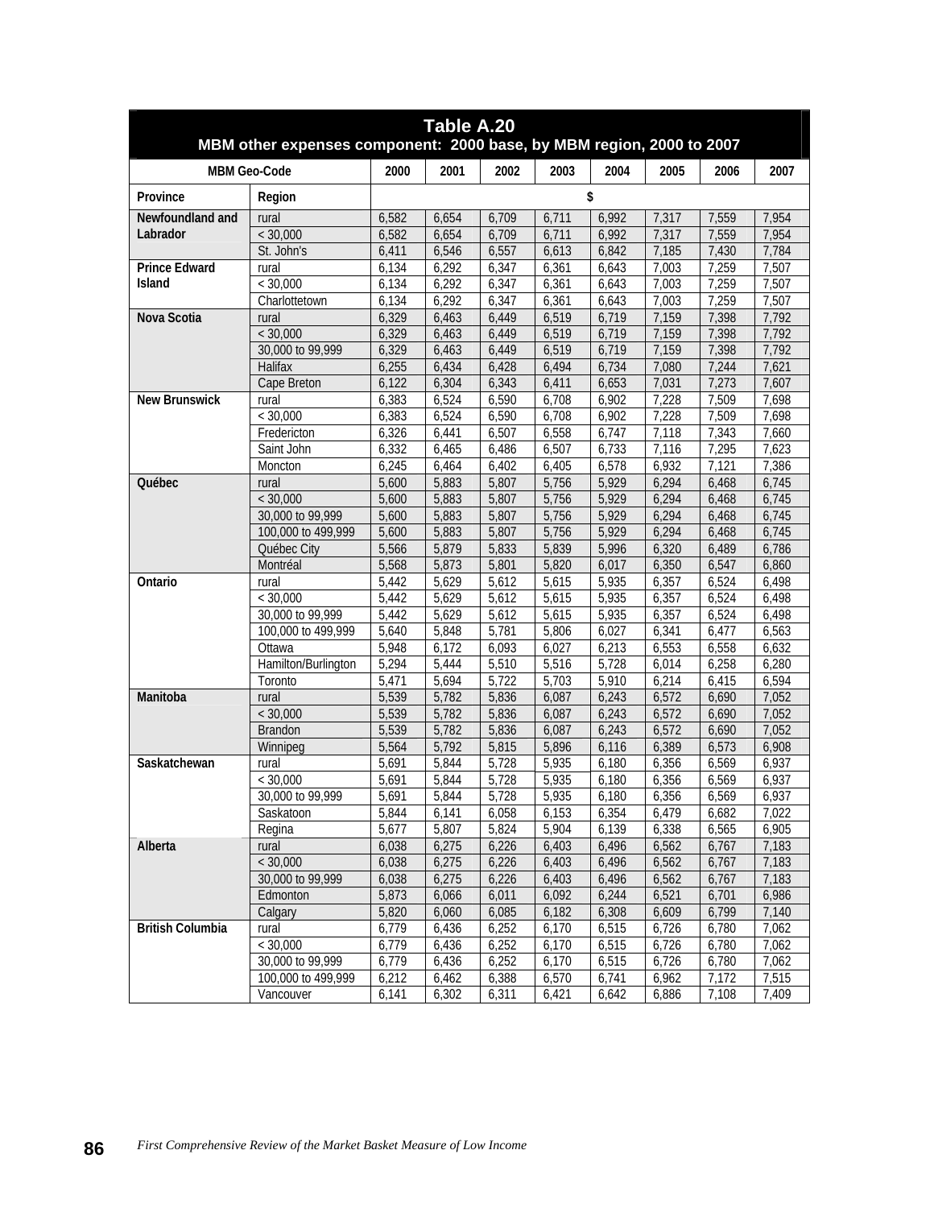## Table A.20
### MBM other expenses component: 2000 base, by MBM region, 2000 to 2007

| MBM Geo-Code | | 2000 | 2001 | 2002 | 2003 | 2004 | 2005 | 2006 | 2007 |
|---|---|---|---|---|---|---|---|---|---|
| **Province** | **Region** | $ | | | | | | | |
| **Newfoundland and Labrador** | rural | 6,582 | 6,654 | 6,709 | 6,711 | 6,992 | 7,317 | 7,559 | 7,954 |
| | < 30,000 | 6,582 | 6,654 | 6,709 | 6,711 | 6,992 | 7,317 | 7,559 | 7,954 |
| | St. John's | 6,411 | 6,546 | 6,557 | 6,613 | 6,842 | 7,185 | 7,430 | 7,784 |
| **Prince Edward Island** | rural | 6,134 | 6,292 | 6,347 | 6,361 | 6,643 | 7,003 | 7,259 | 7,507 |
| | < 30,000 | 6,134 | 6,292 | 6,347 | 6,361 | 6,643 | 7,003 | 7,259 | 7,507 |
| | Charlottetown | 6,134 | 6,292 | 6,347 | 6,361 | 6,643 | 7,003 | 7,259 | 7,507 |
| **Nova Scotia** | rural | 6,329 | 6,463 | 6,449 | 6,519 | 6,719 | 7,159 | 7,398 | 7,792 |
| | < 30,000 | 6,329 | 6,463 | 6,449 | 6,519 | 6,719 | 7,159 | 7,398 | 7,792 |
| | 30,000 to 99,999 | 6,329 | 6,463 | 6,449 | 6,519 | 6,719 | 7,159 | 7,398 | 7,792 |
| | Halifax | 6,255 | 6,434 | 6,428 | 6,494 | 6,734 | 7,080 | 7,244 | 7,621 |
| | Cape Breton | 6,122 | 6,304 | 6,343 | 6,411 | 6,653 | 7,031 | 7,273 | 7,607 |
| **New Brunswick** | rural | 6,383 | 6,524 | 6,590 | 6,708 | 6,902 | 7,228 | 7,509 | 7,698 |
| | < 30,000 | 6,383 | 6,524 | 6,590 | 6,708 | 6,902 | 7,228 | 7,509 | 7,698 |
| | Fredericton | 6,326 | 6,441 | 6,507 | 6,558 | 6,747 | 7,118 | 7,343 | 7,660 |
| | Saint John | 6,332 | 6,465 | 6,486 | 6,507 | 6,733 | 7,116 | 7,295 | 7,623 |
| | Moncton | 6,245 | 6,464 | 6,402 | 6,405 | 6,578 | 6,932 | 7,121 | 7,386 |
| **Québec** | rural | 5,600 | 5,883 | 5,807 | 5,756 | 5,929 | 6,294 | 6,468 | 6,745 |
| | < 30,000 | 5,600 | 5,883 | 5,807 | 5,756 | 5,929 | 6,294 | 6,468 | 6,745 |
| | 30,000 to 99,999 | 5,600 | 5,883 | 5,807 | 5,756 | 5,929 | 6,294 | 6,468 | 6,745 |
| | 100,000 to 499,999 | 5,600 | 5,883 | 5,807 | 5,756 | 5,929 | 6,294 | 6,468 | 6,745 |
| | Québec City | 5,566 | 5,879 | 5,833 | 5,839 | 5,996 | 6,320 | 6,489 | 6,786 |
| | Montréal | 5,568 | 5,873 | 5,801 | 5,820 | 6,017 | 6,350 | 6,547 | 6,860 |
| **Ontario** | rural | 5,442 | 5,629 | 5,612 | 5,615 | 5,935 | 6,357 | 6,524 | 6,498 |
| | < 30,000 | 5,442 | 5,629 | 5,612 | 5,615 | 5,935 | 6,357 | 6,524 | 6,498 |
| | 30,000 to 99,999 | 5,442 | 5,629 | 5,612 | 5,615 | 5,935 | 6,357 | 6,524 | 6,498 |
| | 100,000 to 499,999 | 5,640 | 5,848 | 5,781 | 5,806 | 6,027 | 6,341 | 6,477 | 6,563 |
| | Ottawa | 5,948 | 6,172 | 6,093 | 6,027 | 6,213 | 6,553 | 6,558 | 6,632 |
| | Hamilton/Burlington | 5,294 | 5,444 | 5,510 | 5,516 | 5,728 | 6,014 | 6,258 | 6,280 |
| | Toronto | 5,471 | 5,694 | 5,722 | 5,703 | 5,910 | 6,214 | 6,415 | 6,594 |
| **Manitoba** | rural | 5,539 | 5,782 | 5,836 | 6,087 | 6,243 | 6,572 | 6,690 | 7,052 |
| | < 30,000 | 5,539 | 5,782 | 5,836 | 6,087 | 6,243 | 6,572 | 6,690 | 7,052 |
| | Brandon | 5,539 | 5,782 | 5,836 | 6,087 | 6,243 | 6,572 | 6,690 | 7,052 |
| | Winnipeg | 5,564 | 5,792 | 5,815 | 5,896 | 6,116 | 6,389 | 6,573 | 6,908 |
| **Saskatchewan** | rural | 5,691 | 5,844 | 5,728 | 5,935 | 6,180 | 6,356 | 6,569 | 6,937 |
| | < 30,000 | 5,691 | 5,844 | 5,728 | 5,935 | 6,180 | 6,356 | 6,569 | 6,937 |
| | 30,000 to 99,999 | 5,691 | 5,844 | 5,728 | 5,935 | 6,180 | 6,356 | 6,569 | 6,937 |
| | Saskatoon | 5,844 | 6,141 | 6,058 | 6,153 | 6,354 | 6,479 | 6,682 | 7,022 |
| | Regina | 5,677 | 5,807 | 5,824 | 5,904 | 6,139 | 6,338 | 6,565 | 6,905 |
| **Alberta** | rural | 6,038 | 6,275 | 6,226 | 6,403 | 6,496 | 6,562 | 6,767 | 7,183 |
| | < 30,000 | 6,038 | 6,275 | 6,226 | 6,403 | 6,496 | 6,562 | 6,767 | 7,183 |
| | 30,000 to 99,999 | 6,038 | 6,275 | 6,226 | 6,403 | 6,496 | 6,562 | 6,767 | 7,183 |
| | Edmonton | 5,873 | 6,066 | 6,011 | 6,092 | 6,244 | 6,521 | 6,701 | 6,986 |
| | Calgary | 5,820 | 6,060 | 6,085 | 6,182 | 6,308 | 6,609 | 6,799 | 7,140 |
| **British Columbia** | rural | 6,779 | 6,436 | 6,252 | 6,170 | 6,515 | 6,726 | 6,780 | 7,062 |
| | < 30,000 | 6,779 | 6,436 | 6,252 | 6,170 | 6,515 | 6,726 | 6,780 | 7,062 |
| | 30,000 to 99,999 | 6,779 | 6,436 | 6,252 | 6,170 | 6,515 | 6,726 | 6,780 | 7,062 |
| | 100,000 to 499,999 | 6,212 | 6,462 | 6,388 | 6,570 | 6,741 | 6,962 | 7,172 | 7,515 |
| | Vancouver | 6,141 | 6,302 | 6,311 | 6,421 | 6,642 | 6,886 | 7,108 | 7,409 |